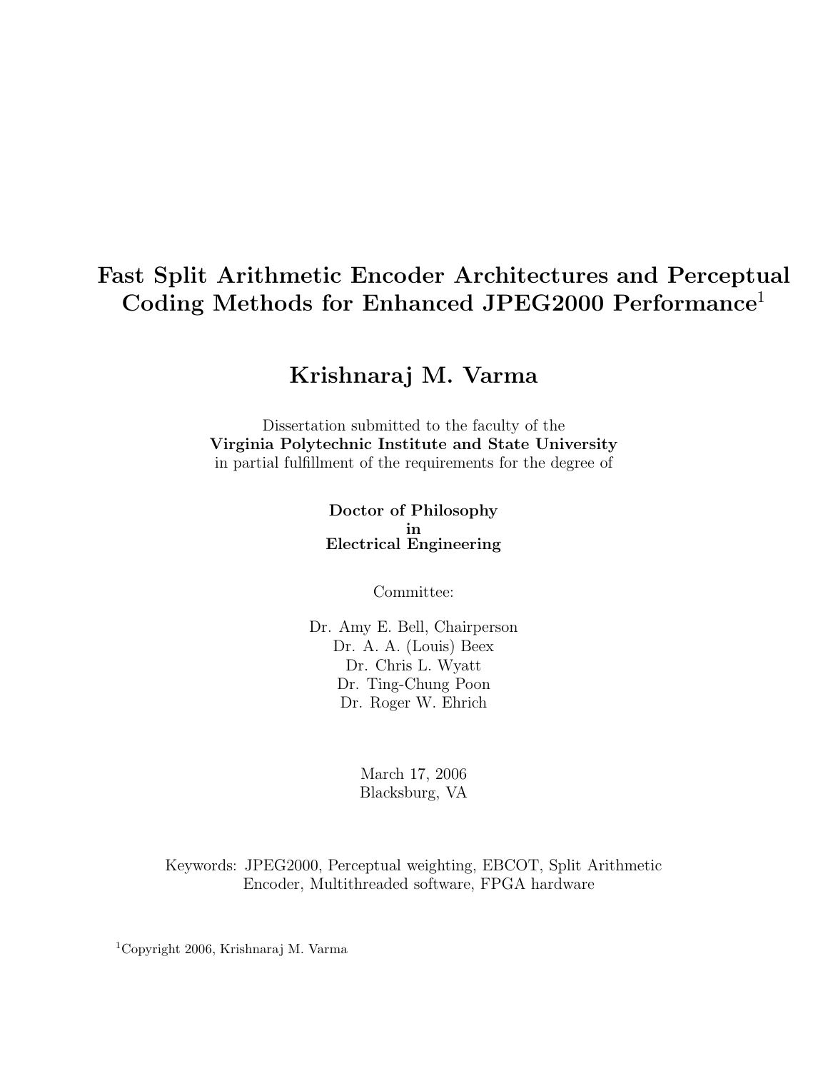# Fast Split Arithmetic Encoder Architectures and Perceptual Coding Methods for Enhanced JPEG2000 Performance[1]

## Krishnaraj M. Varma

Dissertation submitted to the faculty of the
**Virginia Polytechnic Institute and State University**
in partial fulfillment of the requirements for the degree of

**Doctor of Philosophy**
**in**
**Electrical Engineering**

Committee:

Dr. Amy E. Bell, Chairperson
Dr. A. A. (Louis) Beex
Dr. Chris L. Wyatt
Dr. Ting-Chung Poon
Dr. Roger W. Ehrich

March 17, 2006
Blacksburg, VA

Keywords: JPEG2000, Perceptual weighting, EBCOT, Split Arithmetic Encoder, Multithreaded software, FPGA hardware

[1]Copyright 2006, Krishnaraj M. Varma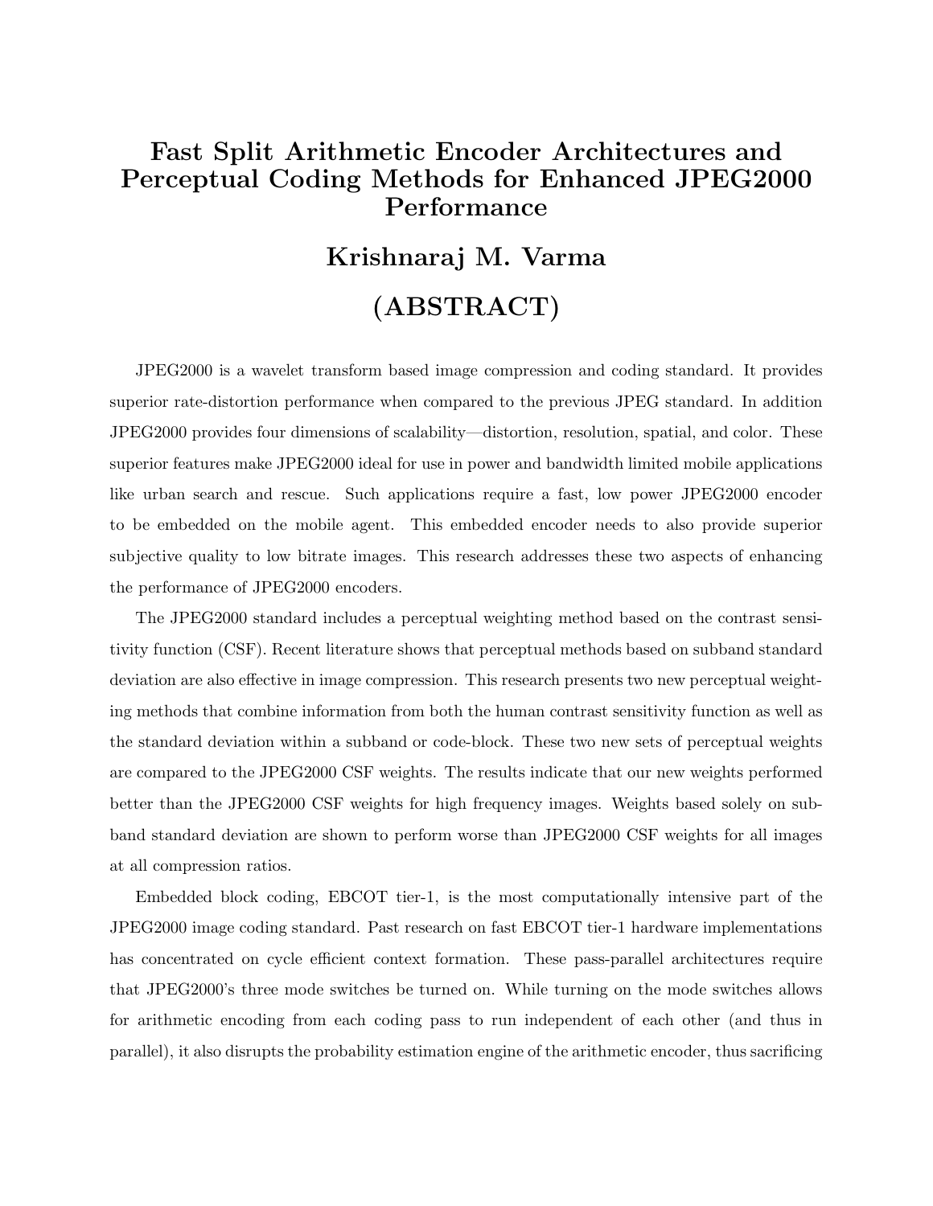# Fast Split Arithmetic Encoder Architectures and Perceptual Coding Methods for Enhanced JPEG2000 Performance

## Krishnaraj M. Varma

## (ABSTRACT)

JPEG2000 is a wavelet transform based image compression and coding standard. It provides superior rate-distortion performance when compared to the previous JPEG standard. In addition JPEG2000 provides four dimensions of scalability—distortion, resolution, spatial, and color. These superior features make JPEG2000 ideal for use in power and bandwidth limited mobile applications like urban search and rescue. Such applications require a fast, low power JPEG2000 encoder to be embedded on the mobile agent. This embedded encoder needs to also provide superior subjective quality to low bitrate images. This research addresses these two aspects of enhancing the performance of JPEG2000 encoders.

The JPEG2000 standard includes a perceptual weighting method based on the contrast sensitivity function (CSF). Recent literature shows that perceptual methods based on subband standard deviation are also effective in image compression. This research presents two new perceptual weighting methods that combine information from both the human contrast sensitivity function as well as the standard deviation within a subband or code-block. These two new sets of perceptual weights are compared to the JPEG2000 CSF weights. The results indicate that our new weights performed better than the JPEG2000 CSF weights for high frequency images. Weights based solely on subband standard deviation are shown to perform worse than JPEG2000 CSF weights for all images at all compression ratios.

Embedded block coding, EBCOT tier-1, is the most computationally intensive part of the JPEG2000 image coding standard. Past research on fast EBCOT tier-1 hardware implementations has concentrated on cycle efficient context formation. These pass-parallel architectures require that JPEG2000's three mode switches be turned on. While turning on the mode switches allows for arithmetic encoding from each coding pass to run independent of each other (and thus in parallel), it also disrupts the probability estimation engine of the arithmetic encoder, thus sacrificing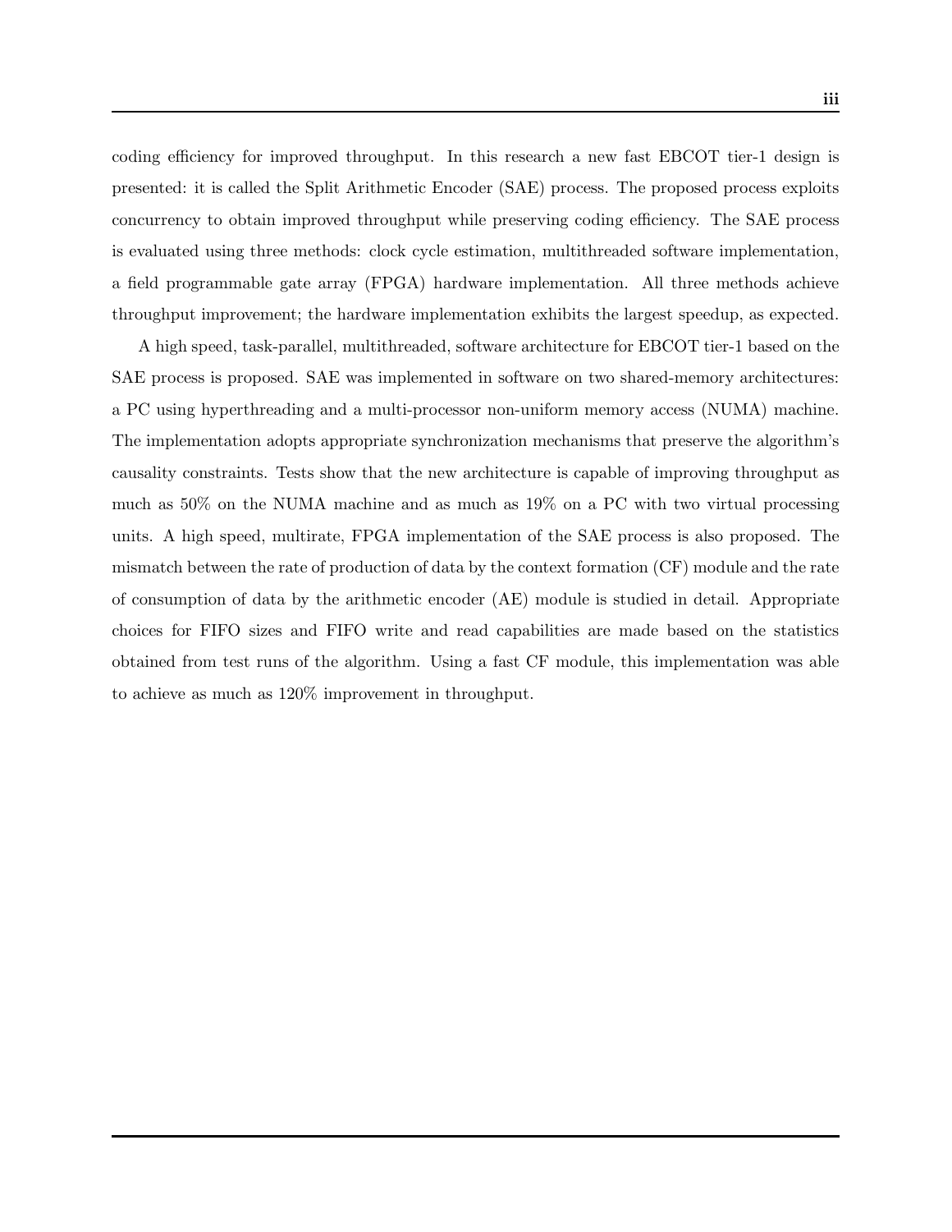coding efficiency for improved throughput. In this research a new fast EBCOT tier-1 design is presented: it is called the Split Arithmetic Encoder (SAE) process. The proposed process exploits concurrency to obtain improved throughput while preserving coding efficiency. The SAE process is evaluated using three methods: clock cycle estimation, multithreaded software implementation, a field programmable gate array (FPGA) hardware implementation. All three methods achieve throughput improvement; the hardware implementation exhibits the largest speedup, as expected.

A high speed, task-parallel, multithreaded, software architecture for EBCOT tier-1 based on the SAE process is proposed. SAE was implemented in software on two shared-memory architectures: a PC using hyperthreading and a multi-processor non-uniform memory access (NUMA) machine. The implementation adopts appropriate synchronization mechanisms that preserve the algorithm's causality constraints. Tests show that the new architecture is capable of improving throughput as much as 50% on the NUMA machine and as much as 19% on a PC with two virtual processing units. A high speed, multirate, FPGA implementation of the SAE process is also proposed. The mismatch between the rate of production of data by the context formation (CF) module and the rate of consumption of data by the arithmetic encoder (AE) module is studied in detail. Appropriate choices for FIFO sizes and FIFO write and read capabilities are made based on the statistics obtained from test runs of the algorithm. Using a fast CF module, this implementation was able to achieve as much as 120% improvement in throughput.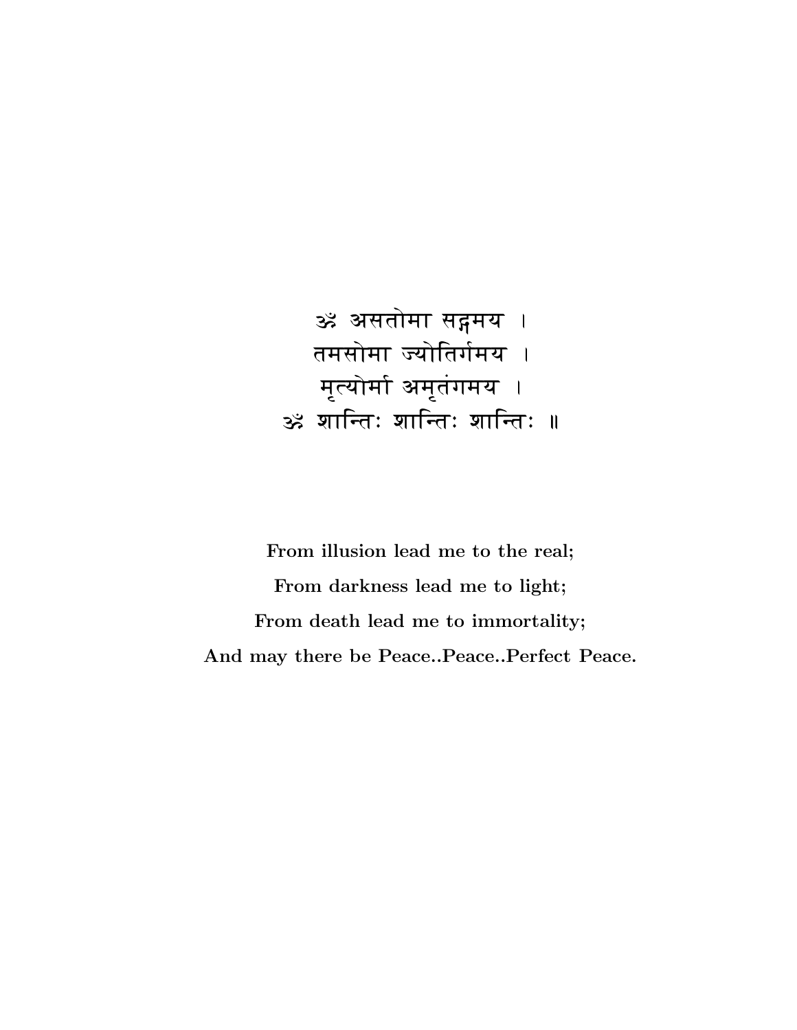ॐ असतोमा सद्गमय ।
तमसोमा ज्योतिर्गमय ।
मृत्योर्मा अमृतंगमय ।
ॐ शान्तिः शान्तिः शान्तिः ॥

**From illusion lead me to the real;**

**From darkness lead me to light;**

**From death lead me to immortality;**

**And may there be Peace..Peace..Perfect Peace.**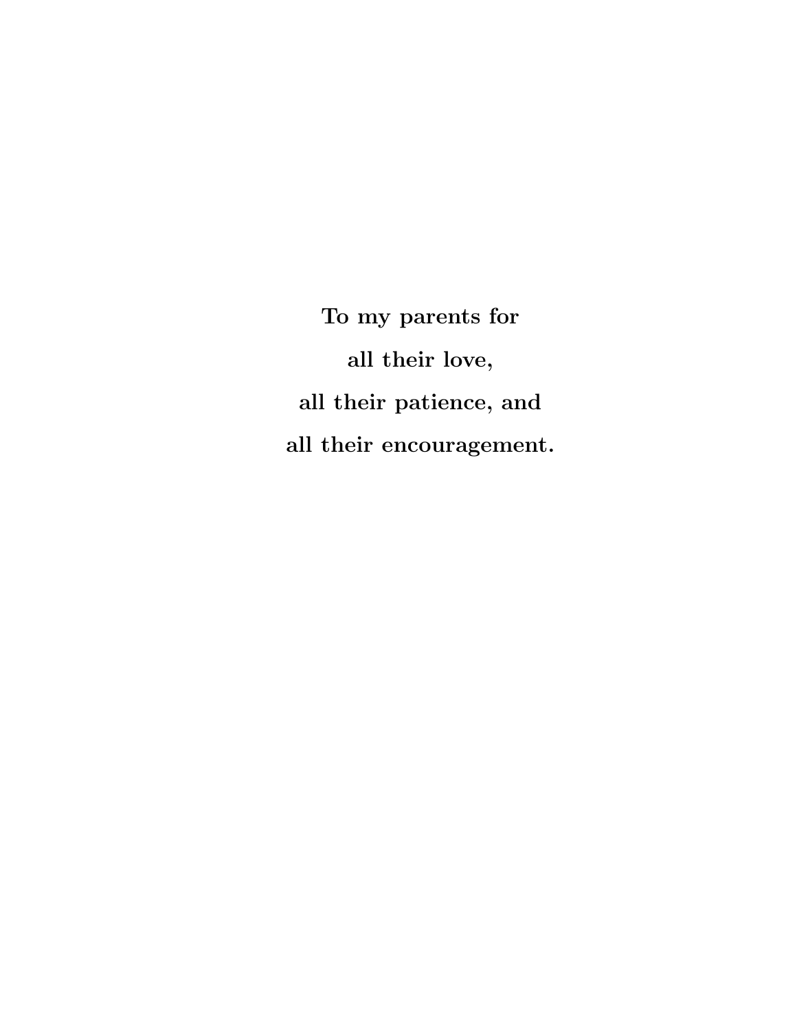**To my parents for**

**all their love,**

**all their patience, and**

**all their encouragement.**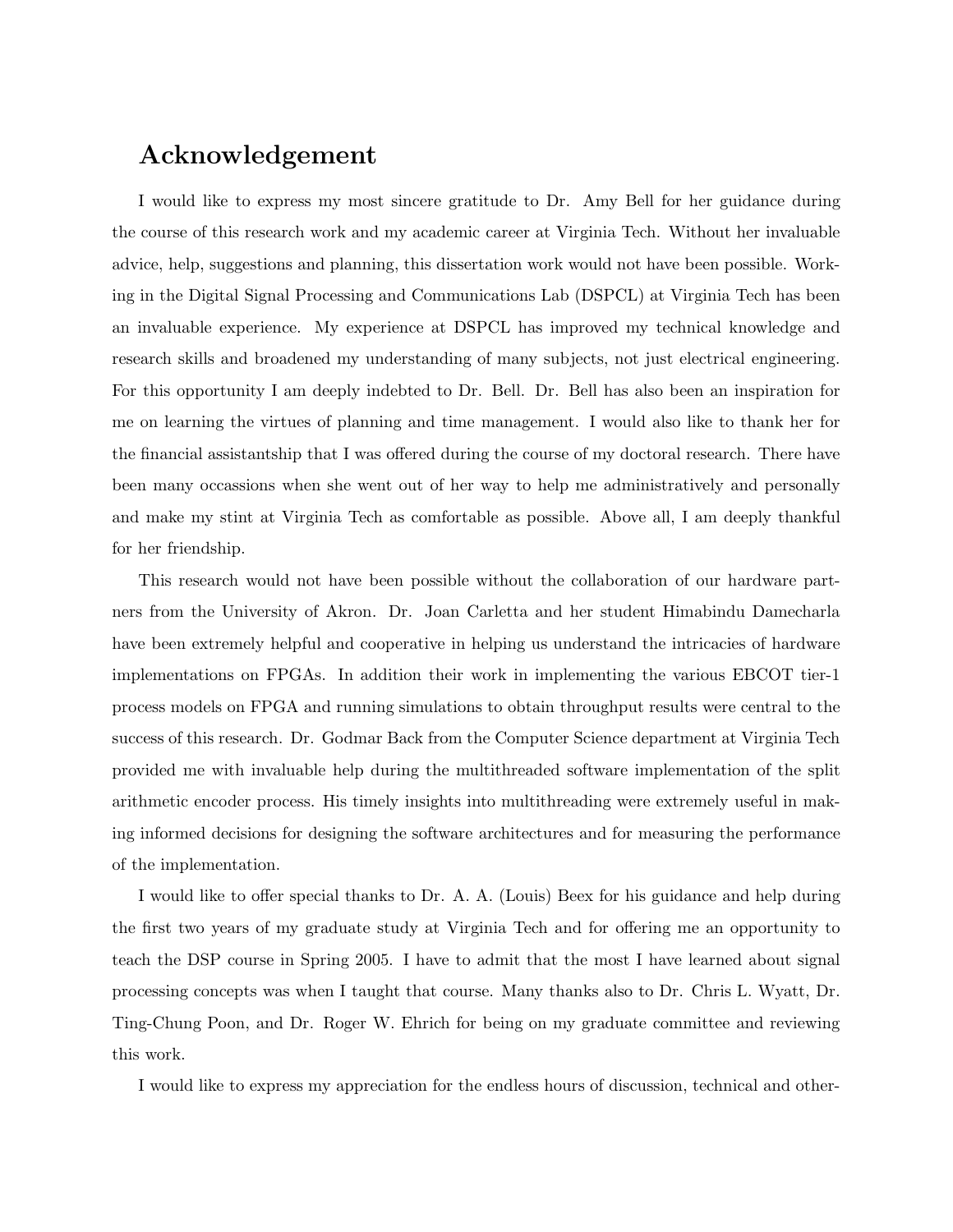# Acknowledgement

I would like to express my most sincere gratitude to Dr. Amy Bell for her guidance during the course of this research work and my academic career at Virginia Tech. Without her invaluable advice, help, suggestions and planning, this dissertation work would not have been possible. Working in the Digital Signal Processing and Communications Lab (DSPCL) at Virginia Tech has been an invaluable experience. My experience at DSPCL has improved my technical knowledge and research skills and broadened my understanding of many subjects, not just electrical engineering. For this opportunity I am deeply indebted to Dr. Bell. Dr. Bell has also been an inspiration for me on learning the virtues of planning and time management. I would also like to thank her for the financial assistantship that I was offered during the course of my doctoral research. There have been many occassions when she went out of her way to help me administratively and personally and make my stint at Virginia Tech as comfortable as possible. Above all, I am deeply thankful for her friendship.

This research would not have been possible without the collaboration of our hardware partners from the University of Akron. Dr. Joan Carletta and her student Himabindu Damecharla have been extremely helpful and cooperative in helping us understand the intricacies of hardware implementations on FPGAs. In addition their work in implementing the various EBCOT tier-1 process models on FPGA and running simulations to obtain throughput results were central to the success of this research. Dr. Godmar Back from the Computer Science department at Virginia Tech provided me with invaluable help during the multithreaded software implementation of the split arithmetic encoder process. His timely insights into multithreading were extremely useful in making informed decisions for designing the software architectures and for measuring the performance of the implementation.

I would like to offer special thanks to Dr. A. A. (Louis) Beex for his guidance and help during the first two years of my graduate study at Virginia Tech and for offering me an opportunity to teach the DSP course in Spring 2005. I have to admit that the most I have learned about signal processing concepts was when I taught that course. Many thanks also to Dr. Chris L. Wyatt, Dr. Ting-Chung Poon, and Dr. Roger W. Ehrich for being on my graduate committee and reviewing this work.

I would like to express my appreciation for the endless hours of discussion, technical and other-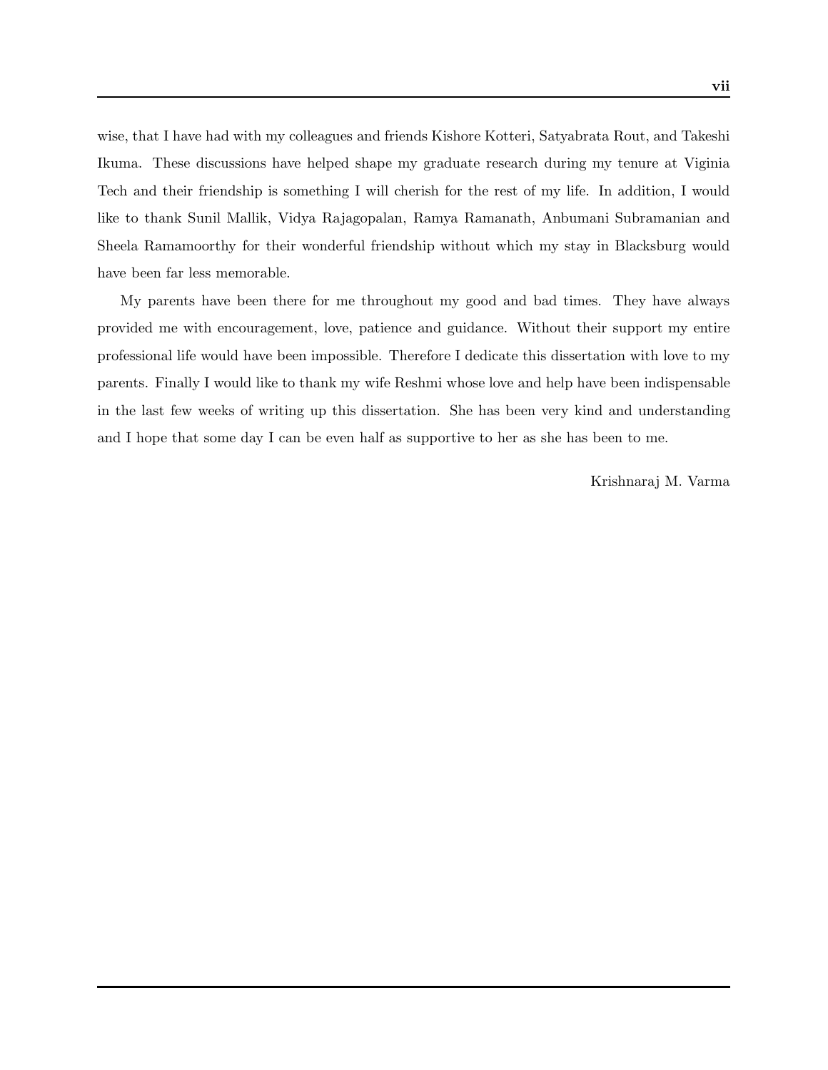wise, that I have had with my colleagues and friends Kishore Kotteri, Satyabrata Rout, and Takeshi Ikuma. These discussions have helped shape my graduate research during my tenure at Viginia Tech and their friendship is something I will cherish for the rest of my life. In addition, I would like to thank Sunil Mallik, Vidya Rajagopalan, Ramya Ramanath, Anbumani Subramanian and Sheela Ramamoorthy for their wonderful friendship without which my stay in Blacksburg would have been far less memorable.

My parents have been there for me throughout my good and bad times. They have always provided me with encouragement, love, patience and guidance. Without their support my entire professional life would have been impossible. Therefore I dedicate this dissertation with love to my parents. Finally I would like to thank my wife Reshmi whose love and help have been indispensable in the last few weeks of writing up this dissertation. She has been very kind and understanding and I hope that some day I can be even half as supportive to her as she has been to me.

Krishnaraj M. Varma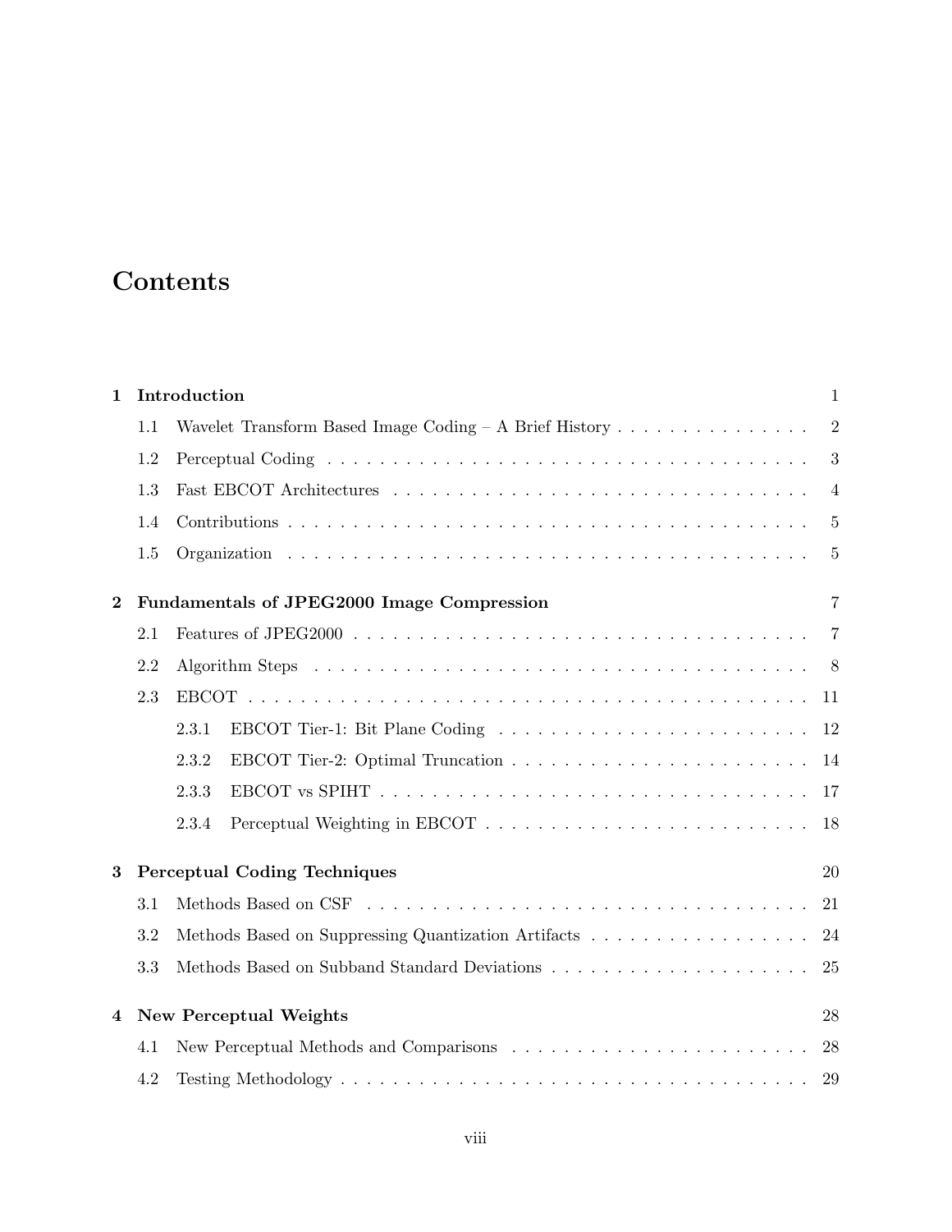# Contents

**1 Introduction** 1

1.1 Wavelet Transform Based Image Coding – A Brief History 2

1.2 Perceptual Coding 3

1.3 Fast EBCOT Architectures 4

1.4 Contributions 5

1.5 Organization 5

**2 Fundamentals of JPEG2000 Image Compression** 7

2.1 Features of JPEG2000 7

2.2 Algorithm Steps 8

2.3 EBCOT 11

2.3.1 EBCOT Tier-1: Bit Plane Coding 12

2.3.2 EBCOT Tier-2: Optimal Truncation 14

2.3.3 EBCOT vs SPIHT 17

2.3.4 Perceptual Weighting in EBCOT 18

**3 Perceptual Coding Techniques** 20

3.1 Methods Based on CSF 21

3.2 Methods Based on Suppressing Quantization Artifacts 24

3.3 Methods Based on Subband Standard Deviations 25

**4 New Perceptual Weights** 28

4.1 New Perceptual Methods and Comparisons 28

4.2 Testing Methodology 29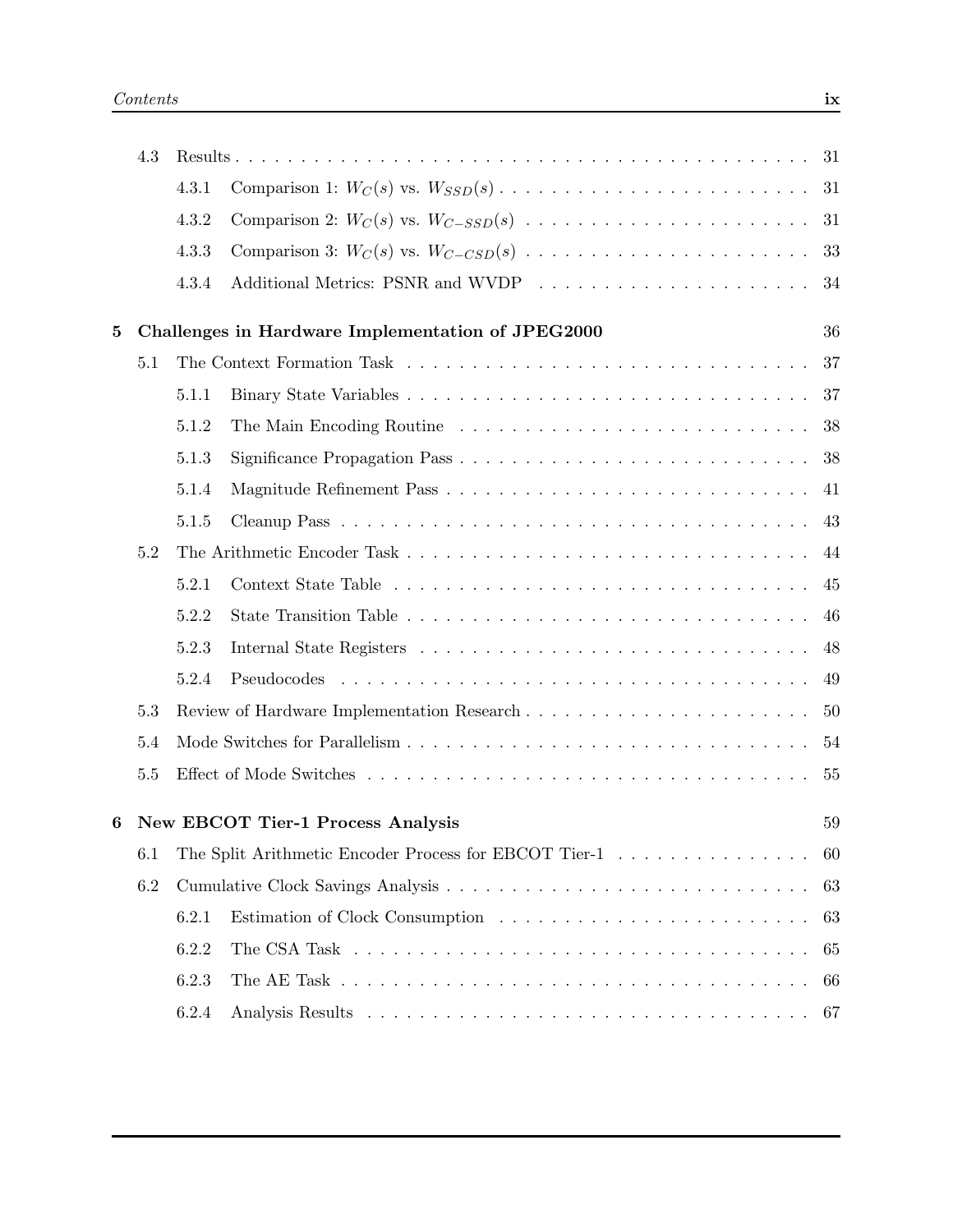- 4.3 Results . . . 31
  - 4.3.1 Comparison 1: $W_C(s)$ vs. $W_{SSD}(s)$ . . . 31
  - 4.3.2 Comparison 2: $W_C(s)$ vs. $W_{C-SSD}(s)$ . . . 31
  - 4.3.3 Comparison 3: $W_C(s)$ vs. $W_{C-CSD}(s)$ . . . 33
  - 4.3.4 Additional Metrics: PSNR and WVDP . . . 34

**5 Challenges in Hardware Implementation of JPEG2000** 36

- 5.1 The Context Formation Task . . . 37
  - 5.1.1 Binary State Variables . . . 37
  - 5.1.2 The Main Encoding Routine . . . 38
  - 5.1.3 Significance Propagation Pass . . . 38
  - 5.1.4 Magnitude Refinement Pass . . . 41
  - 5.1.5 Cleanup Pass . . . 43
- 5.2 The Arithmetic Encoder Task . . . 44
  - 5.2.1 Context State Table . . . 45
  - 5.2.2 State Transition Table . . . 46
  - 5.2.3 Internal State Registers . . . 48
  - 5.2.4 Pseudocodes . . . 49
- 5.3 Review of Hardware Implementation Research . . . 50
- 5.4 Mode Switches for Parallelism . . . 54
- 5.5 Effect of Mode Switches . . . 55

**6 New EBCOT Tier-1 Process Analysis** 59

- 6.1 The Split Arithmetic Encoder Process for EBCOT Tier-1 . . . 60
- 6.2 Cumulative Clock Savings Analysis . . . 63
  - 6.2.1 Estimation of Clock Consumption . . . 63
  - 6.2.2 The CSA Task . . . 65
  - 6.2.3 The AE Task . . . 66
  - 6.2.4 Analysis Results . . . 67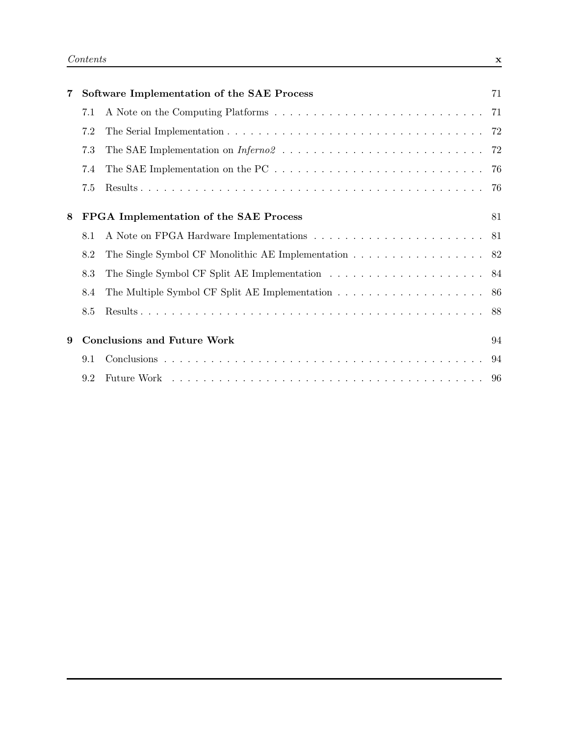**7 Software Implementation of the SAE Process** 71

- 7.1 A Note on the Computing Platforms . . . . . . . . . . . . . . . . . . . . . . . . . . . 71
- 7.2 The Serial Implementation . . . . . . . . . . . . . . . . . . . . . . . . . . . . . . . . . 72
- 7.3 The SAE Implementation on *Inferno2* . . . . . . . . . . . . . . . . . . . . . . . . . . 72
- 7.4 The SAE Implementation on the PC . . . . . . . . . . . . . . . . . . . . . . . . . . . 76
- 7.5 Results . . . . . . . . . . . . . . . . . . . . . . . . . . . . . . . . . . . . . . . . . . . . . 76

**8 FPGA Implementation of the SAE Process** 81

- 8.1 A Note on FPGA Hardware Implementations . . . . . . . . . . . . . . . . . . . . . . 81
- 8.2 The Single Symbol CF Monolithic AE Implementation . . . . . . . . . . . . . . . . . 82
- 8.3 The Single Symbol CF Split AE Implementation . . . . . . . . . . . . . . . . . . . . 84
- 8.4 The Multiple Symbol CF Split AE Implementation . . . . . . . . . . . . . . . . . . . 86
- 8.5 Results . . . . . . . . . . . . . . . . . . . . . . . . . . . . . . . . . . . . . . . . . . . . . 88

**9 Conclusions and Future Work** 94

- 9.1 Conclusions . . . . . . . . . . . . . . . . . . . . . . . . . . . . . . . . . . . . . . . . . 94
- 9.2 Future Work . . . . . . . . . . . . . . . . . . . . . . . . . . . . . . . . . . . . . . . . 96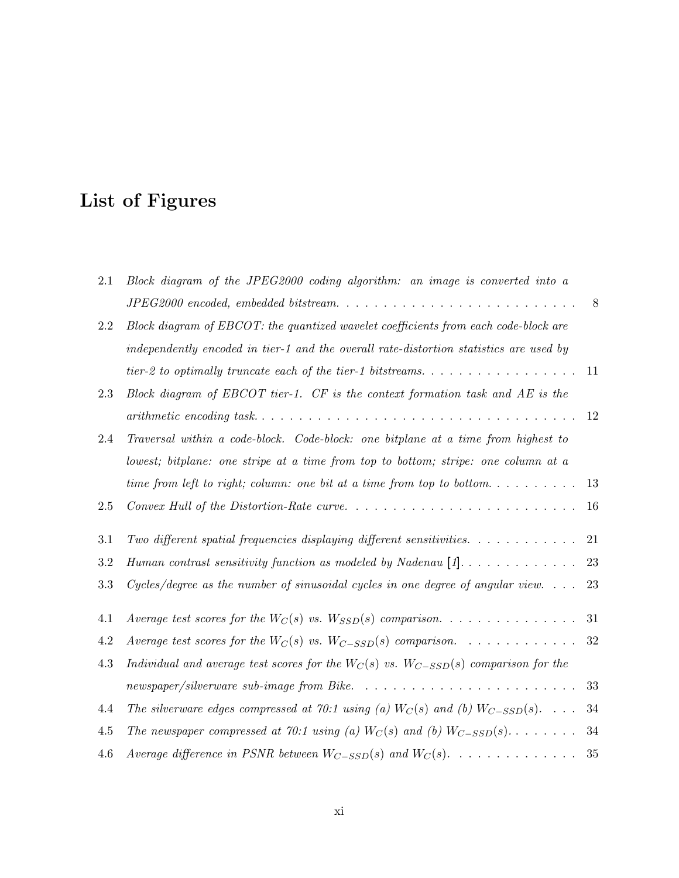# List of Figures

2.1 *Block diagram of the JPEG2000 coding algorithm: an image is converted into a JPEG2000 encoded, embedded bitstream.* . . . . . . . . . . . . . . . . . . . . . . . . . 8

2.2 *Block diagram of EBCOT: the quantized wavelet coefficients from each code-block are independently encoded in tier-1 and the overall rate-distortion statistics are used by tier-2 to optimally truncate each of the tier-1 bitstreams.* . . . . . . . . . . . . . . . . 11

2.3 *Block diagram of EBCOT tier-1. CF is the context formation task and AE is the arithmetic encoding task.* . . . . . . . . . . . . . . . . . . . . . . . . . . . . . . . . . 12

2.4 *Traversal within a code-block. Code-block: one bitplane at a time from highest to lowest; bitplane: one stripe at a time from top to bottom; stripe: one column at a time from left to right; column: one bit at a time from top to bottom.* . . . . . . . . . 13

2.5 *Convex Hull of the Distortion-Rate curve.* . . . . . . . . . . . . . . . . . . . . . . . . 16

3.1 *Two different spatial frequencies displaying different sensitivities.* . . . . . . . . . . . . 21

3.2 *Human contrast sensitivity function as modeled by Nadenau [1].* . . . . . . . . . . . . . 23

3.3 *Cycles/degree as the number of sinusoidal cycles in one degree of angular view.* . . . 23

4.1 *Average test scores for the $W_C(s)$ vs. $W_{SSD}(s)$ comparison.* . . . . . . . . . . . . . . 31

4.2 *Average test scores for the $W_C(s)$ vs. $W_{C-SSD}(s)$ comparison.* . . . . . . . . . . . . 32

4.3 *Individual and average test scores for the $W_C(s)$ vs. $W_{C-SSD}(s)$ comparison for the newspaper/silverware sub-image from Bike.* . . . . . . . . . . . . . . . . . . . . . . . . 33

4.4 *The silverware edges compressed at 70:1 using (a) $W_C(s)$ and (b) $W_{C-SSD}(s)$.* . . . 34

4.5 *The newspaper compressed at 70:1 using (a) $W_C(s)$ and (b) $W_{C-SSD}(s)$.* . . . . . . . . 34

4.6 *Average difference in PSNR between $W_{C-SSD}(s)$ and $W_C(s)$.* . . . . . . . . . . . . . 35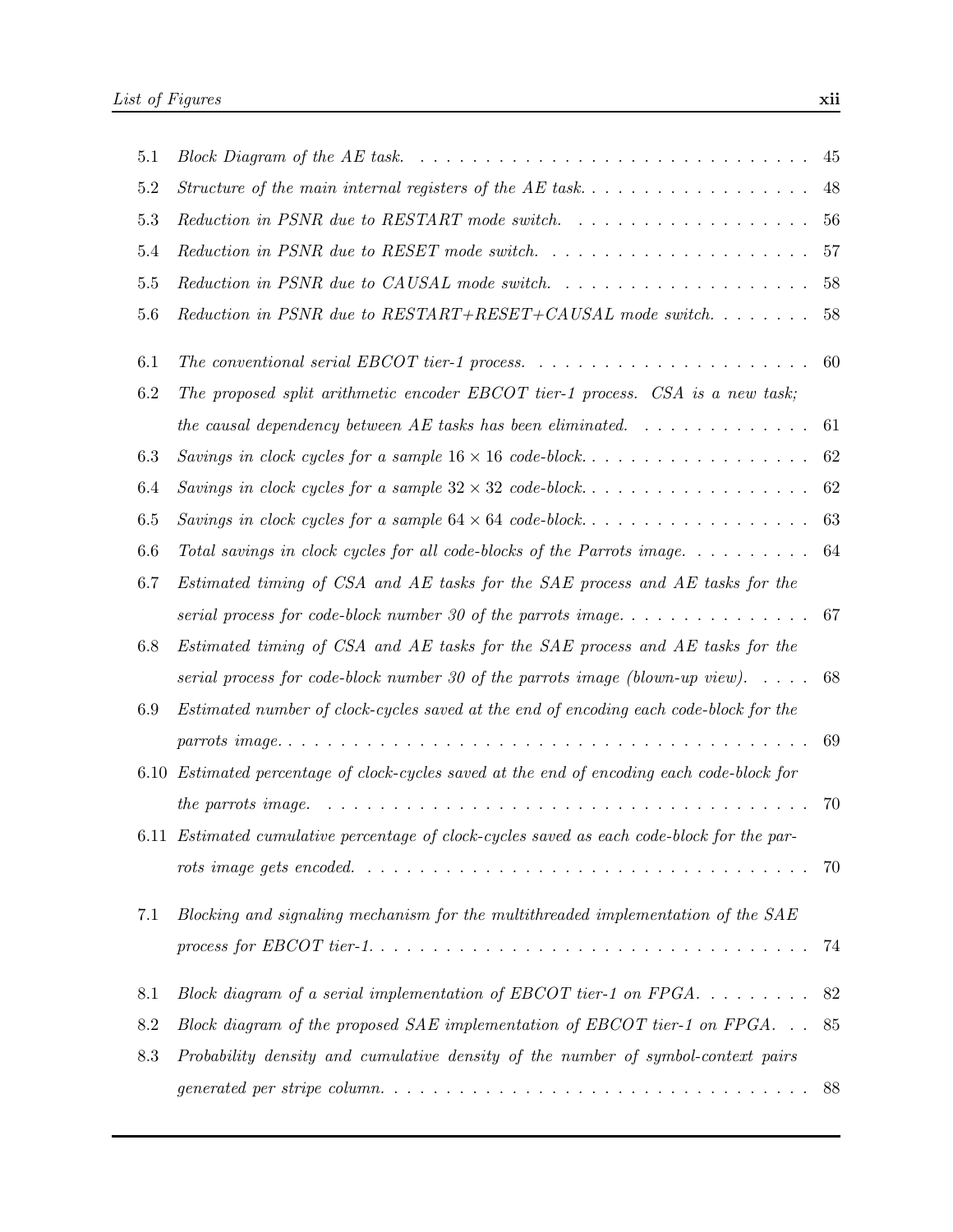| | | |
|---|---|---|
| 5.1 | *Block Diagram of the AE task.* | 45 |
| 5.2 | *Structure of the main internal registers of the AE task.* | 48 |
| 5.3 | *Reduction in PSNR due to RESTART mode switch.* | 56 |
| 5.4 | *Reduction in PSNR due to RESET mode switch.* | 57 |
| 5.5 | *Reduction in PSNR due to CAUSAL mode switch.* | 58 |
| 5.6 | *Reduction in PSNR due to RESTART+RESET+CAUSAL mode switch.* | 58 |
| 6.1 | *The conventional serial EBCOT tier-1 process.* | 60 |
| 6.2 | *The proposed split arithmetic encoder EBCOT tier-1 process. CSA is a new task; the causal dependency between AE tasks has been eliminated.* | 61 |
| 6.3 | *Savings in clock cycles for a sample* $16 \times 16$ *code-block.* | 62 |
| 6.4 | *Savings in clock cycles for a sample* $32 \times 32$ *code-block.* | 62 |
| 6.5 | *Savings in clock cycles for a sample* $64 \times 64$ *code-block.* | 63 |
| 6.6 | *Total savings in clock cycles for all code-blocks of the Parrots image.* | 64 |
| 6.7 | *Estimated timing of CSA and AE tasks for the SAE process and AE tasks for the serial process for code-block number 30 of the parrots image.* | 67 |
| 6.8 | *Estimated timing of CSA and AE tasks for the SAE process and AE tasks for the serial process for code-block number 30 of the parrots image (blown-up view).* | 68 |
| 6.9 | *Estimated number of clock-cycles saved at the end of encoding each code-block for the parrots image.* | 69 |
| 6.10 | *Estimated percentage of clock-cycles saved at the end of encoding each code-block for the parrots image.* | 70 |
| 6.11 | *Estimated cumulative percentage of clock-cycles saved as each code-block for the parrots image gets encoded.* | 70 |
| 7.1 | *Blocking and signaling mechanism for the multithreaded implementation of the SAE process for EBCOT tier-1.* | 74 |
| 8.1 | *Block diagram of a serial implementation of EBCOT tier-1 on FPGA.* | 82 |
| 8.2 | *Block diagram of the proposed SAE implementation of EBCOT tier-1 on FPGA.* | 85 |
| 8.3 | *Probability density and cumulative density of the number of symbol-context pairs generated per stripe column.* | 88 |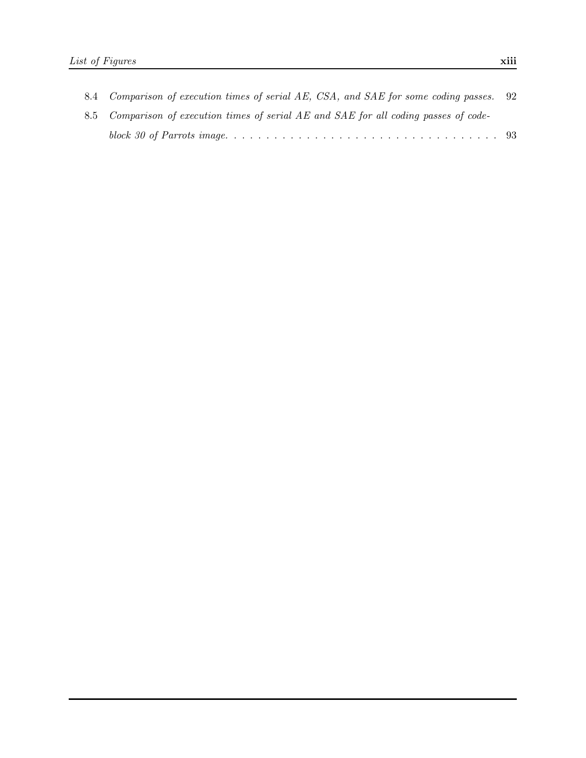8.4 *Comparison of execution times of serial AE, CSA, and SAE for some coding passes.* 92

8.5 *Comparison of execution times of serial AE and SAE for all coding passes of code-block 30 of Parrots image.* . . . . . . . . . . . . . . . . . . . . . . . . . . . . . . . . . 93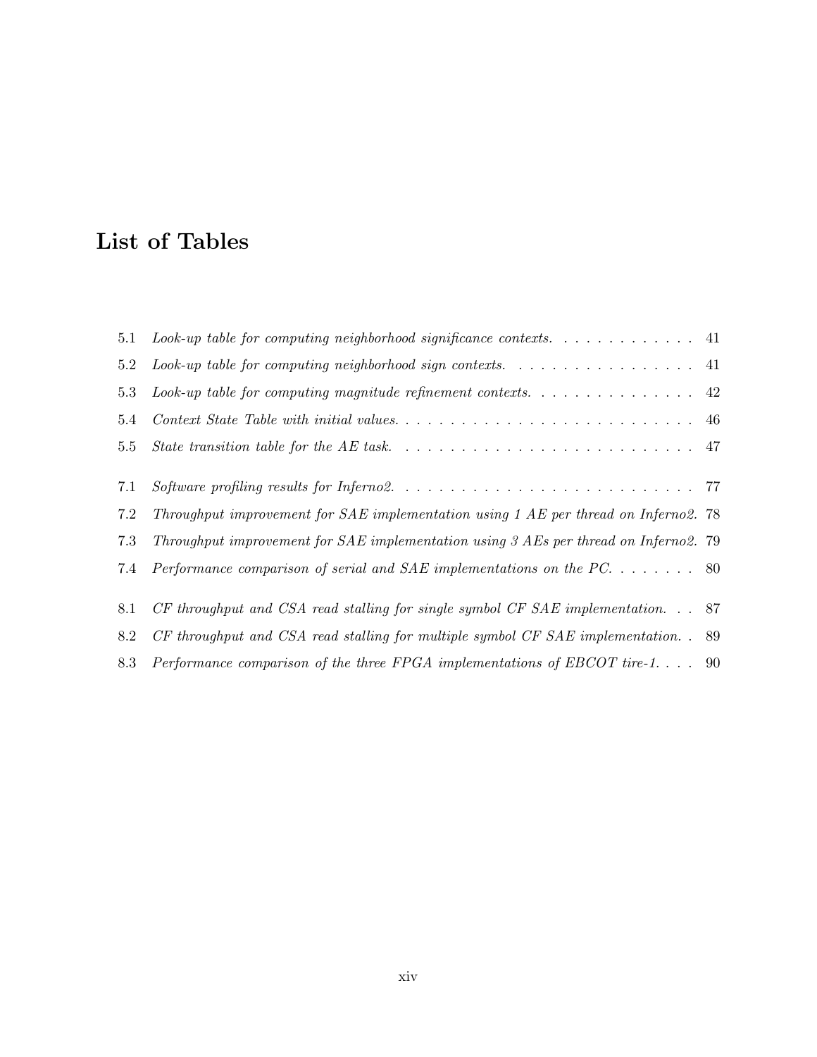# List of Tables

| | | |
|---|---|---|
| 5.1 | *Look-up table for computing neighborhood significance contexts.* | 41 |
| 5.2 | *Look-up table for computing neighborhood sign contexts.* | 41 |
| 5.3 | *Look-up table for computing magnitude refinement contexts.* | 42 |
| 5.4 | *Context State Table with initial values.* | 46 |
| 5.5 | *State transition table for the AE task.* | 47 |
| 7.1 | *Software profiling results for Inferno2.* | 77 |
| 7.2 | *Throughput improvement for SAE implementation using 1 AE per thread on Inferno2.* | 78 |
| 7.3 | *Throughput improvement for SAE implementation using 3 AEs per thread on Inferno2.* | 79 |
| 7.4 | *Performance comparison of serial and SAE implementations on the PC.* | 80 |
| 8.1 | *CF throughput and CSA read stalling for single symbol CF SAE implementation.* | 87 |
| 8.2 | *CF throughput and CSA read stalling for multiple symbol CF SAE implementation.* | 89 |
| 8.3 | *Performance comparison of the three FPGA implementations of EBCOT tire-1.* | 90 |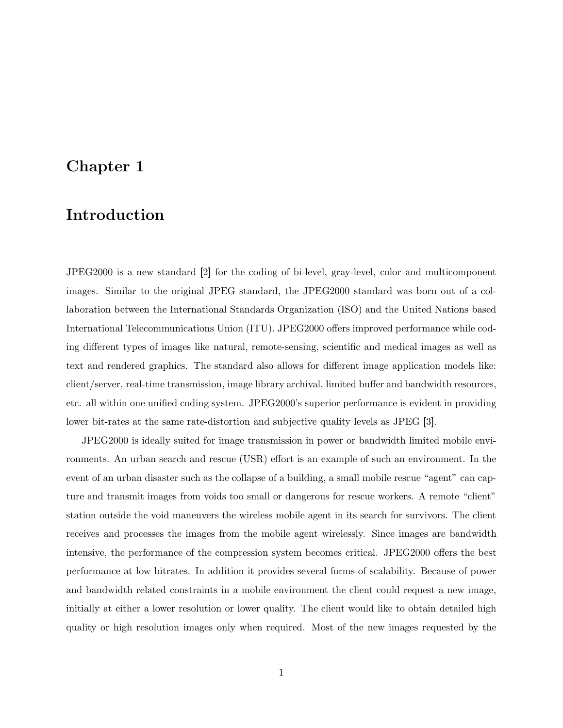# Chapter 1

# Introduction

JPEG2000 is a new standard [2] for the coding of bi-level, gray-level, color and multicomponent images. Similar to the original JPEG standard, the JPEG2000 standard was born out of a collaboration between the International Standards Organization (ISO) and the United Nations based International Telecommunications Union (ITU). JPEG2000 offers improved performance while coding different types of images like natural, remote-sensing, scientific and medical images as well as text and rendered graphics. The standard also allows for different image application models like: client/server, real-time transmission, image library archival, limited buffer and bandwidth resources, etc. all within one unified coding system. JPEG2000's superior performance is evident in providing lower bit-rates at the same rate-distortion and subjective quality levels as JPEG [3].

JPEG2000 is ideally suited for image transmission in power or bandwidth limited mobile environments. An urban search and rescue (USR) effort is an example of such an environment. In the event of an urban disaster such as the collapse of a building, a small mobile rescue "agent" can capture and transmit images from voids too small or dangerous for rescue workers. A remote "client" station outside the void maneuvers the wireless mobile agent in its search for survivors. The client receives and processes the images from the mobile agent wirelessly. Since images are bandwidth intensive, the performance of the compression system becomes critical. JPEG2000 offers the best performance at low bitrates. In addition it provides several forms of scalability. Because of power and bandwidth related constraints in a mobile environment the client could request a new image, initially at either a lower resolution or lower quality. The client would like to obtain detailed high quality or high resolution images only when required. Most of the new images requested by the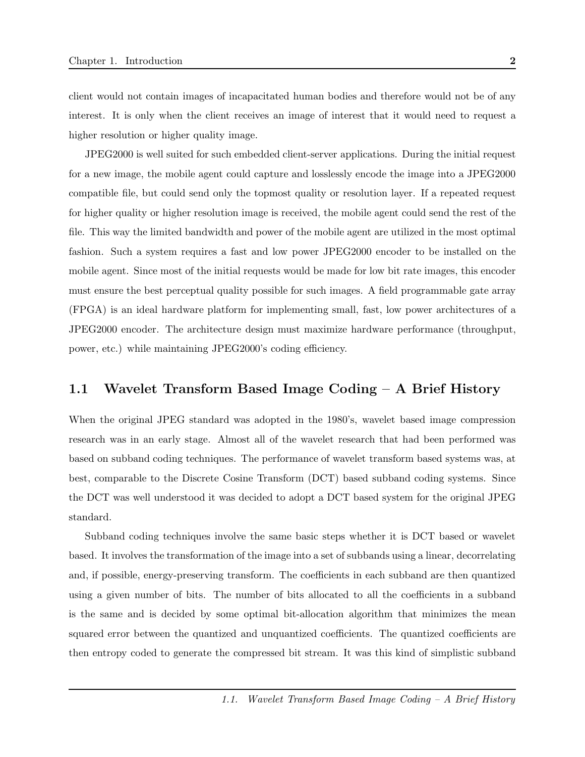client would not contain images of incapacitated human bodies and therefore would not be of any interest. It is only when the client receives an image of interest that it would need to request a higher resolution or higher quality image.

JPEG2000 is well suited for such embedded client-server applications. During the initial request for a new image, the mobile agent could capture and losslessly encode the image into a JPEG2000 compatible file, but could send only the topmost quality or resolution layer. If a repeated request for higher quality or higher resolution image is received, the mobile agent could send the rest of the file. This way the limited bandwidth and power of the mobile agent are utilized in the most optimal fashion. Such a system requires a fast and low power JPEG2000 encoder to be installed on the mobile agent. Since most of the initial requests would be made for low bit rate images, this encoder must ensure the best perceptual quality possible for such images. A field programmable gate array (FPGA) is an ideal hardware platform for implementing small, fast, low power architectures of a JPEG2000 encoder. The architecture design must maximize hardware performance (throughput, power, etc.) while maintaining JPEG2000's coding efficiency.

## 1.1 Wavelet Transform Based Image Coding – A Brief History

When the original JPEG standard was adopted in the 1980's, wavelet based image compression research was in an early stage. Almost all of the wavelet research that had been performed was based on subband coding techniques. The performance of wavelet transform based systems was, at best, comparable to the Discrete Cosine Transform (DCT) based subband coding systems. Since the DCT was well understood it was decided to adopt a DCT based system for the original JPEG standard.

Subband coding techniques involve the same basic steps whether it is DCT based or wavelet based. It involves the transformation of the image into a set of subbands using a linear, decorrelating and, if possible, energy-preserving transform. The coefficients in each subband are then quantized using a given number of bits. The number of bits allocated to all the coefficients in a subband is the same and is decided by some optimal bit-allocation algorithm that minimizes the mean squared error between the quantized and unquantized coefficients. The quantized coefficients are then entropy coded to generate the compressed bit stream. It was this kind of simplistic subband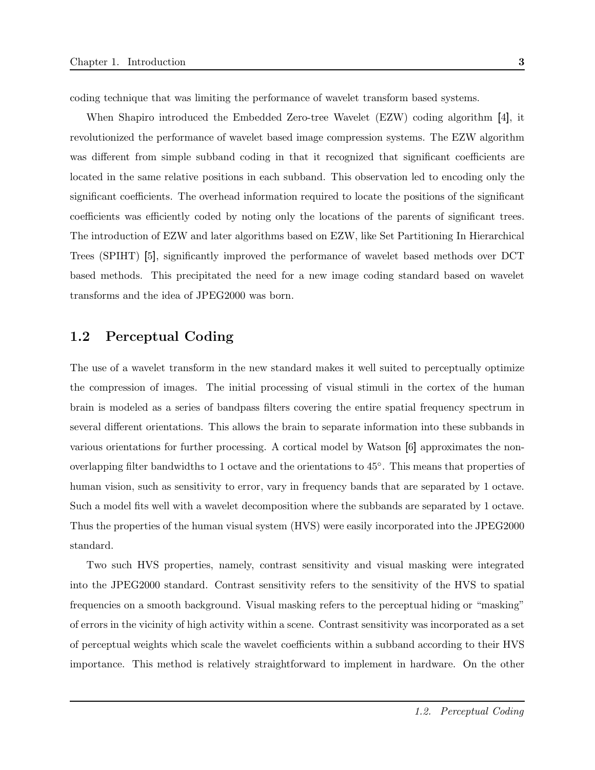coding technique that was limiting the performance of wavelet transform based systems.

When Shapiro introduced the Embedded Zero-tree Wavelet (EZW) coding algorithm [4], it revolutionized the performance of wavelet based image compression systems. The EZW algorithm was different from simple subband coding in that it recognized that significant coefficients are located in the same relative positions in each subband. This observation led to encoding only the significant coefficients. The overhead information required to locate the positions of the significant coefficients was efficiently coded by noting only the locations of the parents of significant trees. The introduction of EZW and later algorithms based on EZW, like Set Partitioning In Hierarchical Trees (SPIHT) [5], significantly improved the performance of wavelet based methods over DCT based methods. This precipitated the need for a new image coding standard based on wavelet transforms and the idea of JPEG2000 was born.

## 1.2 Perceptual Coding

The use of a wavelet transform in the new standard makes it well suited to perceptually optimize the compression of images. The initial processing of visual stimuli in the cortex of the human brain is modeled as a series of bandpass filters covering the entire spatial frequency spectrum in several different orientations. This allows the brain to separate information into these subbands in various orientations for further processing. A cortical model by Watson [6] approximates the non-overlapping filter bandwidths to 1 octave and the orientations to 45°. This means that properties of human vision, such as sensitivity to error, vary in frequency bands that are separated by 1 octave. Such a model fits well with a wavelet decomposition where the subbands are separated by 1 octave. Thus the properties of the human visual system (HVS) were easily incorporated into the JPEG2000 standard.

Two such HVS properties, namely, contrast sensitivity and visual masking were integrated into the JPEG2000 standard. Contrast sensitivity refers to the sensitivity of the HVS to spatial frequencies on a smooth background. Visual masking refers to the perceptual hiding or "masking" of errors in the vicinity of high activity within a scene. Contrast sensitivity was incorporated as a set of perceptual weights which scale the wavelet coefficients within a subband according to their HVS importance. This method is relatively straightforward to implement in hardware. On the other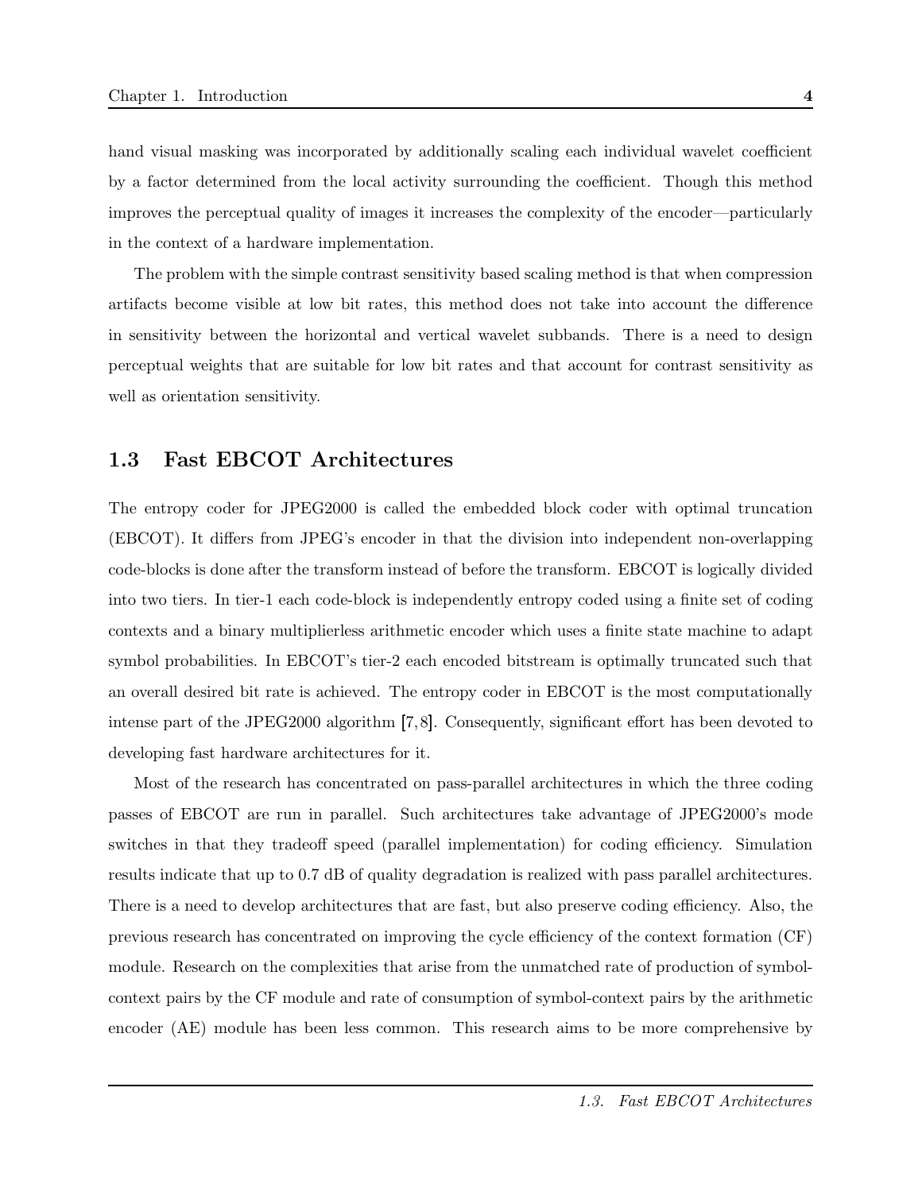hand visual masking was incorporated by additionally scaling each individual wavelet coefficient by a factor determined from the local activity surrounding the coefficient. Though this method improves the perceptual quality of images it increases the complexity of the encoder—particularly in the context of a hardware implementation.

The problem with the simple contrast sensitivity based scaling method is that when compression artifacts become visible at low bit rates, this method does not take into account the difference in sensitivity between the horizontal and vertical wavelet subbands. There is a need to design perceptual weights that are suitable for low bit rates and that account for contrast sensitivity as well as orientation sensitivity.

## 1.3 Fast EBCOT Architectures

The entropy coder for JPEG2000 is called the embedded block coder with optimal truncation (EBCOT). It differs from JPEG's encoder in that the division into independent non-overlapping code-blocks is done after the transform instead of before the transform. EBCOT is logically divided into two tiers. In tier-1 each code-block is independently entropy coded using a finite set of coding contexts and a binary multiplierless arithmetic encoder which uses a finite state machine to adapt symbol probabilities. In EBCOT's tier-2 each encoded bitstream is optimally truncated such that an overall desired bit rate is achieved. The entropy coder in EBCOT is the most computationally intense part of the JPEG2000 algorithm [7,8]. Consequently, significant effort has been devoted to developing fast hardware architectures for it.

Most of the research has concentrated on pass-parallel architectures in which the three coding passes of EBCOT are run in parallel. Such architectures take advantage of JPEG2000's mode switches in that they tradeoff speed (parallel implementation) for coding efficiency. Simulation results indicate that up to 0.7 dB of quality degradation is realized with pass parallel architectures. There is a need to develop architectures that are fast, but also preserve coding efficiency. Also, the previous research has concentrated on improving the cycle efficiency of the context formation (CF) module. Research on the complexities that arise from the unmatched rate of production of symbol-context pairs by the CF module and rate of consumption of symbol-context pairs by the arithmetic encoder (AE) module has been less common. This research aims to be more comprehensive by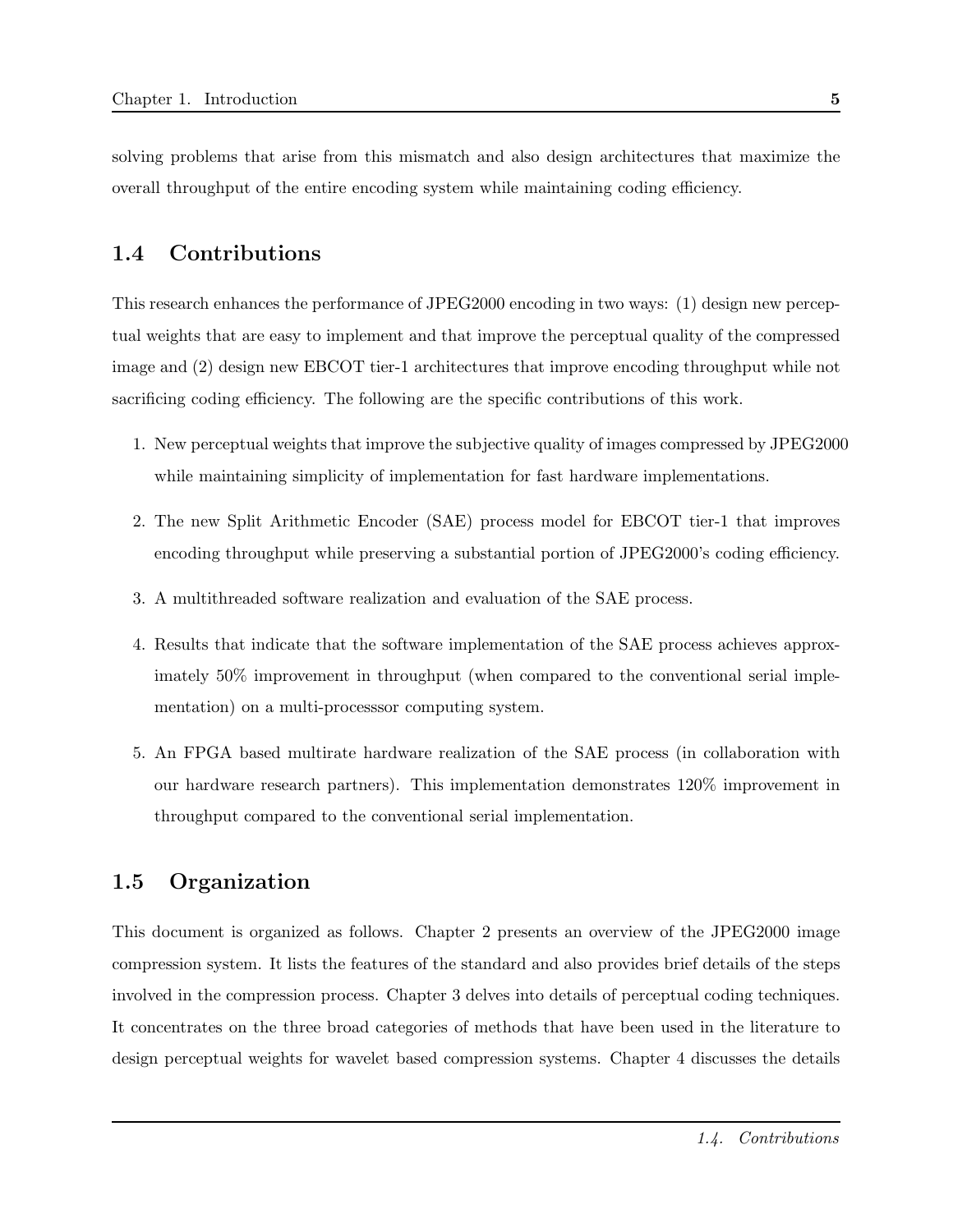solving problems that arise from this mismatch and also design architectures that maximize the overall throughput of the entire encoding system while maintaining coding efficiency.

## 1.4 Contributions

This research enhances the performance of JPEG2000 encoding in two ways: (1) design new perceptual weights that are easy to implement and that improve the perceptual quality of the compressed image and (2) design new EBCOT tier-1 architectures that improve encoding throughput while not sacrificing coding efficiency. The following are the specific contributions of this work.

1. New perceptual weights that improve the subjective quality of images compressed by JPEG2000 while maintaining simplicity of implementation for fast hardware implementations.
2. The new Split Arithmetic Encoder (SAE) process model for EBCOT tier-1 that improves encoding throughput while preserving a substantial portion of JPEG2000's coding efficiency.
3. A multithreaded software realization and evaluation of the SAE process.
4. Results that indicate that the software implementation of the SAE process achieves approximately 50% improvement in throughput (when compared to the conventional serial implementation) on a multi-processsor computing system.
5. An FPGA based multirate hardware realization of the SAE process (in collaboration with our hardware research partners). This implementation demonstrates 120% improvement in throughput compared to the conventional serial implementation.

## 1.5 Organization

This document is organized as follows. Chapter 2 presents an overview of the JPEG2000 image compression system. It lists the features of the standard and also provides brief details of the steps involved in the compression process. Chapter 3 delves into details of perceptual coding techniques. It concentrates on the three broad categories of methods that have been used in the literature to design perceptual weights for wavelet based compression systems. Chapter 4 discusses the details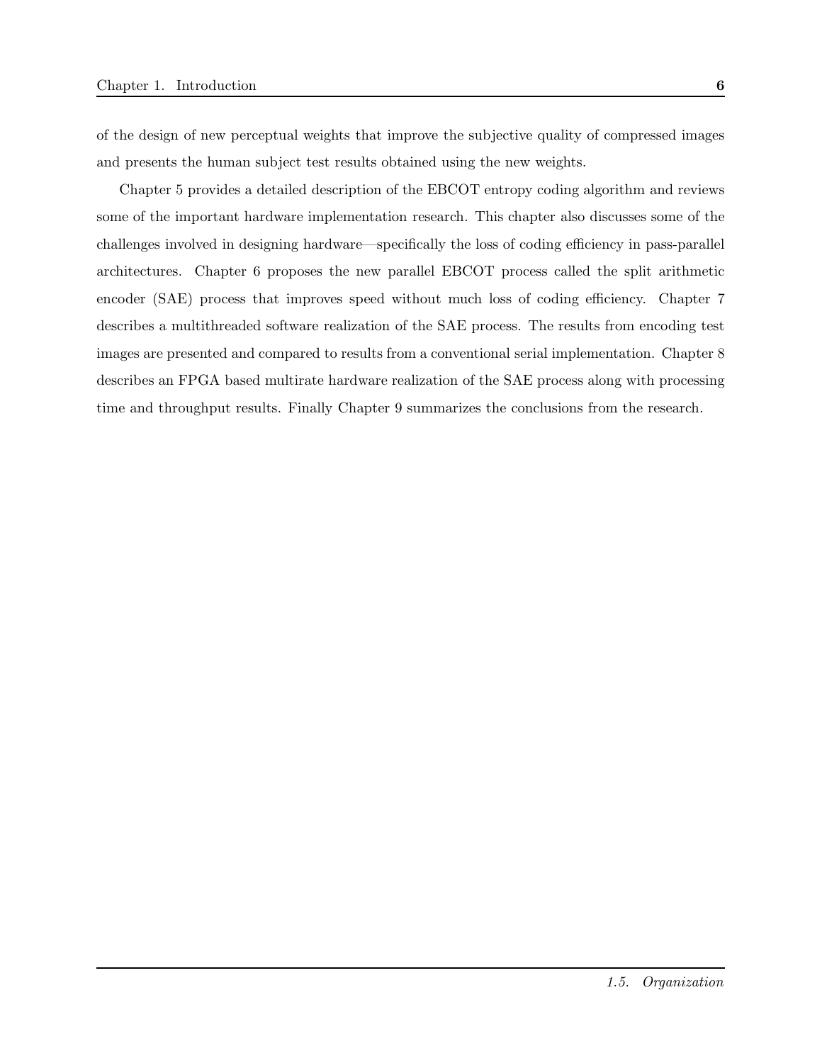of the design of new perceptual weights that improve the subjective quality of compressed images and presents the human subject test results obtained using the new weights.

Chapter 5 provides a detailed description of the EBCOT entropy coding algorithm and reviews some of the important hardware implementation research. This chapter also discusses some of the challenges involved in designing hardware—specifically the loss of coding efficiency in pass-parallel architectures. Chapter 6 proposes the new parallel EBCOT process called the split arithmetic encoder (SAE) process that improves speed without much loss of coding efficiency. Chapter 7 describes a multithreaded software realization of the SAE process. The results from encoding test images are presented and compared to results from a conventional serial implementation. Chapter 8 describes an FPGA based multirate hardware realization of the SAE process along with processing time and throughput results. Finally Chapter 9 summarizes the conclusions from the research.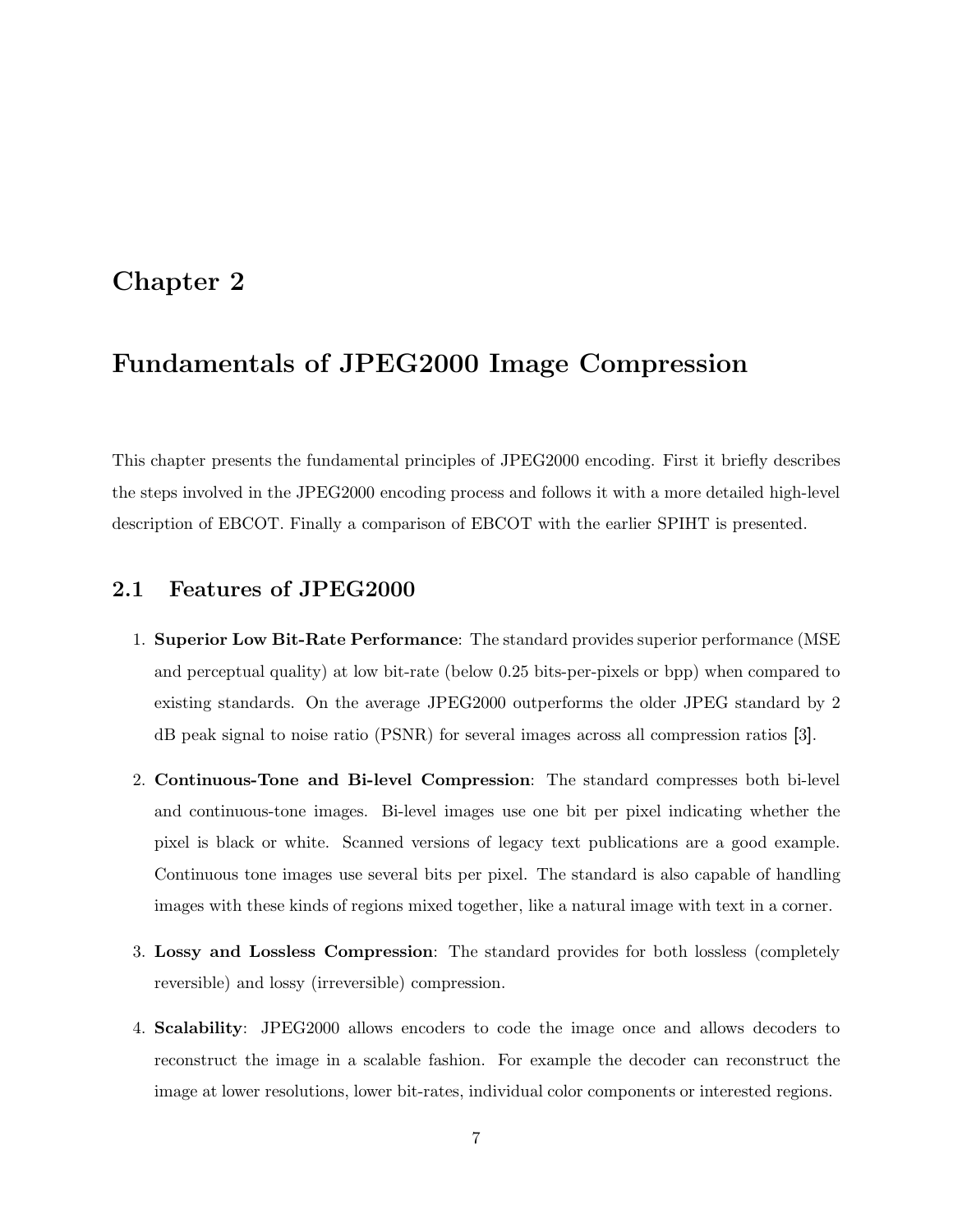# Chapter 2

# Fundamentals of JPEG2000 Image Compression

This chapter presents the fundamental principles of JPEG2000 encoding. First it briefly describes the steps involved in the JPEG2000 encoding process and follows it with a more detailed high-level description of EBCOT. Finally a comparison of EBCOT with the earlier SPIHT is presented.

## 2.1 Features of JPEG2000

1. **Superior Low Bit-Rate Performance**: The standard provides superior performance (MSE and perceptual quality) at low bit-rate (below 0.25 bits-per-pixels or bpp) when compared to existing standards. On the average JPEG2000 outperforms the older JPEG standard by 2 dB peak signal to noise ratio (PSNR) for several images across all compression ratios [3].

2. **Continuous-Tone and Bi-level Compression**: The standard compresses both bi-level and continuous-tone images. Bi-level images use one bit per pixel indicating whether the pixel is black or white. Scanned versions of legacy text publications are a good example. Continuous tone images use several bits per pixel. The standard is also capable of handling images with these kinds of regions mixed together, like a natural image with text in a corner.

3. **Lossy and Lossless Compression**: The standard provides for both lossless (completely reversible) and lossy (irreversible) compression.

4. **Scalability**: JPEG2000 allows encoders to code the image once and allows decoders to reconstruct the image in a scalable fashion. For example the decoder can reconstruct the image at lower resolutions, lower bit-rates, individual color components or interested regions.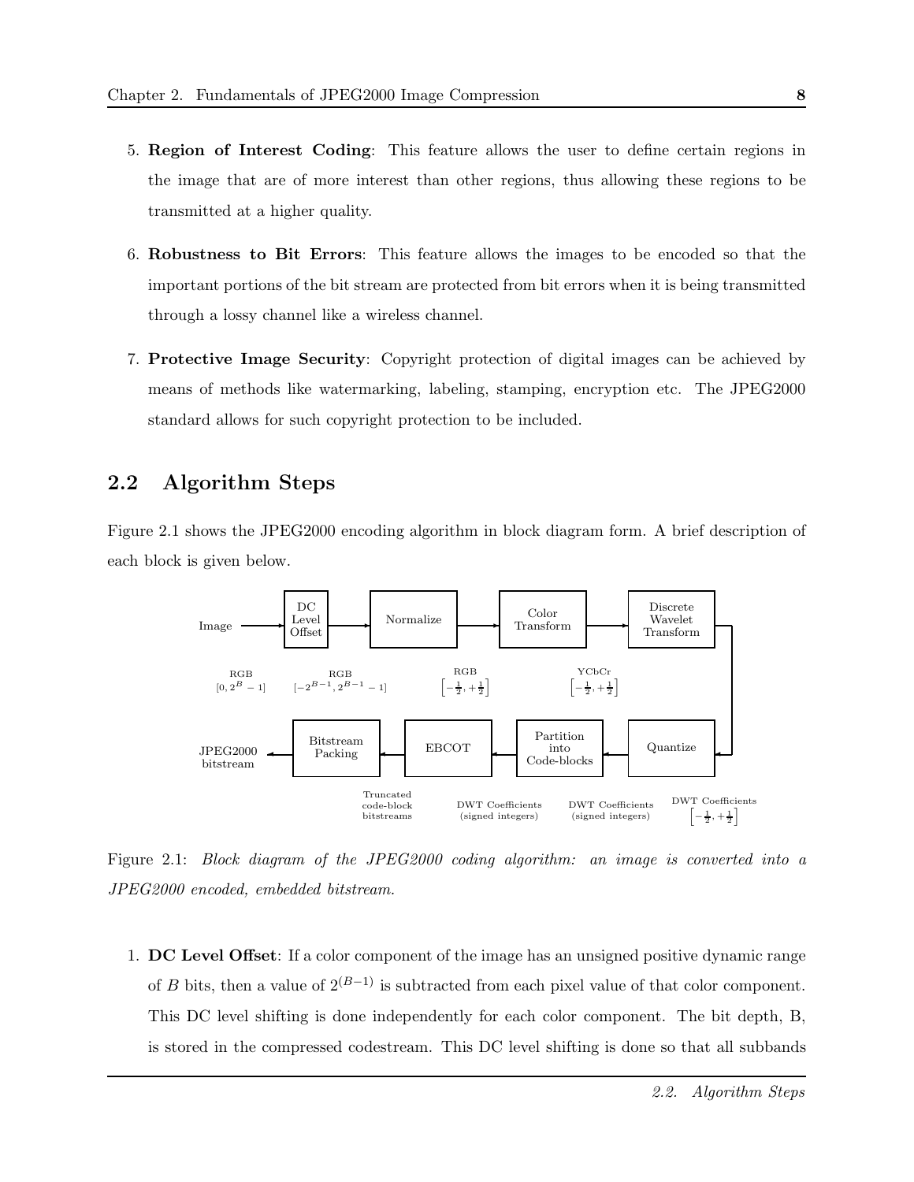5. **Region of Interest Coding**: This feature allows the user to define certain regions in the image that are of more interest than other regions, thus allowing these regions to be transmitted at a higher quality.

6. **Robustness to Bit Errors**: This feature allows the images to be encoded so that the important portions of the bit stream are protected from bit errors when it is being transmitted through a lossy channel like a wireless channel.

7. **Protective Image Security**: Copyright protection of digital images can be achieved by means of methods like watermarking, labeling, stamping, encryption etc. The JPEG2000 standard allows for such copyright protection to be included.

## 2.2 Algorithm Steps

Figure 2.1 shows the JPEG2000 encoding algorithm in block diagram form. A brief description of each block is given below.

Figure 2.1: *Block diagram of the JPEG2000 coding algorithm: an image is converted into a JPEG2000 encoded, embedded bitstream.*

1. **DC Level Offset**: If a color component of the image has an unsigned positive dynamic range of $B$ bits, then a value of $2^{(B-1)}$ is subtracted from each pixel value of that color component. This DC level shifting is done independently for each color component. The bit depth, B, is stored in the compressed codestream. This DC level shifting is done so that all subbands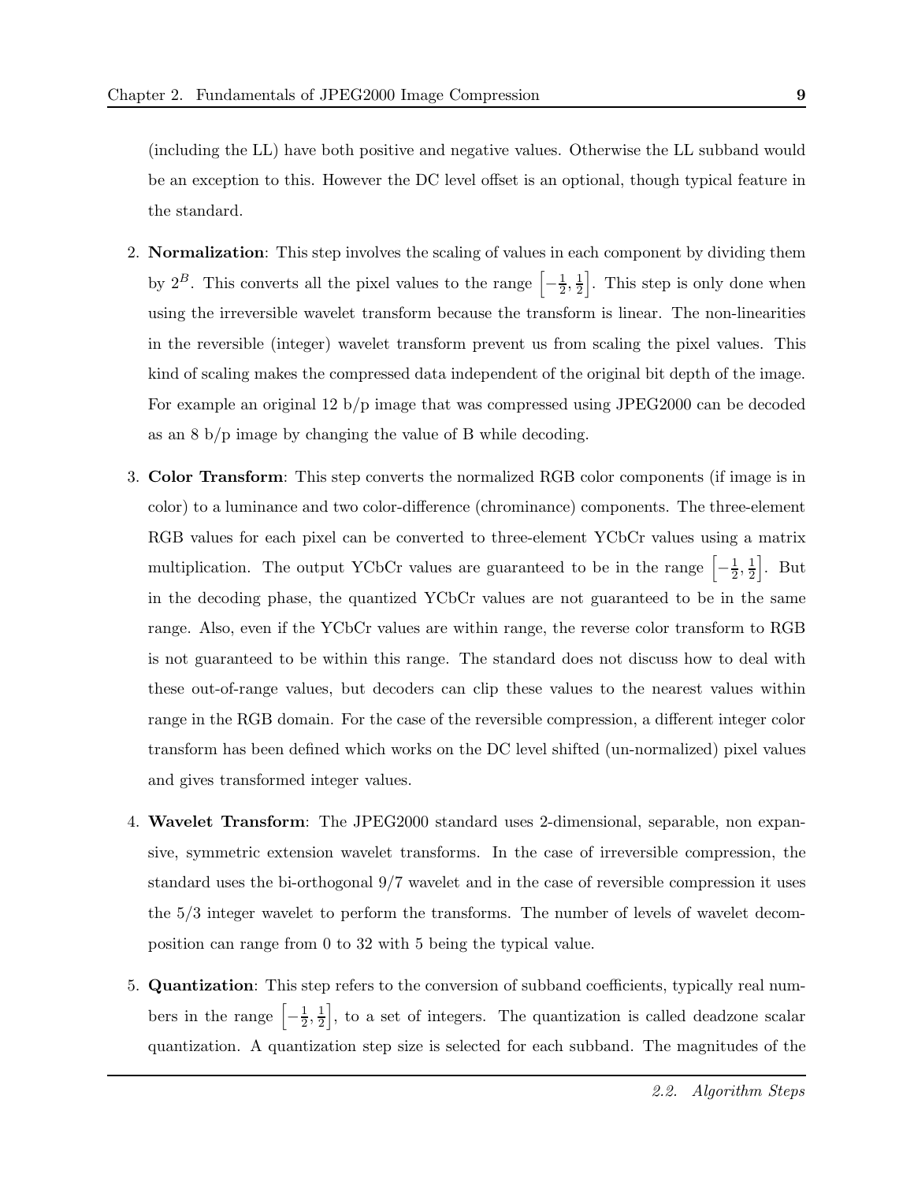(including the LL) have both positive and negative values. Otherwise the LL subband would be an exception to this. However the DC level offset is an optional, though typical feature in the standard.

2. **Normalization**: This step involves the scaling of values in each component by dividing them by $2^B$. This converts all the pixel values to the range $\left[-\frac{1}{2}, \frac{1}{2}\right]$. This step is only done when using the irreversible wavelet transform because the transform is linear. The non-linearities in the reversible (integer) wavelet transform prevent us from scaling the pixel values. This kind of scaling makes the compressed data independent of the original bit depth of the image. For example an original 12 b/p image that was compressed using JPEG2000 can be decoded as an 8 b/p image by changing the value of B while decoding.

3. **Color Transform**: This step converts the normalized RGB color components (if image is in color) to a luminance and two color-difference (chrominance) components. The three-element RGB values for each pixel can be converted to three-element YCbCr values using a matrix multiplication. The output YCbCr values are guaranteed to be in the range $\left[-\frac{1}{2}, \frac{1}{2}\right]$. But in the decoding phase, the quantized YCbCr values are not guaranteed to be in the same range. Also, even if the YCbCr values are within range, the reverse color transform to RGB is not guaranteed to be within this range. The standard does not discuss how to deal with these out-of-range values, but decoders can clip these values to the nearest values within range in the RGB domain. For the case of the reversible compression, a different integer color transform has been defined which works on the DC level shifted (un-normalized) pixel values and gives transformed integer values.

4. **Wavelet Transform**: The JPEG2000 standard uses 2-dimensional, separable, non expansive, symmetric extension wavelet transforms. In the case of irreversible compression, the standard uses the bi-orthogonal 9/7 wavelet and in the case of reversible compression it uses the 5/3 integer wavelet to perform the transforms. The number of levels of wavelet decomposition can range from 0 to 32 with 5 being the typical value.

5. **Quantization**: This step refers to the conversion of subband coefficients, typically real numbers in the range $\left[-\frac{1}{2}, \frac{1}{2}\right]$, to a set of integers. The quantization is called deadzone scalar quantization. A quantization step size is selected for each subband. The magnitudes of the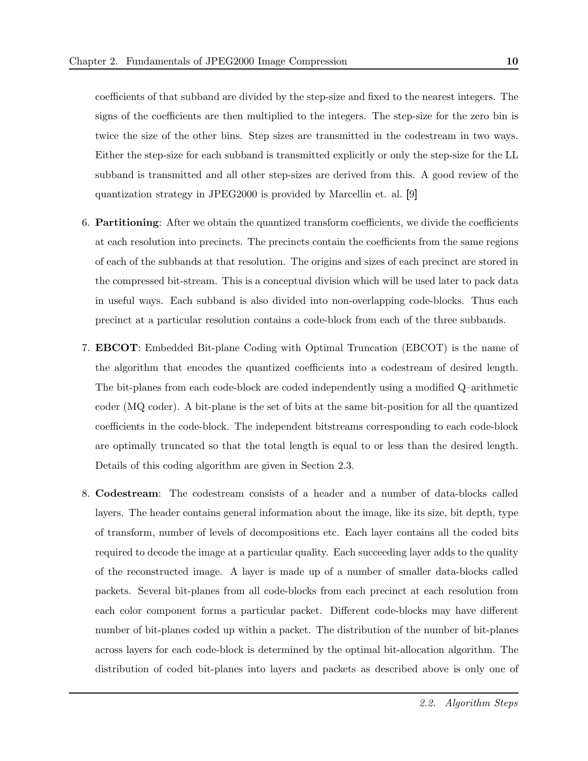coefficients of that subband are divided by the step-size and fixed to the nearest integers. The signs of the coefficients are then multiplied to the integers. The step-size for the zero bin is twice the size of the other bins. Step sizes are transmitted in the codestream in two ways. Either the step-size for each subband is transmitted explicitly or only the step-size for the LL subband is transmitted and all other step-sizes are derived from this. A good review of the quantization strategy in JPEG2000 is provided by Marcellin et. al. [9]

6. **Partitioning**: After we obtain the quantized transform coefficients, we divide the coefficients at each resolution into precincts. The precincts contain the coefficients from the same regions of each of the subbands at that resolution. The origins and sizes of each precinct are stored in the compressed bit-stream. This is a conceptual division which will be used later to pack data in useful ways. Each subband is also divided into non-overlapping code-blocks. Thus each precinct at a particular resolution contains a code-block from each of the three subbands.

7. **EBCOT**: Embedded Bit-plane Coding with Optimal Truncation (EBCOT) is the name of the algorithm that encodes the quantized coefficients into a codestream of desired length. The bit-planes from each code-block are coded independently using a modified Q–arithmetic coder (MQ coder). A bit-plane is the set of bits at the same bit-position for all the quantized coefficients in the code-block. The independent bitstreams corresponding to each code-block are optimally truncated so that the total length is equal to or less than the desired length. Details of this coding algorithm are given in Section 2.3.

8. **Codestream**: The codestream consists of a header and a number of data-blocks called layers. The header contains general information about the image, like its size, bit depth, type of transform, number of levels of decompositions etc. Each layer contains all the coded bits required to decode the image at a particular quality. Each succeeding layer adds to the quality of the reconstructed image. A layer is made up of a number of smaller data-blocks called packets. Several bit-planes from all code-blocks from each precinct at each resolution from each color component forms a particular packet. Different code-blocks may have different number of bit-planes coded up within a packet. The distribution of the number of bit-planes across layers for each code-block is determined by the optimal bit-allocation algorithm. The distribution of coded bit-planes into layers and packets as described above is only one of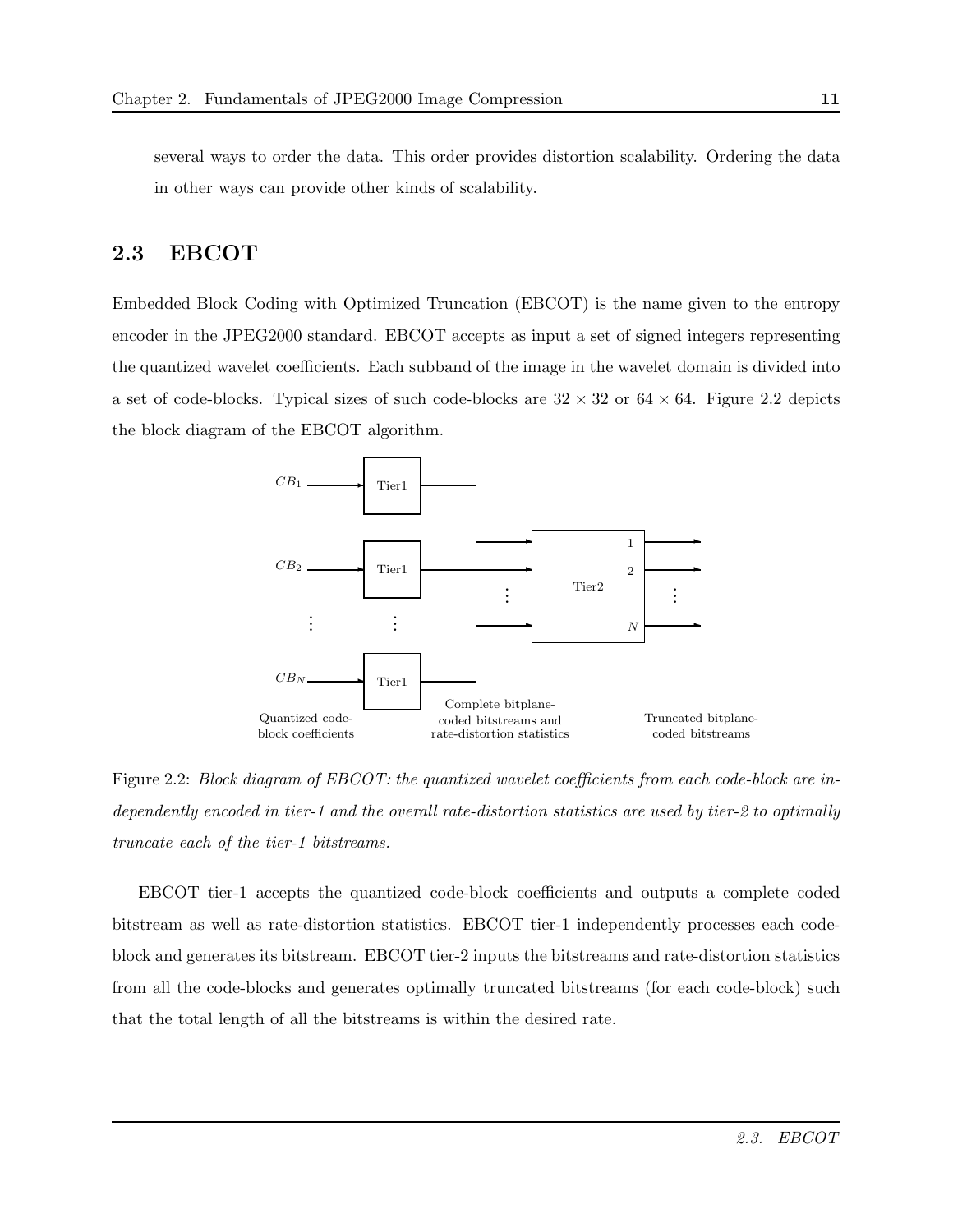several ways to order the data. This order provides distortion scalability. Ordering the data in other ways can provide other kinds of scalability.

## 2.3 EBCOT

Embedded Block Coding with Optimized Truncation (EBCOT) is the name given to the entropy encoder in the JPEG2000 standard. EBCOT accepts as input a set of signed integers representing the quantized wavelet coefficients. Each subband of the image in the wavelet domain is divided into a set of code-blocks. Typical sizes of such code-blocks are $32 \times 32$ or $64 \times 64$. Figure 2.2 depicts the block diagram of the EBCOT algorithm.

Figure 2.2: *Block diagram of EBCOT: the quantized wavelet coefficients from each code-block are independently encoded in tier-1 and the overall rate-distortion statistics are used by tier-2 to optimally truncate each of the tier-1 bitstreams.*

EBCOT tier-1 accepts the quantized code-block coefficients and outputs a complete coded bitstream as well as rate-distortion statistics. EBCOT tier-1 independently processes each code-block and generates its bitstream. EBCOT tier-2 inputs the bitstreams and rate-distortion statistics from all the code-blocks and generates optimally truncated bitstreams (for each code-block) such that the total length of all the bitstreams is within the desired rate.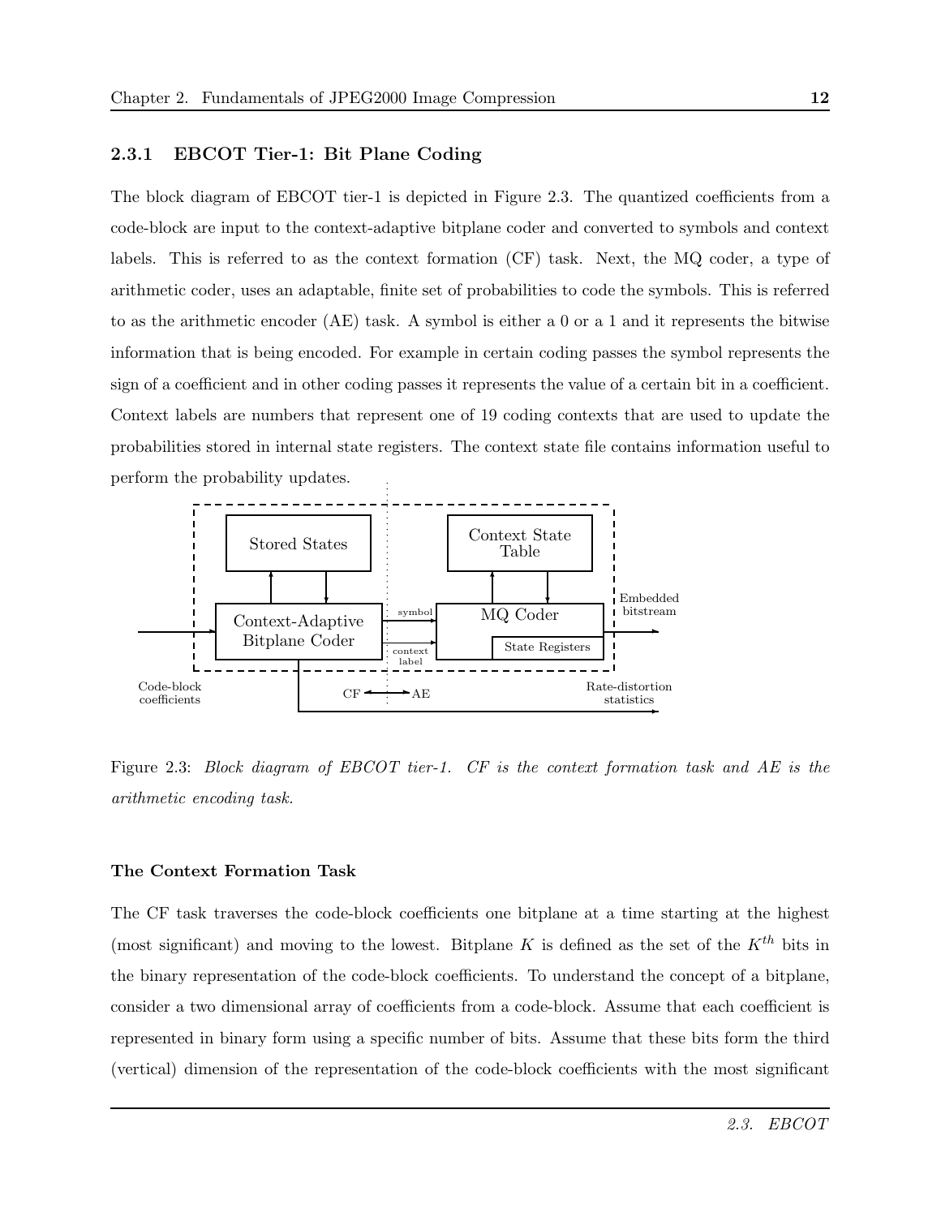### 2.3.1 EBCOT Tier-1: Bit Plane Coding

The block diagram of EBCOT tier-1 is depicted in Figure 2.3. The quantized coefficients from a code-block are input to the context-adaptive bitplane coder and converted to symbols and context labels. This is referred to as the context formation (CF) task. Next, the MQ coder, a type of arithmetic coder, uses an adaptable, finite set of probabilities to code the symbols. This is referred to as the arithmetic encoder (AE) task. A symbol is either a 0 or a 1 and it represents the bitwise information that is being encoded. For example in certain coding passes the symbol represents the sign of a coefficient and in other coding passes it represents the value of a certain bit in a coefficient. Context labels are numbers that represent one of 19 coding contexts that are used to update the probabilities stored in internal state registers. The context state file contains information useful to perform the probability updates.

Figure 2.3: *Block diagram of EBCOT tier-1. CF is the context formation task and AE is the arithmetic encoding task.*

#### The Context Formation Task

The CF task traverses the code-block coefficients one bitplane at a time starting at the highest (most significant) and moving to the lowest. Bitplane $K$ is defined as the set of the $K^{th}$ bits in the binary representation of the code-block coefficients. To understand the concept of a bitplane, consider a two dimensional array of coefficients from a code-block. Assume that each coefficient is represented in binary form using a specific number of bits. Assume that these bits form the third (vertical) dimension of the representation of the code-block coefficients with the most significant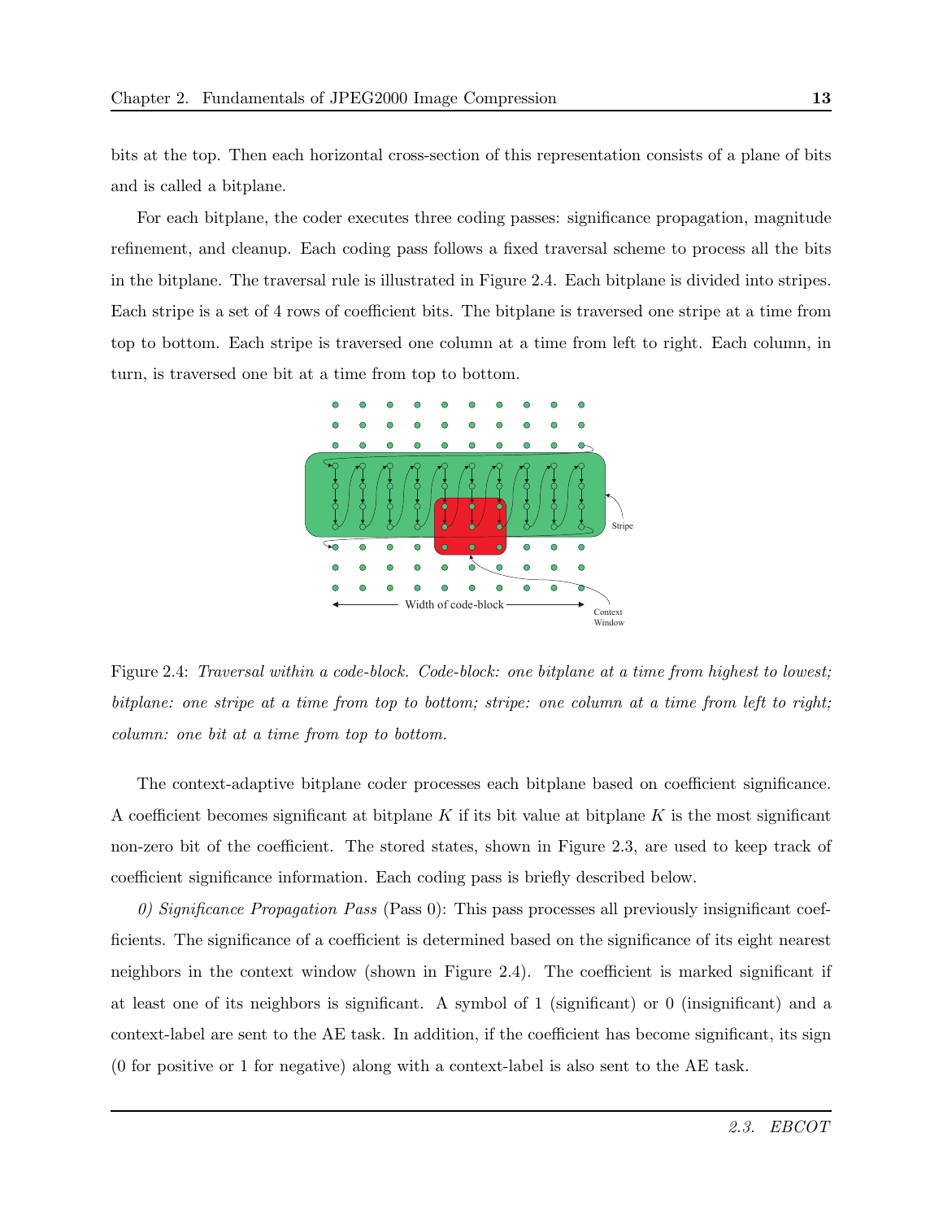bits at the top. Then each horizontal cross-section of this representation consists of a plane of bits and is called a bitplane.

For each bitplane, the coder executes three coding passes: significance propagation, magnitude refinement, and cleanup. Each coding pass follows a fixed traversal scheme to process all the bits in the bitplane. The traversal rule is illustrated in Figure 2.4. Each bitplane is divided into stripes. Each stripe is a set of 4 rows of coefficient bits. The bitplane is traversed one stripe at a time from top to bottom. Each stripe is traversed one column at a time from left to right. Each column, in turn, is traversed one bit at a time from top to bottom.

Figure 2.4: *Traversal within a code-block. Code-block: one bitplane at a time from highest to lowest; bitplane: one stripe at a time from top to bottom; stripe: one column at a time from left to right; column: one bit at a time from top to bottom.*

The context-adaptive bitplane coder processes each bitplane based on coefficient significance. A coefficient becomes significant at bitplane $K$ if its bit value at bitplane $K$ is the most significant non-zero bit of the coefficient. The stored states, shown in Figure 2.3, are used to keep track of coefficient significance information. Each coding pass is briefly described below.

*0) Significance Propagation Pass* (Pass 0): This pass processes all previously insignificant coefficients. The significance of a coefficient is determined based on the significance of its eight nearest neighbors in the context window (shown in Figure 2.4). The coefficient is marked significant if at least one of its neighbors is significant. A symbol of 1 (significant) or 0 (insignificant) and a context-label are sent to the AE task. In addition, if the coefficient has become significant, its sign (0 for positive or 1 for negative) along with a context-label is also sent to the AE task.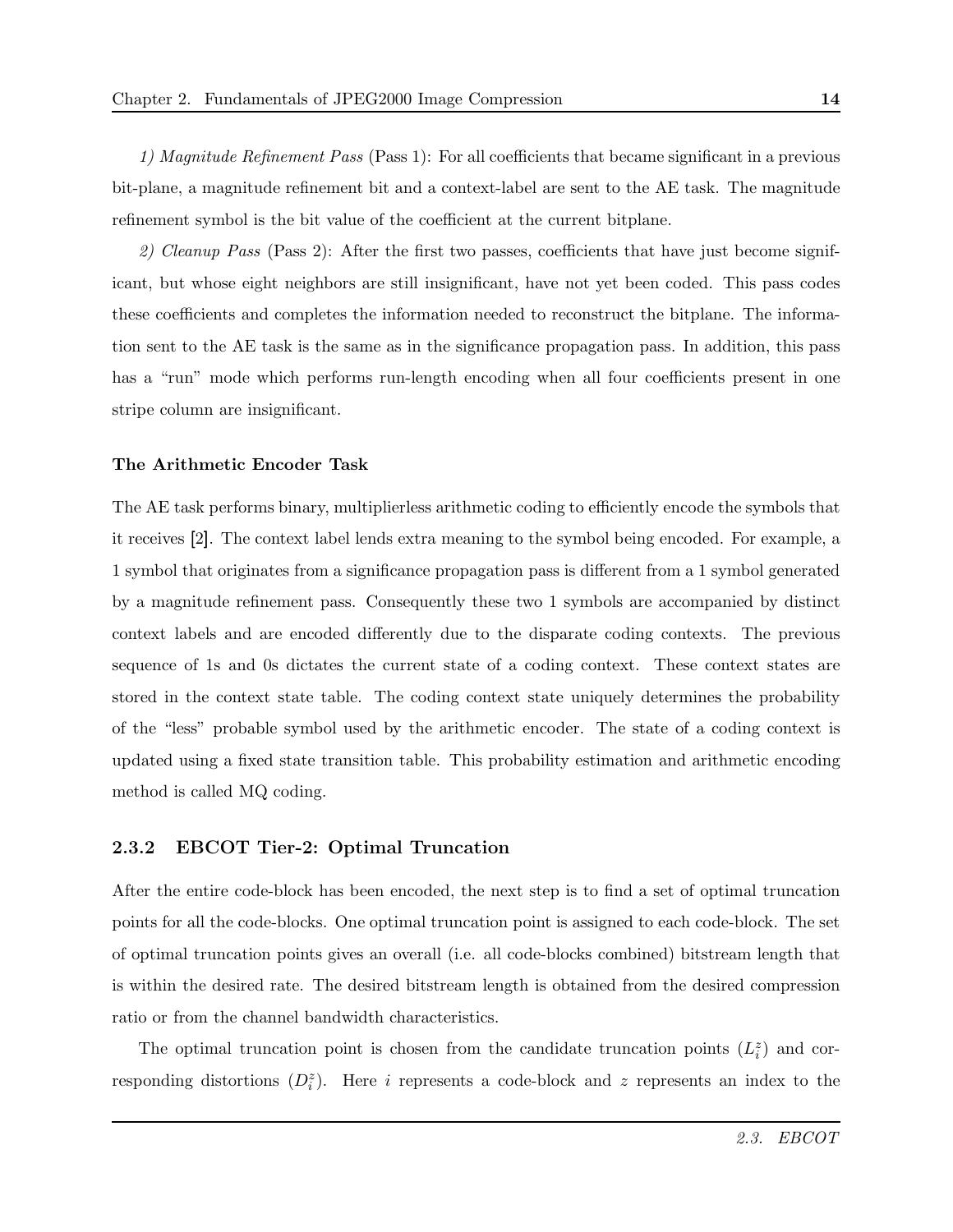*1) Magnitude Refinement Pass* (Pass 1): For all coefficients that became significant in a previous bit-plane, a magnitude refinement bit and a context-label are sent to the AE task. The magnitude refinement symbol is the bit value of the coefficient at the current bitplane.

*2) Cleanup Pass* (Pass 2): After the first two passes, coefficients that have just become significant, but whose eight neighbors are still insignificant, have not yet been coded. This pass codes these coefficients and completes the information needed to reconstruct the bitplane. The information sent to the AE task is the same as in the significance propagation pass. In addition, this pass has a "run" mode which performs run-length encoding when all four coefficients present in one stripe column are insignificant.

#### The Arithmetic Encoder Task

The AE task performs binary, multiplierless arithmetic coding to efficiently encode the symbols that it receives [2]. The context label lends extra meaning to the symbol being encoded. For example, a 1 symbol that originates from a significance propagation pass is different from a 1 symbol generated by a magnitude refinement pass. Consequently these two 1 symbols are accompanied by distinct context labels and are encoded differently due to the disparate coding contexts. The previous sequence of 1s and 0s dictates the current state of a coding context. These context states are stored in the context state table. The coding context state uniquely determines the probability of the "less" probable symbol used by the arithmetic encoder. The state of a coding context is updated using a fixed state transition table. This probability estimation and arithmetic encoding method is called MQ coding.

### 2.3.2 EBCOT Tier-2: Optimal Truncation

After the entire code-block has been encoded, the next step is to find a set of optimal truncation points for all the code-blocks. One optimal truncation point is assigned to each code-block. The set of optimal truncation points gives an overall (i.e. all code-blocks combined) bitstream length that is within the desired rate. The desired bitstream length is obtained from the desired compression ratio or from the channel bandwidth characteristics.

The optimal truncation point is chosen from the candidate truncation points ($L_i^z$) and corresponding distortions ($D_i^z$). Here $i$ represents a code-block and $z$ represents an index to the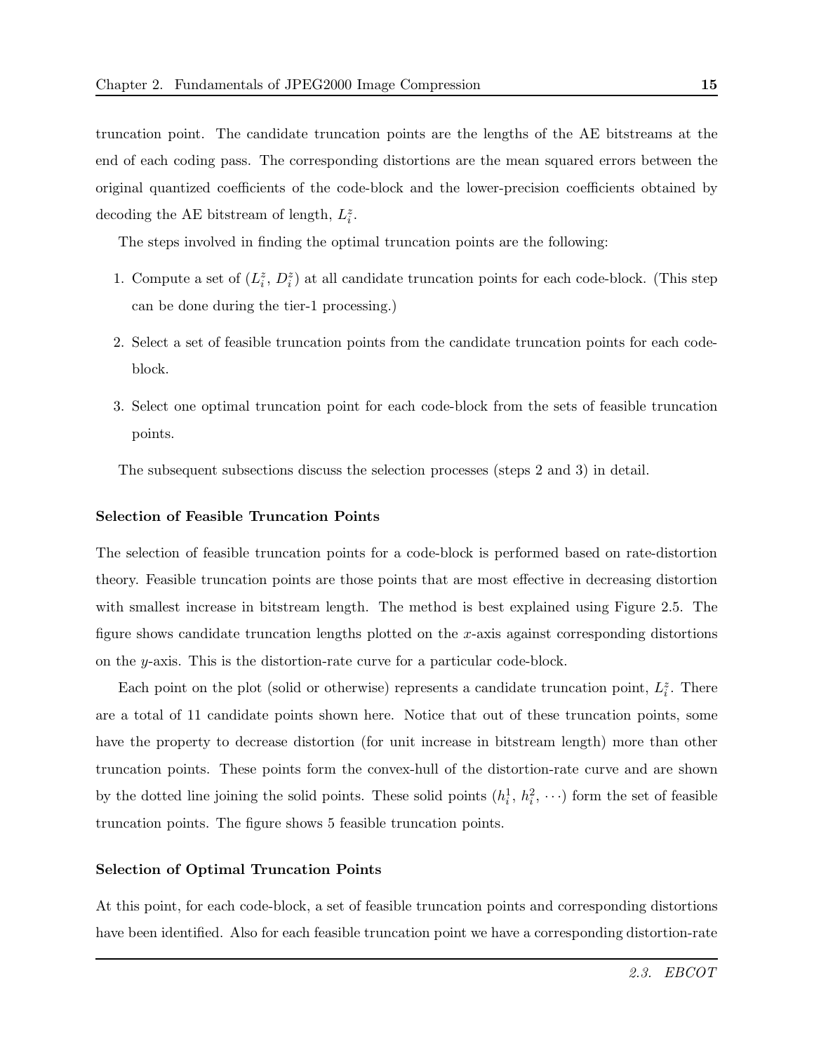truncation point. The candidate truncation points are the lengths of the AE bitstreams at the end of each coding pass. The corresponding distortions are the mean squared errors between the original quantized coefficients of the code-block and the lower-precision coefficients obtained by decoding the AE bitstream of length, $L_i^z$.

The steps involved in finding the optimal truncation points are the following:

1. Compute a set of ($L_i^z$, $D_i^z$) at all candidate truncation points for each code-block. (This step can be done during the tier-1 processing.)
2. Select a set of feasible truncation points from the candidate truncation points for each code-block.
3. Select one optimal truncation point for each code-block from the sets of feasible truncation points.

The subsequent subsections discuss the selection processes (steps 2 and 3) in detail.

**Selection of Feasible Truncation Points**

The selection of feasible truncation points for a code-block is performed based on rate-distortion theory. Feasible truncation points are those points that are most effective in decreasing distortion with smallest increase in bitstream length. The method is best explained using Figure 2.5. The figure shows candidate truncation lengths plotted on the $x$-axis against corresponding distortions on the $y$-axis. This is the distortion-rate curve for a particular code-block.

Each point on the plot (solid or otherwise) represents a candidate truncation point, $L_i^z$. There are a total of 11 candidate points shown here. Notice that out of these truncation points, some have the property to decrease distortion (for unit increase in bitstream length) more than other truncation points. These points form the convex-hull of the distortion-rate curve and are shown by the dotted line joining the solid points. These solid points ($h_i^1$, $h_i^2$, $\cdots$) form the set of feasible truncation points. The figure shows 5 feasible truncation points.

**Selection of Optimal Truncation Points**

At this point, for each code-block, a set of feasible truncation points and corresponding distortions have been identified. Also for each feasible truncation point we have a corresponding distortion-rate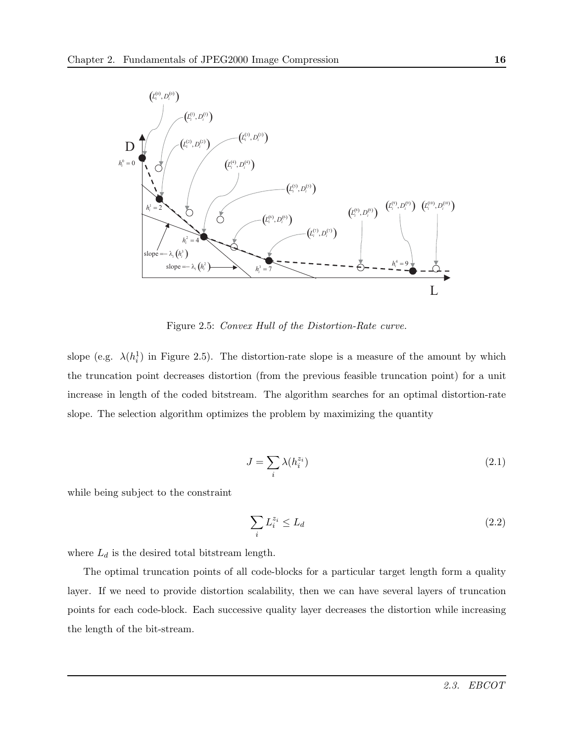Figure 2.5: *Convex Hull of the Distortion-Rate curve.*

slope (e.g. $\lambda(h_i^1)$ in Figure 2.5). The distortion-rate slope is a measure of the amount by which the truncation point decreases distortion (from the previous feasible truncation point) for a unit increase in length of the coded bitstream. The algorithm searches for an optimal distortion-rate slope. The selection algorithm optimizes the problem by maximizing the quantity

$$J = \sum_i \lambda(h_i^{z_i}) \tag{2.1}$$

while being subject to the constraint

$$\sum_i L_i^{z_i} \leq L_d \tag{2.2}$$

where $L_d$ is the desired total bitstream length.

The optimal truncation points of all code-blocks for a particular target length form a quality layer. If we need to provide distortion scalability, then we can have several layers of truncation points for each code-block. Each successive quality layer decreases the distortion while increasing the length of the bit-stream.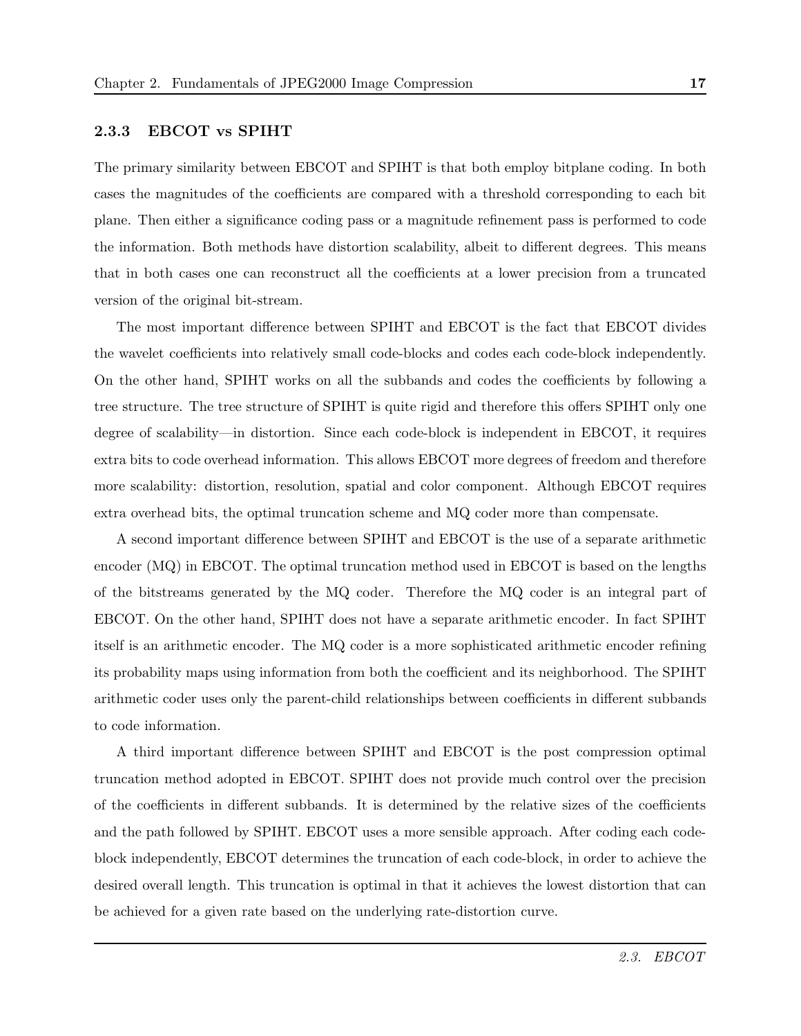### 2.3.3 EBCOT vs SPIHT

The primary similarity between EBCOT and SPIHT is that both employ bitplane coding. In both cases the magnitudes of the coefficients are compared with a threshold corresponding to each bit plane. Then either a significance coding pass or a magnitude refinement pass is performed to code the information. Both methods have distortion scalability, albeit to different degrees. This means that in both cases one can reconstruct all the coefficients at a lower precision from a truncated version of the original bit-stream.

The most important difference between SPIHT and EBCOT is the fact that EBCOT divides the wavelet coefficients into relatively small code-blocks and codes each code-block independently. On the other hand, SPIHT works on all the subbands and codes the coefficients by following a tree structure. The tree structure of SPIHT is quite rigid and therefore this offers SPIHT only one degree of scalability—in distortion. Since each code-block is independent in EBCOT, it requires extra bits to code overhead information. This allows EBCOT more degrees of freedom and therefore more scalability: distortion, resolution, spatial and color component. Although EBCOT requires extra overhead bits, the optimal truncation scheme and MQ coder more than compensate.

A second important difference between SPIHT and EBCOT is the use of a separate arithmetic encoder (MQ) in EBCOT. The optimal truncation method used in EBCOT is based on the lengths of the bitstreams generated by the MQ coder. Therefore the MQ coder is an integral part of EBCOT. On the other hand, SPIHT does not have a separate arithmetic encoder. In fact SPIHT itself is an arithmetic encoder. The MQ coder is a more sophisticated arithmetic encoder refining its probability maps using information from both the coefficient and its neighborhood. The SPIHT arithmetic coder uses only the parent-child relationships between coefficients in different subbands to code information.

A third important difference between SPIHT and EBCOT is the post compression optimal truncation method adopted in EBCOT. SPIHT does not provide much control over the precision of the coefficients in different subbands. It is determined by the relative sizes of the coefficients and the path followed by SPIHT. EBCOT uses a more sensible approach. After coding each code-block independently, EBCOT determines the truncation of each code-block, in order to achieve the desired overall length. This truncation is optimal in that it achieves the lowest distortion that can be achieved for a given rate based on the underlying rate-distortion curve.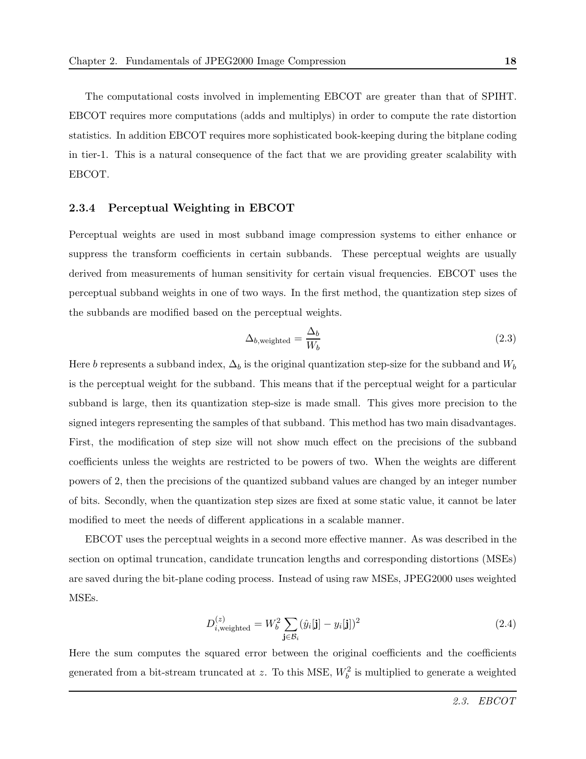The computational costs involved in implementing EBCOT are greater than that of SPIHT. EBCOT requires more computations (adds and multiplys) in order to compute the rate distortion statistics. In addition EBCOT requires more sophisticated book-keeping during the bitplane coding in tier-1. This is a natural consequence of the fact that we are providing greater scalability with EBCOT.

### 2.3.4 Perceptual Weighting in EBCOT

Perceptual weights are used in most subband image compression systems to either enhance or suppress the transform coefficients in certain subbands. These perceptual weights are usually derived from measurements of human sensitivity for certain visual frequencies. EBCOT uses the perceptual subband weights in one of two ways. In the first method, the quantization step sizes of the subbands are modified based on the perceptual weights.

$$\Delta_{b,\text{weighted}} = \frac{\Delta_b}{W_b} \tag{2.3}$$

Here $b$ represents a subband index, $\Delta_b$ is the original quantization step-size for the subband and $W_b$ is the perceptual weight for the subband. This means that if the perceptual weight for a particular subband is large, then its quantization step-size is made small. This gives more precision to the signed integers representing the samples of that subband. This method has two main disadvantages. First, the modification of step size will not show much effect on the precisions of the subband coefficients unless the weights are restricted to be powers of two. When the weights are different powers of 2, then the precisions of the quantized subband values are changed by an integer number of bits. Secondly, when the quantization step sizes are fixed at some static value, it cannot be later modified to meet the needs of different applications in a scalable manner.

EBCOT uses the perceptual weights in a second more effective manner. As was described in the section on optimal truncation, candidate truncation lengths and corresponding distortions (MSEs) are saved during the bit-plane coding process. Instead of using raw MSEs, JPEG2000 uses weighted MSEs.

$$D^{(z)}_{i,\text{weighted}} = W_b^2 \sum_{\mathbf{j} \in \mathcal{B}_i} (\hat{y}_i[\mathbf{j}] - y_i[\mathbf{j}])^2 \tag{2.4}$$

Here the sum computes the squared error between the original coefficients and the coefficients generated from a bit-stream truncated at $z$. To this MSE, $W_b^2$ is multiplied to generate a weighted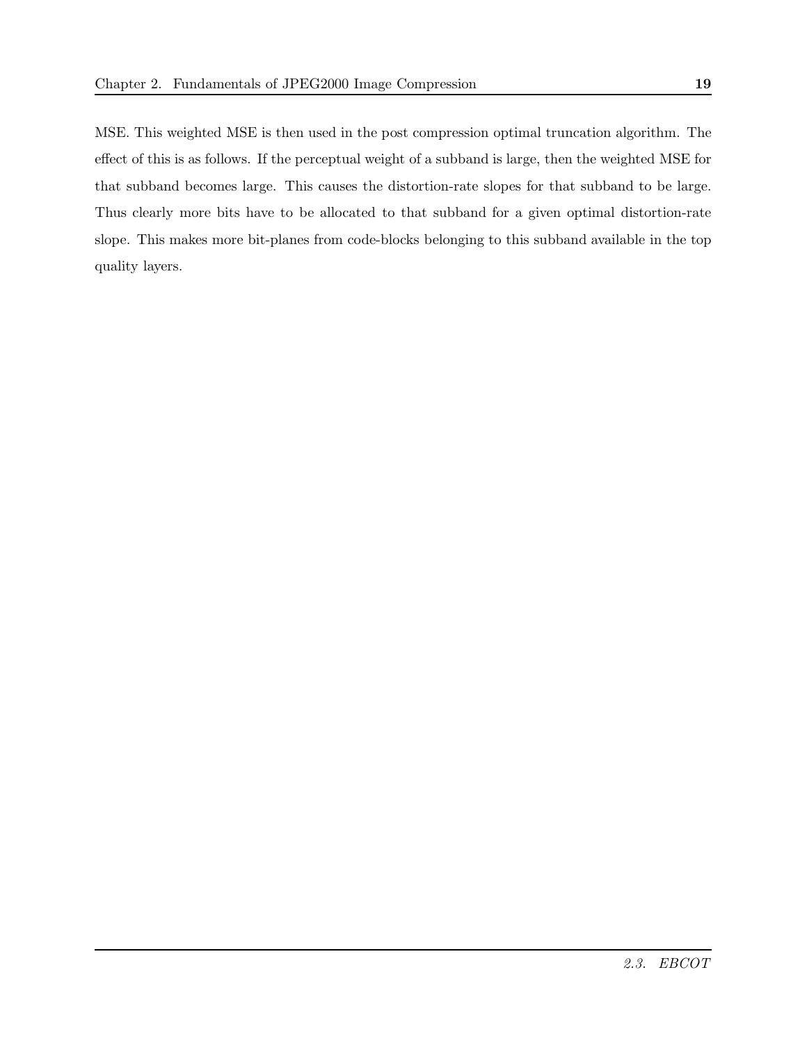MSE. This weighted MSE is then used in the post compression optimal truncation algorithm. The effect of this is as follows. If the perceptual weight of a subband is large, then the weighted MSE for that subband becomes large. This causes the distortion-rate slopes for that subband to be large. Thus clearly more bits have to be allocated to that subband for a given optimal distortion-rate slope. This makes more bit-planes from code-blocks belonging to this subband available in the top quality layers.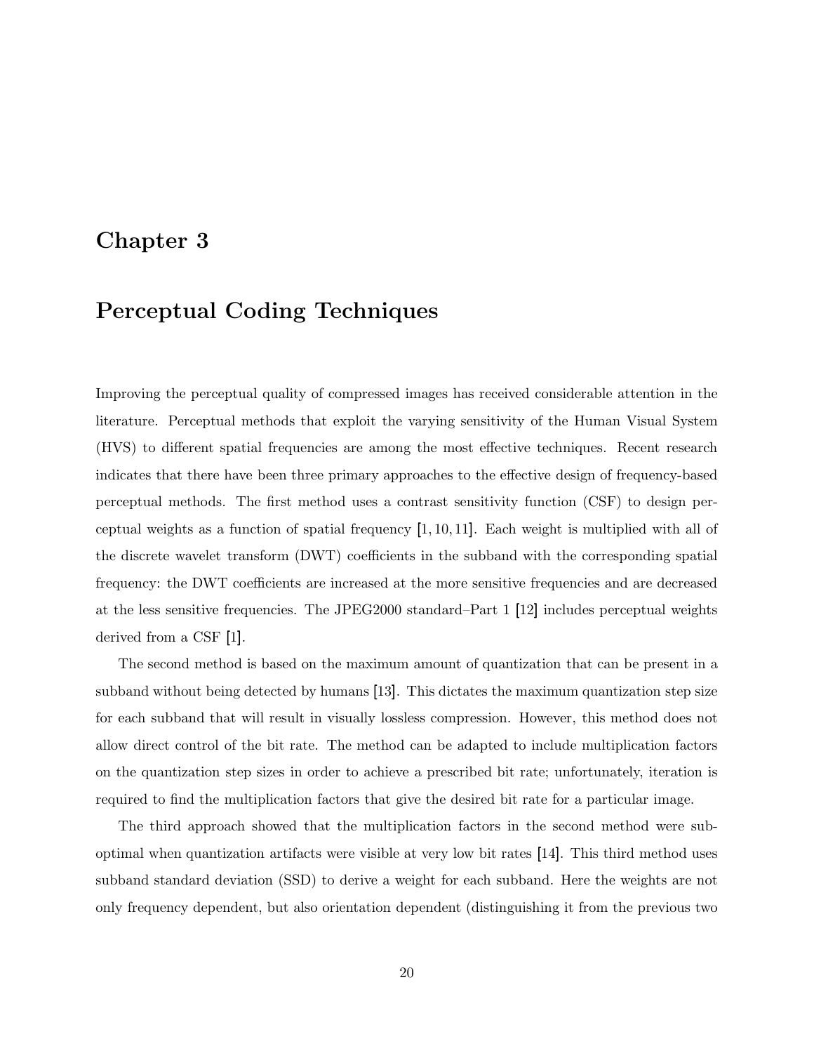# Chapter 3

# Perceptual Coding Techniques

Improving the perceptual quality of compressed images has received considerable attention in the literature. Perceptual methods that exploit the varying sensitivity of the Human Visual System (HVS) to different spatial frequencies are among the most effective techniques. Recent research indicates that there have been three primary approaches to the effective design of frequency-based perceptual methods. The first method uses a contrast sensitivity function (CSF) to design perceptual weights as a function of spatial frequency [1, 10, 11]. Each weight is multiplied with all of the discrete wavelet transform (DWT) coefficients in the subband with the corresponding spatial frequency: the DWT coefficients are increased at the more sensitive frequencies and are decreased at the less sensitive frequencies. The JPEG2000 standard–Part 1 [12] includes perceptual weights derived from a CSF [1].

The second method is based on the maximum amount of quantization that can be present in a subband without being detected by humans [13]. This dictates the maximum quantization step size for each subband that will result in visually lossless compression. However, this method does not allow direct control of the bit rate. The method can be adapted to include multiplication factors on the quantization step sizes in order to achieve a prescribed bit rate; unfortunately, iteration is required to find the multiplication factors that give the desired bit rate for a particular image.

The third approach showed that the multiplication factors in the second method were suboptimal when quantization artifacts were visible at very low bit rates [14]. This third method uses subband standard deviation (SSD) to derive a weight for each subband. Here the weights are not only frequency dependent, but also orientation dependent (distinguishing it from the previous two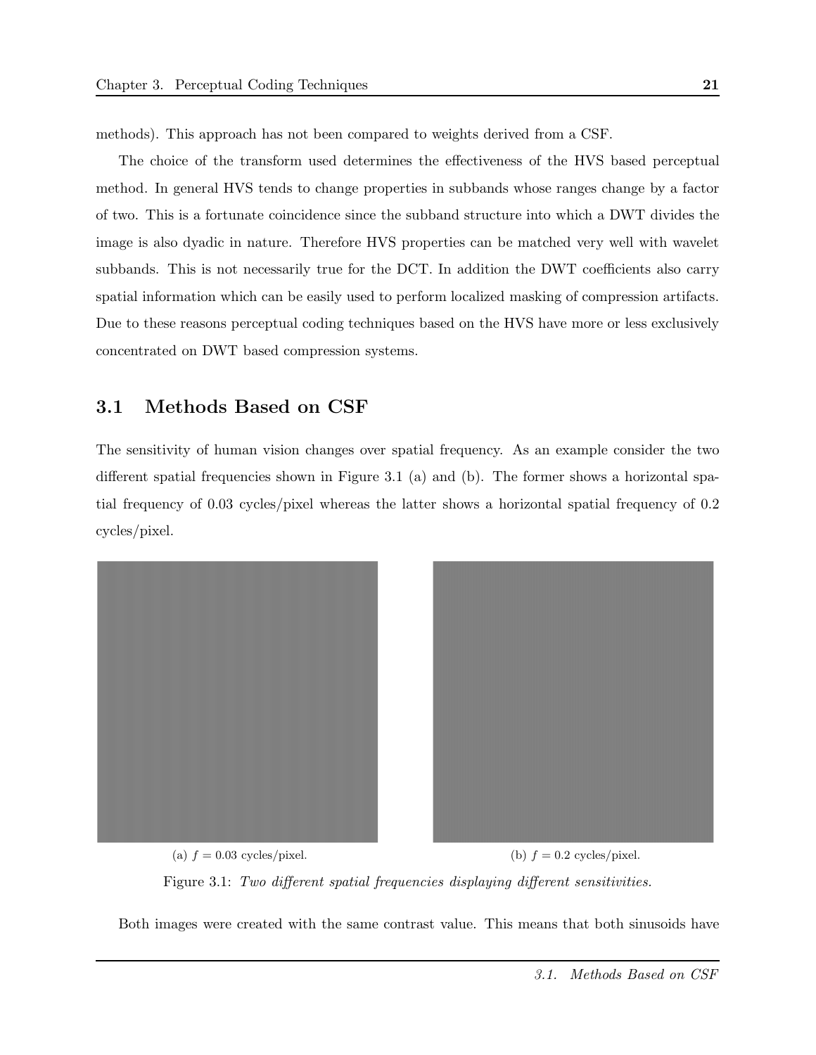methods). This approach has not been compared to weights derived from a CSF.

The choice of the transform used determines the effectiveness of the HVS based perceptual method. In general HVS tends to change properties in subbands whose ranges change by a factor of two. This is a fortunate coincidence since the subband structure into which a DWT divides the image is also dyadic in nature. Therefore HVS properties can be matched very well with wavelet subbands. This is not necessarily true for the DCT. In addition the DWT coefficients also carry spatial information which can be easily used to perform localized masking of compression artifacts. Due to these reasons perceptual coding techniques based on the HVS have more or less exclusively concentrated on DWT based compression systems.

## 3.1 Methods Based on CSF

The sensitivity of human vision changes over spatial frequency. As an example consider the two different spatial frequencies shown in Figure 3.1 (a) and (b). The former shows a horizontal spatial frequency of 0.03 cycles/pixel whereas the latter shows a horizontal spatial frequency of 0.2 cycles/pixel.

(a) $f = 0.03$ cycles/pixel.

(b) $f = 0.2$ cycles/pixel.

Figure 3.1: *Two different spatial frequencies displaying different sensitivities.*

Both images were created with the same contrast value. This means that both sinusoids have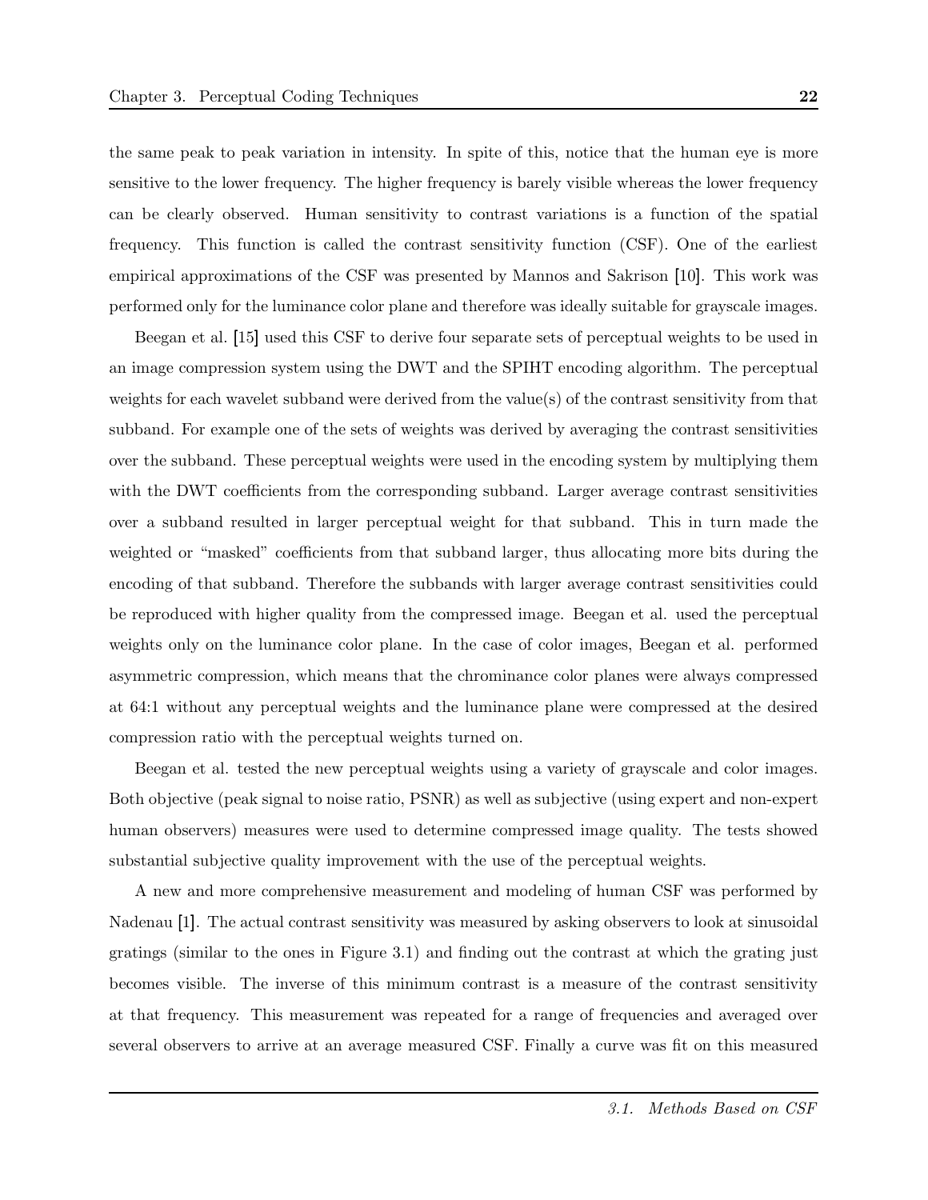the same peak to peak variation in intensity. In spite of this, notice that the human eye is more sensitive to the lower frequency. The higher frequency is barely visible whereas the lower frequency can be clearly observed. Human sensitivity to contrast variations is a function of the spatial frequency. This function is called the contrast sensitivity function (CSF). One of the earliest empirical approximations of the CSF was presented by Mannos and Sakrison [10]. This work was performed only for the luminance color plane and therefore was ideally suitable for grayscale images.

Beegan et al. [15] used this CSF to derive four separate sets of perceptual weights to be used in an image compression system using the DWT and the SPIHT encoding algorithm. The perceptual weights for each wavelet subband were derived from the value(s) of the contrast sensitivity from that subband. For example one of the sets of weights was derived by averaging the contrast sensitivities over the subband. These perceptual weights were used in the encoding system by multiplying them with the DWT coefficients from the corresponding subband. Larger average contrast sensitivities over a subband resulted in larger perceptual weight for that subband. This in turn made the weighted or "masked" coefficients from that subband larger, thus allocating more bits during the encoding of that subband. Therefore the subbands with larger average contrast sensitivities could be reproduced with higher quality from the compressed image. Beegan et al. used the perceptual weights only on the luminance color plane. In the case of color images, Beegan et al. performed asymmetric compression, which means that the chrominance color planes were always compressed at 64:1 without any perceptual weights and the luminance plane were compressed at the desired compression ratio with the perceptual weights turned on.

Beegan et al. tested the new perceptual weights using a variety of grayscale and color images. Both objective (peak signal to noise ratio, PSNR) as well as subjective (using expert and non-expert human observers) measures were used to determine compressed image quality. The tests showed substantial subjective quality improvement with the use of the perceptual weights.

A new and more comprehensive measurement and modeling of human CSF was performed by Nadenau [1]. The actual contrast sensitivity was measured by asking observers to look at sinusoidal gratings (similar to the ones in Figure 3.1) and finding out the contrast at which the grating just becomes visible. The inverse of this minimum contrast is a measure of the contrast sensitivity at that frequency. This measurement was repeated for a range of frequencies and averaged over several observers to arrive at an average measured CSF. Finally a curve was fit on this measured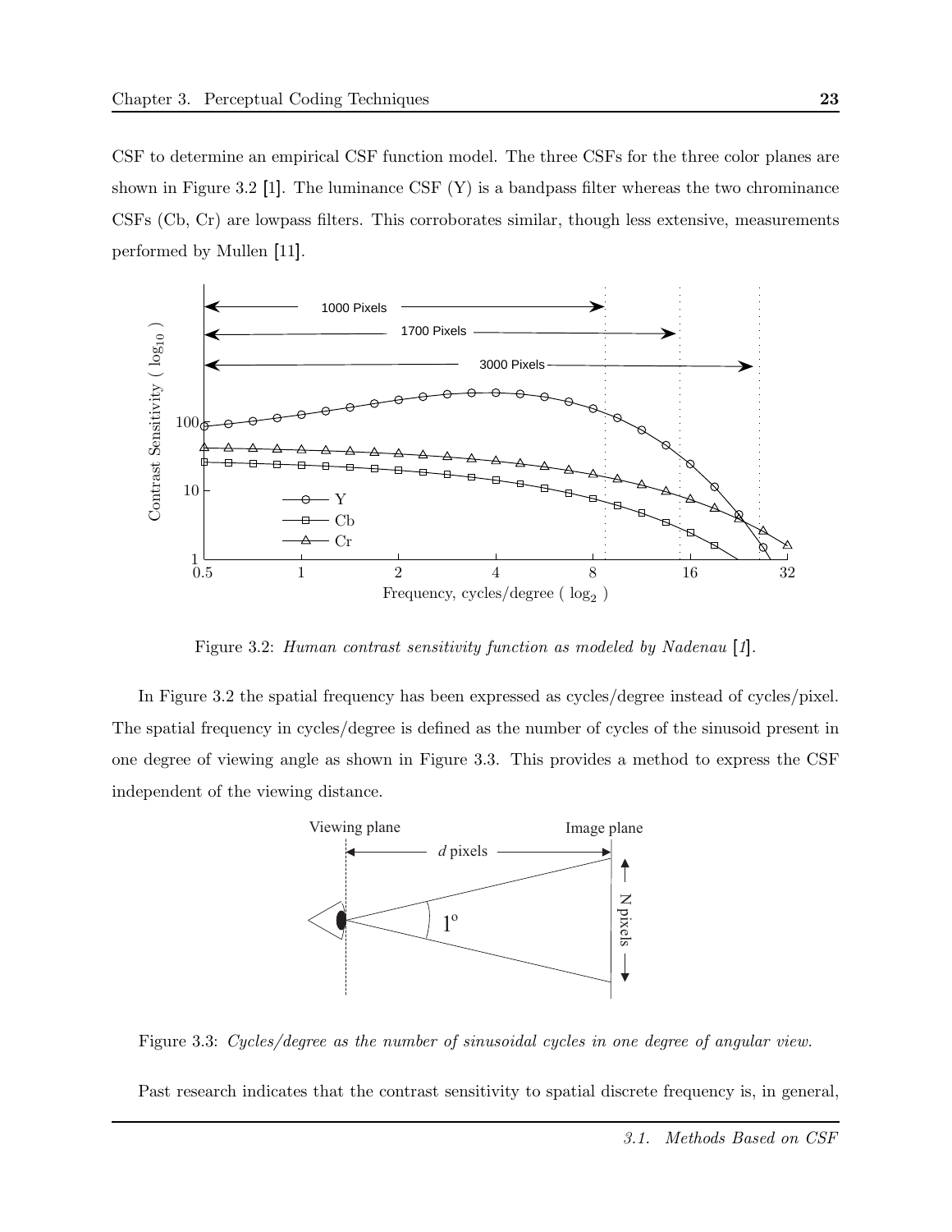CSF to determine an empirical CSF function model. The three CSFs for the three color planes are shown in Figure 3.2 [1]. The luminance CSF (Y) is a bandpass filter whereas the two chrominance CSFs (Cb, Cr) are lowpass filters. This corroborates similar, though less extensive, measurements performed by Mullen [11].

Figure 3.2: *Human contrast sensitivity function as modeled by Nadenau [1].*

In Figure 3.2 the spatial frequency has been expressed as cycles/degree instead of cycles/pixel. The spatial frequency in cycles/degree is defined as the number of cycles of the sinusoid present in one degree of viewing angle as shown in Figure 3.3. This provides a method to express the CSF independent of the viewing distance.

Figure 3.3: *Cycles/degree as the number of sinusoidal cycles in one degree of angular view.*

Past research indicates that the contrast sensitivity to spatial discrete frequency is, in general,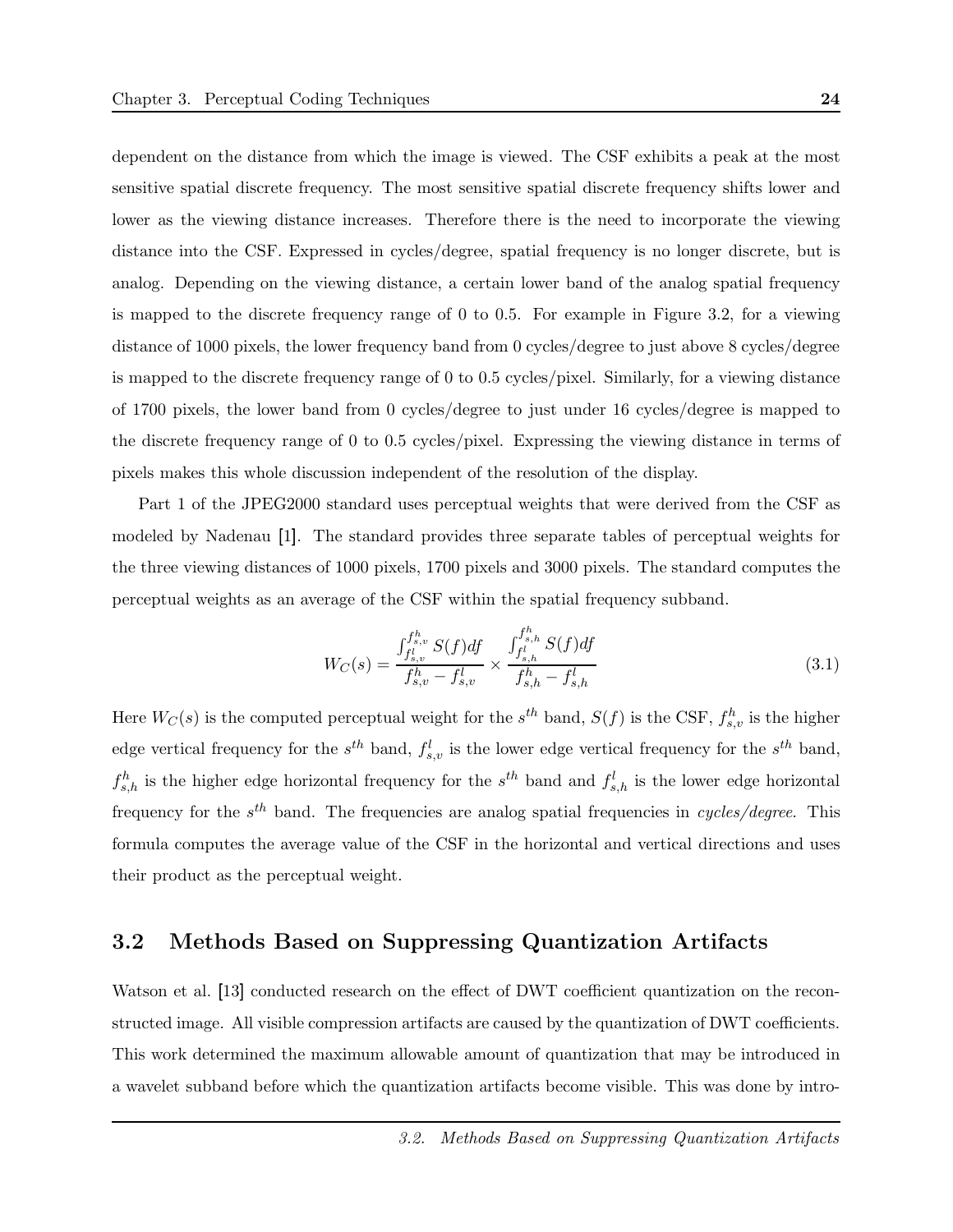dependent on the distance from which the image is viewed. The CSF exhibits a peak at the most sensitive spatial discrete frequency. The most sensitive spatial discrete frequency shifts lower and lower as the viewing distance increases. Therefore there is the need to incorporate the viewing distance into the CSF. Expressed in cycles/degree, spatial frequency is no longer discrete, but is analog. Depending on the viewing distance, a certain lower band of the analog spatial frequency is mapped to the discrete frequency range of 0 to 0.5. For example in Figure 3.2, for a viewing distance of 1000 pixels, the lower frequency band from 0 cycles/degree to just above 8 cycles/degree is mapped to the discrete frequency range of 0 to 0.5 cycles/pixel. Similarly, for a viewing distance of 1700 pixels, the lower band from 0 cycles/degree to just under 16 cycles/degree is mapped to the discrete frequency range of 0 to 0.5 cycles/pixel. Expressing the viewing distance in terms of pixels makes this whole discussion independent of the resolution of the display.

Part 1 of the JPEG2000 standard uses perceptual weights that were derived from the CSF as modeled by Nadenau [1]. The standard provides three separate tables of perceptual weights for the three viewing distances of 1000 pixels, 1700 pixels and 3000 pixels. The standard computes the perceptual weights as an average of the CSF within the spatial frequency subband.

$$W_C(s) = \frac{\int_{f^l_{s,v}}^{f^h_{s,v}} S(f)df}{f^h_{s,v} - f^l_{s,v}} \times \frac{\int_{f^l_{s,h}}^{f^h_{s,h}} S(f)df}{f^h_{s,h} - f^l_{s,h}} \tag{3.1}$$

Here $W_C(s)$ is the computed perceptual weight for the $s^{th}$ band, $S(f)$ is the CSF, $f^h_{s,v}$ is the higher edge vertical frequency for the $s^{th}$ band, $f^l_{s,v}$ is the lower edge vertical frequency for the $s^{th}$ band, $f^h_{s,h}$ is the higher edge horizontal frequency for the $s^{th}$ band and $f^l_{s,h}$ is the lower edge horizontal frequency for the $s^{th}$ band. The frequencies are analog spatial frequencies in *cycles/degree*. This formula computes the average value of the CSF in the horizontal and vertical directions and uses their product as the perceptual weight.

## 3.2 Methods Based on Suppressing Quantization Artifacts

Watson et al. [13] conducted research on the effect of DWT coefficient quantization on the reconstructed image. All visible compression artifacts are caused by the quantization of DWT coefficients. This work determined the maximum allowable amount of quantization that may be introduced in a wavelet subband before which the quantization artifacts become visible. This was done by intro-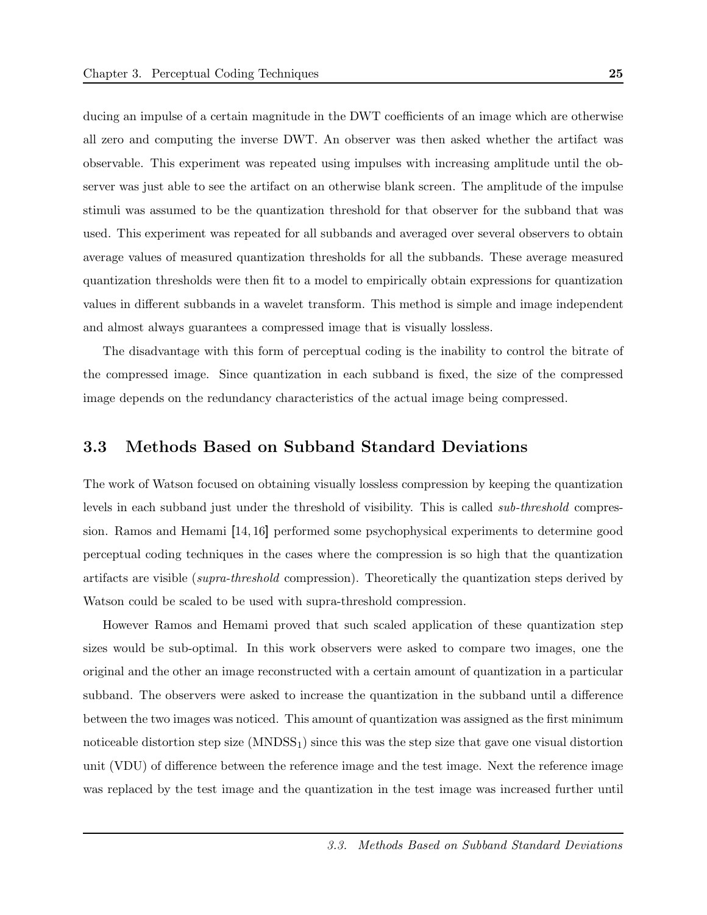ducing an impulse of a certain magnitude in the DWT coefficients of an image which are otherwise all zero and computing the inverse DWT. An observer was then asked whether the artifact was observable. This experiment was repeated using impulses with increasing amplitude until the observer was just able to see the artifact on an otherwise blank screen. The amplitude of the impulse stimuli was assumed to be the quantization threshold for that observer for the subband that was used. This experiment was repeated for all subbands and averaged over several observers to obtain average values of measured quantization thresholds for all the subbands. These average measured quantization thresholds were then fit to a model to empirically obtain expressions for quantization values in different subbands in a wavelet transform. This method is simple and image independent and almost always guarantees a compressed image that is visually lossless.

The disadvantage with this form of perceptual coding is the inability to control the bitrate of the compressed image. Since quantization in each subband is fixed, the size of the compressed image depends on the redundancy characteristics of the actual image being compressed.

## 3.3 Methods Based on Subband Standard Deviations

The work of Watson focused on obtaining visually lossless compression by keeping the quantization levels in each subband just under the threshold of visibility. This is called *sub-threshold* compression. Ramos and Hemami [14, 16] performed some psychophysical experiments to determine good perceptual coding techniques in the cases where the compression is so high that the quantization artifacts are visible (*supra-threshold* compression). Theoretically the quantization steps derived by Watson could be scaled to be used with supra-threshold compression.

However Ramos and Hemami proved that such scaled application of these quantization step sizes would be sub-optimal. In this work observers were asked to compare two images, one the original and the other an image reconstructed with a certain amount of quantization in a particular subband. The observers were asked to increase the quantization in the subband until a difference between the two images was noticed. This amount of quantization was assigned as the first minimum noticeable distortion step size ($\text{MNDSS}_1$) since this was the step size that gave one visual distortion unit (VDU) of difference between the reference image and the test image. Next the reference image was replaced by the test image and the quantization in the test image was increased further until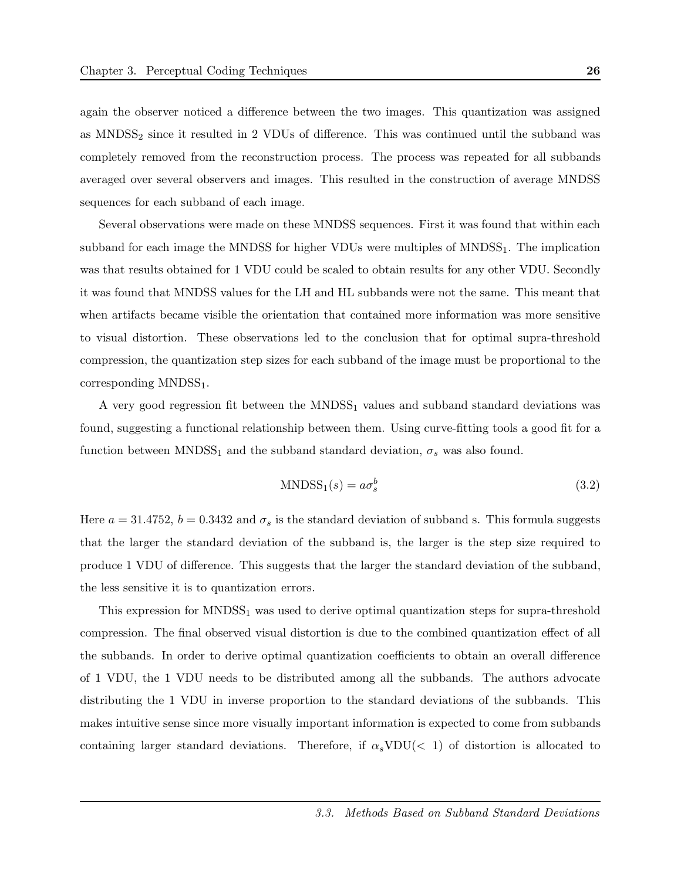again the observer noticed a difference between the two images. This quantization was assigned as $\text{MNDSS}_2$ since it resulted in 2 VDUs of difference. This was continued until the subband was completely removed from the reconstruction process. The process was repeated for all subbands averaged over several observers and images. This resulted in the construction of average MNDSS sequences for each subband of each image.

Several observations were made on these MNDSS sequences. First it was found that within each subband for each image the MNDSS for higher VDUs were multiples of $\text{MNDSS}_1$. The implication was that results obtained for 1 VDU could be scaled to obtain results for any other VDU. Secondly it was found that MNDSS values for the LH and HL subbands were not the same. This meant that when artifacts became visible the orientation that contained more information was more sensitive to visual distortion. These observations led to the conclusion that for optimal supra-threshold compression, the quantization step sizes for each subband of the image must be proportional to the corresponding $\text{MNDSS}_1$.

A very good regression fit between the $\text{MNDSS}_1$ values and subband standard deviations was found, suggesting a functional relationship between them. Using curve-fitting tools a good fit for a function between $\text{MNDSS}_1$ and the subband standard deviation, $\sigma_s$ was also found.

$$\text{MNDSS}_1(s) = a\sigma_s^b \tag{3.2}$$

Here $a = 31.4752$, $b = 0.3432$ and $\sigma_s$ is the standard deviation of subband s. This formula suggests that the larger the standard deviation of the subband is, the larger is the step size required to produce 1 VDU of difference. This suggests that the larger the standard deviation of the subband, the less sensitive it is to quantization errors.

This expression for $\text{MNDSS}_1$ was used to derive optimal quantization steps for supra-threshold compression. The final observed visual distortion is due to the combined quantization effect of all the subbands. In order to derive optimal quantization coefficients to obtain an overall difference of 1 VDU, the 1 VDU needs to be distributed among all the subbands. The authors advocate distributing the 1 VDU in inverse proportion to the standard deviations of the subbands. This makes intuitive sense since more visually important information is expected to come from subbands containing larger standard deviations. Therefore, if $\alpha_s\text{VDU}(< 1)$ of distortion is allocated to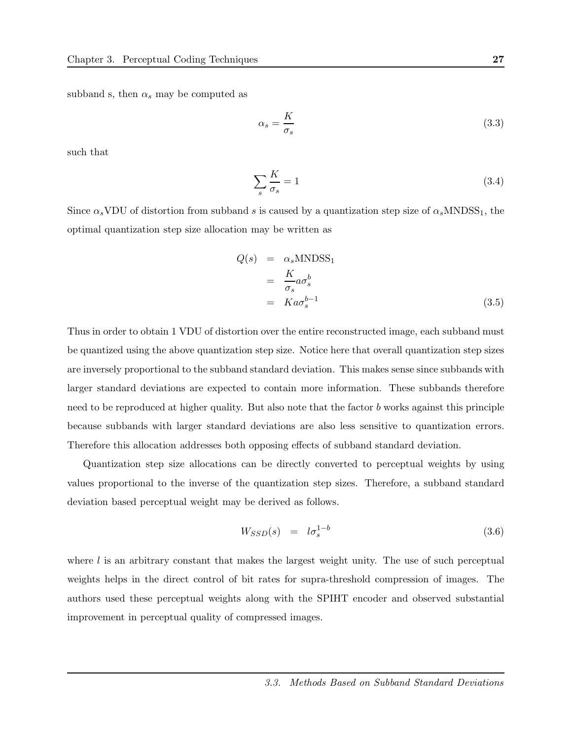subband s, then $\alpha_s$ may be computed as

$$\alpha_s = \frac{K}{\sigma_s} \tag{3.3}$$

such that

$$\sum_s \frac{K}{\sigma_s} = 1 \tag{3.4}$$

Since $\alpha_s$VDU of distortion from subband $s$ is caused by a quantization step size of $\alpha_s \text{MNDSS}_1$, the optimal quantization step size allocation may be written as

$$\begin{aligned} Q(s) &= \alpha_s \text{MNDSS}_1 \\ &= \frac{K}{\sigma_s} a \sigma_s^b \\ &= K a \sigma_s^{b-1} \end{aligned} \tag{3.5}$$

Thus in order to obtain 1 VDU of distortion over the entire reconstructed image, each subband must be quantized using the above quantization step size. Notice here that overall quantization step sizes are inversely proportional to the subband standard deviation. This makes sense since subbands with larger standard deviations are expected to contain more information. These subbands therefore need to be reproduced at higher quality. But also note that the factor $b$ works against this principle because subbands with larger standard deviations are also less sensitive to quantization errors. Therefore this allocation addresses both opposing effects of subband standard deviation.

Quantization step size allocations can be directly converted to perceptual weights by using values proportional to the inverse of the quantization step sizes. Therefore, a subband standard deviation based perceptual weight may be derived as follows.

$$W_{SSD}(s) = l \sigma_s^{1-b} \tag{3.6}$$

where $l$ is an arbitrary constant that makes the largest weight unity. The use of such perceptual weights helps in the direct control of bit rates for supra-threshold compression of images. The authors used these perceptual weights along with the SPIHT encoder and observed substantial improvement in perceptual quality of compressed images.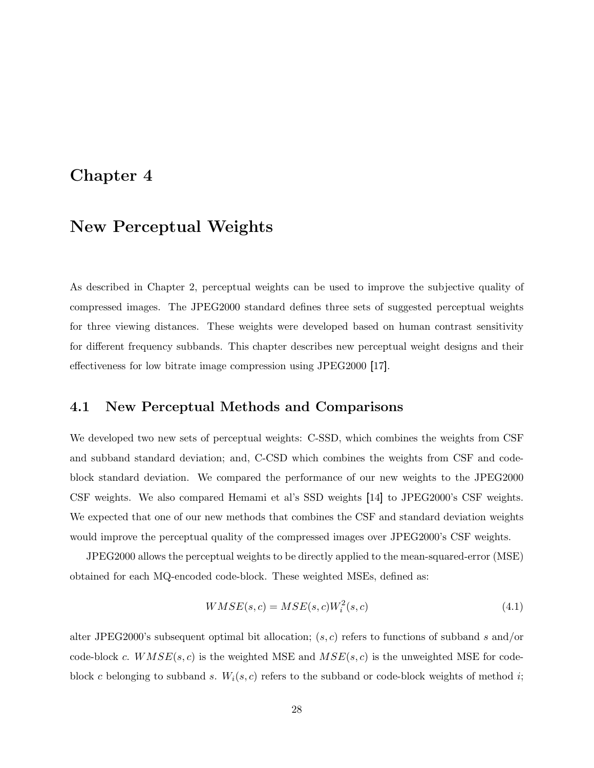# Chapter 4

# New Perceptual Weights

As described in Chapter 2, perceptual weights can be used to improve the subjective quality of compressed images. The JPEG2000 standard defines three sets of suggested perceptual weights for three viewing distances. These weights were developed based on human contrast sensitivity for different frequency subbands. This chapter describes new perceptual weight designs and their effectiveness for low bitrate image compression using JPEG2000 [17].

## 4.1 New Perceptual Methods and Comparisons

We developed two new sets of perceptual weights: C-SSD, which combines the weights from CSF and subband standard deviation; and, C-CSD which combines the weights from CSF and code-block standard deviation. We compared the performance of our new weights to the JPEG2000 CSF weights. We also compared Hemami et al's SSD weights [14] to JPEG2000's CSF weights. We expected that one of our new methods that combines the CSF and standard deviation weights would improve the perceptual quality of the compressed images over JPEG2000's CSF weights.

JPEG2000 allows the perceptual weights to be directly applied to the mean-squared-error (MSE) obtained for each MQ-encoded code-block. These weighted MSEs, defined as:

$$WMSE(s, c) = MSE(s, c)W_i^2(s, c) \tag{4.1}$$

alter JPEG2000's subsequent optimal bit allocation; $(s, c)$ refers to functions of subband $s$ and/or code-block $c$. $WMSE(s, c)$ is the weighted MSE and $MSE(s, c)$ is the unweighted MSE for code-block $c$ belonging to subband $s$. $W_i(s, c)$ refers to the subband or code-block weights of method $i$;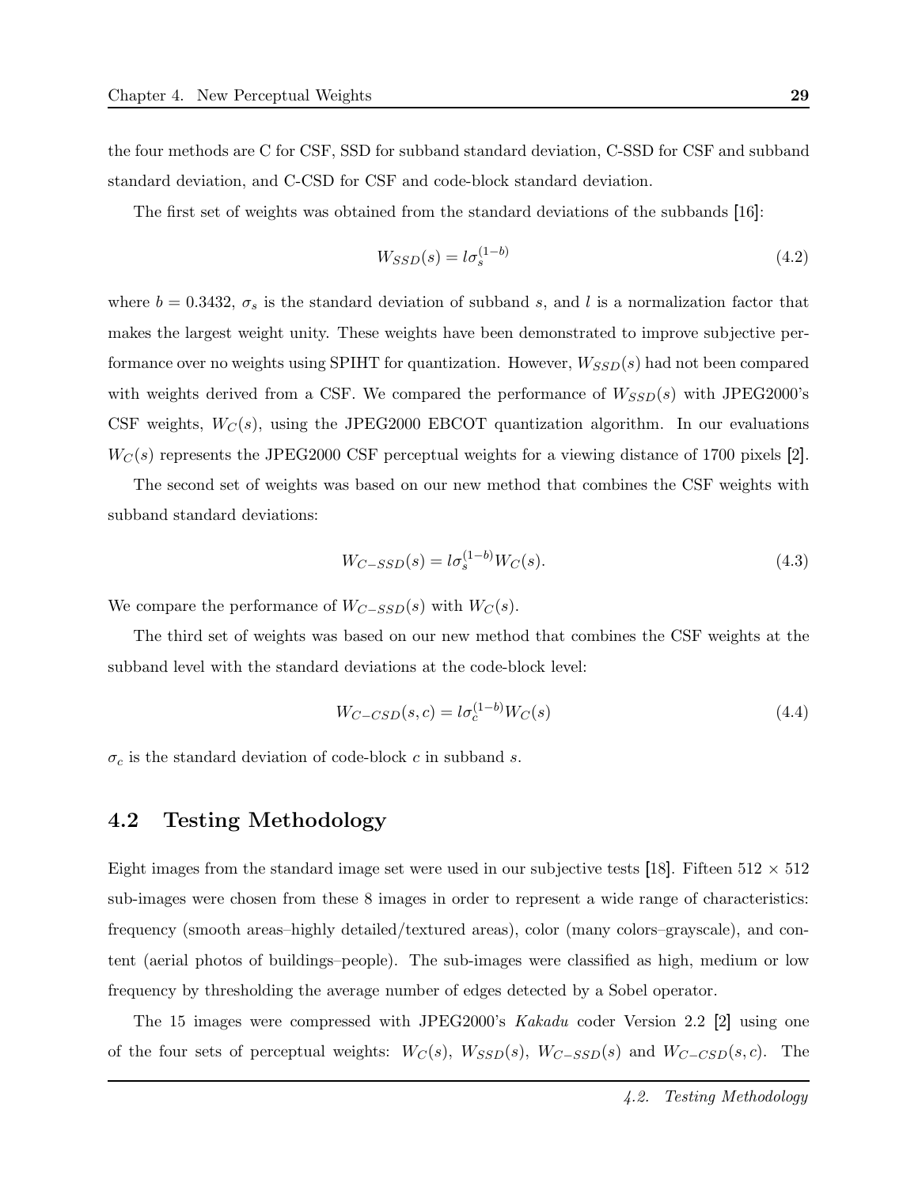the four methods are C for CSF, SSD for subband standard deviation, C-SSD for CSF and subband standard deviation, and C-CSD for CSF and code-block standard deviation.

The first set of weights was obtained from the standard deviations of the subbands [16]:

$$W_{SSD}(s) = l\sigma_s^{(1-b)} \tag{4.2}$$

where $b = 0.3432$, $\sigma_s$ is the standard deviation of subband $s$, and $l$ is a normalization factor that makes the largest weight unity. These weights have been demonstrated to improve subjective performance over no weights using SPIHT for quantization. However, $W_{SSD}(s)$ had not been compared with weights derived from a CSF. We compared the performance of $W_{SSD}(s)$ with JPEG2000's CSF weights, $W_C(s)$, using the JPEG2000 EBCOT quantization algorithm. In our evaluations $W_C(s)$ represents the JPEG2000 CSF perceptual weights for a viewing distance of 1700 pixels [2].

The second set of weights was based on our new method that combines the CSF weights with subband standard deviations:

$$W_{C-SSD}(s) = l\sigma_s^{(1-b)} W_C(s). \tag{4.3}$$

We compare the performance of $W_{C-SSD}(s)$ with $W_C(s)$.

The third set of weights was based on our new method that combines the CSF weights at the subband level with the standard deviations at the code-block level:

$$W_{C-CSD}(s, c) = l\sigma_c^{(1-b)} W_C(s) \tag{4.4}$$

$\sigma_c$ is the standard deviation of code-block $c$ in subband $s$.

## 4.2 Testing Methodology

Eight images from the standard image set were used in our subjective tests [18]. Fifteen $512 \times 512$ sub-images were chosen from these 8 images in order to represent a wide range of characteristics: frequency (smooth areas–highly detailed/textured areas), color (many colors–grayscale), and content (aerial photos of buildings–people). The sub-images were classified as high, medium or low frequency by thresholding the average number of edges detected by a Sobel operator.

The 15 images were compressed with JPEG2000's *Kakadu* coder Version 2.2 [2] using one of the four sets of perceptual weights: $W_C(s)$, $W_{SSD}(s)$, $W_{C-SSD}(s)$ and $W_{C-CSD}(s, c)$. The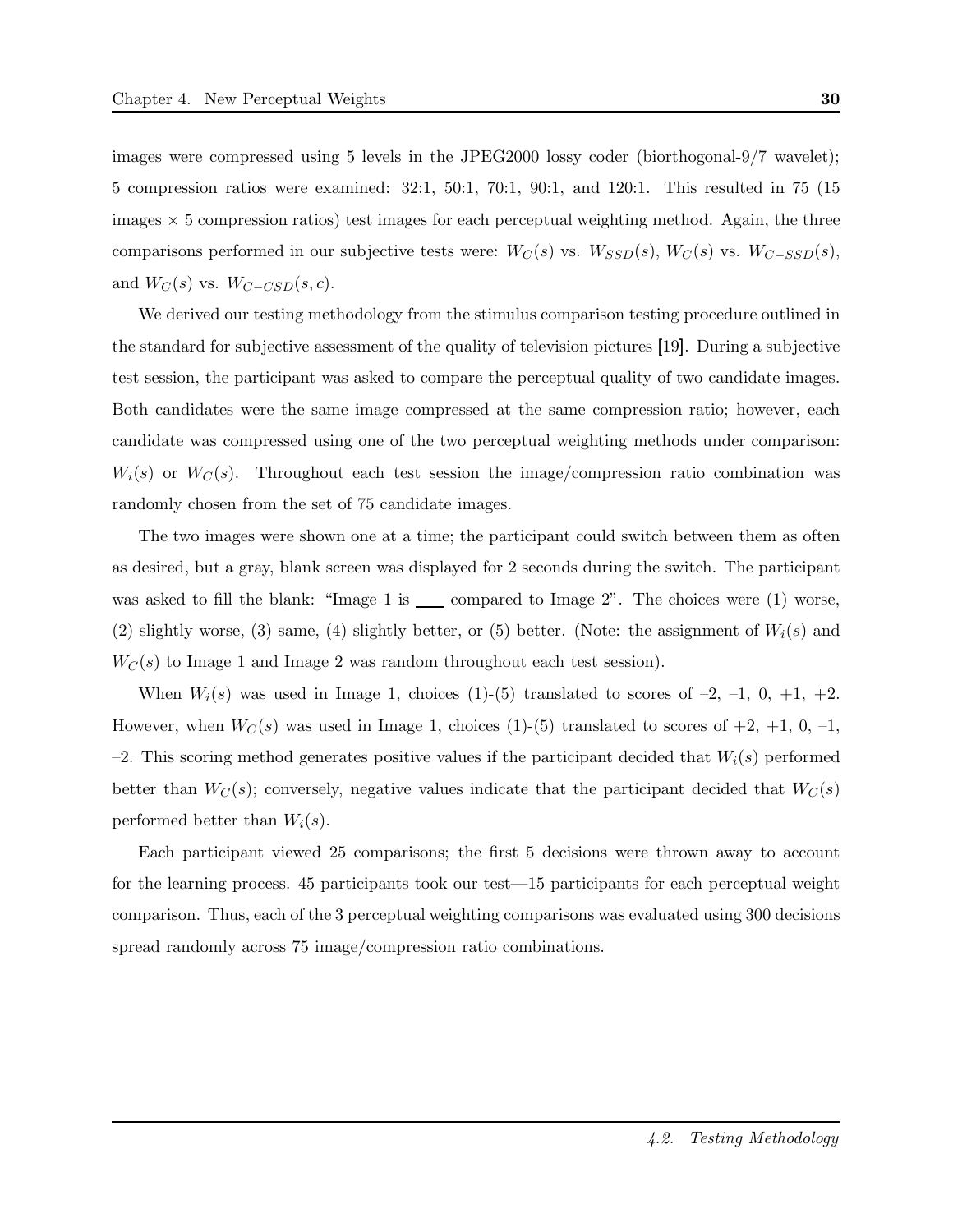images were compressed using 5 levels in the JPEG2000 lossy coder (biorthogonal-9/7 wavelet); 5 compression ratios were examined: 32:1, 50:1, 70:1, 90:1, and 120:1. This resulted in 75 (15 images $\times$ 5 compression ratios) test images for each perceptual weighting method. Again, the three comparisons performed in our subjective tests were: $W_C(s)$ vs. $W_{SSD}(s)$, $W_C(s)$ vs. $W_{C-SSD}(s)$, and $W_C(s)$ vs. $W_{C-CSD}(s, c)$.

We derived our testing methodology from the stimulus comparison testing procedure outlined in the standard for subjective assessment of the quality of television pictures [19]. During a subjective test session, the participant was asked to compare the perceptual quality of two candidate images. Both candidates were the same image compressed at the same compression ratio; however, each candidate was compressed using one of the two perceptual weighting methods under comparison: $W_i(s)$ or $W_C(s)$. Throughout each test session the image/compression ratio combination was randomly chosen from the set of 75 candidate images.

The two images were shown one at a time; the participant could switch between them as often as desired, but a gray, blank screen was displayed for 2 seconds during the switch. The participant was asked to fill the blank: "Image 1 is ___ compared to Image 2". The choices were (1) worse, (2) slightly worse, (3) same, (4) slightly better, or (5) better. (Note: the assignment of $W_i(s)$ and $W_C(s)$ to Image 1 and Image 2 was random throughout each test session).

When $W_i(s)$ was used in Image 1, choices (1)-(5) translated to scores of –2, –1, 0, +1, +2. However, when $W_C(s)$ was used in Image 1, choices (1)-(5) translated to scores of +2, +1, 0, –1, –2. This scoring method generates positive values if the participant decided that $W_i(s)$ performed better than $W_C(s)$; conversely, negative values indicate that the participant decided that $W_C(s)$ performed better than $W_i(s)$.

Each participant viewed 25 comparisons; the first 5 decisions were thrown away to account for the learning process. 45 participants took our test—15 participants for each perceptual weight comparison. Thus, each of the 3 perceptual weighting comparisons was evaluated using 300 decisions spread randomly across 75 image/compression ratio combinations.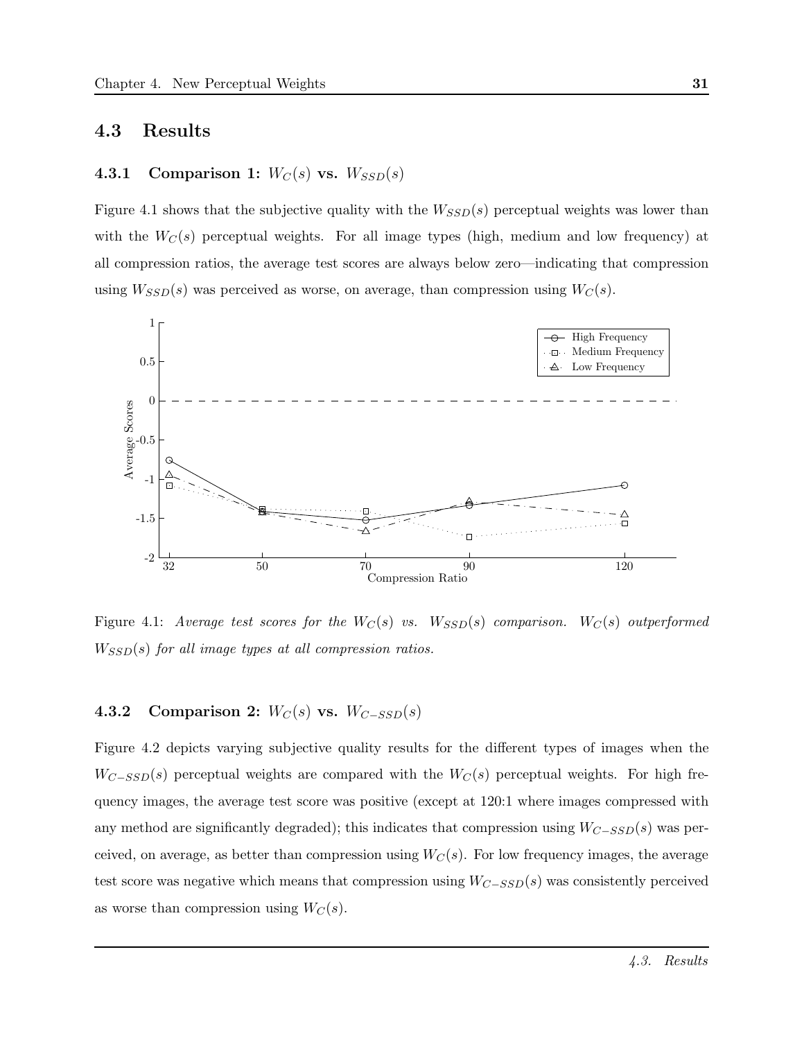## 4.3 Results

### 4.3.1 Comparison 1: $W_C(s)$ vs. $W_{SSD}(s)$

Figure 4.1 shows that the subjective quality with the $W_{SSD}(s)$ perceptual weights was lower than with the $W_C(s)$ perceptual weights. For all image types (high, medium and low frequency) at all compression ratios, the average test scores are always below zero—indicating that compression using $W_{SSD}(s)$ was perceived as worse, on average, than compression using $W_C(s)$.

Figure 4.1: *Average test scores for the $W_C(s)$ vs. $W_{SSD}(s)$ comparison. $W_C(s)$ outperformed $W_{SSD}(s)$ for all image types at all compression ratios.*

### 4.3.2 Comparison 2: $W_C(s)$ vs. $W_{C-SSD}(s)$

Figure 4.2 depicts varying subjective quality results for the different types of images when the $W_{C-SSD}(s)$ perceptual weights are compared with the $W_C(s)$ perceptual weights. For high frequency images, the average test score was positive (except at 120:1 where images compressed with any method are significantly degraded); this indicates that compression using $W_{C-SSD}(s)$ was perceived, on average, as better than compression using $W_C(s)$. For low frequency images, the average test score was negative which means that compression using $W_{C-SSD}(s)$ was consistently perceived as worse than compression using $W_C(s)$.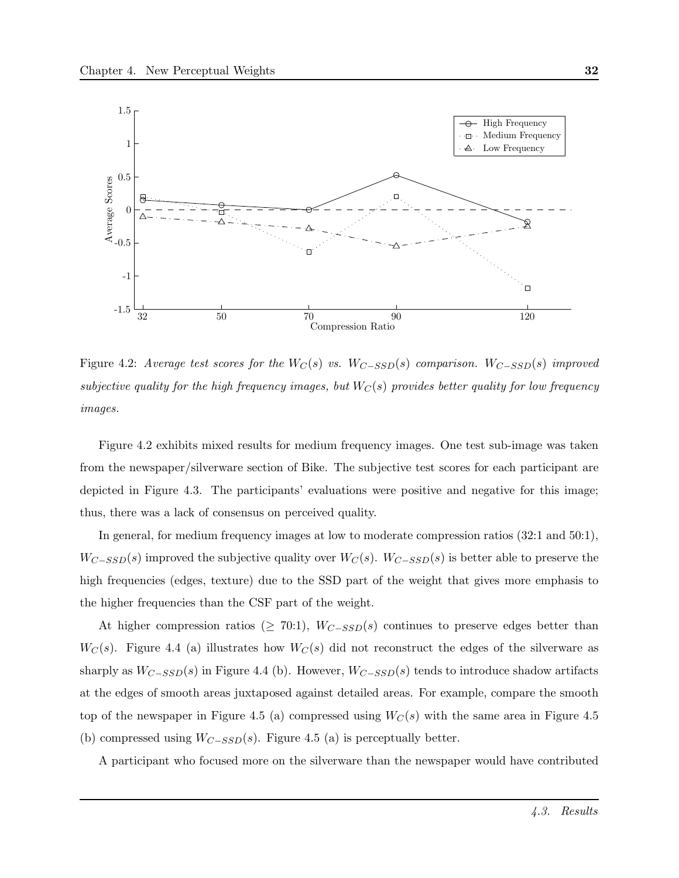Figure 4.2: *Average test scores for the $W_C(s)$ vs. $W_{C-SSD}(s)$ comparison. $W_{C-SSD}(s)$ improved subjective quality for the high frequency images, but $W_C(s)$ provides better quality for low frequency images.*

Figure 4.2 exhibits mixed results for medium frequency images. One test sub-image was taken from the newspaper/silverware section of Bike. The subjective test scores for each participant are depicted in Figure 4.3. The participants' evaluations were positive and negative for this image; thus, there was a lack of consensus on perceived quality.

In general, for medium frequency images at low to moderate compression ratios (32:1 and 50:1), $W_{C-SSD}(s)$ improved the subjective quality over $W_C(s)$. $W_{C-SSD}(s)$ is better able to preserve the high frequencies (edges, texture) due to the SSD part of the weight that gives more emphasis to the higher frequencies than the CSF part of the weight.

At higher compression ratios ($\geq$ 70:1), $W_{C-SSD}(s)$ continues to preserve edges better than $W_C(s)$. Figure 4.4 (a) illustrates how $W_C(s)$ did not reconstruct the edges of the silverware as sharply as $W_{C-SSD}(s)$ in Figure 4.4 (b). However, $W_{C-SSD}(s)$ tends to introduce shadow artifacts at the edges of smooth areas juxtaposed against detailed areas. For example, compare the smooth top of the newspaper in Figure 4.5 (a) compressed using $W_C(s)$ with the same area in Figure 4.5 (b) compressed using $W_{C-SSD}(s)$. Figure 4.5 (a) is perceptually better.

A participant who focused more on the silverware than the newspaper would have contributed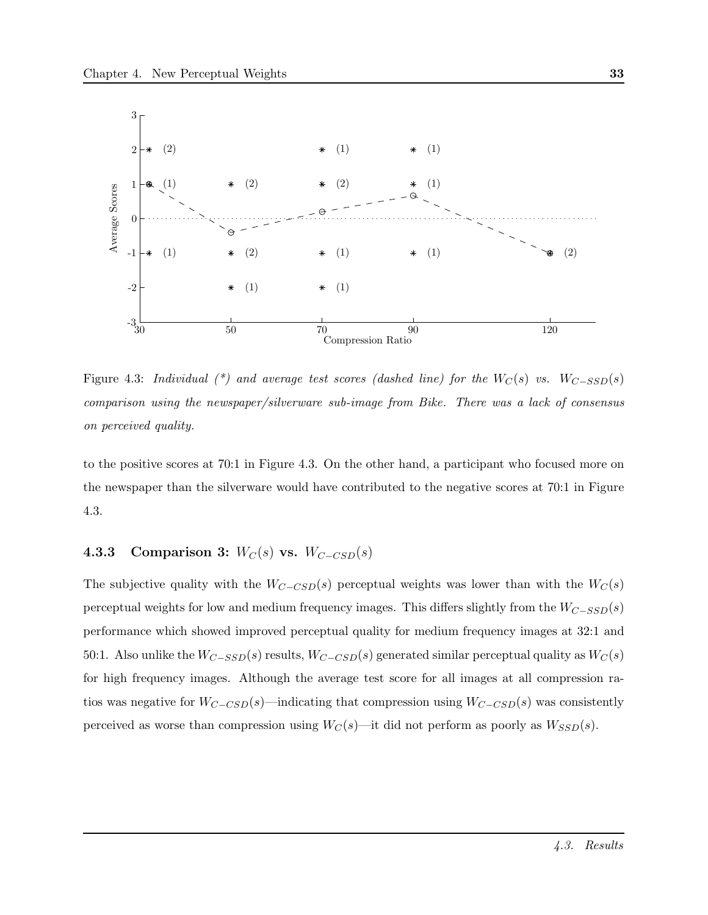Figure 4.3: *Individual (\*) and average test scores (dashed line) for the $W_C(s)$ vs. $W_{C-SSD}(s)$ comparison using the newspaper/silverware sub-image from Bike. There was a lack of consensus on perceived quality.*

to the positive scores at 70:1 in Figure 4.3. On the other hand, a participant who focused more on the newspaper than the silverware would have contributed to the negative scores at 70:1 in Figure 4.3.

### 4.3.3 Comparison 3: $W_C(s)$ vs. $W_{C-CSD}(s)$

The subjective quality with the $W_{C-CSD}(s)$ perceptual weights was lower than with the $W_C(s)$ perceptual weights for low and medium frequency images. This differs slightly from the $W_{C-SSD}(s)$ performance which showed improved perceptual quality for medium frequency images at 32:1 and 50:1. Also unlike the $W_{C-SSD}(s)$ results, $W_{C-CSD}(s)$ generated similar perceptual quality as $W_C(s)$ for high frequency images. Although the average test score for all images at all compression ratios was negative for $W_{C-CSD}(s)$—indicating that compression using $W_{C-CSD}(s)$ was consistently perceived as worse than compression using $W_C(s)$—it did not perform as poorly as $W_{SSD}(s)$.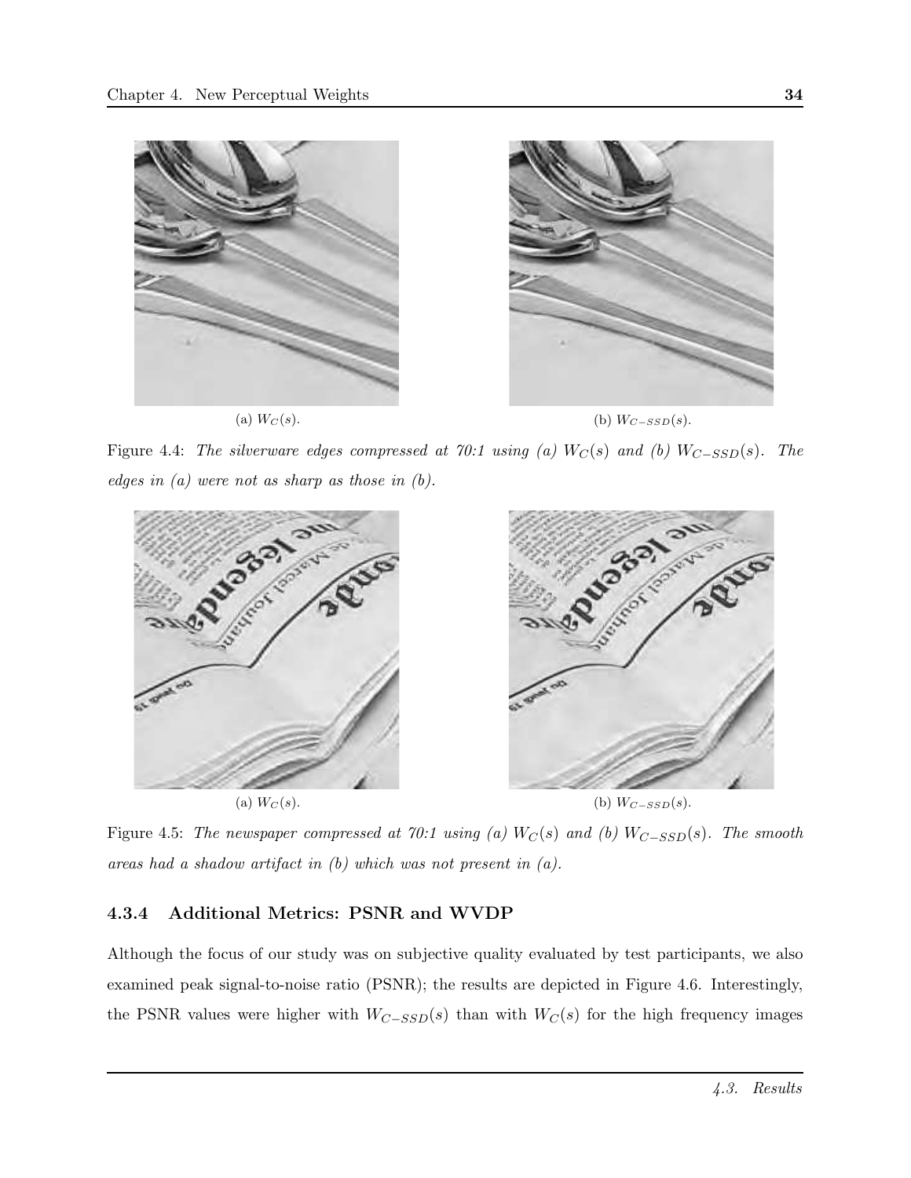(a) $W_C(s)$.

(b) $W_{C-SSD}(s)$.

Figure 4.4: *The silverware edges compressed at 70:1 using (a) $W_C(s)$ and (b) $W_{C-SSD}(s)$. The edges in (a) were not as sharp as those in (b).*

(a) $W_C(s)$.

(b) $W_{C-SSD}(s)$.

Figure 4.5: *The newspaper compressed at 70:1 using (a) $W_C(s)$ and (b) $W_{C-SSD}(s)$. The smooth areas had a shadow artifact in (b) which was not present in (a).*

### 4.3.4 Additional Metrics: PSNR and WVDP

Although the focus of our study was on subjective quality evaluated by test participants, we also examined peak signal-to-noise ratio (PSNR); the results are depicted in Figure 4.6. Interestingly, the PSNR values were higher with $W_{C-SSD}(s)$ than with $W_C(s)$ for the high frequency images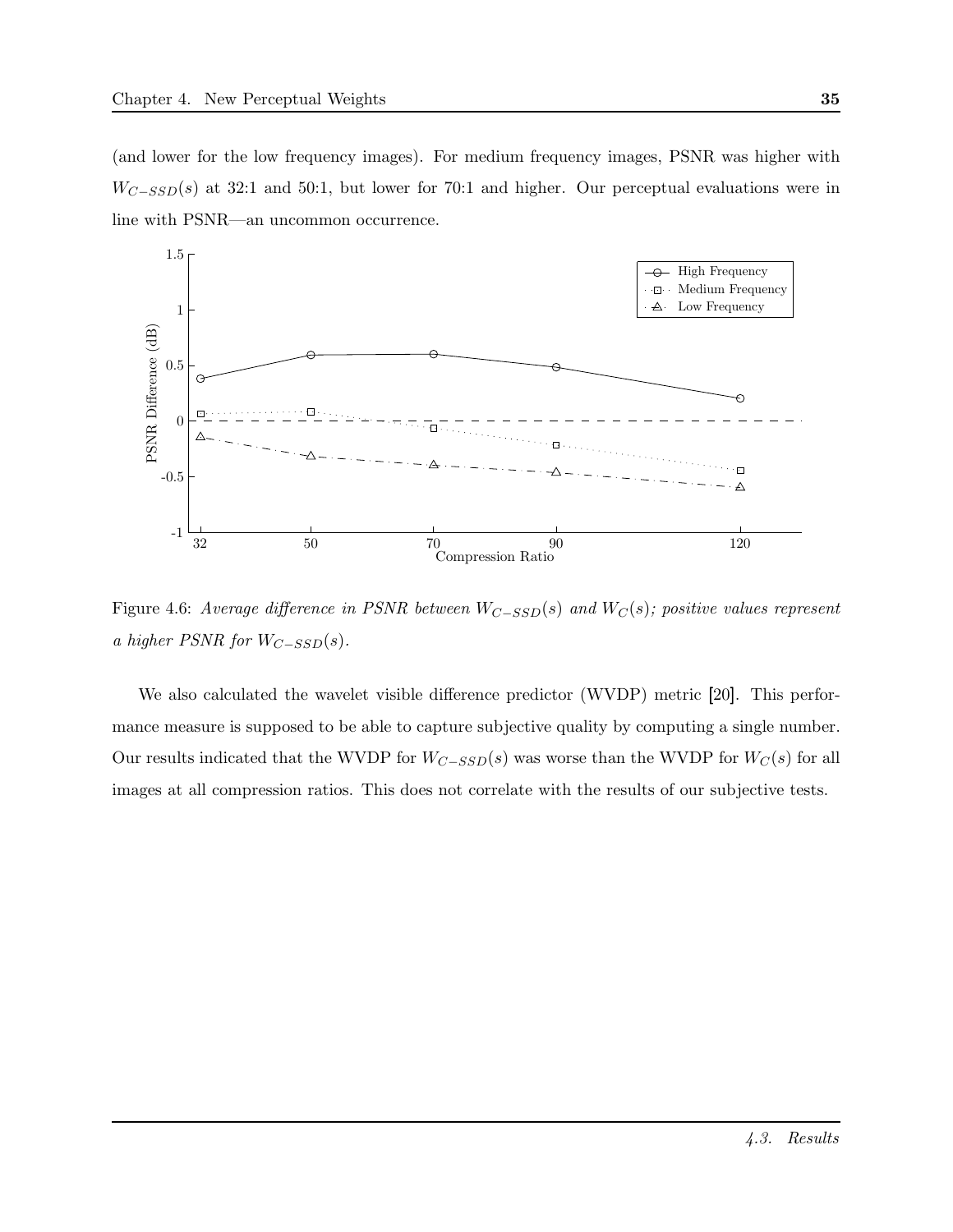(and lower for the low frequency images). For medium frequency images, PSNR was higher with $W_{C-SSD}(s)$ at 32:1 and 50:1, but lower for 70:1 and higher. Our perceptual evaluations were in line with PSNR—an uncommon occurrence.

Figure 4.6: *Average difference in PSNR between $W_{C-SSD}(s)$ and $W_C(s)$; positive values represent a higher PSNR for $W_{C-SSD}(s)$.*

We also calculated the wavelet visible difference predictor (WVDP) metric [20]. This performance measure is supposed to be able to capture subjective quality by computing a single number. Our results indicated that the WVDP for $W_{C-SSD}(s)$ was worse than the WVDP for $W_C(s)$ for all images at all compression ratios. This does not correlate with the results of our subjective tests.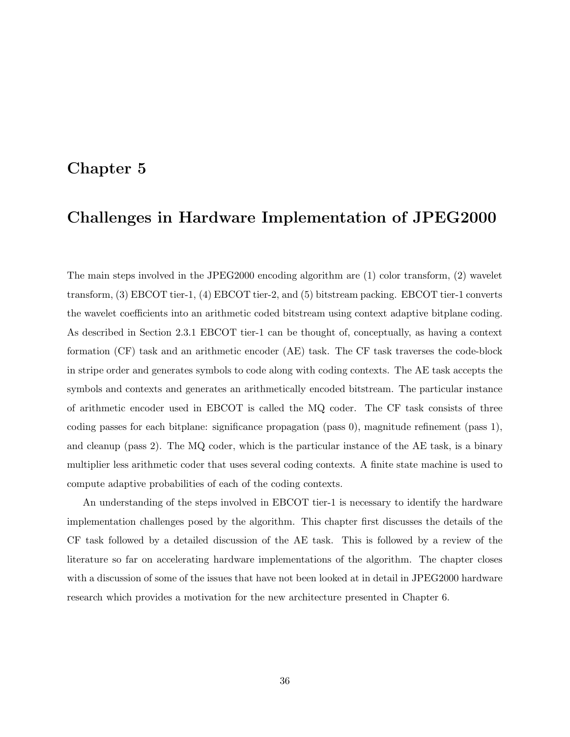# Chapter 5

# Challenges in Hardware Implementation of JPEG2000

The main steps involved in the JPEG2000 encoding algorithm are (1) color transform, (2) wavelet transform, (3) EBCOT tier-1, (4) EBCOT tier-2, and (5) bitstream packing. EBCOT tier-1 converts the wavelet coefficients into an arithmetic coded bitstream using context adaptive bitplane coding. As described in Section 2.3.1 EBCOT tier-1 can be thought of, conceptually, as having a context formation (CF) task and an arithmetic encoder (AE) task. The CF task traverses the code-block in stripe order and generates symbols to code along with coding contexts. The AE task accepts the symbols and contexts and generates an arithmetically encoded bitstream. The particular instance of arithmetic encoder used in EBCOT is called the MQ coder. The CF task consists of three coding passes for each bitplane: significance propagation (pass 0), magnitude refinement (pass 1), and cleanup (pass 2). The MQ coder, which is the particular instance of the AE task, is a binary multiplier less arithmetic coder that uses several coding contexts. A finite state machine is used to compute adaptive probabilities of each of the coding contexts.

An understanding of the steps involved in EBCOT tier-1 is necessary to identify the hardware implementation challenges posed by the algorithm. This chapter first discusses the details of the CF task followed by a detailed discussion of the AE task. This is followed by a review of the literature so far on accelerating hardware implementations of the algorithm. The chapter closes with a discussion of some of the issues that have not been looked at in detail in JPEG2000 hardware research which provides a motivation for the new architecture presented in Chapter 6.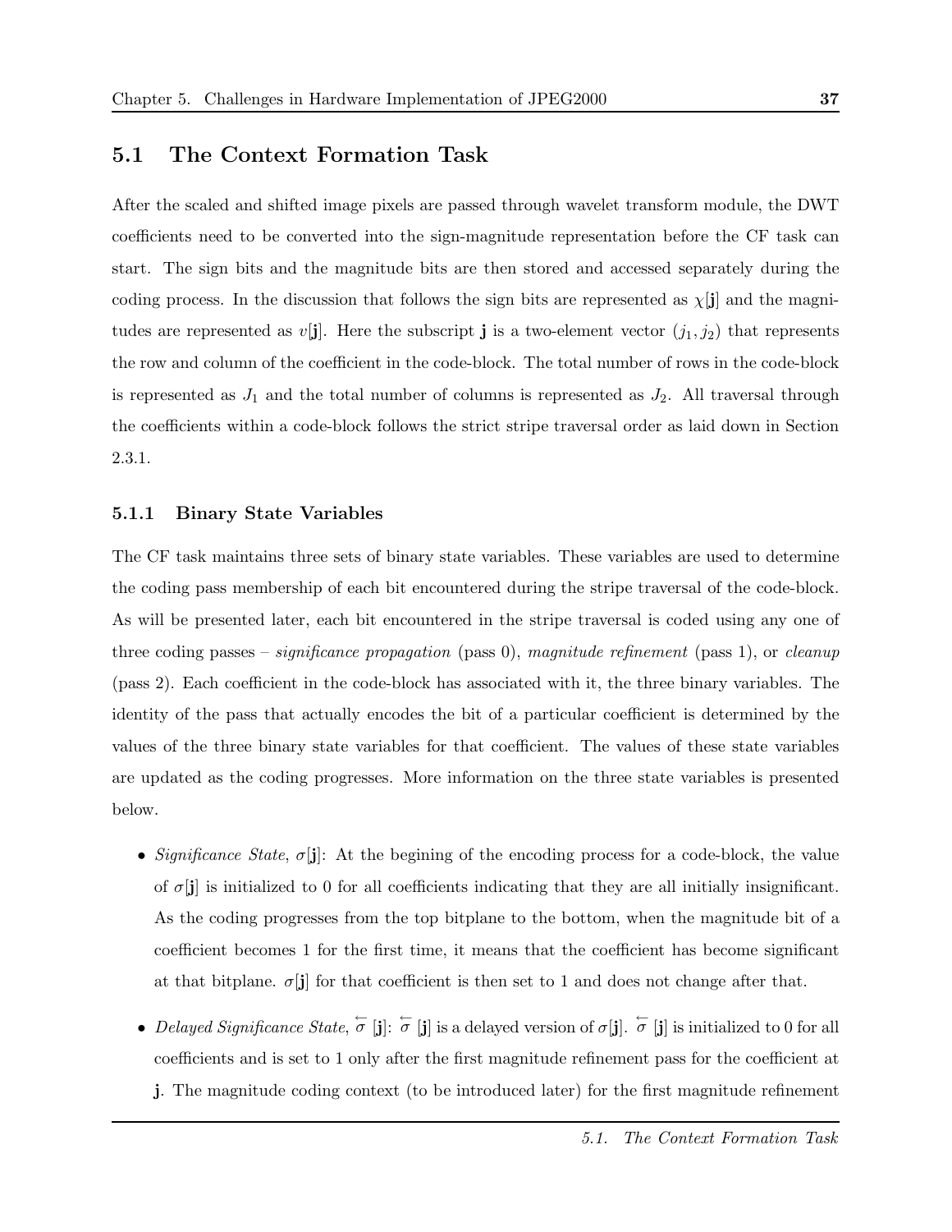## 5.1 The Context Formation Task

After the scaled and shifted image pixels are passed through wavelet transform module, the DWT coefficients need to be converted into the sign-magnitude representation before the CF task can start. The sign bits and the magnitude bits are then stored and accessed separately during the coding process. In the discussion that follows the sign bits are represented as $\chi[\mathbf{j}]$ and the magnitudes are represented as $v[\mathbf{j}]$. Here the subscript $\mathbf{j}$ is a two-element vector $(j_1, j_2)$ that represents the row and column of the coefficient in the code-block. The total number of rows in the code-block is represented as $J_1$ and the total number of columns is represented as $J_2$. All traversal through the coefficients within a code-block follows the strict stripe traversal order as laid down in Section 2.3.1.

### 5.1.1 Binary State Variables

The CF task maintains three sets of binary state variables. These variables are used to determine the coding pass membership of each bit encountered during the stripe traversal of the code-block. As will be presented later, each bit encountered in the stripe traversal is coded using any one of three coding passes – *significance propagation* (pass 0), *magnitude refinement* (pass 1), or *cleanup* (pass 2). Each coefficient in the code-block has associated with it, the three binary variables. The identity of the pass that actually encodes the bit of a particular coefficient is determined by the values of the three binary state variables for that coefficient. The values of these state variables are updated as the coding progresses. More information on the three state variables is presented below.

- *Significance State*, $\sigma[\mathbf{j}]$: At the begining of the encoding process for a code-block, the value of $\sigma[\mathbf{j}]$ is initialized to 0 for all coefficients indicating that they are all initially insignificant. As the coding progresses from the top bitplane to the bottom, when the magnitude bit of a coefficient becomes 1 for the first time, it means that the coefficient has become significant at that bitplane. $\sigma[\mathbf{j}]$ for that coefficient is then set to 1 and does not change after that.

- *Delayed Significance State*, $\overleftarrow{\sigma}[\mathbf{j}]$: $\overleftarrow{\sigma}[\mathbf{j}]$ is a delayed version of $\sigma[\mathbf{j}]$. $\overleftarrow{\sigma}[\mathbf{j}]$ is initialized to 0 for all coefficients and is set to 1 only after the first magnitude refinement pass for the coefficient at $\mathbf{j}$. The magnitude coding context (to be introduced later) for the first magnitude refinement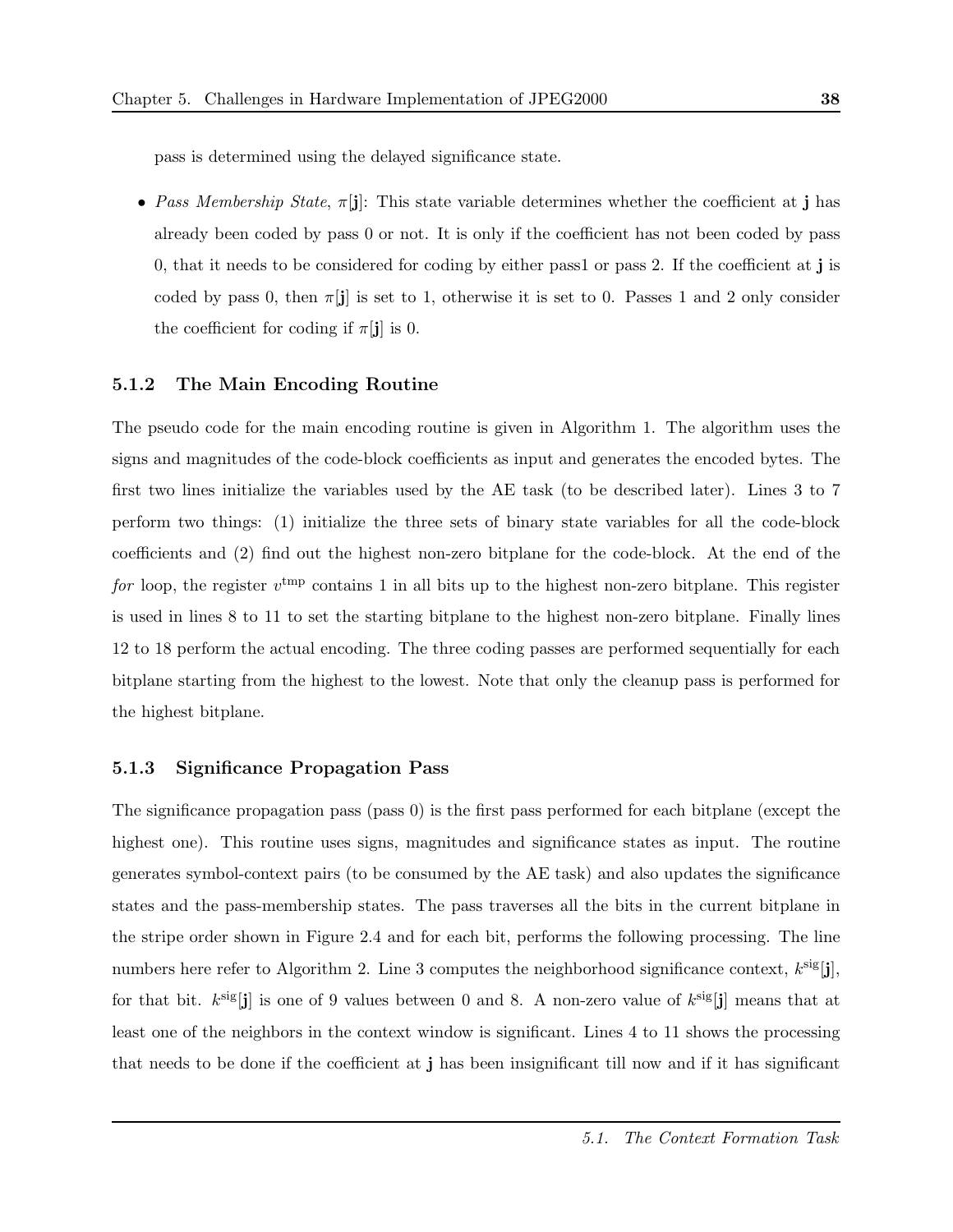pass is determined using the delayed significance state.

- *Pass Membership State*, $\pi[\mathbf{j}]$: This state variable determines whether the coefficient at $\mathbf{j}$ has already been coded by pass 0 or not. It is only if the coefficient has not been coded by pass 0, that it needs to be considered for coding by either pass1 or pass 2. If the coefficient at $\mathbf{j}$ is coded by pass 0, then $\pi[\mathbf{j}]$ is set to 1, otherwise it is set to 0. Passes 1 and 2 only consider the coefficient for coding if $\pi[\mathbf{j}]$ is 0.

### 5.1.2 The Main Encoding Routine

The pseudo code for the main encoding routine is given in Algorithm 1. The algorithm uses the signs and magnitudes of the code-block coefficients as input and generates the encoded bytes. The first two lines initialize the variables used by the AE task (to be described later). Lines 3 to 7 perform two things: (1) initialize the three sets of binary state variables for all the code-block coefficients and (2) find out the highest non-zero bitplane for the code-block. At the end of the *for* loop, the register $v^{\text{tmp}}$ contains 1 in all bits up to the highest non-zero bitplane. This register is used in lines 8 to 11 to set the starting bitplane to the highest non-zero bitplane. Finally lines 12 to 18 perform the actual encoding. The three coding passes are performed sequentially for each bitplane starting from the highest to the lowest. Note that only the cleanup pass is performed for the highest bitplane.

### 5.1.3 Significance Propagation Pass

The significance propagation pass (pass 0) is the first pass performed for each bitplane (except the highest one). This routine uses signs, magnitudes and significance states as input. The routine generates symbol-context pairs (to be consumed by the AE task) and also updates the significance states and the pass-membership states. The pass traverses all the bits in the current bitplane in the stripe order shown in Figure 2.4 and for each bit, performs the following processing. The line numbers here refer to Algorithm 2. Line 3 computes the neighborhood significance context, $k^{\text{sig}}[\mathbf{j}]$, for that bit. $k^{\text{sig}}[\mathbf{j}]$ is one of 9 values between 0 and 8. A non-zero value of $k^{\text{sig}}[\mathbf{j}]$ means that at least one of the neighbors in the context window is significant. Lines 4 to 11 shows the processing that needs to be done if the coefficient at $\mathbf{j}$ has been insignificant till now and if it has significant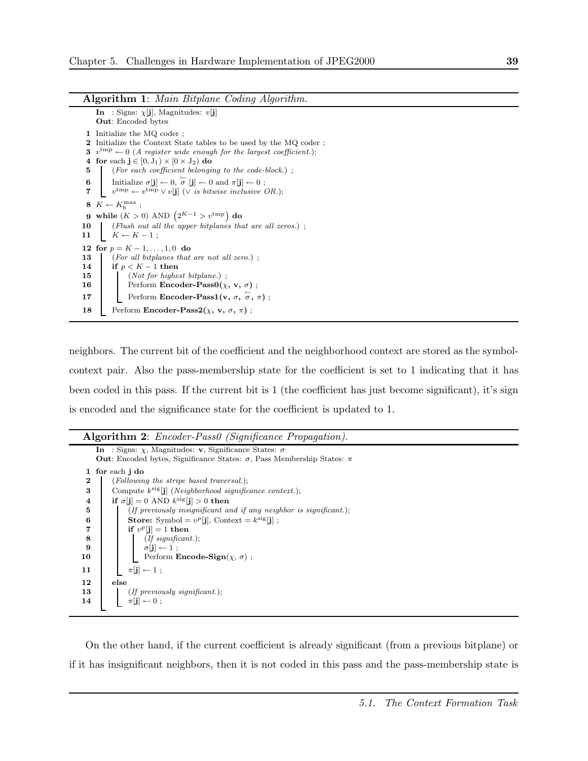**Algorithm 1**: *Main Bitplane Coding Algorithm.*

```
In  : Signs: χ[j], Magnitudes: v[j]
Out: Encoded bytes

1  Initialize the MQ coder ;
2  Initialize the Context State tables to be used by the MQ coder ;
3  v^tmp ← 0 (A register wide enough for the largest coefficient.);
4  for each j ∈ [0, J1) × [0 × J2) do
5      (For each coefficient belonging to the code-block.) ;
6      Initialize σ[j] ← 0, σ⃖ [j] ← 0 and π[j] ← 0 ;
7      v^tmp ← v^tmp ∨ v[j] (∨ is bitwise inclusive OR.);
8  K ← K_b^max ;
9  while (K > 0) AND (2^(K−1) > v^tmp) do
10     (Flush out all the upper bitplanes that are all zeros.) ;
11     K ← K − 1 ;
12 for p = K − 1, . . . , 1, 0 do
13     (For all bitplanes that are not all zero.) ;
14     if p < K − 1 then
15         (Not for highest bitplane.) ;
16         Perform Encoder-Pass0(χ, v, σ) ;
17         Perform Encoder-Pass1(v, σ, σ⃖, π) ;
18     Perform Encoder-Pass2(χ, v, σ, π) ;
```

neighbors. The current bit of the coefficient and the neighborhood context are stored as the symbol-context pair. Also the pass-membership state for the coefficient is set to 1 indicating that it has been coded in this pass. If the current bit is 1 (the coefficient has just become significant), it's sign is encoded and the significance state for the coefficient is updated to 1.

**Algorithm 2**: *Encoder-Pass0 (Significance Propagation).*

```
In  : Signs: χ, Magnitudes: v, Significance States: σ
Out: Encoded bytes, Significance States: σ, Pass Membership States: π

1  for each j do
2      (Following the stripe based traversal.);
3      Compute k^sig[j] (Neighborhood significance context.);
4      if σ[j] = 0 AND k^sig[j] > 0 then
5          (If previously insignificant and if any neighbor is significant.);
6          Store: Symbol = v^p[j], Context = k^sig[j] ;
7          if v^p[j] = 1 then
8              (If significant.);
9              σ[j] ← 1 ;
10             Perform Encode-Sign(χ, σ) ;
11         π[j] ← 1 ;
12     else
13         (If previously significant.);
14         π[j] ← 0 ;
```

On the other hand, if the current coefficient is already significant (from a previous bitplane) or if it has insignificant neighbors, then it is not coded in this pass and the pass-membership state is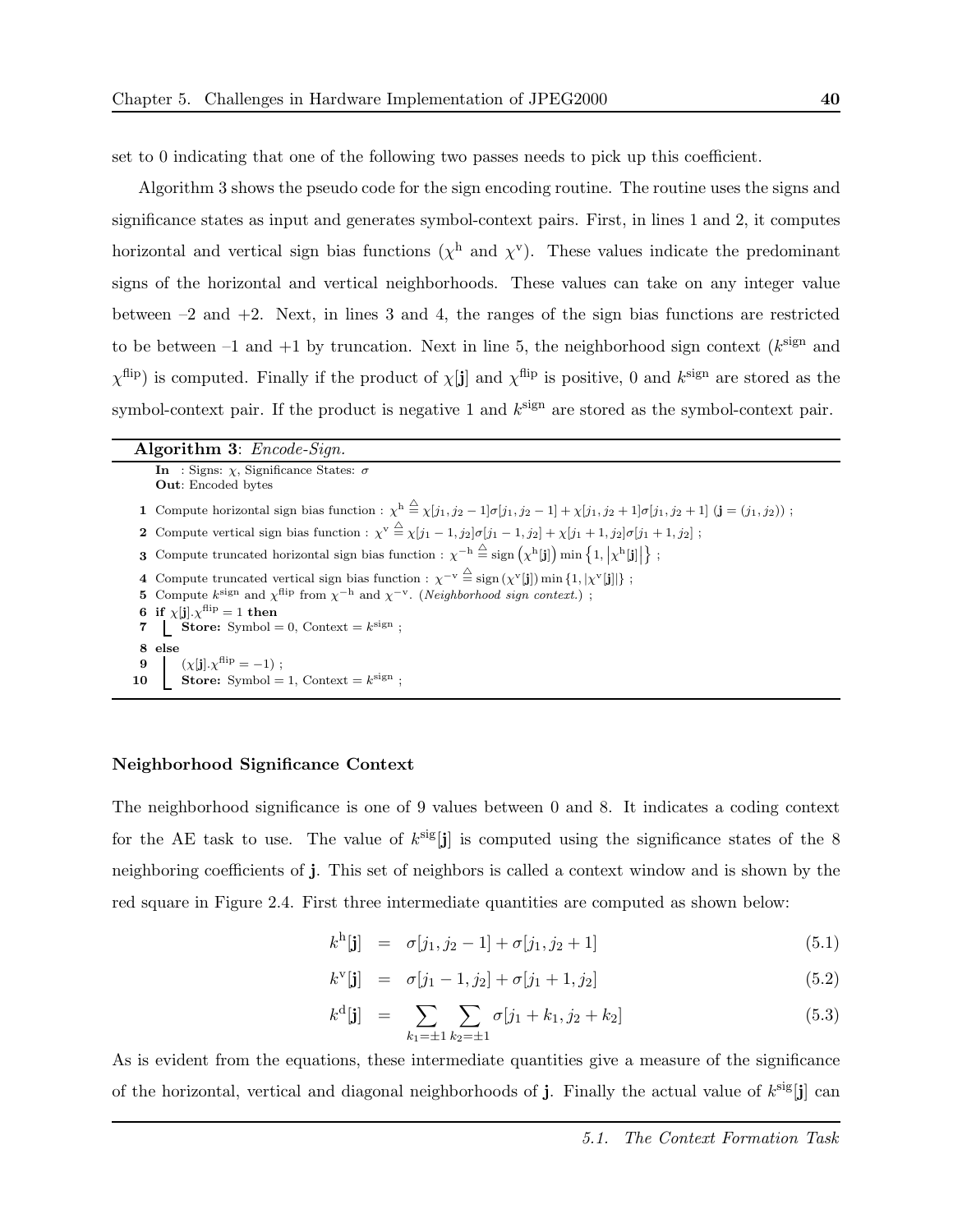set to 0 indicating that one of the following two passes needs to pick up this coefficient.

Algorithm 3 shows the pseudo code for the sign encoding routine. The routine uses the signs and significance states as input and generates symbol-context pairs. First, in lines 1 and 2, it computes horizontal and vertical sign bias functions ($\chi^{\mathrm{h}}$ and $\chi^{\mathrm{v}}$). These values indicate the predominant signs of the horizontal and vertical neighborhoods. These values can take on any integer value between –2 and +2. Next, in lines 3 and 4, the ranges of the sign bias functions are restricted to be between –1 and +1 by truncation. Next in line 5, the neighborhood sign context ($k^{\mathrm{sign}}$ and $\chi^{\mathrm{flip}}$) is computed. Finally if the product of $\chi[\mathbf{j}]$ and $\chi^{\mathrm{flip}}$ is positive, 0 and $k^{\mathrm{sign}}$ are stored as the symbol-context pair. If the product is negative 1 and $k^{\mathrm{sign}}$ are stored as the symbol-context pair.

**Algorithm 3**: *Encode-Sign.*

**In** : Signs: $\chi$, Significance States: $\sigma$
**Out**: Encoded bytes

1. Compute horizontal sign bias function : $\chi^{\mathrm{h}} \triangleq \chi[j_1, j_2-1]\sigma[j_1, j_2-1] + \chi[j_1, j_2+1]\sigma[j_1, j_2+1]$ $(\mathbf{j} = (j_1, j_2))$ ;
2. Compute vertical sign bias function : $\chi^{\mathrm{v}} \triangleq \chi[j_1-1, j_2]\sigma[j_1-1, j_2] + \chi[j_1+1, j_2]\sigma[j_1+1, j_2]$ ;
3. Compute truncated horizontal sign bias function : $\chi^{-\mathrm{h}} \triangleq \mathrm{sign}\left(\chi^{\mathrm{h}}[\mathbf{j}]\right) \min\left\{1, \left|\chi^{\mathrm{h}}[\mathbf{j}]\right|\right\}$ ;
4. Compute truncated vertical sign bias function : $\chi^{-\mathrm{v}} \triangleq \mathrm{sign}\left(\chi^{\mathrm{v}}[\mathbf{j}]\right) \min\left\{1, \left|\chi^{\mathrm{v}}[\mathbf{j}]\right|\right\}$ ;
5. Compute $k^{\mathrm{sign}}$ and $\chi^{\mathrm{flip}}$ from $\chi^{-\mathrm{h}}$ and $\chi^{-\mathrm{v}}$. (*Neighborhood sign context.*) ;
6. **if** $\chi[\mathbf{j}].\chi^{\mathrm{flip}} = 1$ **then**
7. &nbsp;&nbsp;&nbsp;&nbsp;**Store:** Symbol = 0, Context = $k^{\mathrm{sign}}$ ;
8. **else**
9. &nbsp;&nbsp;&nbsp;&nbsp;$(\chi[\mathbf{j}].\chi^{\mathrm{flip}} = -1)$ ;
10. &nbsp;&nbsp;&nbsp;&nbsp;**Store:** Symbol = 1, Context = $k^{\mathrm{sign}}$ ;

#### Neighborhood Significance Context

The neighborhood significance is one of 9 values between 0 and 8. It indicates a coding context for the AE task to use. The value of $k^{\mathrm{sig}}[\mathbf{j}]$ is computed using the significance states of the 8 neighboring coefficients of $\mathbf{j}$. This set of neighbors is called a context window and is shown by the red square in Figure 2.4. First three intermediate quantities are computed as shown below:

$$k^{\mathrm{h}}[\mathbf{j}] = \sigma[j_1, j_2-1] + \sigma[j_1, j_2+1] \tag{5.1}$$

$$k^{\mathrm{v}}[\mathbf{j}] = \sigma[j_1-1, j_2] + \sigma[j_1+1, j_2] \tag{5.2}$$

$$k^{\mathrm{d}}[\mathbf{j}] = \sum_{k_1=\pm 1} \sum_{k_2=\pm 1} \sigma[j_1+k_1, j_2+k_2] \tag{5.3}$$

As is evident from the equations, these intermediate quantities give a measure of the significance of the horizontal, vertical and diagonal neighborhoods of $\mathbf{j}$. Finally the actual value of $k^{\mathrm{sig}}[\mathbf{j}]$ can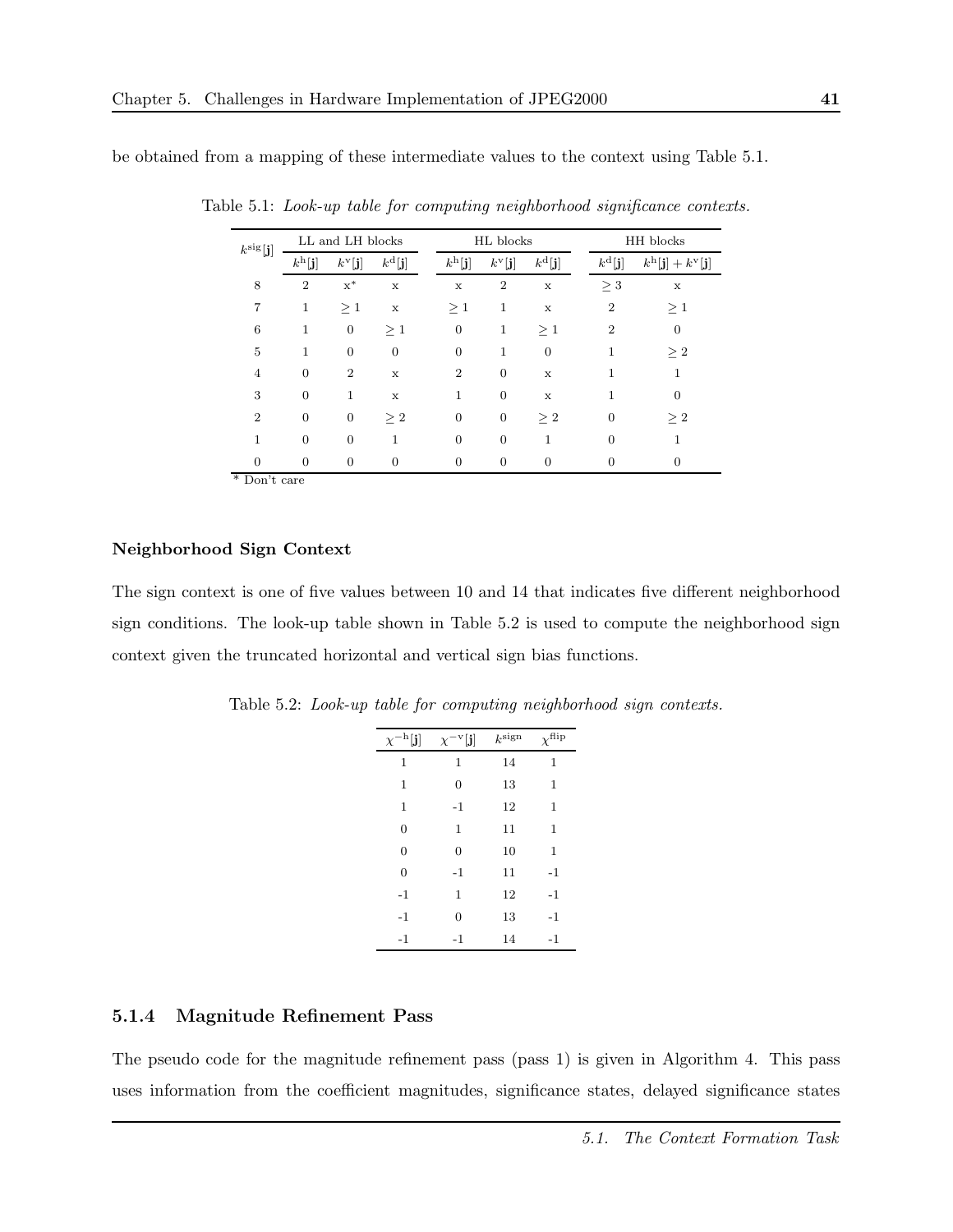be obtained from a mapping of these intermediate values to the context using Table 5.1.

Table 5.1: *Look-up table for computing neighborhood significance contexts.*

| $k^{\text{sig}}[\mathbf{j}]$ | LL and LH blocks | | | HL blocks | | | HH blocks | |
|---|---|---|---|---|---|---|---|---|
| | $k^{\text{h}}[\mathbf{j}]$ | $k^{\text{v}}[\mathbf{j}]$ | $k^{\text{d}}[\mathbf{j}]$ | $k^{\text{h}}[\mathbf{j}]$ | $k^{\text{v}}[\mathbf{j}]$ | $k^{\text{d}}[\mathbf{j}]$ | $k^{\text{d}}[\mathbf{j}]$ | $k^{\text{h}}[\mathbf{j}] + k^{\text{v}}[\mathbf{j}]$ |
| 8 | 2 | x* | x | x | 2 | x | $\geq 3$ | x |
| 7 | 1 | $\geq 1$ | x | $\geq 1$ | 1 | x | 2 | $\geq 1$ |
| 6 | 1 | 0 | $\geq 1$ | 0 | 1 | $\geq 1$ | 2 | 0 |
| 5 | 1 | 0 | 0 | 0 | 1 | 0 | 1 | $\geq 2$ |
| 4 | 0 | 2 | x | 2 | 0 | x | 1 | 1 |
| 3 | 0 | 1 | x | 1 | 0 | x | 1 | 0 |
| 2 | 0 | 0 | $\geq 2$ | 0 | 0 | $\geq 2$ | 0 | $\geq 2$ |
| 1 | 0 | 0 | 1 | 0 | 0 | 1 | 0 | 1 |
| 0 | 0 | 0 | 0 | 0 | 0 | 0 | 0 | 0 |

* Don't care

#### Neighborhood Sign Context

The sign context is one of five values between 10 and 14 that indicates five different neighborhood sign conditions. The look-up table shown in Table 5.2 is used to compute the neighborhood sign context given the truncated horizontal and vertical sign bias functions.

Table 5.2: *Look-up table for computing neighborhood sign contexts.*

| $\chi^{-\text{h}}[\mathbf{j}]$ | $\chi^{-\text{v}}[\mathbf{j}]$ | $k^{\text{sign}}$ | $\chi^{\text{flip}}$ |
|---|---|---|---|
| 1 | 1 | 14 | 1 |
| 1 | 0 | 13 | 1 |
| 1 | -1 | 12 | 1 |
| 0 | 1 | 11 | 1 |
| 0 | 0 | 10 | 1 |
| 0 | -1 | 11 | -1 |
| -1 | 1 | 12 | -1 |
| -1 | 0 | 13 | -1 |
| -1 | -1 | 14 | -1 |

### 5.1.4 Magnitude Refinement Pass

The pseudo code for the magnitude refinement pass (pass 1) is given in Algorithm 4. This pass uses information from the coefficient magnitudes, significance states, delayed significance states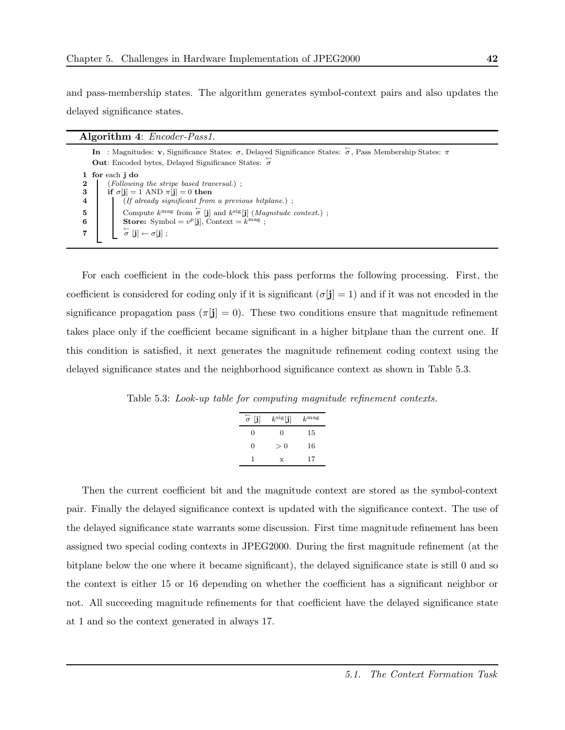and pass-membership states. The algorithm generates symbol-context pairs and also updates the delayed significance states.

**Algorithm 4**: *Encoder-Pass1.*

**In** : Magnitudes: $\mathbf{v}$, Significance States: $\sigma$, Delayed Significance States: $\overleftarrow{\sigma}$, Pass Membership States: $\pi$
**Out**: Encoded bytes, Delayed Significance States: $\overleftarrow{\sigma}$

```
1 for each j do
2     (Following the stripe based traversal.) ;
3     if σ[j] = 1 AND π[j] = 0 then
4         (If already significant from a previous bitplane.) ;
5         Compute k^mag from σ⃖[j] and k^sig[j] (Magnitude context.) ;
6         Store: Symbol = v^p[j], Context = k^mag ;
7         σ⃖[j] ← σ[j] ;
```

For each coefficient in the code-block this pass performs the following processing. First, the coefficient is considered for coding only if it is significant ($\sigma[\mathbf{j}] = 1$) and if it was not encoded in the significance propagation pass ($\pi[\mathbf{j}] = 0$). These two conditions ensure that magnitude refinement takes place only if the coefficient became significant in a higher bitplane than the current one. If this condition is satisfied, it next generates the magnitude refinement coding context using the delayed significance states and the neighborhood significance context as shown in Table 5.3.

Table 5.3: *Look-up table for computing magnitude refinement contexts.*

| $\overleftarrow{\sigma}[\mathbf{j}]$ | $k^{\mathrm{sig}}[\mathbf{j}]$ | $k^{\mathrm{mag}}$ |
|---|---|---|
| 0 | 0 | 15 |
| 0 | $> 0$ | 16 |
| 1 | x | 17 |

Then the current coefficient bit and the magnitude context are stored as the symbol-context pair. Finally the delayed significance context is updated with the significance context. The use of the delayed significance state warrants some discussion. First time magnitude refinement has been assigned two special coding contexts in JPEG2000. During the first magnitude refinement (at the bitplane below the one where it became significant), the delayed significance state is still 0 and so the context is either 15 or 16 depending on whether the coefficient has a significant neighbor or not. All succeeding magnitude refinements for that coefficient have the delayed significance state at 1 and so the context generated in always 17.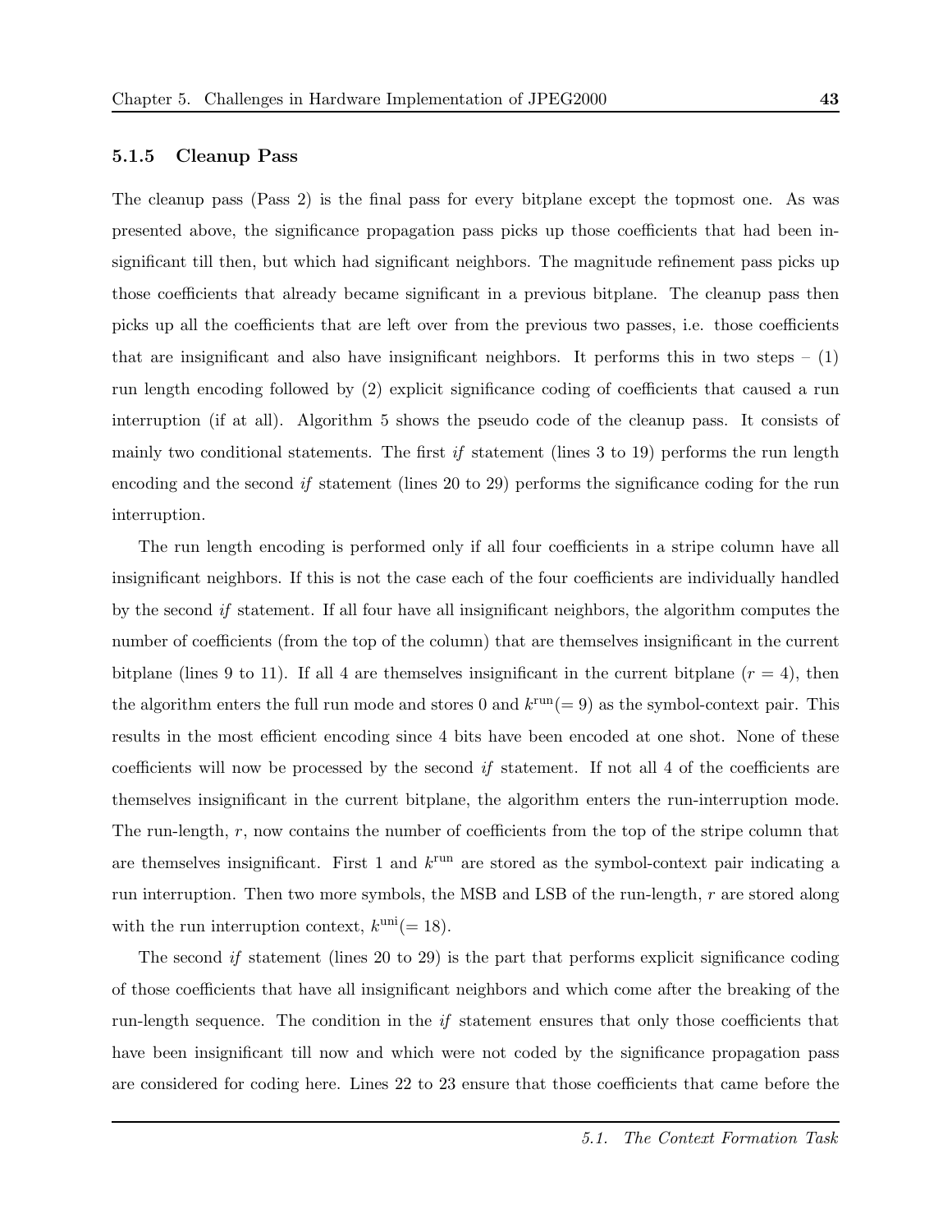### 5.1.5 Cleanup Pass

The cleanup pass (Pass 2) is the final pass for every bitplane except the topmost one. As was presented above, the significance propagation pass picks up those coefficients that had been insignificant till then, but which had significant neighbors. The magnitude refinement pass picks up those coefficients that already became significant in a previous bitplane. The cleanup pass then picks up all the coefficients that are left over from the previous two passes, i.e. those coefficients that are insignificant and also have insignificant neighbors. It performs this in two steps – (1) run length encoding followed by (2) explicit significance coding of coefficients that caused a run interruption (if at all). Algorithm 5 shows the pseudo code of the cleanup pass. It consists of mainly two conditional statements. The first *if* statement (lines 3 to 19) performs the run length encoding and the second *if* statement (lines 20 to 29) performs the significance coding for the run interruption.

The run length encoding is performed only if all four coefficients in a stripe column have all insignificant neighbors. If this is not the case each of the four coefficients are individually handled by the second *if* statement. If all four have all insignificant neighbors, the algorithm computes the number of coefficients (from the top of the column) that are themselves insignificant in the current bitplane (lines 9 to 11). If all 4 are themselves insignificant in the current bitplane ($r = 4$), then the algorithm enters the full run mode and stores 0 and $k^{\text{run}}(= 9)$ as the symbol-context pair. This results in the most efficient encoding since 4 bits have been encoded at one shot. None of these coefficients will now be processed by the second *if* statement. If not all 4 of the coefficients are themselves insignificant in the current bitplane, the algorithm enters the run-interruption mode. The run-length, $r$, now contains the number of coefficients from the top of the stripe column that are themselves insignificant. First 1 and $k^{\text{run}}$ are stored as the symbol-context pair indicating a run interruption. Then two more symbols, the MSB and LSB of the run-length, $r$ are stored along with the run interruption context, $k^{\text{uni}}(= 18)$.

The second *if* statement (lines 20 to 29) is the part that performs explicit significance coding of those coefficients that have all insignificant neighbors and which come after the breaking of the run-length sequence. The condition in the *if* statement ensures that only those coefficients that have been insignificant till now and which were not coded by the significance propagation pass are considered for coding here. Lines 22 to 23 ensure that those coefficients that came before the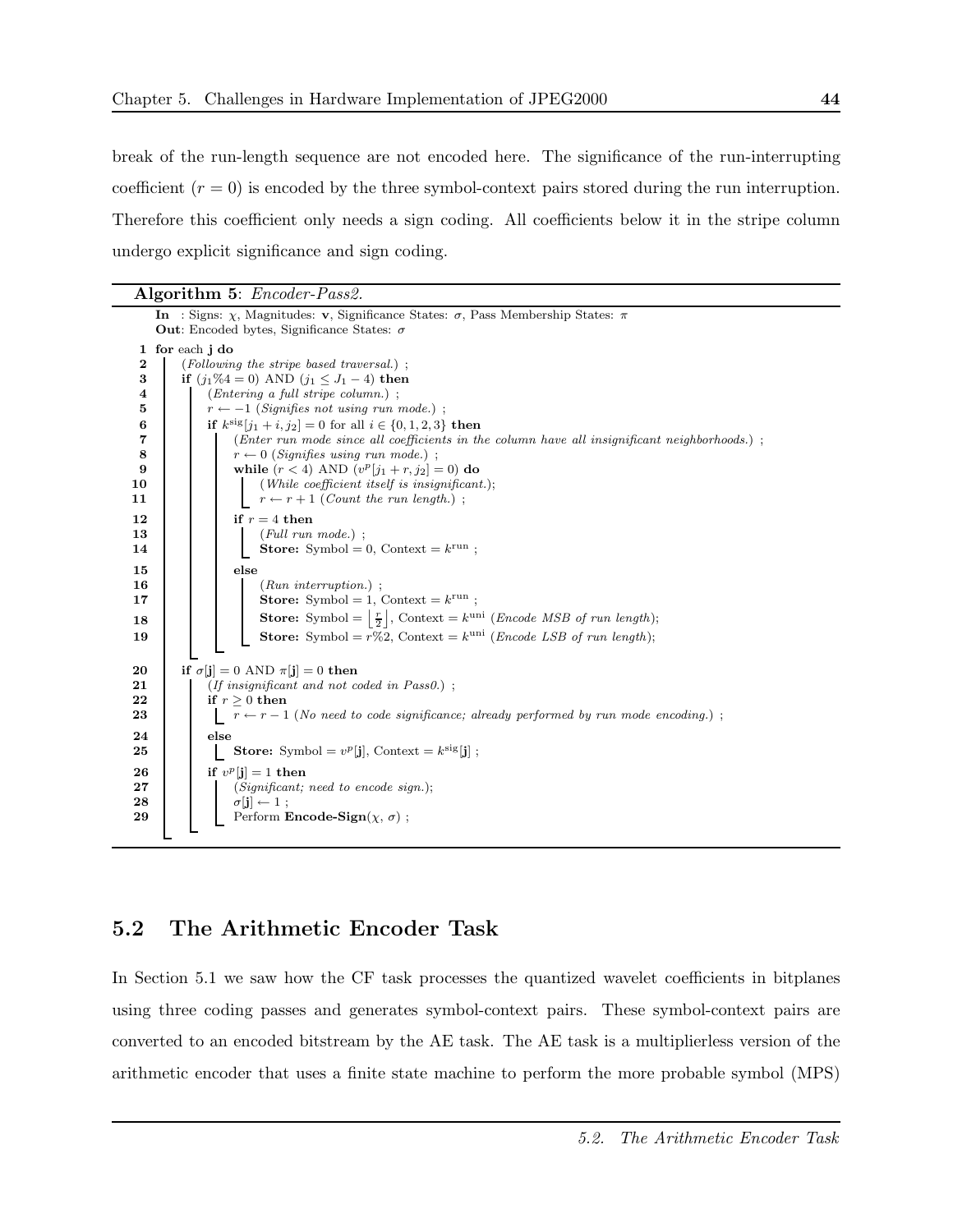break of the run-length sequence are not encoded here. The significance of the run-interrupting coefficient ($r = 0$) is encoded by the three symbol-context pairs stored during the run interruption. Therefore this coefficient only needs a sign coding. All coefficients below it in the stripe column undergo explicit significance and sign coding.

**Algorithm 5**: *Encoder-Pass2.*

```
   In  : Signs: χ, Magnitudes: v, Significance States: σ, Pass Membership States: π
   Out: Encoded bytes, Significance States: σ
 1 for each j do
 2     (Following the stripe based traversal.) ;
 3     if (j1%4 = 0) AND (j1 ≤ J1 − 4) then
 4         (Entering a full stripe column.) ;
 5         r ← −1 (Signifies not using run mode.) ;
 6         if k^sig[j1 + i, j2] = 0 for all i ∈ {0, 1, 2, 3} then
 7             (Enter run mode since all coefficients in the column have all insignificant neighborhoods.) ;
 8             r ← 0 (Signifies using run mode.) ;
 9             while (r < 4) AND (v^p[j1 + r, j2] = 0) do
10                 (While coefficient itself is insignificant.);
11                 r ← r + 1 (Count the run length.) ;
12             if r = 4 then
13                 (Full run mode.) ;
14                 Store: Symbol = 0, Context = k^run ;
15             else
16                 (Run interruption.) ;
17                 Store: Symbol = 1, Context = k^run ;
18                 Store: Symbol = ⌊r/2⌋, Context = k^uni (Encode MSB of run length);
19                 Store: Symbol = r%2, Context = k^uni (Encode LSB of run length);
20     if σ[j] = 0 AND π[j] = 0 then
21         (If insignificant and not coded in Pass0.) ;
22         if r ≥ 0 then
23             r ← r − 1 (No need to code significance; already performed by run mode encoding.) ;
24         else
25             Store: Symbol = v^p[j], Context = k^sig[j] ;
26         if v^p[j] = 1 then
27             (Significant; need to encode sign.);
28             σ[j] ← 1 ;
29             Perform Encode-Sign(χ, σ) ;
```

## 5.2 The Arithmetic Encoder Task

In Section 5.1 we saw how the CF task processes the quantized wavelet coefficients in bitplanes using three coding passes and generates symbol-context pairs. These symbol-context pairs are converted to an encoded bitstream by the AE task. The AE task is a multiplierless version of the arithmetic encoder that uses a finite state machine to perform the more probable symbol (MPS)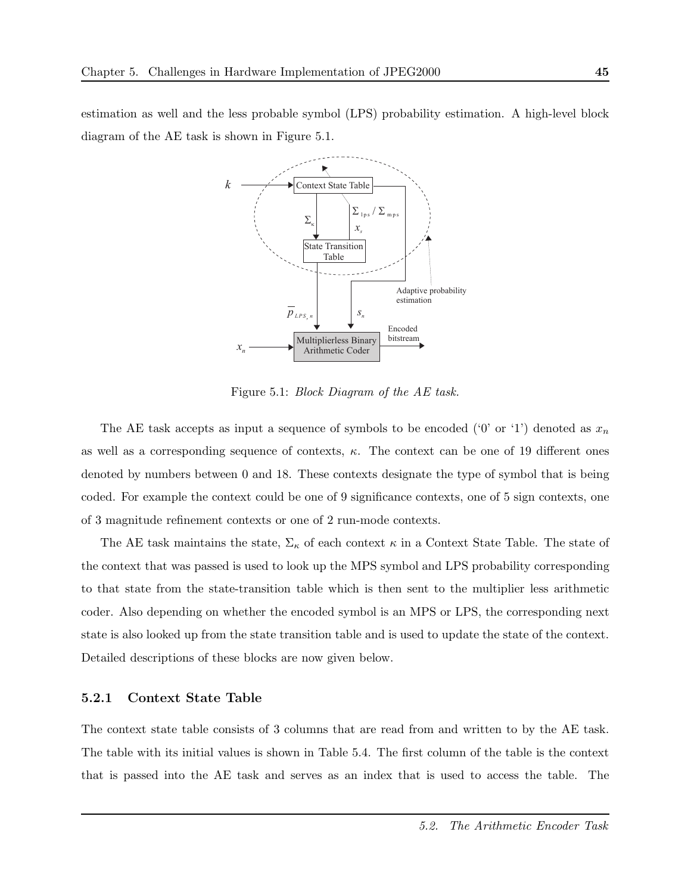estimation as well and the less probable symbol (LPS) probability estimation. A high-level block diagram of the AE task is shown in Figure 5.1.

Figure 5.1: *Block Diagram of the AE task.*

The AE task accepts as input a sequence of symbols to be encoded ('0' or '1') denoted as $x_n$ as well as a corresponding sequence of contexts, $\kappa$. The context can be one of 19 different ones denoted by numbers between 0 and 18. These contexts designate the type of symbol that is being coded. For example the context could be one of 9 significance contexts, one of 5 sign contexts, one of 3 magnitude refinement contexts or one of 2 run-mode contexts.

The AE task maintains the state, $\Sigma_\kappa$ of each context $\kappa$ in a Context State Table. The state of the context that was passed is used to look up the MPS symbol and LPS probability corresponding to that state from the state-transition table which is then sent to the multiplier less arithmetic coder. Also depending on whether the encoded symbol is an MPS or LPS, the corresponding next state is also looked up from the state transition table and is used to update the state of the context. Detailed descriptions of these blocks are now given below.

### 5.2.1 Context State Table

The context state table consists of 3 columns that are read from and written to by the AE task. The table with its initial values is shown in Table 5.4. The first column of the table is the context that is passed into the AE task and serves as an index that is used to access the table. The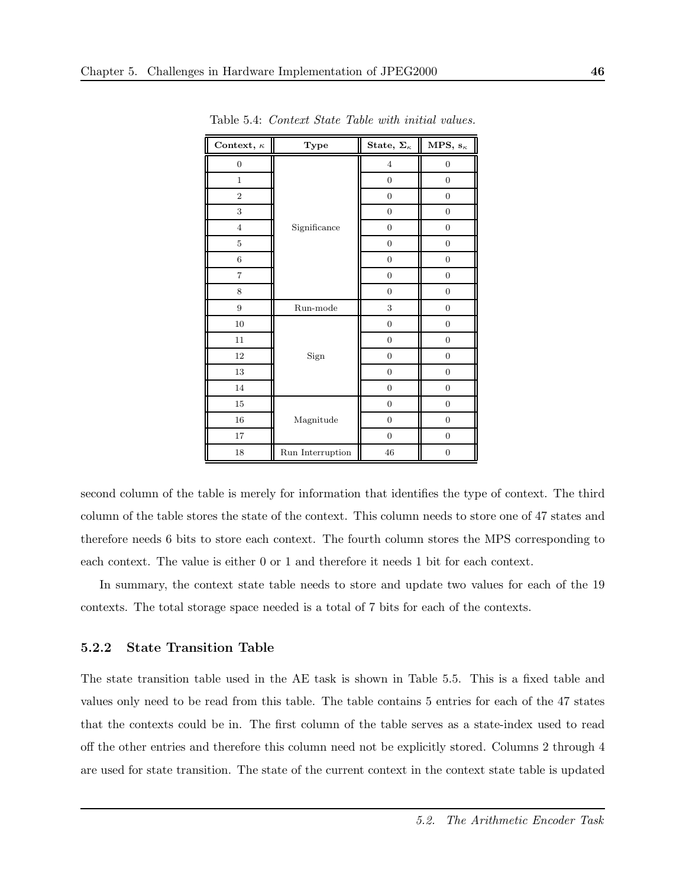Table 5.4: *Context State Table with initial values.*

| Context, $\kappa$ | Type | State, $\Sigma_\kappa$ | MPS, $s_\kappa$ |
|---|---|---|---|
| 0 | Significance | 4 | 0 |
| 1 | | 0 | 0 |
| 2 | | 0 | 0 |
| 3 | | 0 | 0 |
| 4 | | 0 | 0 |
| 5 | | 0 | 0 |
| 6 | | 0 | 0 |
| 7 | | 0 | 0 |
| 8 | | 0 | 0 |
| 9 | Run-mode | 3 | 0 |
| 10 | Sign | 0 | 0 |
| 11 | | 0 | 0 |
| 12 | | 0 | 0 |
| 13 | | 0 | 0 |
| 14 | | 0 | 0 |
| 15 | Magnitude | 0 | 0 |
| 16 | | 0 | 0 |
| 17 | | 0 | 0 |
| 18 | Run Interruption | 46 | 0 |

second column of the table is merely for information that identifies the type of context. The third column of the table stores the state of the context. This column needs to store one of 47 states and therefore needs 6 bits to store each context. The fourth column stores the MPS corresponding to each context. The value is either 0 or 1 and therefore it needs 1 bit for each context.

In summary, the context state table needs to store and update two values for each of the 19 contexts. The total storage space needed is a total of 7 bits for each of the contexts.

### 5.2.2 State Transition Table

The state transition table used in the AE task is shown in Table 5.5. This is a fixed table and values only need to be read from this table. The table contains 5 entries for each of the 47 states that the contexts could be in. The first column of the table serves as a state-index used to read off the other entries and therefore this column need not be explicitly stored. Columns 2 through 4 are used for state transition. The state of the current context in the context state table is updated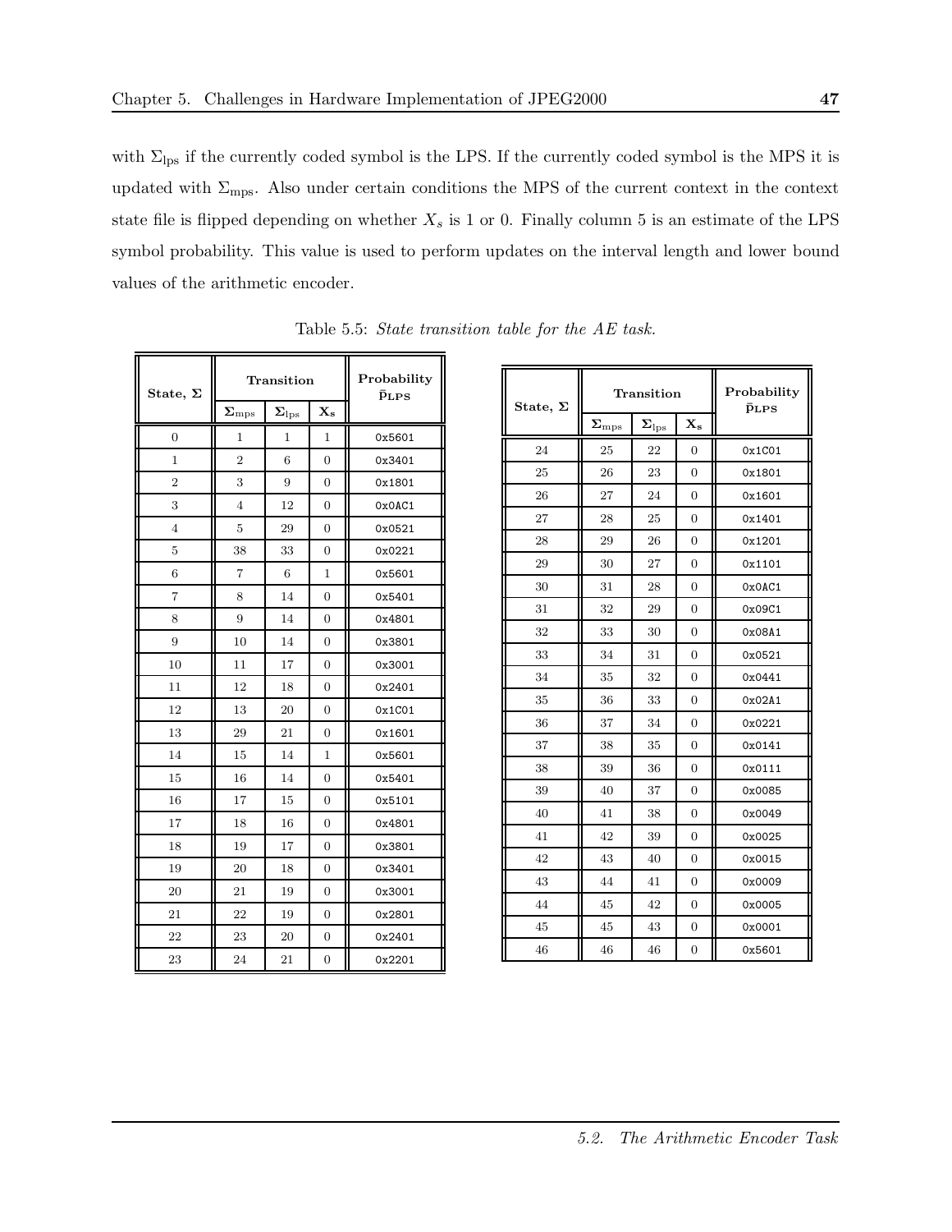with $\Sigma_{\text{lps}}$ if the currently coded symbol is the LPS. If the currently coded symbol is the MPS it is updated with $\Sigma_{\text{mps}}$. Also under certain conditions the MPS of the current context in the context state file is flipped depending on whether $X_s$ is 1 or 0. Finally column 5 is an estimate of the LPS symbol probability. This value is used to perform updates on the interval length and lower bound values of the arithmetic encoder.

Table 5.5: *State transition table for the AE task.*

| State, $\Sigma$ | Transition | | | Probability $\tilde{p}_{\text{LPS}}$ |
|---|---|---|---|---|
| | $\Sigma_{\text{mps}}$ | $\Sigma_{\text{lps}}$ | $X_s$ | |
| 0 | 1 | 1 | 1 | 0x5601 |
| 1 | 2 | 6 | 0 | 0x3401 |
| 2 | 3 | 9 | 0 | 0x1801 |
| 3 | 4 | 12 | 0 | 0x0AC1 |
| 4 | 5 | 29 | 0 | 0x0521 |
| 5 | 38 | 33 | 0 | 0x0221 |
| 6 | 7 | 6 | 1 | 0x5601 |
| 7 | 8 | 14 | 0 | 0x5401 |
| 8 | 9 | 14 | 0 | 0x4801 |
| 9 | 10 | 14 | 0 | 0x3801 |
| 10 | 11 | 17 | 0 | 0x3001 |
| 11 | 12 | 18 | 0 | 0x2401 |
| 12 | 13 | 20 | 0 | 0x1C01 |
| 13 | 29 | 21 | 0 | 0x1601 |
| 14 | 15 | 14 | 1 | 0x5601 |
| 15 | 16 | 14 | 0 | 0x5401 |
| 16 | 17 | 15 | 0 | 0x5101 |
| 17 | 18 | 16 | 0 | 0x4801 |
| 18 | 19 | 17 | 0 | 0x3801 |
| 19 | 20 | 18 | 0 | 0x3401 |
| 20 | 21 | 19 | 0 | 0x3001 |
| 21 | 22 | 19 | 0 | 0x2801 |
| 22 | 23 | 20 | 0 | 0x2401 |
| 23 | 24 | 21 | 0 | 0x2201 |
| 24 | 25 | 22 | 0 | 0x1C01 |
| 25 | 26 | 23 | 0 | 0x1801 |
| 26 | 27 | 24 | 0 | 0x1601 |
| 27 | 28 | 25 | 0 | 0x1401 |
| 28 | 29 | 26 | 0 | 0x1201 |
| 29 | 30 | 27 | 0 | 0x1101 |
| 30 | 31 | 28 | 0 | 0x0AC1 |
| 31 | 32 | 29 | 0 | 0x09C1 |
| 32 | 33 | 30 | 0 | 0x08A1 |
| 33 | 34 | 31 | 0 | 0x0521 |
| 34 | 35 | 32 | 0 | 0x0441 |
| 35 | 36 | 33 | 0 | 0x02A1 |
| 36 | 37 | 34 | 0 | 0x0221 |
| 37 | 38 | 35 | 0 | 0x0141 |
| 38 | 39 | 36 | 0 | 0x0111 |
| 39 | 40 | 37 | 0 | 0x0085 |
| 40 | 41 | 38 | 0 | 0x0049 |
| 41 | 42 | 39 | 0 | 0x0025 |
| 42 | 43 | 40 | 0 | 0x0015 |
| 43 | 44 | 41 | 0 | 0x0009 |
| 44 | 45 | 42 | 0 | 0x0005 |
| 45 | 45 | 43 | 0 | 0x0001 |
| 46 | 46 | 46 | 0 | 0x5601 |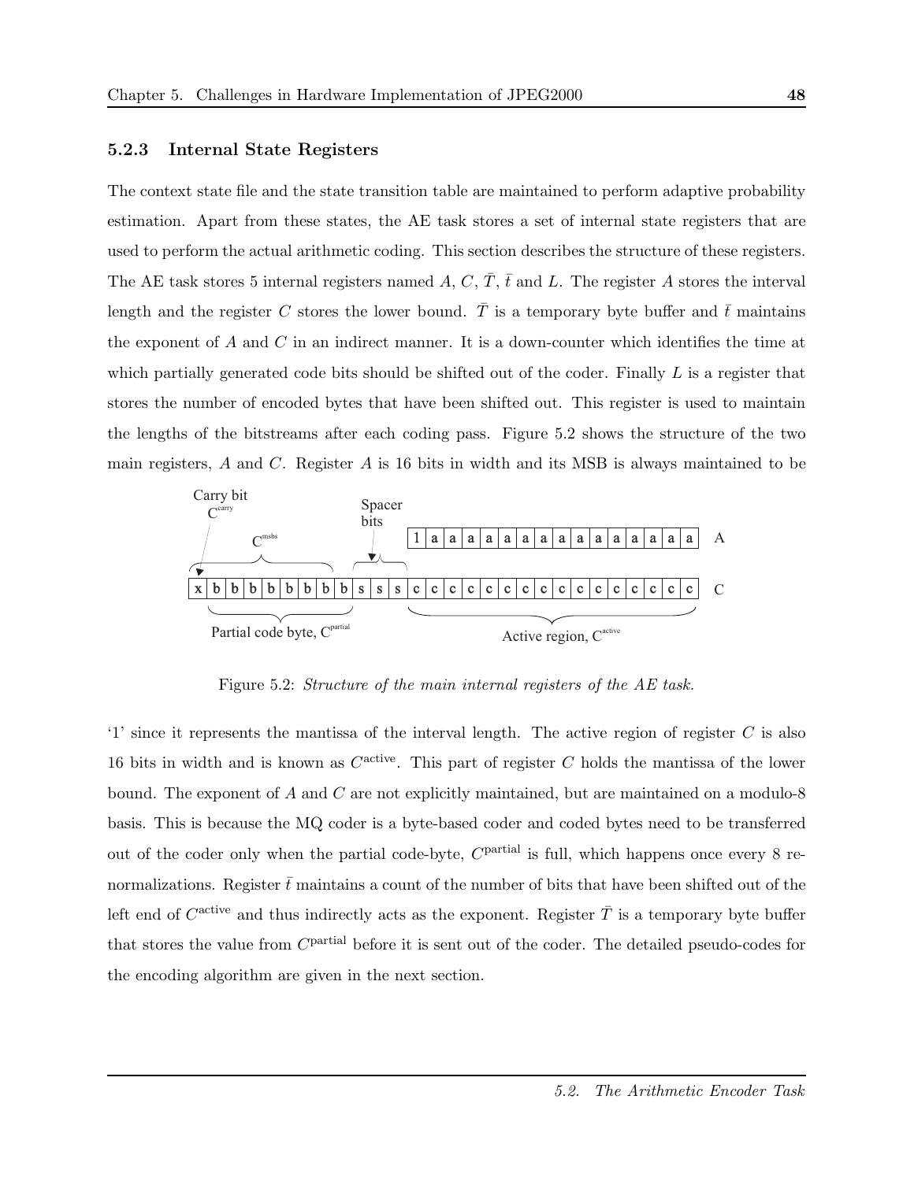### 5.2.3 Internal State Registers

The context state file and the state transition table are maintained to perform adaptive probability estimation. Apart from these states, the AE task stores a set of internal state registers that are used to perform the actual arithmetic coding. This section describes the structure of these registers. The AE task stores 5 internal registers named $A$, $C$, $\bar{T}$, $\bar{t}$ and $L$. The register $A$ stores the interval length and the register $C$ stores the lower bound. $\bar{T}$ is a temporary byte buffer and $\bar{t}$ maintains the exponent of $A$ and $C$ in an indirect manner. It is a down-counter which identifies the time at which partially generated code bits should be shifted out of the coder. Finally $L$ is a register that stores the number of encoded bytes that have been shifted out. This register is used to maintain the lengths of the bitstreams after each coding pass. Figure 5.2 shows the structure of the two main registers, $A$ and $C$. Register $A$ is 16 bits in width and its MSB is always maintained to be

Figure 5.2: *Structure of the main internal registers of the AE task.*

'1' since it represents the mantissa of the interval length. The active region of register $C$ is also 16 bits in width and is known as $C^{\text{active}}$. This part of register $C$ holds the mantissa of the lower bound. The exponent of $A$ and $C$ are not explicitly maintained, but are maintained on a modulo-8 basis. This is because the MQ coder is a byte-based coder and coded bytes need to be transferred out of the coder only when the partial code-byte, $C^{\text{partial}}$ is full, which happens once every 8 renormalizations. Register $\bar{t}$ maintains a count of the number of bits that have been shifted out of the left end of $C^{\text{active}}$ and thus indirectly acts as the exponent. Register $\bar{T}$ is a temporary byte buffer that stores the value from $C^{\text{partial}}$ before it is sent out of the coder. The detailed pseudo-codes for the encoding algorithm are given in the next section.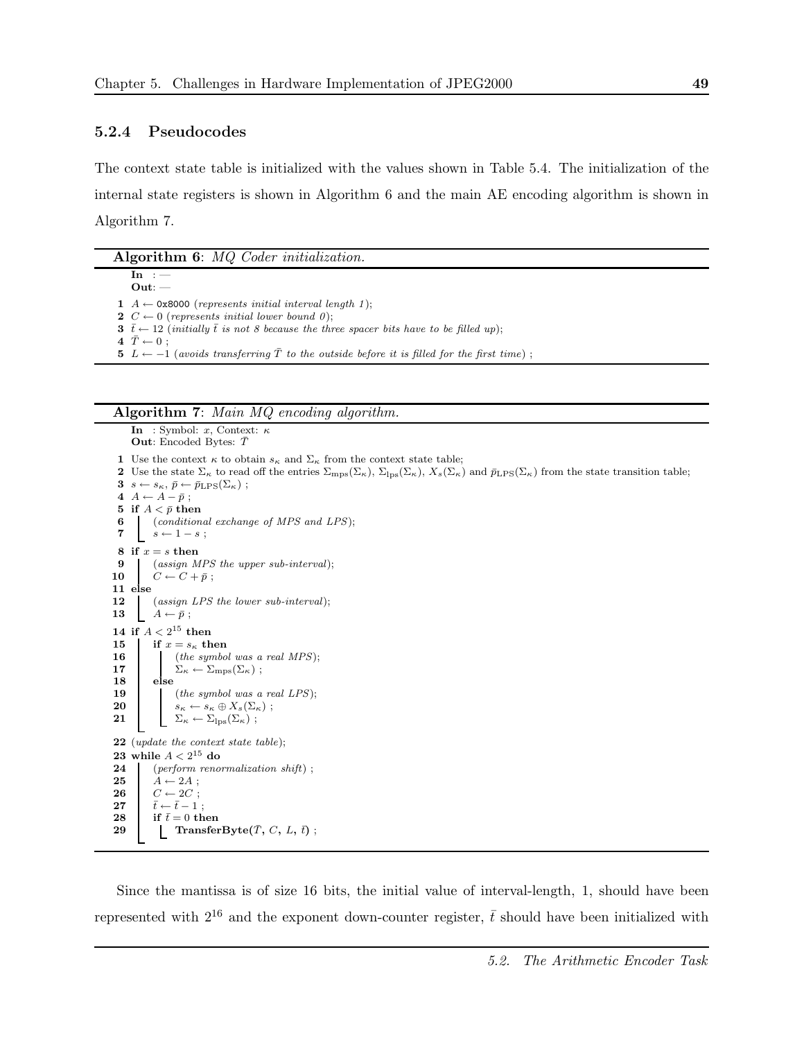### 5.2.4 Pseudocodes

The context state table is initialized with the values shown in Table 5.4. The initialization of the internal state registers is shown in Algorithm 6 and the main AE encoding algorithm is shown in Algorithm 7.

---

**Algorithm 6**: *MQ Coder initialization.*

**In** : —
**Out**: —

1. $A \leftarrow$ `0x8000` (*represents initial interval length 1*);
2. $C \leftarrow 0$ (*represents initial lower bound 0*);
3. $\bar{t} \leftarrow 12$ (*initially $\bar{t}$ is not 8 because the three spacer bits have to be filled up*);
4. $\bar{T} \leftarrow 0$ ;
5. $L \leftarrow -1$ (*avoids transferring $\bar{T}$ to the outside before it is filled for the first time*) ;

---

**Algorithm 7**: *Main MQ encoding algorithm.*

**In** : Symbol: $x$, Context: $\kappa$
**Out**: Encoded Bytes: $\bar{T}$

```
1  Use the context κ to obtain s_κ and Σ_κ from the context state table;
2  Use the state Σ_κ to read off the entries Σ_mps(Σ_κ), Σ_lps(Σ_κ), X_s(Σ_κ) and p̄_LPS(Σ_κ) from the state transition table;
3  s ← s_κ, p̄ ← p̄_LPS(Σ_κ) ;
4  A ← A − p̄ ;
5  if A < p̄ then
6  |   (conditional exchange of MPS and LPS);
7  |   s ← 1 − s ;
8  if x = s then
9  |   (assign MPS the upper sub-interval);
10 |   C ← C + p̄ ;
11 else
12 |   (assign LPS the lower sub-interval);
13 |   A ← p̄ ;
14 if A < 2^15 then
15 |   if x = s_κ then
16 |   |   (the symbol was a real MPS);
17 |   |   Σ_κ ← Σ_mps(Σ_κ) ;
18 |   else
19 |   |   (the symbol was a real LPS);
20 |   |   s_κ ← s_κ ⊕ X_s(Σ_κ) ;
21 |   |   Σ_κ ← Σ_lps(Σ_κ) ;
22 (update the context state table);
23 while A < 2^15 do
24 |   (perform renormalization shift) ;
25 |   A ← 2A ;
26 |   C ← 2C ;
27 |   t̄ ← t̄ − 1 ;
28 |   if t̄ = 0 then
29 |   |   TransferByte(T̄, C, L, t̄) ;
```

---

Since the mantissa is of size 16 bits, the initial value of interval-length, 1, should have been represented with $2^{16}$ and the exponent down-counter register, $\bar{t}$ should have been initialized with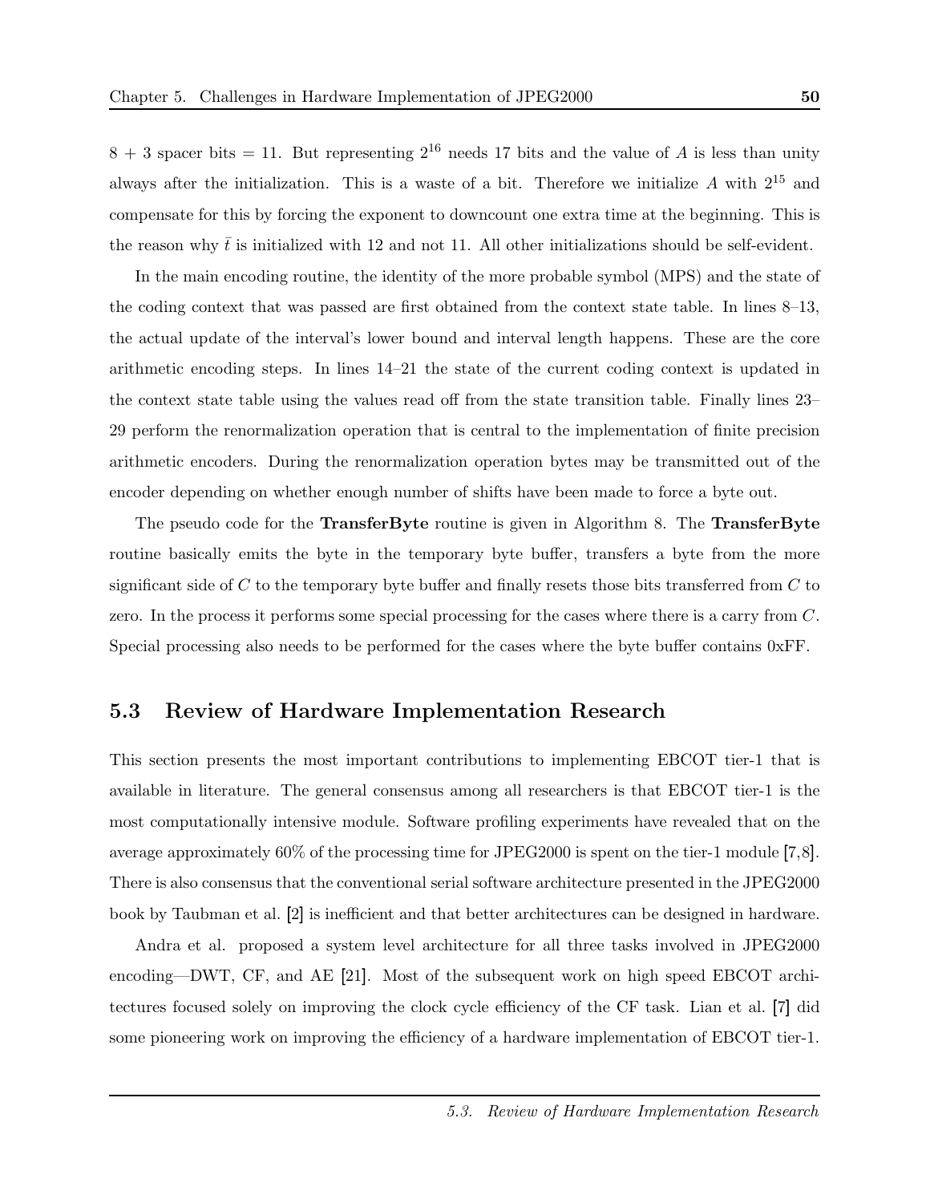8 + 3 spacer bits = 11. But representing $2^{16}$ needs 17 bits and the value of $A$ is less than unity always after the initialization. This is a waste of a bit. Therefore we initialize $A$ with $2^{15}$ and compensate for this by forcing the exponent to downcount one extra time at the beginning. This is the reason why $\bar{t}$ is initialized with 12 and not 11. All other initializations should be self-evident.

In the main encoding routine, the identity of the more probable symbol (MPS) and the state of the coding context that was passed are first obtained from the context state table. In lines 8–13, the actual update of the interval's lower bound and interval length happens. These are the core arithmetic encoding steps. In lines 14–21 the state of the current coding context is updated in the context state table using the values read off from the state transition table. Finally lines 23–29 perform the renormalization operation that is central to the implementation of finite precision arithmetic encoders. During the renormalization operation bytes may be transmitted out of the encoder depending on whether enough number of shifts have been made to force a byte out.

The pseudo code for the **TransferByte** routine is given in Algorithm 8. The **TransferByte** routine basically emits the byte in the temporary byte buffer, transfers a byte from the more significant side of $C$ to the temporary byte buffer and finally resets those bits transferred from $C$ to zero. In the process it performs some special processing for the cases where there is a carry from $C$. Special processing also needs to be performed for the cases where the byte buffer contains 0xFF.

## 5.3 Review of Hardware Implementation Research

This section presents the most important contributions to implementing EBCOT tier-1 that is available in literature. The general consensus among all researchers is that EBCOT tier-1 is the most computationally intensive module. Software profiling experiments have revealed that on the average approximately 60% of the processing time for JPEG2000 is spent on the tier-1 module [7,8]. There is also consensus that the conventional serial software architecture presented in the JPEG2000 book by Taubman et al. [2] is inefficient and that better architectures can be designed in hardware.

Andra et al. proposed a system level architecture for all three tasks involved in JPEG2000 encoding—DWT, CF, and AE [21]. Most of the subsequent work on high speed EBCOT architectures focused solely on improving the clock cycle efficiency of the CF task. Lian et al. [7] did some pioneering work on improving the efficiency of a hardware implementation of EBCOT tier-1.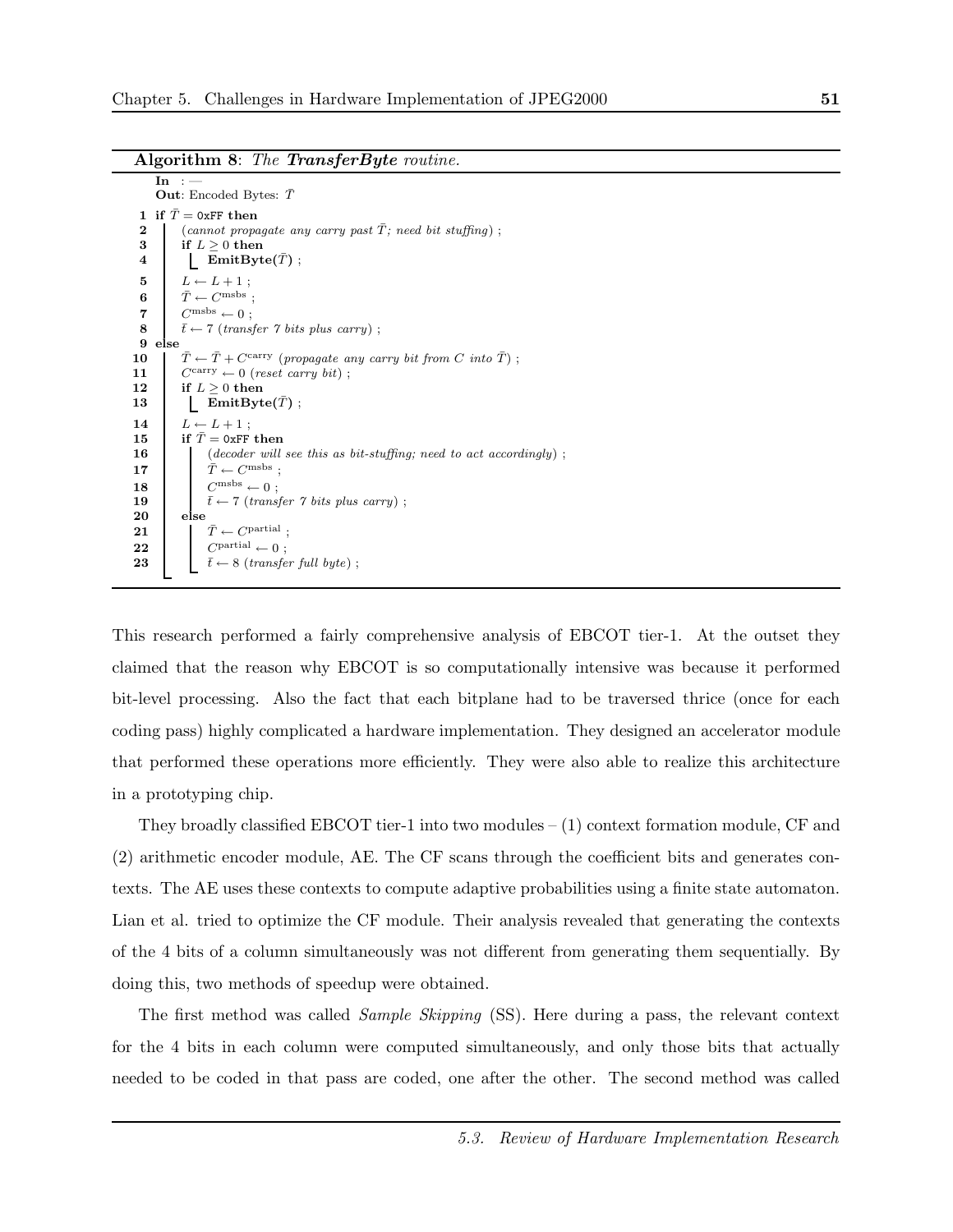**Algorithm 8**: *The* ***TransferByte*** *routine.*

```
   In  : —
   Out: Encoded Bytes: T̄
 1 if T̄ = 0xFF then
 2 |   (cannot propagate any carry past T̄; need bit stuffing) ;
 3 |   if L ≥ 0 then
 4 |   |   EmitByte(T̄) ;
 5 |   L ← L + 1 ;
 6 |   T̄ ← C^msbs ;
 7 |   C^msbs ← 0 ;
 8 |   t̄ ← 7 (transfer 7 bits plus carry) ;
 9 else
10 |   T̄ ← T̄ + C^carry (propagate any carry bit from C into T̄) ;
11 |   C^carry ← 0 (reset carry bit) ;
12 |   if L ≥ 0 then
13 |   |   EmitByte(T̄) ;
14 |   L ← L + 1 ;
15 |   if T̄ = 0xFF then
16 |   |   (decoder will see this as bit-stuffing; need to act accordingly) ;
17 |   |   T̄ ← C^msbs ;
18 |   |   C^msbs ← 0 ;
19 |   |   t̄ ← 7 (transfer 7 bits plus carry) ;
20 |   else
21 |   |   T̄ ← C^partial ;
22 |   |   C^partial ← 0 ;
23 |   |   t̄ ← 8 (transfer full byte) ;
```

This research performed a fairly comprehensive analysis of EBCOT tier-1. At the outset they claimed that the reason why EBCOT is so computationally intensive was because it performed bit-level processing. Also the fact that each bitplane had to be traversed thrice (once for each coding pass) highly complicated a hardware implementation. They designed an accelerator module that performed these operations more efficiently. They were also able to realize this architecture in a prototyping chip.

They broadly classified EBCOT tier-1 into two modules – (1) context formation module, CF and (2) arithmetic encoder module, AE. The CF scans through the coefficient bits and generates contexts. The AE uses these contexts to compute adaptive probabilities using a finite state automaton. Lian et al. tried to optimize the CF module. Their analysis revealed that generating the contexts of the 4 bits of a column simultaneously was not different from generating them sequentially. By doing this, two methods of speedup were obtained.

The first method was called *Sample Skipping* (SS). Here during a pass, the relevant context for the 4 bits in each column were computed simultaneously, and only those bits that actually needed to be coded in that pass are coded, one after the other. The second method was called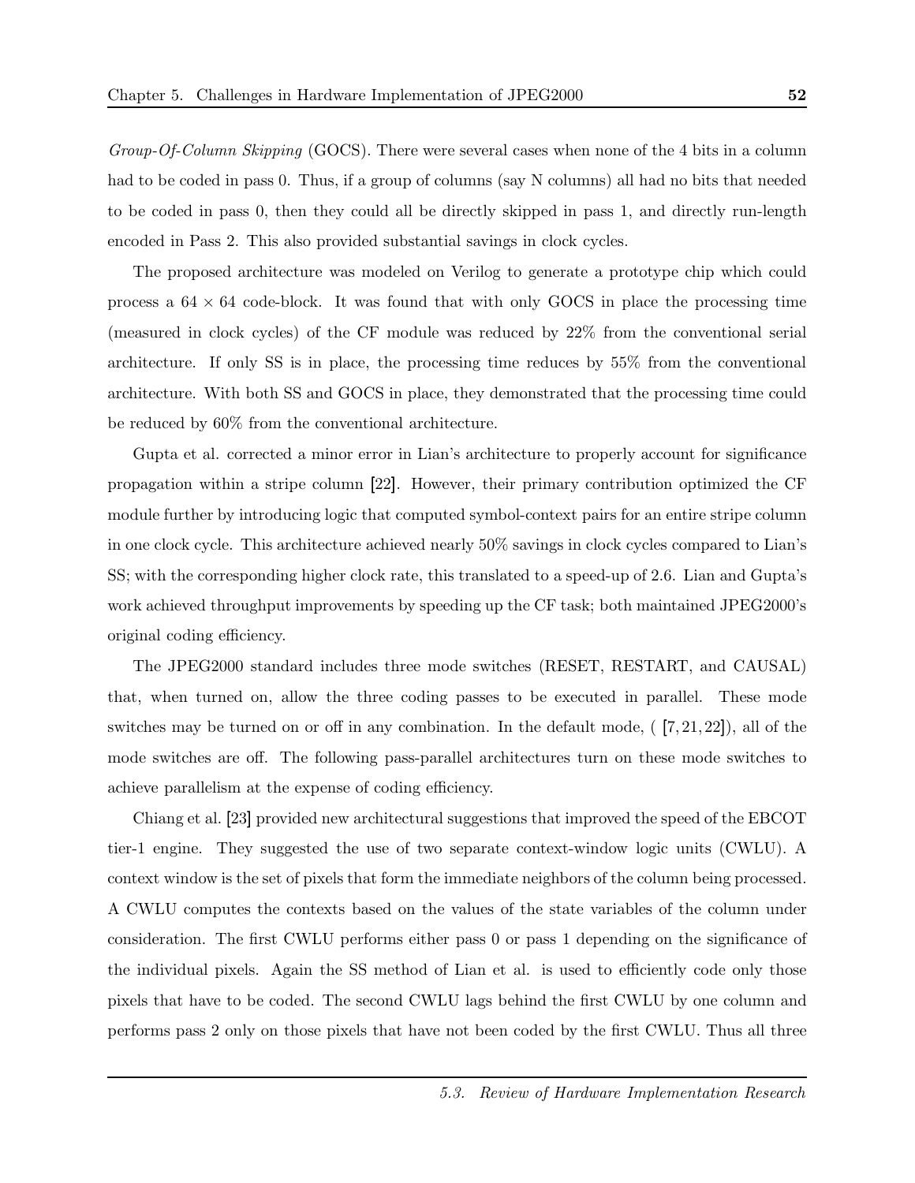*Group-Of-Column Skipping* (GOCS). There were several cases when none of the 4 bits in a column had to be coded in pass 0. Thus, if a group of columns (say N columns) all had no bits that needed to be coded in pass 0, then they could all be directly skipped in pass 1, and directly run-length encoded in Pass 2. This also provided substantial savings in clock cycles.

The proposed architecture was modeled on Verilog to generate a prototype chip which could process a $64 \times 64$ code-block. It was found that with only GOCS in place the processing time (measured in clock cycles) of the CF module was reduced by 22% from the conventional serial architecture. If only SS is in place, the processing time reduces by 55% from the conventional architecture. With both SS and GOCS in place, they demonstrated that the processing time could be reduced by 60% from the conventional architecture.

Gupta et al. corrected a minor error in Lian's architecture to properly account for significance propagation within a stripe column [22]. However, their primary contribution optimized the CF module further by introducing logic that computed symbol-context pairs for an entire stripe column in one clock cycle. This architecture achieved nearly 50% savings in clock cycles compared to Lian's SS; with the corresponding higher clock rate, this translated to a speed-up of 2.6. Lian and Gupta's work achieved throughput improvements by speeding up the CF task; both maintained JPEG2000's original coding efficiency.

The JPEG2000 standard includes three mode switches (RESET, RESTART, and CAUSAL) that, when turned on, allow the three coding passes to be executed in parallel. These mode switches may be turned on or off in any combination. In the default mode, ( [7, 21, 22]), all of the mode switches are off. The following pass-parallel architectures turn on these mode switches to achieve parallelism at the expense of coding efficiency.

Chiang et al. [23] provided new architectural suggestions that improved the speed of the EBCOT tier-1 engine. They suggested the use of two separate context-window logic units (CWLU). A context window is the set of pixels that form the immediate neighbors of the column being processed. A CWLU computes the contexts based on the values of the state variables of the column under consideration. The first CWLU performs either pass 0 or pass 1 depending on the significance of the individual pixels. Again the SS method of Lian et al. is used to efficiently code only those pixels that have to be coded. The second CWLU lags behind the first CWLU by one column and performs pass 2 only on those pixels that have not been coded by the first CWLU. Thus all three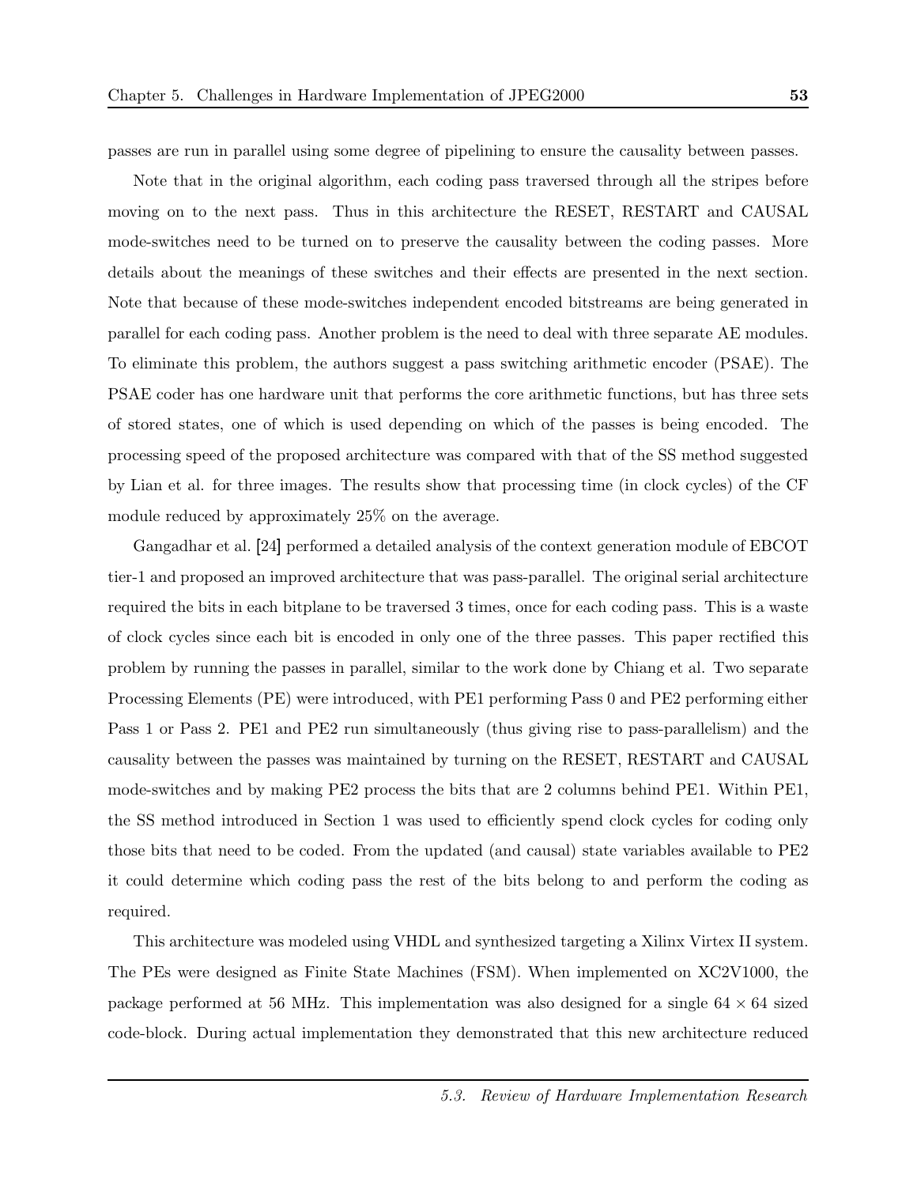passes are run in parallel using some degree of pipelining to ensure the causality between passes.

Note that in the original algorithm, each coding pass traversed through all the stripes before moving on to the next pass. Thus in this architecture the RESET, RESTART and CAUSAL mode-switches need to be turned on to preserve the causality between the coding passes. More details about the meanings of these switches and their effects are presented in the next section. Note that because of these mode-switches independent encoded bitstreams are being generated in parallel for each coding pass. Another problem is the need to deal with three separate AE modules. To eliminate this problem, the authors suggest a pass switching arithmetic encoder (PSAE). The PSAE coder has one hardware unit that performs the core arithmetic functions, but has three sets of stored states, one of which is used depending on which of the passes is being encoded. The processing speed of the proposed architecture was compared with that of the SS method suggested by Lian et al. for three images. The results show that processing time (in clock cycles) of the CF module reduced by approximately 25% on the average.

Gangadhar et al. [24] performed a detailed analysis of the context generation module of EBCOT tier-1 and proposed an improved architecture that was pass-parallel. The original serial architecture required the bits in each bitplane to be traversed 3 times, once for each coding pass. This is a waste of clock cycles since each bit is encoded in only one of the three passes. This paper rectified this problem by running the passes in parallel, similar to the work done by Chiang et al. Two separate Processing Elements (PE) were introduced, with PE1 performing Pass 0 and PE2 performing either Pass 1 or Pass 2. PE1 and PE2 run simultaneously (thus giving rise to pass-parallelism) and the causality between the passes was maintained by turning on the RESET, RESTART and CAUSAL mode-switches and by making PE2 process the bits that are 2 columns behind PE1. Within PE1, the SS method introduced in Section 1 was used to efficiently spend clock cycles for coding only those bits that need to be coded. From the updated (and causal) state variables available to PE2 it could determine which coding pass the rest of the bits belong to and perform the coding as required.

This architecture was modeled using VHDL and synthesized targeting a Xilinx Virtex II system. The PEs were designed as Finite State Machines (FSM). When implemented on XC2V1000, the package performed at 56 MHz. This implementation was also designed for a single $64 \times 64$ sized code-block. During actual implementation they demonstrated that this new architecture reduced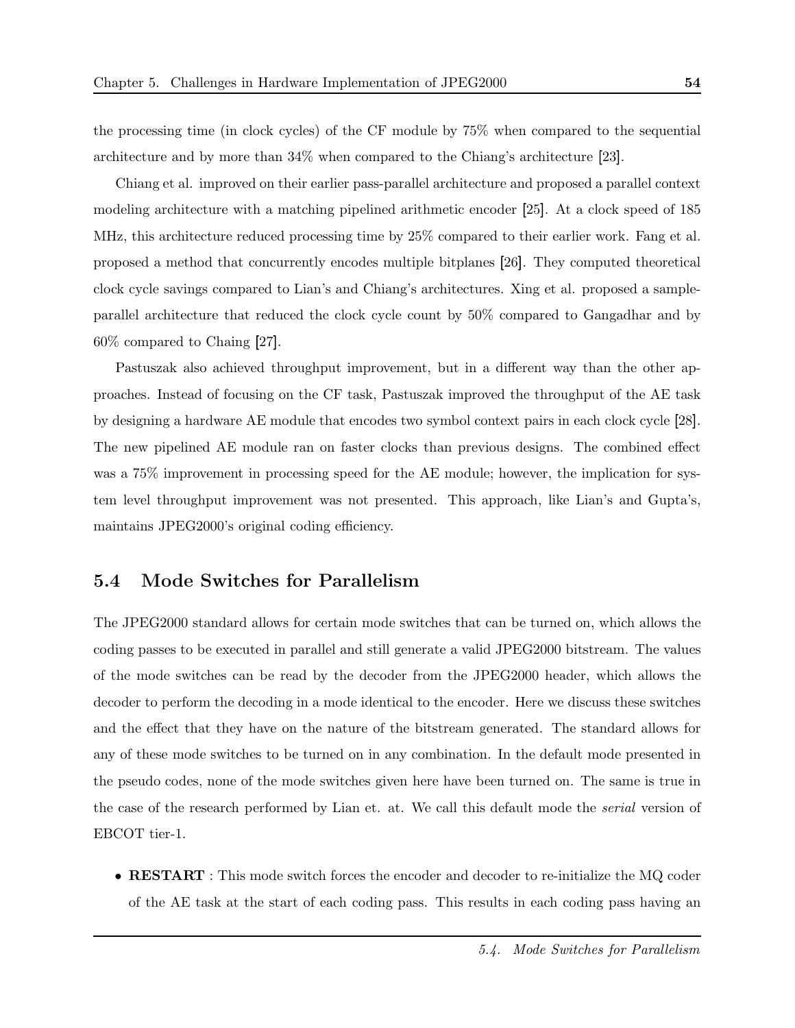the processing time (in clock cycles) of the CF module by 75% when compared to the sequential architecture and by more than 34% when compared to the Chiang's architecture [23].

Chiang et al. improved on their earlier pass-parallel architecture and proposed a parallel context modeling architecture with a matching pipelined arithmetic encoder [25]. At a clock speed of 185 MHz, this architecture reduced processing time by 25% compared to their earlier work. Fang et al. proposed a method that concurrently encodes multiple bitplanes [26]. They computed theoretical clock cycle savings compared to Lian's and Chiang's architectures. Xing et al. proposed a sample-parallel architecture that reduced the clock cycle count by 50% compared to Gangadhar and by 60% compared to Chaing [27].

Pastuszak also achieved throughput improvement, but in a different way than the other approaches. Instead of focusing on the CF task, Pastuszak improved the throughput of the AE task by designing a hardware AE module that encodes two symbol context pairs in each clock cycle [28]. The new pipelined AE module ran on faster clocks than previous designs. The combined effect was a 75% improvement in processing speed for the AE module; however, the implication for system level throughput improvement was not presented. This approach, like Lian's and Gupta's, maintains JPEG2000's original coding efficiency.

## 5.4 Mode Switches for Parallelism

The JPEG2000 standard allows for certain mode switches that can be turned on, which allows the coding passes to be executed in parallel and still generate a valid JPEG2000 bitstream. The values of the mode switches can be read by the decoder from the JPEG2000 header, which allows the decoder to perform the decoding in a mode identical to the encoder. Here we discuss these switches and the effect that they have on the nature of the bitstream generated. The standard allows for any of these mode switches to be turned on in any combination. In the default mode presented in the pseudo codes, none of the mode switches given here have been turned on. The same is true in the case of the research performed by Lian et. at. We call this default mode the *serial* version of EBCOT tier-1.

- **RESTART** : This mode switch forces the encoder and decoder to re-initialize the MQ coder of the AE task at the start of each coding pass. This results in each coding pass having an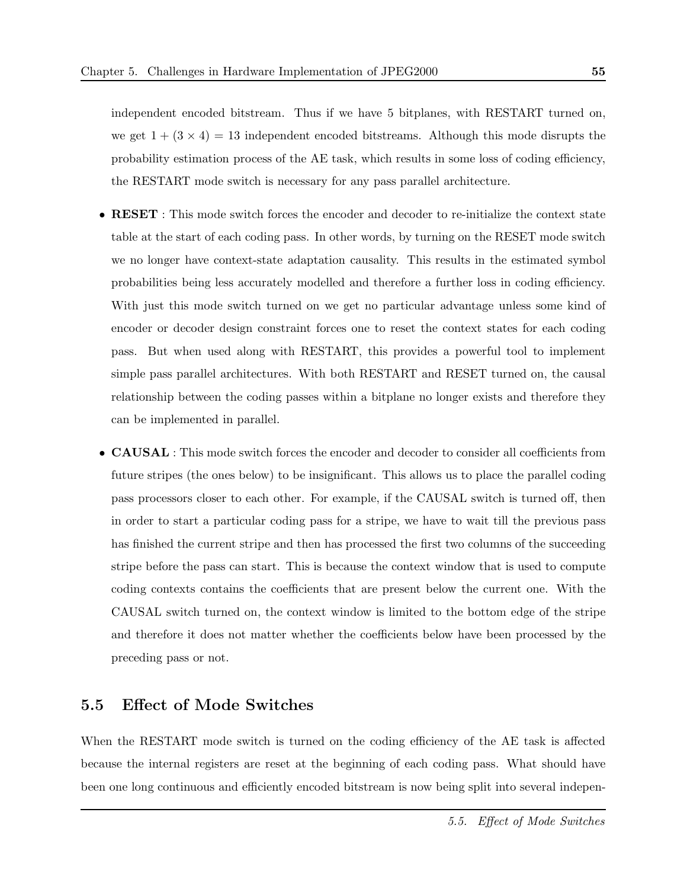independent encoded bitstream. Thus if we have 5 bitplanes, with RESTART turned on, we get $1 + (3 \times 4) = 13$ independent encoded bitstreams. Although this mode disrupts the probability estimation process of the AE task, which results in some loss of coding efficiency, the RESTART mode switch is necessary for any pass parallel architecture.

- **RESET** : This mode switch forces the encoder and decoder to re-initialize the context state table at the start of each coding pass. In other words, by turning on the RESET mode switch we no longer have context-state adaptation causality. This results in the estimated symbol probabilities being less accurately modelled and therefore a further loss in coding efficiency. With just this mode switch turned on we get no particular advantage unless some kind of encoder or decoder design constraint forces one to reset the context states for each coding pass. But when used along with RESTART, this provides a powerful tool to implement simple pass parallel architectures. With both RESTART and RESET turned on, the causal relationship between the coding passes within a bitplane no longer exists and therefore they can be implemented in parallel.

- **CAUSAL** : This mode switch forces the encoder and decoder to consider all coefficients from future stripes (the ones below) to be insignificant. This allows us to place the parallel coding pass processors closer to each other. For example, if the CAUSAL switch is turned off, then in order to start a particular coding pass for a stripe, we have to wait till the previous pass has finished the current stripe and then has processed the first two columns of the succeeding stripe before the pass can start. This is because the context window that is used to compute coding contexts contains the coefficients that are present below the current one. With the CAUSAL switch turned on, the context window is limited to the bottom edge of the stripe and therefore it does not matter whether the coefficients below have been processed by the preceding pass or not.

## 5.5 Effect of Mode Switches

When the RESTART mode switch is turned on the coding efficiency of the AE task is affected because the internal registers are reset at the beginning of each coding pass. What should have been one long continuous and efficiently encoded bitstream is now being split into several indepen-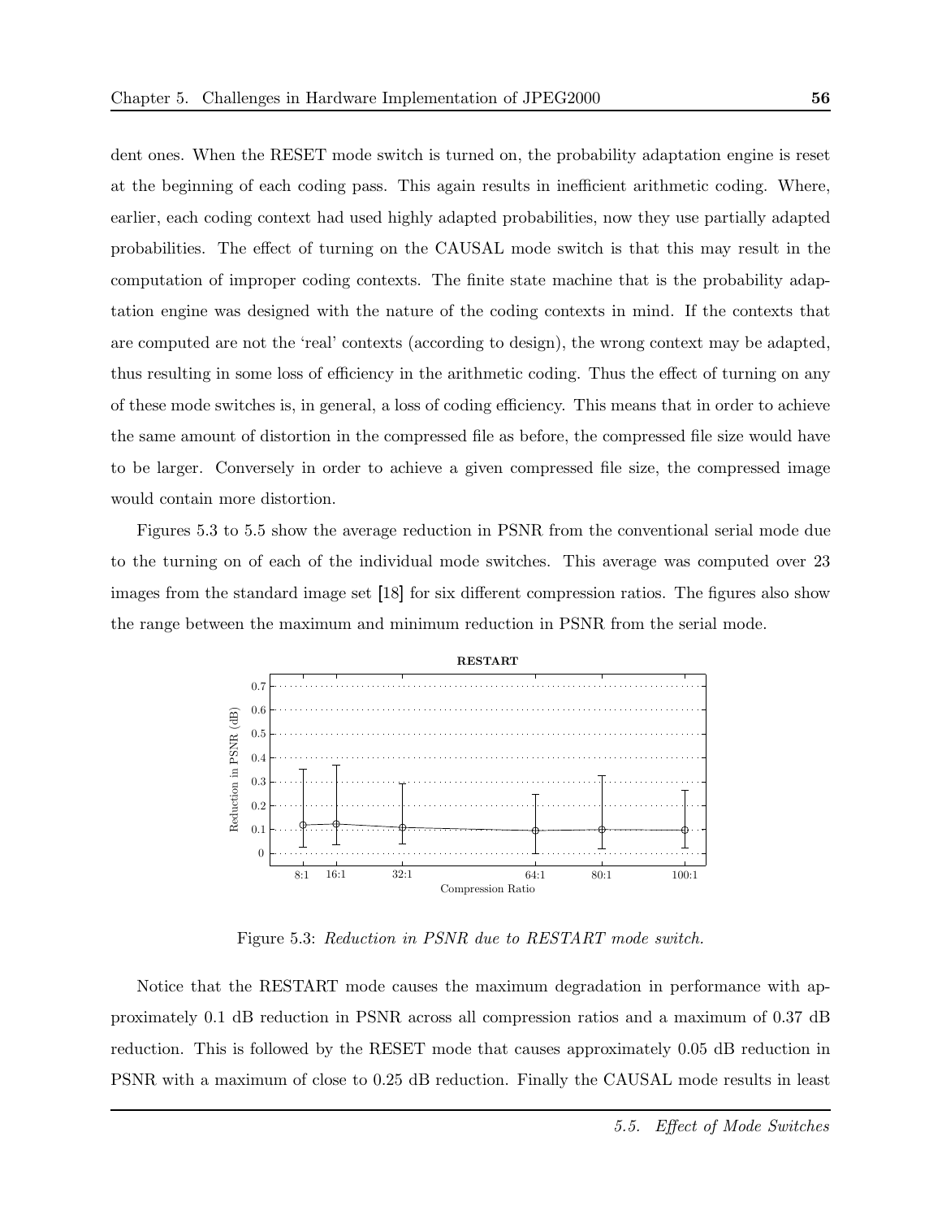dent ones. When the RESET mode switch is turned on, the probability adaptation engine is reset at the beginning of each coding pass. This again results in inefficient arithmetic coding. Where, earlier, each coding context had used highly adapted probabilities, now they use partially adapted probabilities. The effect of turning on the CAUSAL mode switch is that this may result in the computation of improper coding contexts. The finite state machine that is the probability adaptation engine was designed with the nature of the coding contexts in mind. If the contexts that are computed are not the 'real' contexts (according to design), the wrong context may be adapted, thus resulting in some loss of efficiency in the arithmetic coding. Thus the effect of turning on any of these mode switches is, in general, a loss of coding efficiency. This means that in order to achieve the same amount of distortion in the compressed file as before, the compressed file size would have to be larger. Conversely in order to achieve a given compressed file size, the compressed image would contain more distortion.

Figures 5.3 to 5.5 show the average reduction in PSNR from the conventional serial mode due to the turning on of each of the individual mode switches. This average was computed over 23 images from the standard image set [18] for six different compression ratios. The figures also show the range between the maximum and minimum reduction in PSNR from the serial mode.

Figure 5.3: *Reduction in PSNR due to RESTART mode switch.*

Notice that the RESTART mode causes the maximum degradation in performance with approximately 0.1 dB reduction in PSNR across all compression ratios and a maximum of 0.37 dB reduction. This is followed by the RESET mode that causes approximately 0.05 dB reduction in PSNR with a maximum of close to 0.25 dB reduction. Finally the CAUSAL mode results in least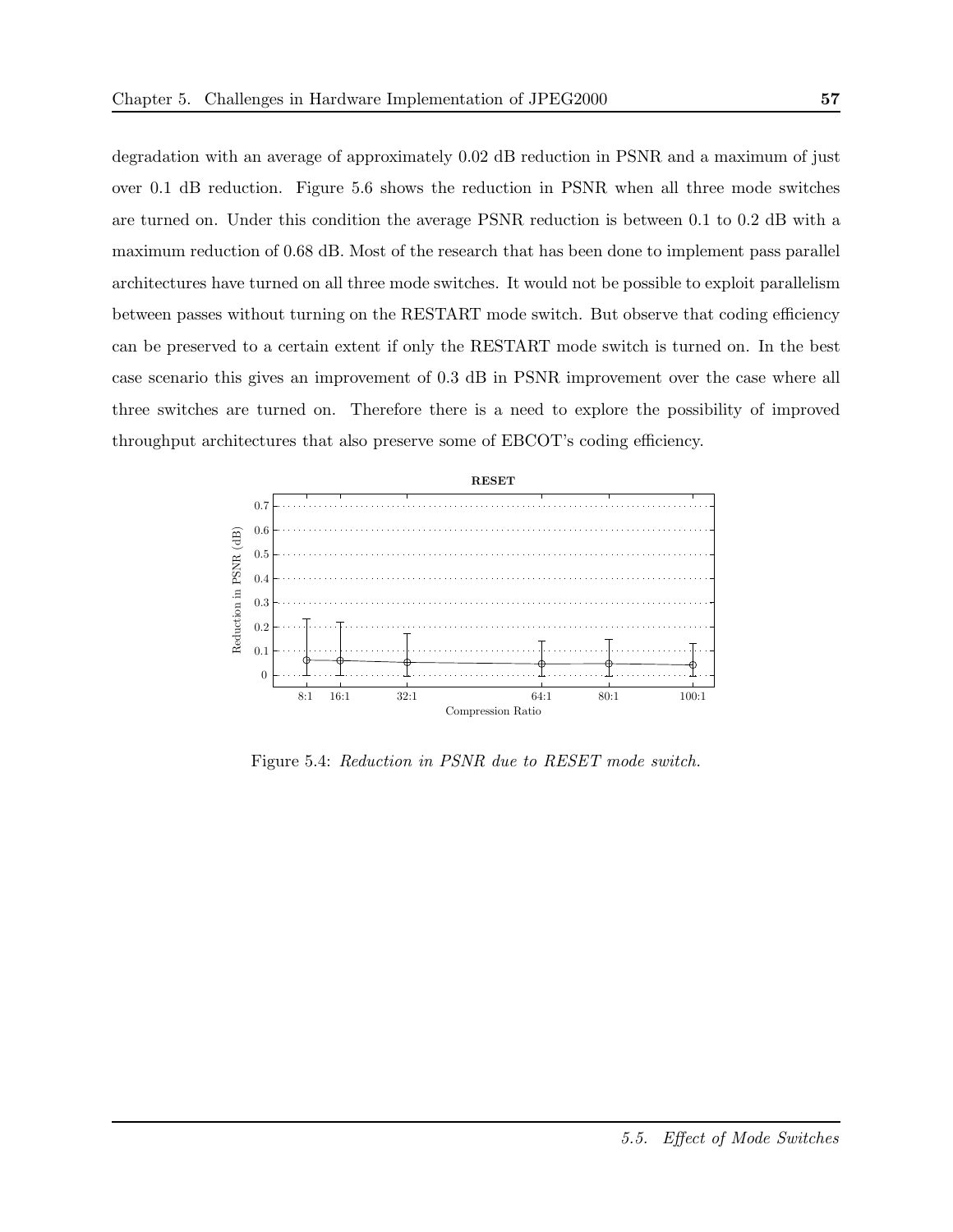degradation with an average of approximately 0.02 dB reduction in PSNR and a maximum of just over 0.1 dB reduction. Figure 5.6 shows the reduction in PSNR when all three mode switches are turned on. Under this condition the average PSNR reduction is between 0.1 to 0.2 dB with a maximum reduction of 0.68 dB. Most of the research that has been done to implement pass parallel architectures have turned on all three mode switches. It would not be possible to exploit parallelism between passes without turning on the RESTART mode switch. But observe that coding efficiency can be preserved to a certain extent if only the RESTART mode switch is turned on. In the best case scenario this gives an improvement of 0.3 dB in PSNR improvement over the case where all three switches are turned on. Therefore there is a need to explore the possibility of improved throughput architectures that also preserve some of EBCOT's coding efficiency.

Figure 5.4: *Reduction in PSNR due to RESET mode switch.*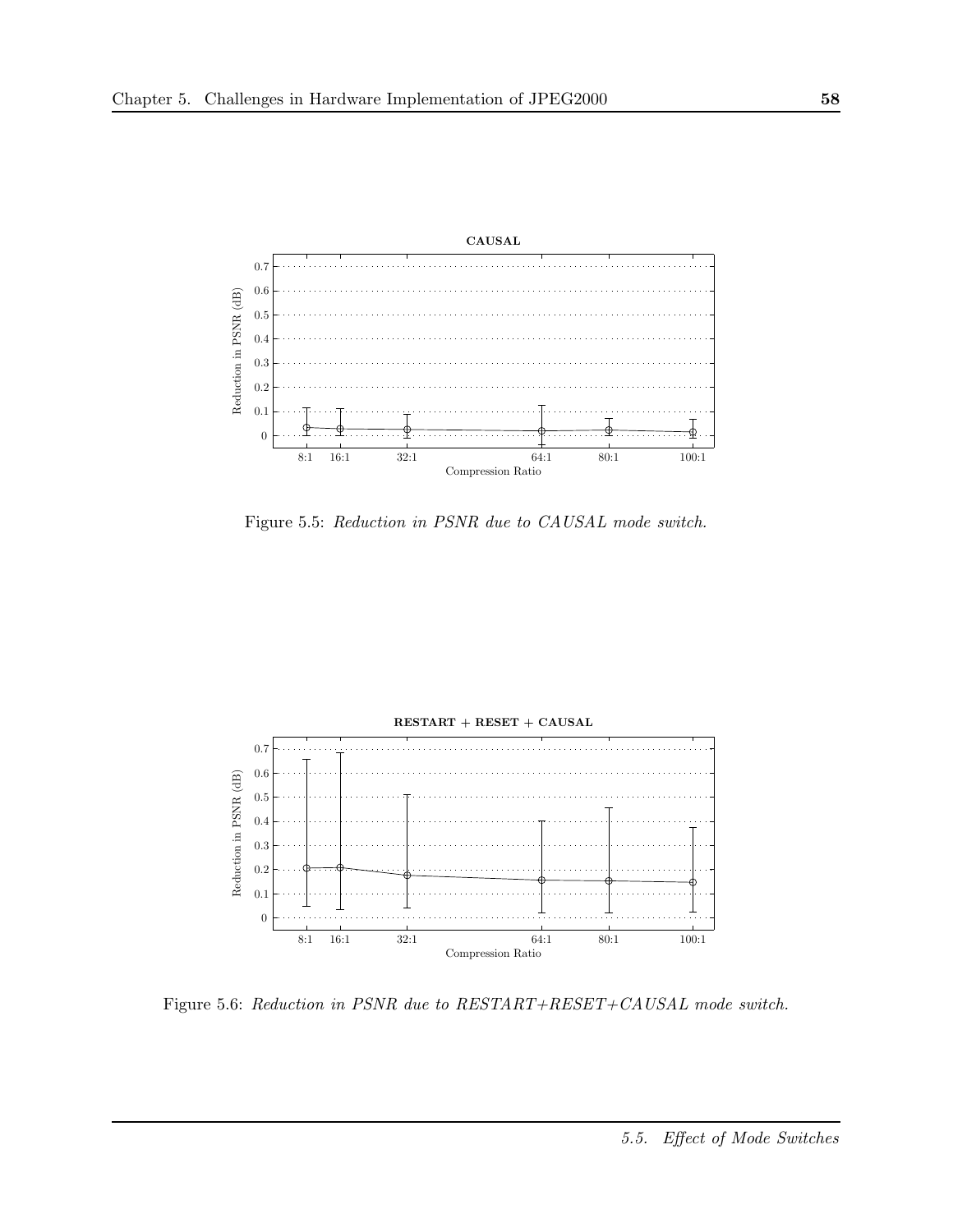Figure 5.5: *Reduction in PSNR due to CAUSAL mode switch.*

Figure 5.6: *Reduction in PSNR due to RESTART+RESET+CAUSAL mode switch.*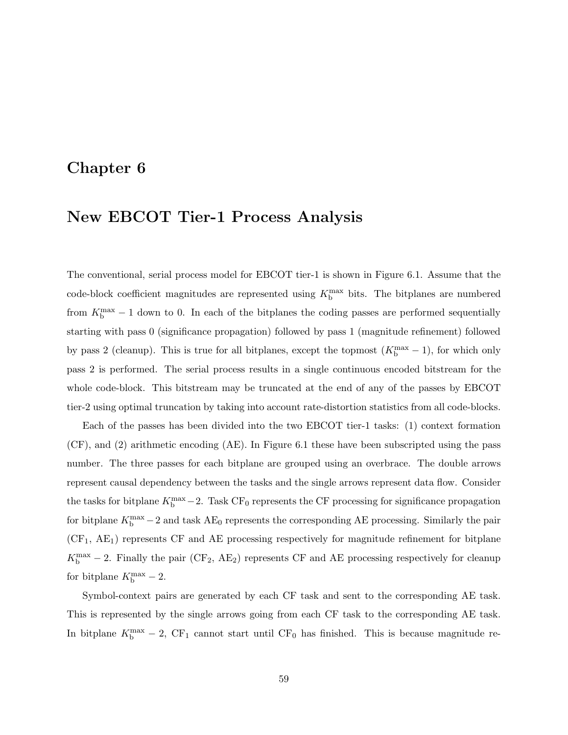# Chapter 6

# New EBCOT Tier-1 Process Analysis

The conventional, serial process model for EBCOT tier-1 is shown in Figure 6.1. Assume that the code-block coefficient magnitudes are represented using $K_{\mathrm{b}}^{\max}$ bits. The bitplanes are numbered from $K_{\mathrm{b}}^{\max} - 1$ down to 0. In each of the bitplanes the coding passes are performed sequentially starting with pass 0 (significance propagation) followed by pass 1 (magnitude refinement) followed by pass 2 (cleanup). This is true for all bitplanes, except the topmost ($K_{\mathrm{b}}^{\max} - 1$), for which only pass 2 is performed. The serial process results in a single continuous encoded bitstream for the whole code-block. This bitstream may be truncated at the end of any of the passes by EBCOT tier-2 using optimal truncation by taking into account rate-distortion statistics from all code-blocks.

Each of the passes has been divided into the two EBCOT tier-1 tasks: (1) context formation (CF), and (2) arithmetic encoding (AE). In Figure 6.1 these have been subscripted using the pass number. The three passes for each bitplane are grouped using an overbrace. The double arrows represent causal dependency between the tasks and the single arrows represent data flow. Consider the tasks for bitplane $K_{\mathrm{b}}^{\max} - 2$. Task $\mathrm{CF}_0$ represents the CF processing for significance propagation for bitplane $K_{\mathrm{b}}^{\max} - 2$ and task $\mathrm{AE}_0$ represents the corresponding AE processing. Similarly the pair ($\mathrm{CF}_1$, $\mathrm{AE}_1$) represents CF and AE processing respectively for magnitude refinement for bitplane $K_{\mathrm{b}}^{\max} - 2$. Finally the pair ($\mathrm{CF}_2$, $\mathrm{AE}_2$) represents CF and AE processing respectively for cleanup for bitplane $K_{\mathrm{b}}^{\max} - 2$.

Symbol-context pairs are generated by each CF task and sent to the corresponding AE task. This is represented by the single arrows going from each CF task to the corresponding AE task. In bitplane $K_{\mathrm{b}}^{\max} - 2$, $\mathrm{CF}_1$ cannot start until $\mathrm{CF}_0$ has finished. This is because magnitude re-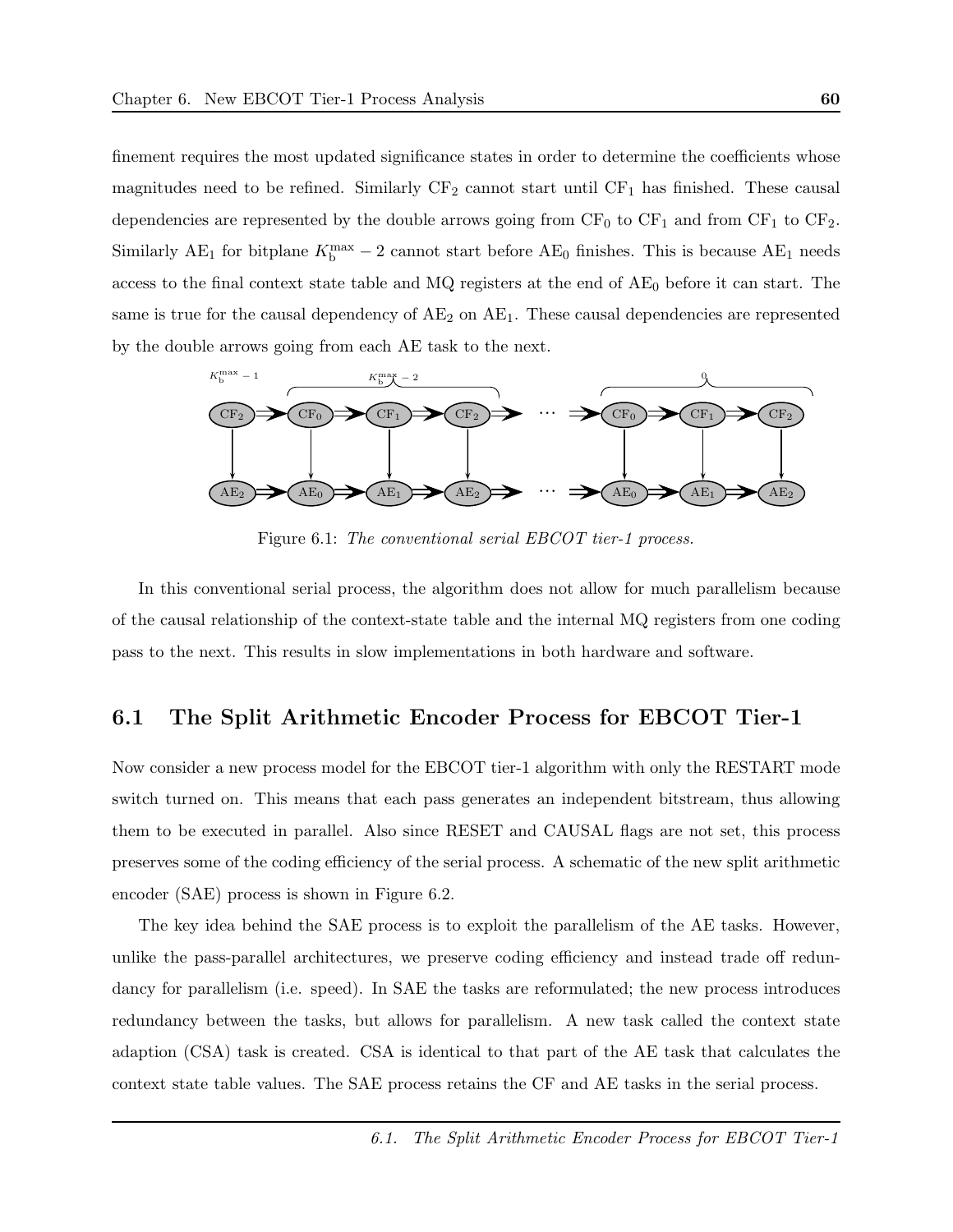finement requires the most updated significance states in order to determine the coefficients whose magnitudes need to be refined. Similarly $CF_2$ cannot start until $CF_1$ has finished. These causal dependencies are represented by the double arrows going from $CF_0$ to $CF_1$ and from $CF_1$ to $CF_2$. Similarly $AE_1$ for bitplane $K_b^{max} - 2$ cannot start before $AE_0$ finishes. This is because $AE_1$ needs access to the final context state table and MQ registers at the end of $AE_0$ before it can start. The same is true for the causal dependency of $AE_2$ on $AE_1$. These causal dependencies are represented by the double arrows going from each AE task to the next.

Figure 6.1: *The conventional serial EBCOT tier-1 process.*

In this conventional serial process, the algorithm does not allow for much parallelism because of the causal relationship of the context-state table and the internal MQ registers from one coding pass to the next. This results in slow implementations in both hardware and software.

## 6.1 The Split Arithmetic Encoder Process for EBCOT Tier-1

Now consider a new process model for the EBCOT tier-1 algorithm with only the RESTART mode switch turned on. This means that each pass generates an independent bitstream, thus allowing them to be executed in parallel. Also since RESET and CAUSAL flags are not set, this process preserves some of the coding efficiency of the serial process. A schematic of the new split arithmetic encoder (SAE) process is shown in Figure 6.2.

The key idea behind the SAE process is to exploit the parallelism of the AE tasks. However, unlike the pass-parallel architectures, we preserve coding efficiency and instead trade off redundancy for parallelism (i.e. speed). In SAE the tasks are reformulated; the new process introduces redundancy between the tasks, but allows for parallelism. A new task called the context state adaption (CSA) task is created. CSA is identical to that part of the AE task that calculates the context state table values. The SAE process retains the CF and AE tasks in the serial process.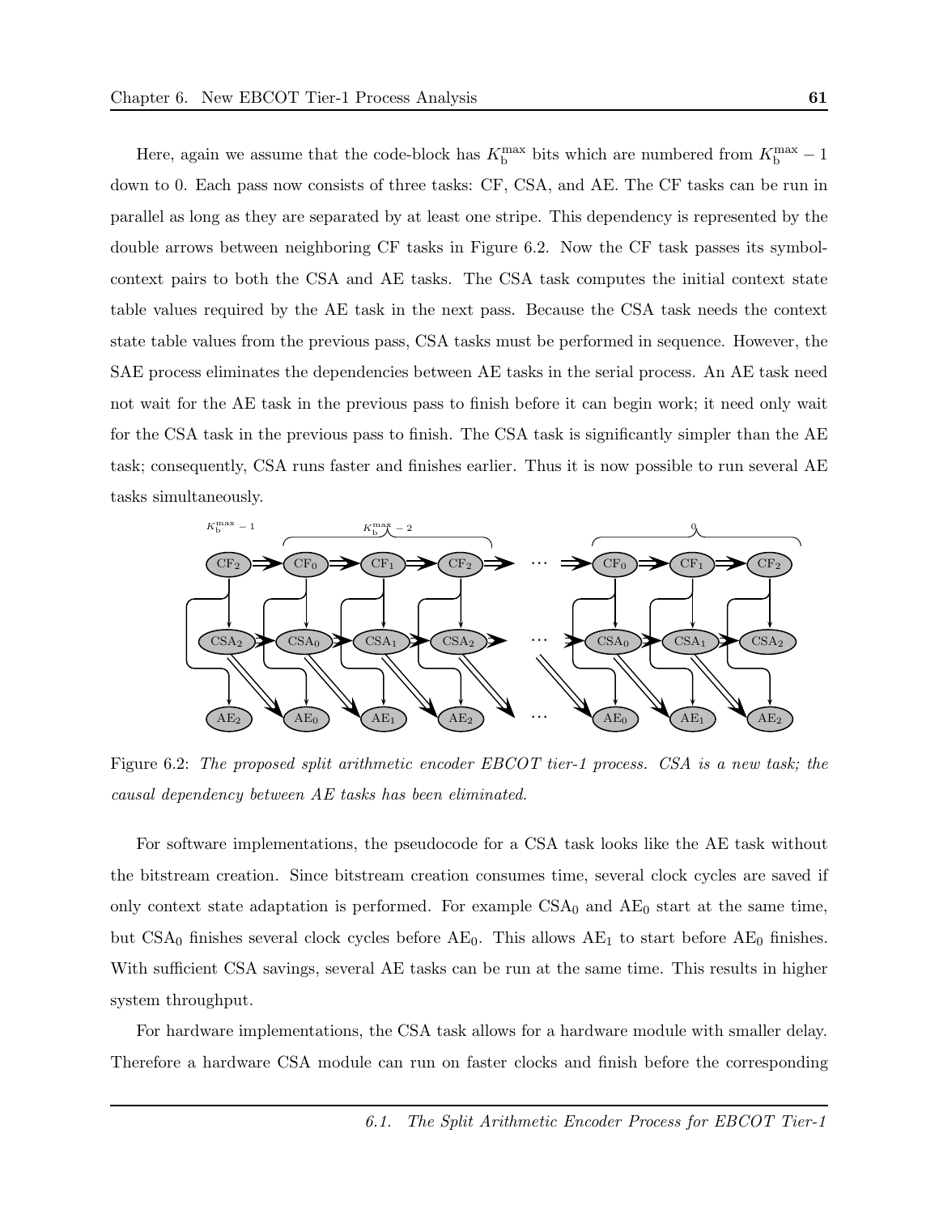Here, again we assume that the code-block has $K_{\mathrm{b}}^{\max}$ bits which are numbered from $K_{\mathrm{b}}^{\max} - 1$ down to 0. Each pass now consists of three tasks: CF, CSA, and AE. The CF tasks can be run in parallel as long as they are separated by at least one stripe. This dependency is represented by the double arrows between neighboring CF tasks in Figure 6.2. Now the CF task passes its symbol-context pairs to both the CSA and AE tasks. The CSA task computes the initial context state table values required by the AE task in the next pass. Because the CSA task needs the context state table values from the previous pass, CSA tasks must be performed in sequence. However, the SAE process eliminates the dependencies between AE tasks in the serial process. An AE task need not wait for the AE task in the previous pass to finish before it can begin work; it need only wait for the CSA task in the previous pass to finish. The CSA task is significantly simpler than the AE task; consequently, CSA runs faster and finishes earlier. Thus it is now possible to run several AE tasks simultaneously.

Figure 6.2: *The proposed split arithmetic encoder EBCOT tier-1 process. CSA is a new task; the causal dependency between AE tasks has been eliminated.*

For software implementations, the pseudocode for a CSA task looks like the AE task without the bitstream creation. Since bitstream creation consumes time, several clock cycles are saved if only context state adaptation is performed. For example $\mathrm{CSA}_0$ and $\mathrm{AE}_0$ start at the same time, but $\mathrm{CSA}_0$ finishes several clock cycles before $\mathrm{AE}_0$. This allows $\mathrm{AE}_1$ to start before $\mathrm{AE}_0$ finishes. With sufficient CSA savings, several AE tasks can be run at the same time. This results in higher system throughput.

For hardware implementations, the CSA task allows for a hardware module with smaller delay. Therefore a hardware CSA module can run on faster clocks and finish before the corresponding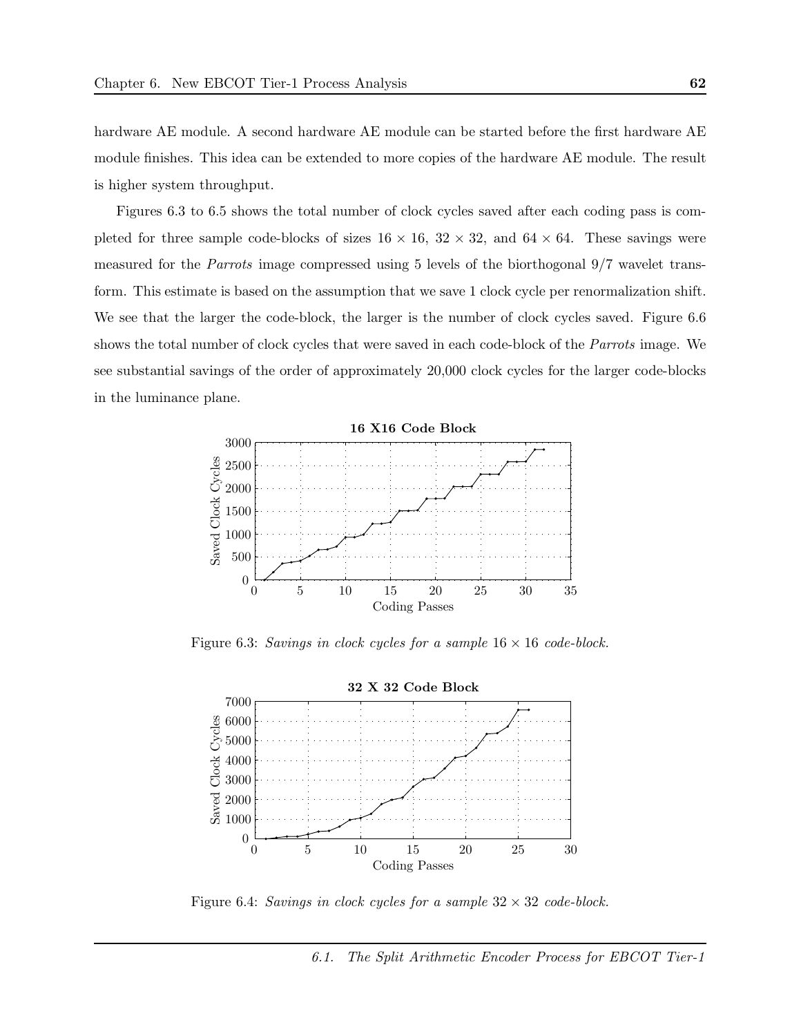hardware AE module. A second hardware AE module can be started before the first hardware AE module finishes. This idea can be extended to more copies of the hardware AE module. The result is higher system throughput.

Figures 6.3 to 6.5 shows the total number of clock cycles saved after each coding pass is completed for three sample code-blocks of sizes $16 \times 16$, $32 \times 32$, and $64 \times 64$. These savings were measured for the *Parrots* image compressed using 5 levels of the biorthogonal 9/7 wavelet transform. This estimate is based on the assumption that we save 1 clock cycle per renormalization shift. We see that the larger the code-block, the larger is the number of clock cycles saved. Figure 6.6 shows the total number of clock cycles that were saved in each code-block of the *Parrots* image. We see substantial savings of the order of approximately 20,000 clock cycles for the larger code-blocks in the luminance plane.

Figure 6.3: *Savings in clock cycles for a sample* $16 \times 16$ *code-block.*

Figure 6.4: *Savings in clock cycles for a sample* $32 \times 32$ *code-block.*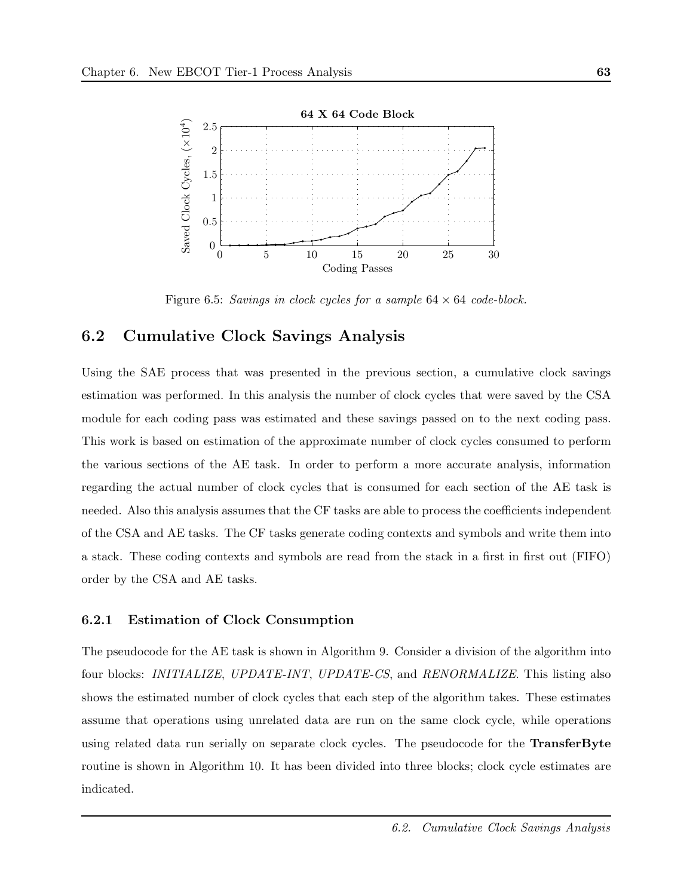Figure 6.5: *Savings in clock cycles for a sample* $64 \times 64$ *code-block.*

## 6.2 Cumulative Clock Savings Analysis

Using the SAE process that was presented in the previous section, a cumulative clock savings estimation was performed. In this analysis the number of clock cycles that were saved by the CSA module for each coding pass was estimated and these savings passed on to the next coding pass. This work is based on estimation of the approximate number of clock cycles consumed to perform the various sections of the AE task. In order to perform a more accurate analysis, information regarding the actual number of clock cycles that is consumed for each section of the AE task is needed. Also this analysis assumes that the CF tasks are able to process the coefficients independent of the CSA and AE tasks. The CF tasks generate coding contexts and symbols and write them into a stack. These coding contexts and symbols are read from the stack in a first in first out (FIFO) order by the CSA and AE tasks.

### 6.2.1 Estimation of Clock Consumption

The pseudocode for the AE task is shown in Algorithm 9. Consider a division of the algorithm into four blocks: *INITIALIZE*, *UPDATE-INT*, *UPDATE-CS*, and *RENORMALIZE*. This listing also shows the estimated number of clock cycles that each step of the algorithm takes. These estimates assume that operations using unrelated data are run on the same clock cycle, while operations using related data run serially on separate clock cycles. The pseudocode for the **TransferByte** routine is shown in Algorithm 10. It has been divided into three blocks; clock cycle estimates are indicated.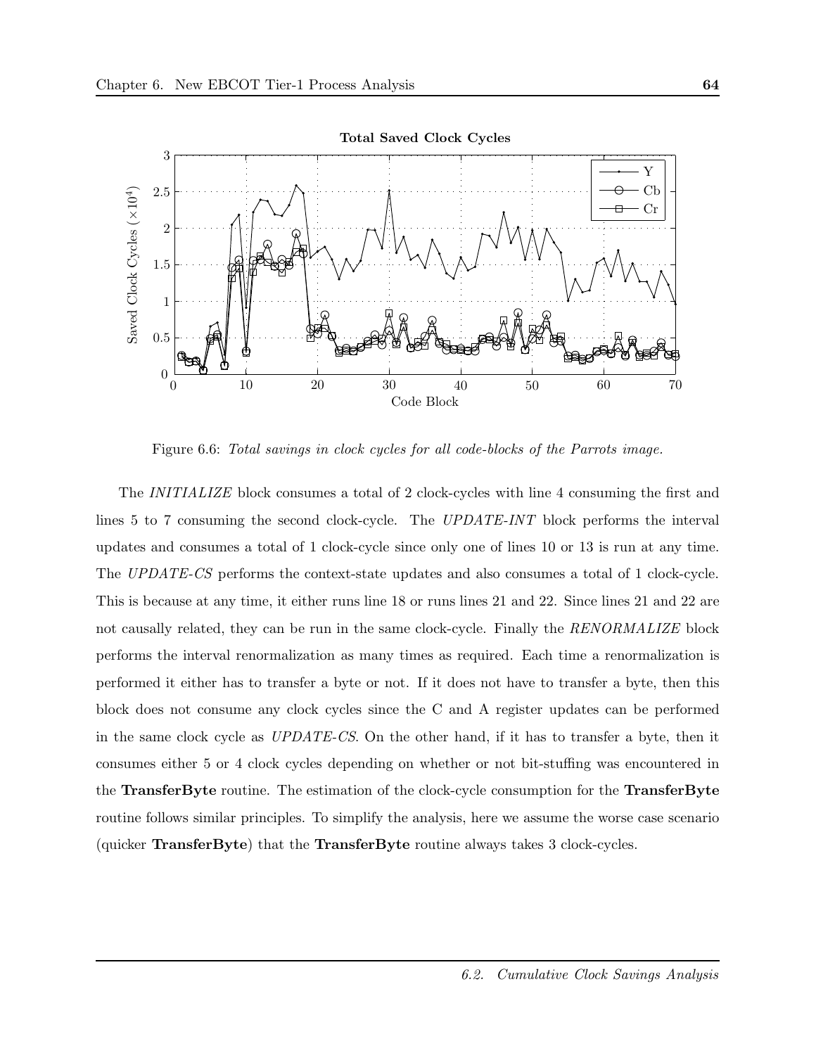Figure 6.6: *Total savings in clock cycles for all code-blocks of the Parrots image.*

The *INITIALIZE* block consumes a total of 2 clock-cycles with line 4 consuming the first and lines 5 to 7 consuming the second clock-cycle. The *UPDATE-INT* block performs the interval updates and consumes a total of 1 clock-cycle since only one of lines 10 or 13 is run at any time. The *UPDATE-CS* performs the context-state updates and also consumes a total of 1 clock-cycle. This is because at any time, it either runs line 18 or runs lines 21 and 22. Since lines 21 and 22 are not causally related, they can be run in the same clock-cycle. Finally the *RENORMALIZE* block performs the interval renormalization as many times as required. Each time a renormalization is performed it either has to transfer a byte or not. If it does not have to transfer a byte, then this block does not consume any clock cycles since the C and A register updates can be performed in the same clock cycle as *UPDATE-CS*. On the other hand, if it has to transfer a byte, then it consumes either 5 or 4 clock cycles depending on whether or not bit-stuffing was encountered in the **TransferByte** routine. The estimation of the clock-cycle consumption for the **TransferByte** routine follows similar principles. To simplify the analysis, here we assume the worse case scenario (quicker **TransferByte**) that the **TransferByte** routine always takes 3 clock-cycles.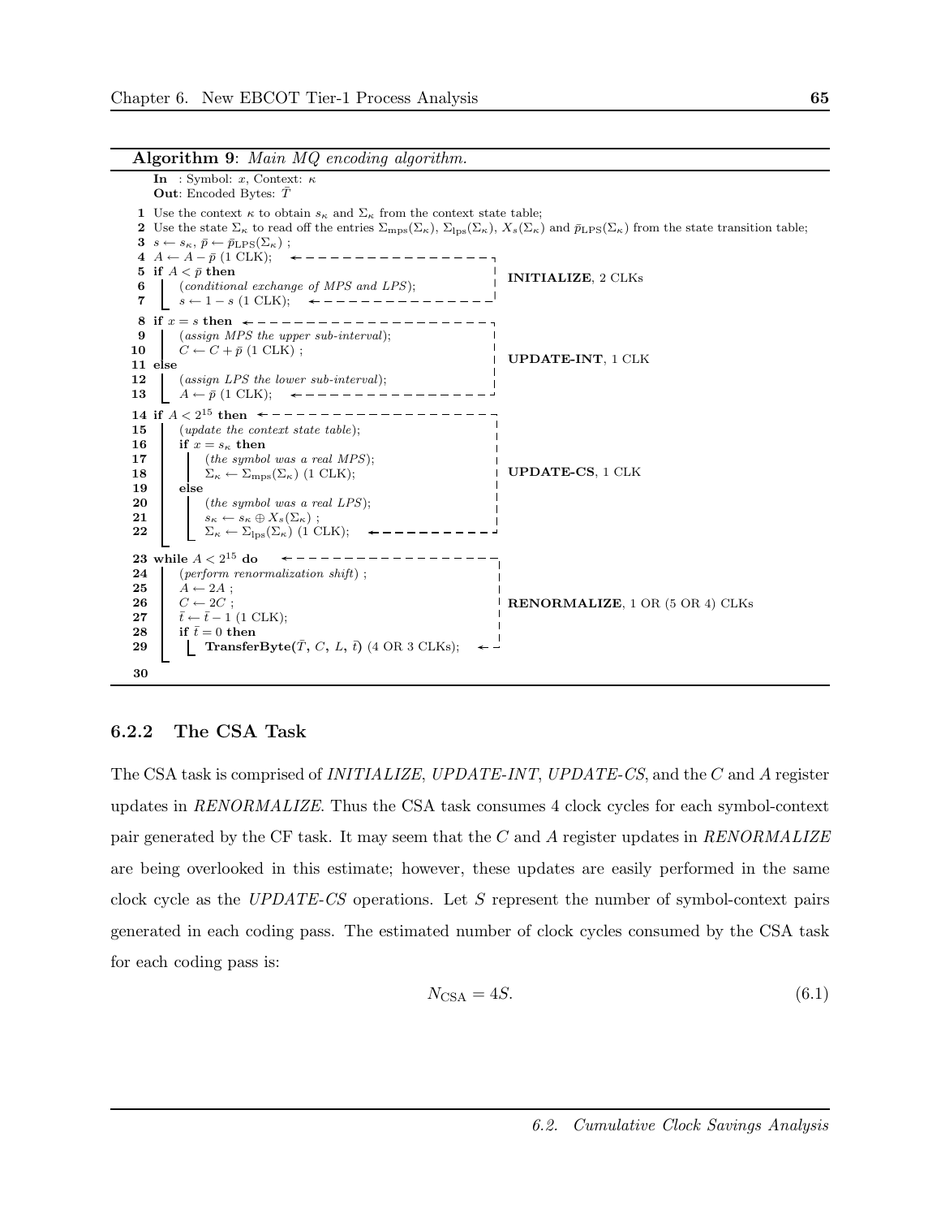**Algorithm 9**: *Main MQ encoding algorithm.*

```
In  : Symbol: x, Context: κ
Out: Encoded Bytes: T̄

1  Use the context κ to obtain s_κ and Σ_κ from the context state table;
2  Use the state Σ_κ to read off the entries Σ_mps(Σ_κ), Σ_lps(Σ_κ), X_s(Σ_κ) and p̄_LPS(Σ_κ) from the state transition table;
3  s ← s_κ, p̄ ← p̄_LPS(Σ_κ) ;
4  A ← A − p̄ (1 CLK);                          ┐
5  if A < p̄ then                                │ INITIALIZE, 2 CLKs
6  |   (conditional exchange of MPS and LPS);   │
7  |   s ← 1 − s (1 CLK);                       ┘
8  if x = s then                                ┐
9  |   (assign MPS the upper sub-interval);     │
10 |   C ← C + p̄ (1 CLK) ;                      │ UPDATE-INT, 1 CLK
11 else                                         │
12 |   (assign LPS the lower sub-interval);     │
13 |   A ← p̄ (1 CLK);                           ┘
14 if A < 2^15 then                             ┐
15 |   (update the context state table);        │
16 |   if x = s_κ then                          │
17 |   |   (the symbol was a real MPS);         │
18 |   |   Σ_κ ← Σ_mps(Σ_κ) (1 CLK);            │ UPDATE-CS, 1 CLK
19 |   else                                     │
20 |   |   (the symbol was a real LPS);         │
21 |   |   s_κ ← s_κ ⊕ X_s(Σ_κ) ;               │
22 |   |   Σ_κ ← Σ_lps(Σ_κ) (1 CLK);            ┘
23 while A < 2^15 do                            ┐
24 |   (perform renormalization shift) ;        │
25 |   A ← 2A ;                                 │
26 |   C ← 2C ;                                 │ RENORMALIZE, 1 OR (5 OR 4) CLKs
27 |   t̄ ← t̄ − 1 (1 CLK);                       │
28 |   if t̄ = 0 then                            │
29 |   |   TransferByte(T̄, C, L, t̄) (4 OR 3 CLKs); ┘
30
```

### 6.2.2 The CSA Task

The CSA task is comprised of *INITIALIZE*, *UPDATE-INT*, *UPDATE-CS*, and the $C$ and $A$ register updates in *RENORMALIZE*. Thus the CSA task consumes 4 clock cycles for each symbol-context pair generated by the CF task. It may seem that the $C$ and $A$ register updates in *RENORMALIZE* are being overlooked in this estimate; however, these updates are easily performed in the same clock cycle as the *UPDATE-CS* operations. Let $S$ represent the number of symbol-context pairs generated in each coding pass. The estimated number of clock cycles consumed by the CSA task for each coding pass is:

$$N_{\text{CSA}} = 4S. \tag{6.1}$$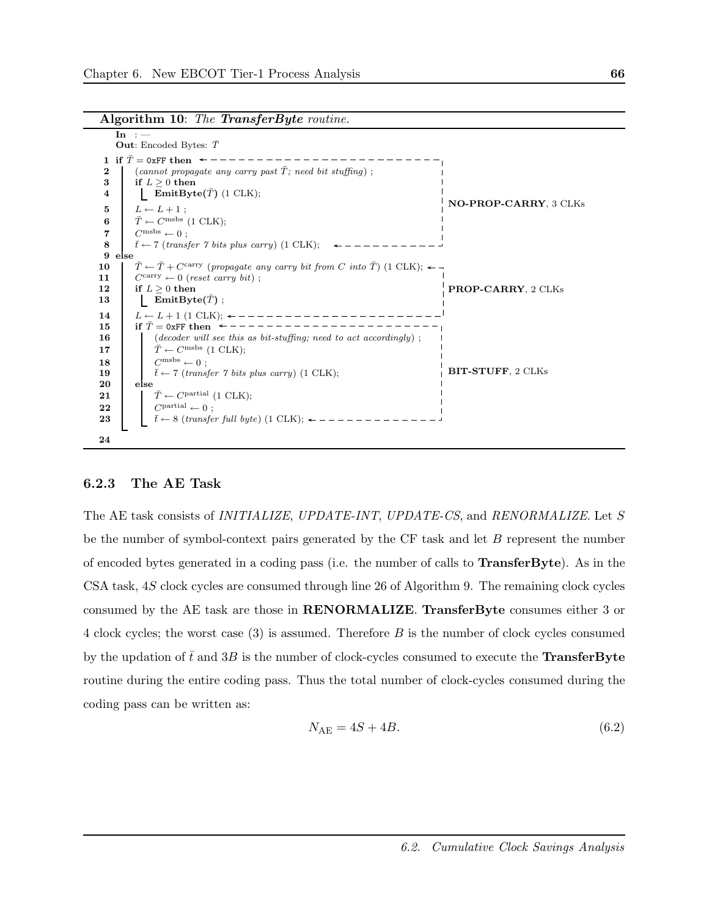**Algorithm 10**: *The **TransferByte** routine.*

```
   In  : —
   Out: Encoded Bytes: T̄

1  if T̄ = 0xFF then                                                    ┐
2  |   (cannot propagate any carry past T̄; need bit stuffing) ;       |
3  |   if L ≥ 0 then                                                   |
4  |   |  EmitByte(T̄) (1 CLK);                                         | NO-PROP-CARRY, 3 CLKs
5  |   L ← L + 1 ;                                                     |
6  |   T̄ ← C^msbs (1 CLK);                                             |
7  |   C^msbs ← 0 ;                                                    |
8  |   t̄ ← 7 (transfer 7 bits plus carry) (1 CLK);                    ┘
9  else
10 |   T̄ ← T̄ + C^carry (propagate any carry bit from C into T̄) (1 CLK); ┐
11 |   C^carry ← 0 (reset carry bit) ;                                 |
12 |   if L ≥ 0 then                                                   | PROP-CARRY, 2 CLKs
13 |   |  EmitByte(T̄) ;                                                |
14 |   L ← L + 1 (1 CLK);                                              ┘
15 |   if T̄ = 0xFF then                                                ┐
16 |   |  (decoder will see this as bit-stuffing; need to act accordingly) ; |
17 |   |  T̄ ← C^msbs (1 CLK);                                          |
18 |   |  C^msbs ← 0 ;                                                 |
19 |   |  t̄ ← 7 (transfer 7 bits plus carry) (1 CLK);                  | BIT-STUFF, 2 CLKs
20 |   else                                                            |
21 |   |  T̄ ← C^partial (1 CLK);                                       |
22 |   |  C^partial ← 0 ;                                              |
23 |   |  t̄ ← 8 (transfer full byte) (1 CLK);                          ┘
24
```

### 6.2.3 The AE Task

The AE task consists of *INITIALIZE*, *UPDATE-INT*, *UPDATE-CS*, and *RENORMALIZE*. Let $S$ be the number of symbol-context pairs generated by the CF task and let $B$ represent the number of encoded bytes generated in a coding pass (i.e. the number of calls to **TransferByte**). As in the CSA task, $4S$ clock cycles are consumed through line 26 of Algorithm 9. The remaining clock cycles consumed by the AE task are those in **RENORMALIZE**. **TransferByte** consumes either 3 or 4 clock cycles; the worst case (3) is assumed. Therefore $B$ is the number of clock cycles consumed by the updation of $\bar{t}$ and $3B$ is the number of clock-cycles consumed to execute the **TransferByte** routine during the entire coding pass. Thus the total number of clock-cycles consumed during the coding pass can be written as:

$$N_{\text{AE}} = 4S + 4B. \tag{6.2}$$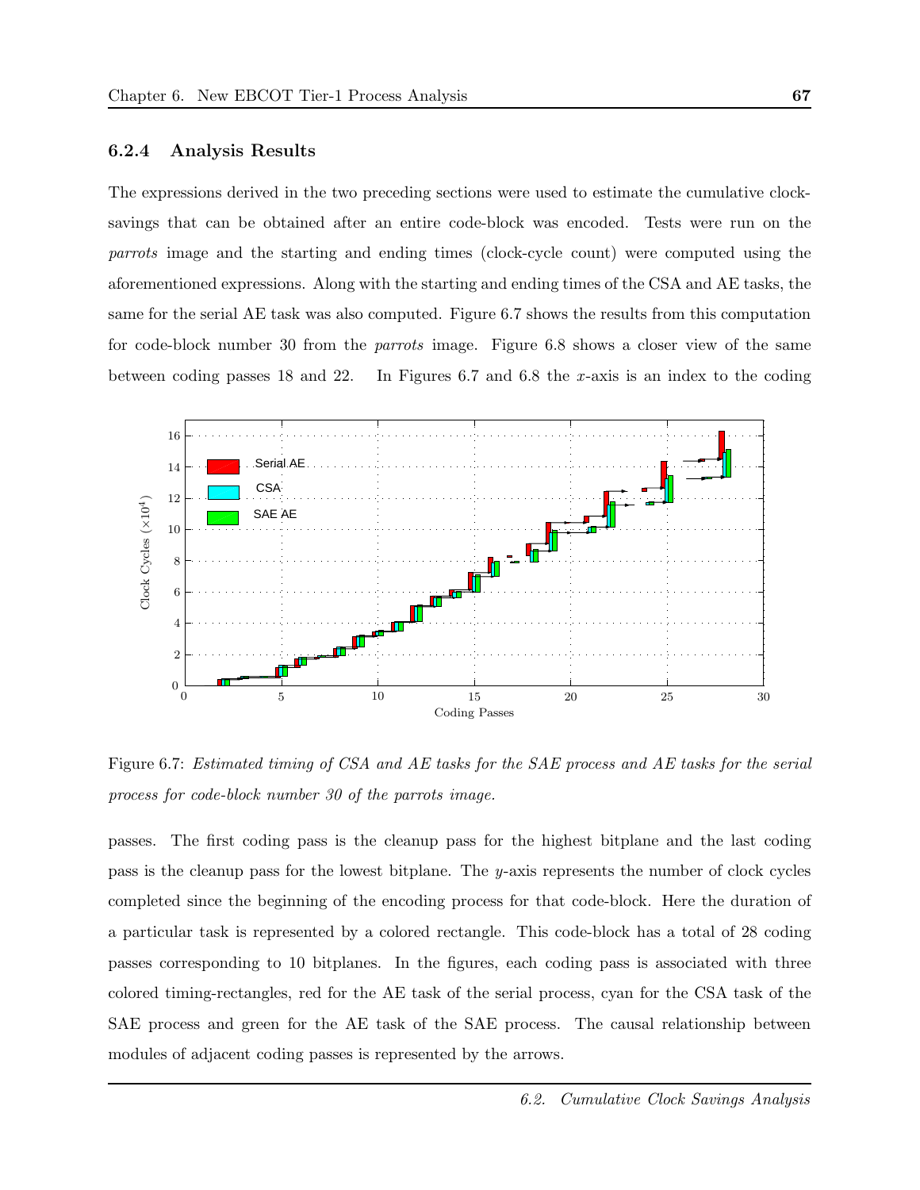### 6.2.4 Analysis Results

The expressions derived in the two preceding sections were used to estimate the cumulative clock-savings that can be obtained after an entire code-block was encoded. Tests were run on the *parrots* image and the starting and ending times (clock-cycle count) were computed using the aforementioned expressions. Along with the starting and ending times of the CSA and AE tasks, the same for the serial AE task was also computed. Figure 6.7 shows the results from this computation for code-block number 30 from the *parrots* image. Figure 6.8 shows a closer view of the same between coding passes 18 and 22. In Figures 6.7 and 6.8 the $x$-axis is an index to the coding passes. The first coding pass is the cleanup pass for the highest bitplane and the last coding pass is the cleanup pass for the lowest bitplane. The $y$-axis represents the number of clock cycles completed since the beginning of the encoding process for that code-block. Here the duration of a particular task is represented by a colored rectangle. This code-block has a total of 28 coding passes corresponding to 10 bitplanes. In the figures, each coding pass is associated with three colored timing-rectangles, red for the AE task of the serial process, cyan for the CSA task of the SAE process and green for the AE task of the SAE process. The causal relationship between modules of adjacent coding passes is represented by the arrows.

Figure 6.7: *Estimated timing of CSA and AE tasks for the SAE process and AE tasks for the serial process for code-block number 30 of the parrots image.*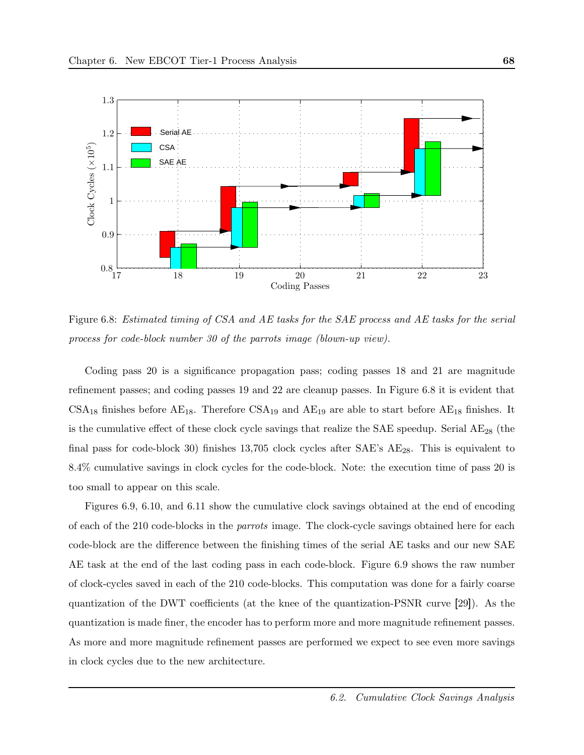Figure 6.8: *Estimated timing of CSA and AE tasks for the SAE process and AE tasks for the serial process for code-block number 30 of the parrots image (blown-up view).*

Coding pass 20 is a significance propagation pass; coding passes 18 and 21 are magnitude refinement passes; and coding passes 19 and 22 are cleanup passes. In Figure 6.8 it is evident that $CSA_{18}$ finishes before $AE_{18}$. Therefore $CSA_{19}$ and $AE_{19}$ are able to start before $AE_{18}$ finishes. It is the cumulative effect of these clock cycle savings that realize the SAE speedup. Serial $AE_{28}$ (the final pass for code-block 30) finishes 13,705 clock cycles after SAE's $AE_{28}$. This is equivalent to 8.4% cumulative savings in clock cycles for the code-block. Note: the execution time of pass 20 is too small to appear on this scale.

Figures 6.9, 6.10, and 6.11 show the cumulative clock savings obtained at the end of encoding of each of the 210 code-blocks in the *parrots* image. The clock-cycle savings obtained here for each code-block are the difference between the finishing times of the serial AE tasks and our new SAE AE task at the end of the last coding pass in each code-block. Figure 6.9 shows the raw number of clock-cycles saved in each of the 210 code-blocks. This computation was done for a fairly coarse quantization of the DWT coefficients (at the knee of the quantization-PSNR curve [29]). As the quantization is made finer, the encoder has to perform more and more magnitude refinement passes. As more and more magnitude refinement passes are performed we expect to see even more savings in clock cycles due to the new architecture.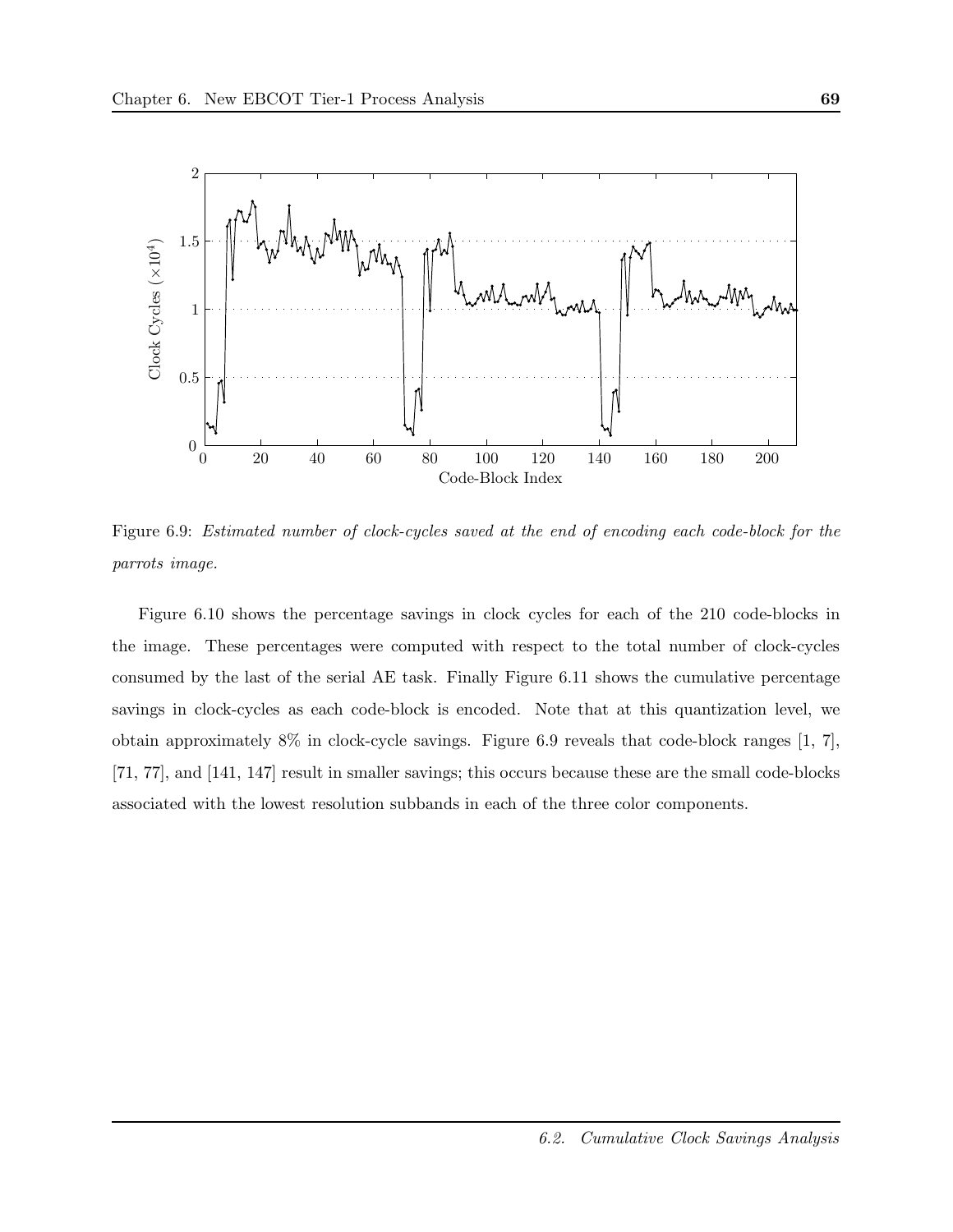Figure 6.9: *Estimated number of clock-cycles saved at the end of encoding each code-block for the parrots image.*

Figure 6.10 shows the percentage savings in clock cycles for each of the 210 code-blocks in the image. These percentages were computed with respect to the total number of clock-cycles consumed by the last of the serial AE task. Finally Figure 6.11 shows the cumulative percentage savings in clock-cycles as each code-block is encoded. Note that at this quantization level, we obtain approximately 8% in clock-cycle savings. Figure 6.9 reveals that code-block ranges [1, 7], [71, 77], and [141, 147] result in smaller savings; this occurs because these are the small code-blocks associated with the lowest resolution subbands in each of the three color components.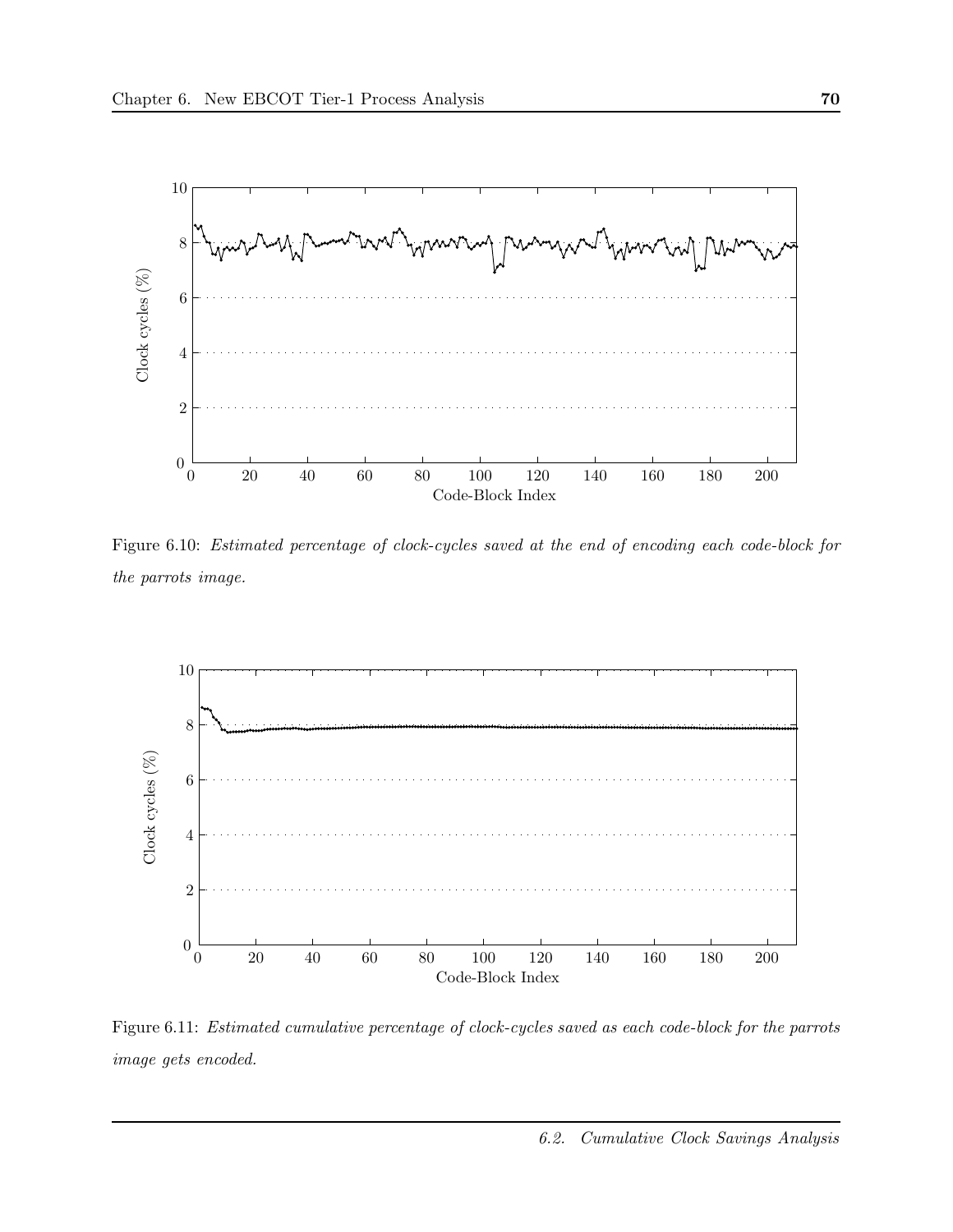Figure 6.10: *Estimated percentage of clock-cycles saved at the end of encoding each code-block for the parrots image.*

Figure 6.11: *Estimated cumulative percentage of clock-cycles saved as each code-block for the parrots image gets encoded.*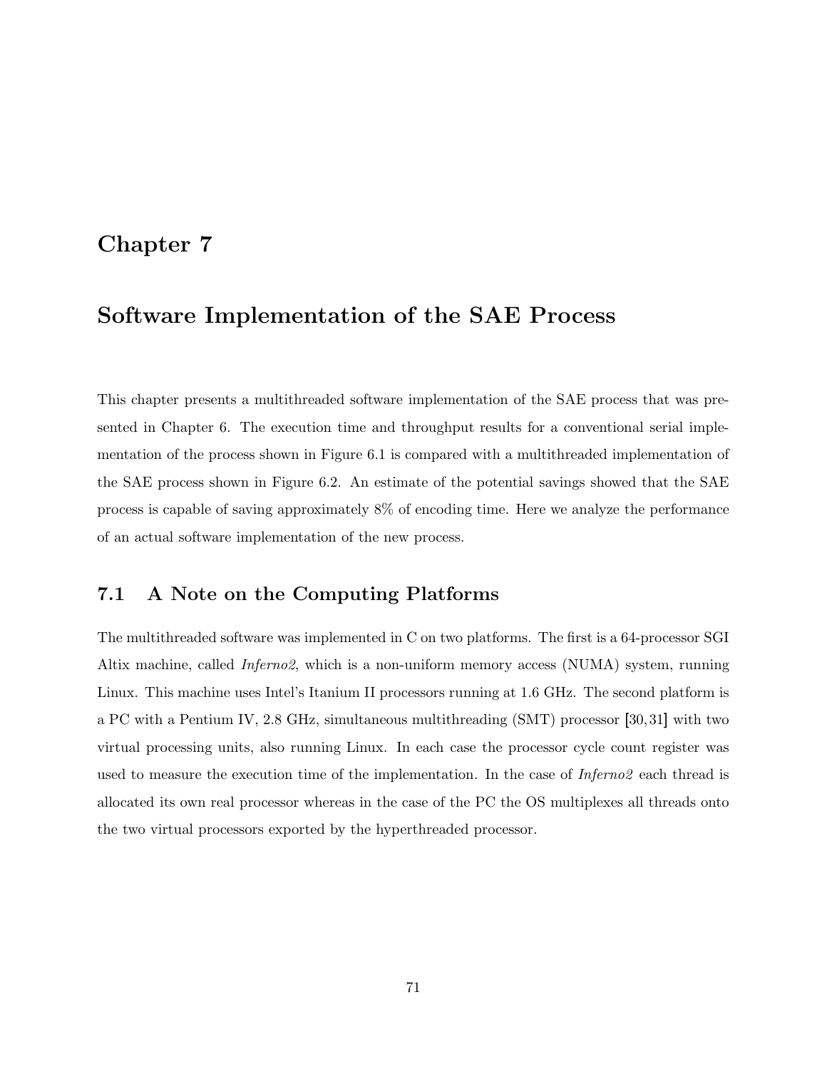# Chapter 7

# Software Implementation of the SAE Process

This chapter presents a multithreaded software implementation of the SAE process that was presented in Chapter 6. The execution time and throughput results for a conventional serial implementation of the process shown in Figure 6.1 is compared with a multithreaded implementation of the SAE process shown in Figure 6.2. An estimate of the potential savings showed that the SAE process is capable of saving approximately 8% of encoding time. Here we analyze the performance of an actual software implementation of the new process.

## 7.1 A Note on the Computing Platforms

The multithreaded software was implemented in C on two platforms. The first is a 64-processor SGI Altix machine, called *Inferno2*, which is a non-uniform memory access (NUMA) system, running Linux. This machine uses Intel's Itanium II processors running at 1.6 GHz. The second platform is a PC with a Pentium IV, 2.8 GHz, simultaneous multithreading (SMT) processor [30, 31] with two virtual processing units, also running Linux. In each case the processor cycle count register was used to measure the execution time of the implementation. In the case of *Inferno2* each thread is allocated its own real processor whereas in the case of the PC the OS multiplexes all threads onto the two virtual processors exported by the hyperthreaded processor.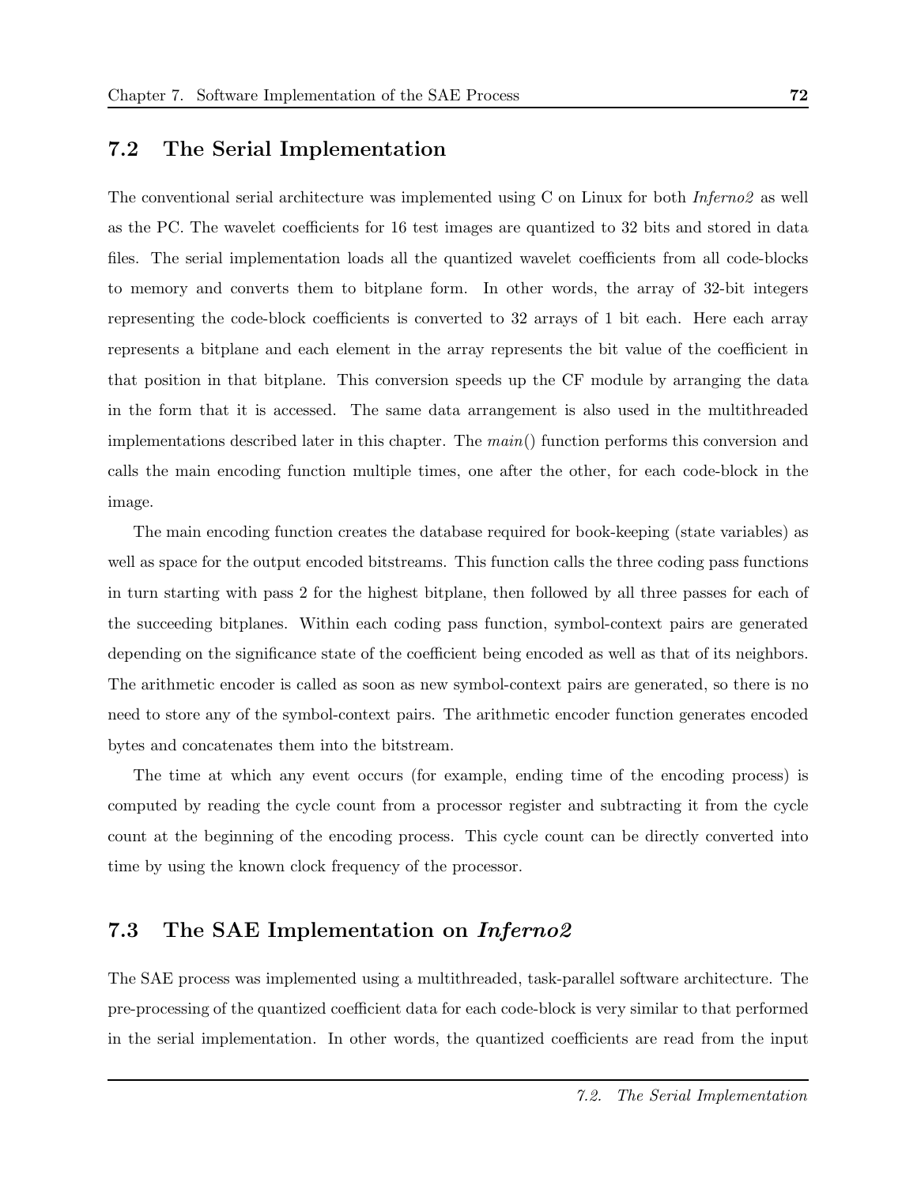## 7.2 The Serial Implementation

The conventional serial architecture was implemented using C on Linux for both *Inferno2* as well as the PC. The wavelet coefficients for 16 test images are quantized to 32 bits and stored in data files. The serial implementation loads all the quantized wavelet coefficients from all code-blocks to memory and converts them to bitplane form. In other words, the array of 32-bit integers representing the code-block coefficients is converted to 32 arrays of 1 bit each. Here each array represents a bitplane and each element in the array represents the bit value of the coefficient in that position in that bitplane. This conversion speeds up the CF module by arranging the data in the form that it is accessed. The same data arrangement is also used in the multithreaded implementations described later in this chapter. The *main*() function performs this conversion and calls the main encoding function multiple times, one after the other, for each code-block in the image.

The main encoding function creates the database required for book-keeping (state variables) as well as space for the output encoded bitstreams. This function calls the three coding pass functions in turn starting with pass 2 for the highest bitplane, then followed by all three passes for each of the succeeding bitplanes. Within each coding pass function, symbol-context pairs are generated depending on the significance state of the coefficient being encoded as well as that of its neighbors. The arithmetic encoder is called as soon as new symbol-context pairs are generated, so there is no need to store any of the symbol-context pairs. The arithmetic encoder function generates encoded bytes and concatenates them into the bitstream.

The time at which any event occurs (for example, ending time of the encoding process) is computed by reading the cycle count from a processor register and subtracting it from the cycle count at the beginning of the encoding process. This cycle count can be directly converted into time by using the known clock frequency of the processor.

## 7.3 The SAE Implementation on *Inferno2*

The SAE process was implemented using a multithreaded, task-parallel software architecture. The pre-processing of the quantized coefficient data for each code-block is very similar to that performed in the serial implementation. In other words, the quantized coefficients are read from the input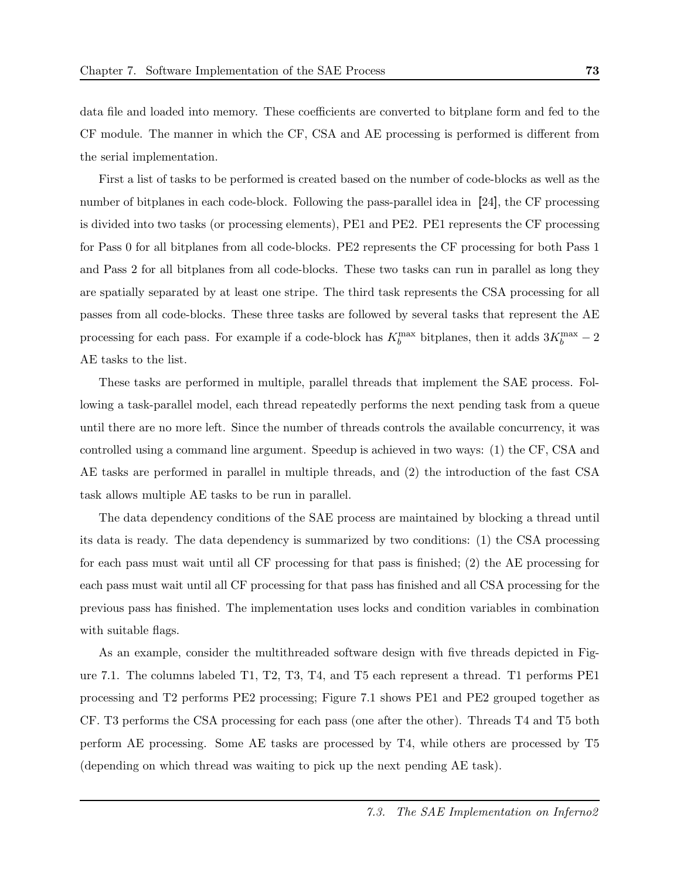data file and loaded into memory. These coefficients are converted to bitplane form and fed to the CF module. The manner in which the CF, CSA and AE processing is performed is different from the serial implementation.

First a list of tasks to be performed is created based on the number of code-blocks as well as the number of bitplanes in each code-block. Following the pass-parallel idea in [24], the CF processing is divided into two tasks (or processing elements), PE1 and PE2. PE1 represents the CF processing for Pass 0 for all bitplanes from all code-blocks. PE2 represents the CF processing for both Pass 1 and Pass 2 for all bitplanes from all code-blocks. These two tasks can run in parallel as long they are spatially separated by at least one stripe. The third task represents the CSA processing for all passes from all code-blocks. These three tasks are followed by several tasks that represent the AE processing for each pass. For example if a code-block has $K_b^{\max}$ bitplanes, then it adds $3K_b^{\max} - 2$ AE tasks to the list.

These tasks are performed in multiple, parallel threads that implement the SAE process. Following a task-parallel model, each thread repeatedly performs the next pending task from a queue until there are no more left. Since the number of threads controls the available concurrency, it was controlled using a command line argument. Speedup is achieved in two ways: (1) the CF, CSA and AE tasks are performed in parallel in multiple threads, and (2) the introduction of the fast CSA task allows multiple AE tasks to be run in parallel.

The data dependency conditions of the SAE process are maintained by blocking a thread until its data is ready. The data dependency is summarized by two conditions: (1) the CSA processing for each pass must wait until all CF processing for that pass is finished; (2) the AE processing for each pass must wait until all CF processing for that pass has finished and all CSA processing for the previous pass has finished. The implementation uses locks and condition variables in combination with suitable flags.

As an example, consider the multithreaded software design with five threads depicted in Figure 7.1. The columns labeled T1, T2, T3, T4, and T5 each represent a thread. T1 performs PE1 processing and T2 performs PE2 processing; Figure 7.1 shows PE1 and PE2 grouped together as CF. T3 performs the CSA processing for each pass (one after the other). Threads T4 and T5 both perform AE processing. Some AE tasks are processed by T4, while others are processed by T5 (depending on which thread was waiting to pick up the next pending AE task).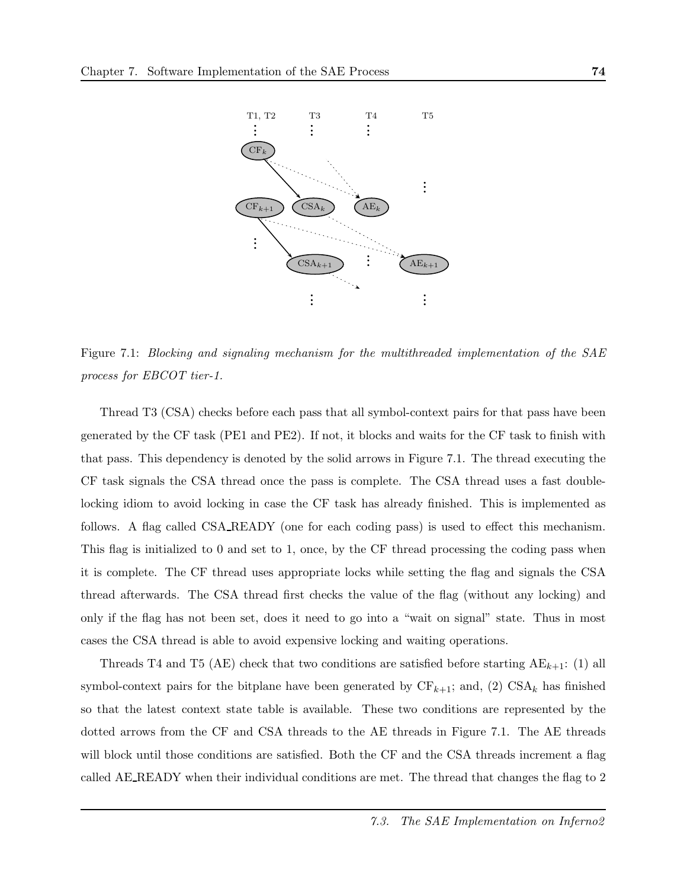Figure 7.1: *Blocking and signaling mechanism for the multithreaded implementation of the SAE process for EBCOT tier-1.*

Thread T3 (CSA) checks before each pass that all symbol-context pairs for that pass have been generated by the CF task (PE1 and PE2). If not, it blocks and waits for the CF task to finish with that pass. This dependency is denoted by the solid arrows in Figure 7.1. The thread executing the CF task signals the CSA thread once the pass is complete. The CSA thread uses a fast double-locking idiom to avoid locking in case the CF task has already finished. This is implemented as follows. A flag called CSA_READY (one for each coding pass) is used to effect this mechanism. This flag is initialized to 0 and set to 1, once, by the CF thread processing the coding pass when it is complete. The CF thread uses appropriate locks while setting the flag and signals the CSA thread afterwards. The CSA thread first checks the value of the flag (without any locking) and only if the flag has not been set, does it need to go into a "wait on signal" state. Thus in most cases the CSA thread is able to avoid expensive locking and waiting operations.

Threads T4 and T5 (AE) check that two conditions are satisfied before starting $\mathrm{AE}_{k+1}$: (1) all symbol-context pairs for the bitplane have been generated by $\mathrm{CF}_{k+1}$; and, (2) $\mathrm{CSA}_k$ has finished so that the latest context state table is available. These two conditions are represented by the dotted arrows from the CF and CSA threads to the AE threads in Figure 7.1. The AE threads will block until those conditions are satisfied. Both the CF and the CSA threads increment a flag called AE_READY when their individual conditions are met. The thread that changes the flag to 2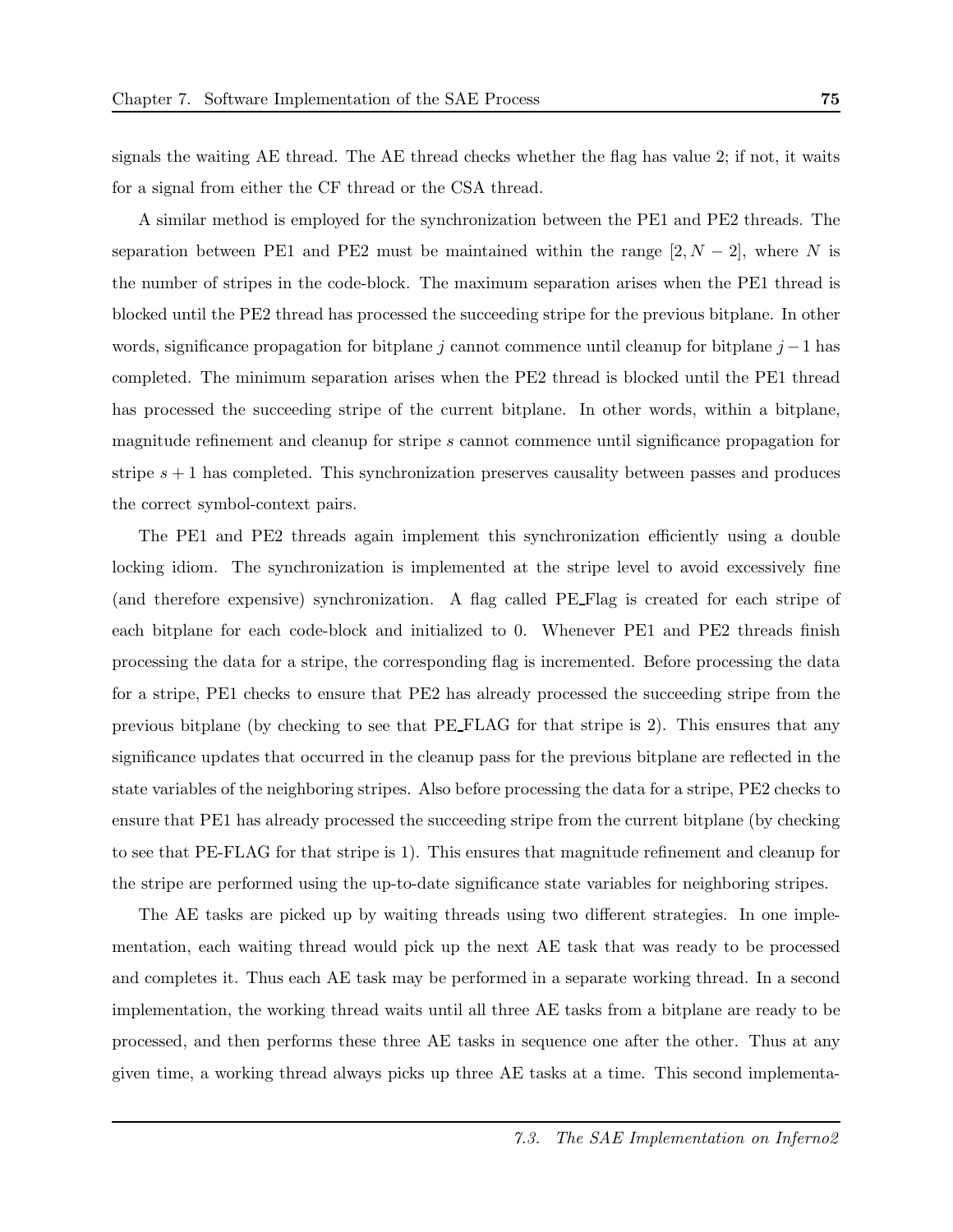signals the waiting AE thread. The AE thread checks whether the flag has value 2; if not, it waits for a signal from either the CF thread or the CSA thread.

A similar method is employed for the synchronization between the PE1 and PE2 threads. The separation between PE1 and PE2 must be maintained within the range $[2, N-2]$, where $N$ is the number of stripes in the code-block. The maximum separation arises when the PE1 thread is blocked until the PE2 thread has processed the succeeding stripe for the previous bitplane. In other words, significance propagation for bitplane $j$ cannot commence until cleanup for bitplane $j-1$ has completed. The minimum separation arises when the PE2 thread is blocked until the PE1 thread has processed the succeeding stripe of the current bitplane. In other words, within a bitplane, magnitude refinement and cleanup for stripe $s$ cannot commence until significance propagation for stripe $s+1$ has completed. This synchronization preserves causality between passes and produces the correct symbol-context pairs.

The PE1 and PE2 threads again implement this synchronization efficiently using a double locking idiom. The synchronization is implemented at the stripe level to avoid excessively fine (and therefore expensive) synchronization. A flag called PE_Flag is created for each stripe of each bitplane for each code-block and initialized to 0. Whenever PE1 and PE2 threads finish processing the data for a stripe, the corresponding flag is incremented. Before processing the data for a stripe, PE1 checks to ensure that PE2 has already processed the succeeding stripe from the previous bitplane (by checking to see that PE_FLAG for that stripe is 2). This ensures that any significance updates that occurred in the cleanup pass for the previous bitplane are reflected in the state variables of the neighboring stripes. Also before processing the data for a stripe, PE2 checks to ensure that PE1 has already processed the succeeding stripe from the current bitplane (by checking to see that PE-FLAG for that stripe is 1). This ensures that magnitude refinement and cleanup for the stripe are performed using the up-to-date significance state variables for neighboring stripes.

The AE tasks are picked up by waiting threads using two different strategies. In one implementation, each waiting thread would pick up the next AE task that was ready to be processed and completes it. Thus each AE task may be performed in a separate working thread. In a second implementation, the working thread waits until all three AE tasks from a bitplane are ready to be processed, and then performs these three AE tasks in sequence one after the other. Thus at any given time, a working thread always picks up three AE tasks at a time. This second implementa-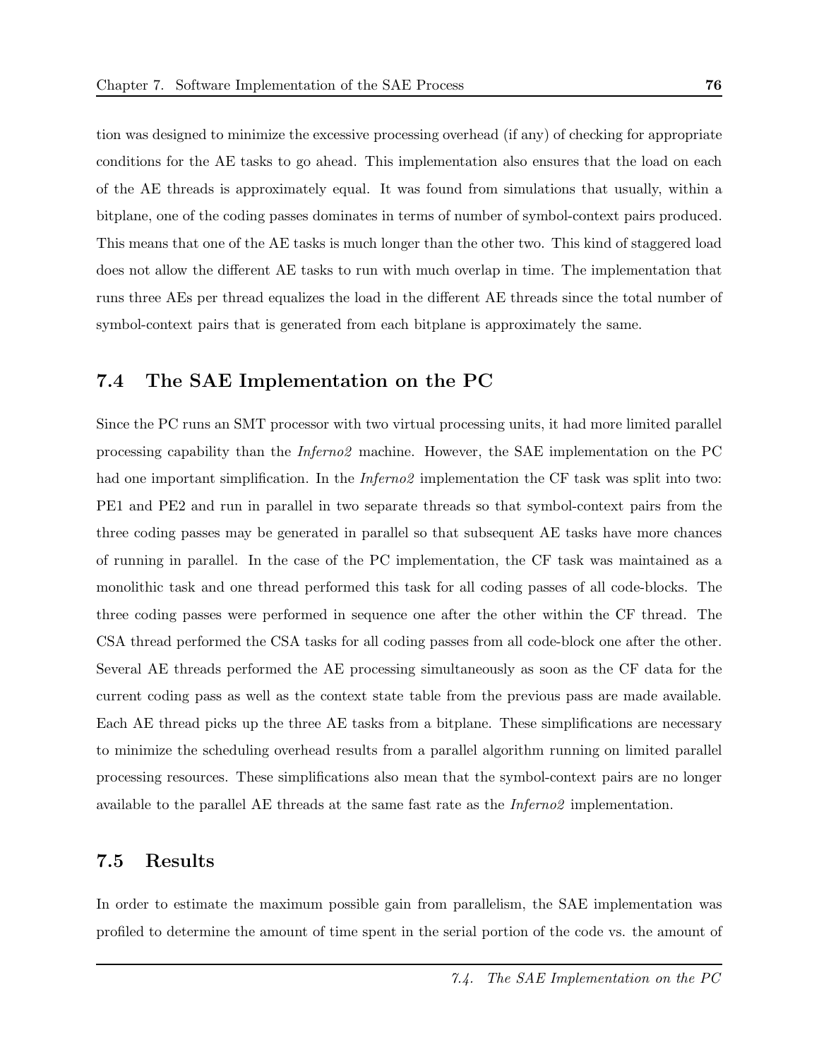tion was designed to minimize the excessive processing overhead (if any) of checking for appropriate conditions for the AE tasks to go ahead. This implementation also ensures that the load on each of the AE threads is approximately equal. It was found from simulations that usually, within a bitplane, one of the coding passes dominates in terms of number of symbol-context pairs produced. This means that one of the AE tasks is much longer than the other two. This kind of staggered load does not allow the different AE tasks to run with much overlap in time. The implementation that runs three AEs per thread equalizes the load in the different AE threads since the total number of symbol-context pairs that is generated from each bitplane is approximately the same.

## 7.4 The SAE Implementation on the PC

Since the PC runs an SMT processor with two virtual processing units, it had more limited parallel processing capability than the *Inferno2* machine. However, the SAE implementation on the PC had one important simplification. In the *Inferno2* implementation the CF task was split into two: PE1 and PE2 and run in parallel in two separate threads so that symbol-context pairs from the three coding passes may be generated in parallel so that subsequent AE tasks have more chances of running in parallel. In the case of the PC implementation, the CF task was maintained as a monolithic task and one thread performed this task for all coding passes of all code-blocks. The three coding passes were performed in sequence one after the other within the CF thread. The CSA thread performed the CSA tasks for all coding passes from all code-block one after the other. Several AE threads performed the AE processing simultaneously as soon as the CF data for the current coding pass as well as the context state table from the previous pass are made available. Each AE thread picks up the three AE tasks from a bitplane. These simplifications are necessary to minimize the scheduling overhead results from a parallel algorithm running on limited parallel processing resources. These simplifications also mean that the symbol-context pairs are no longer available to the parallel AE threads at the same fast rate as the *Inferno2* implementation.

## 7.5 Results

In order to estimate the maximum possible gain from parallelism, the SAE implementation was profiled to determine the amount of time spent in the serial portion of the code vs. the amount of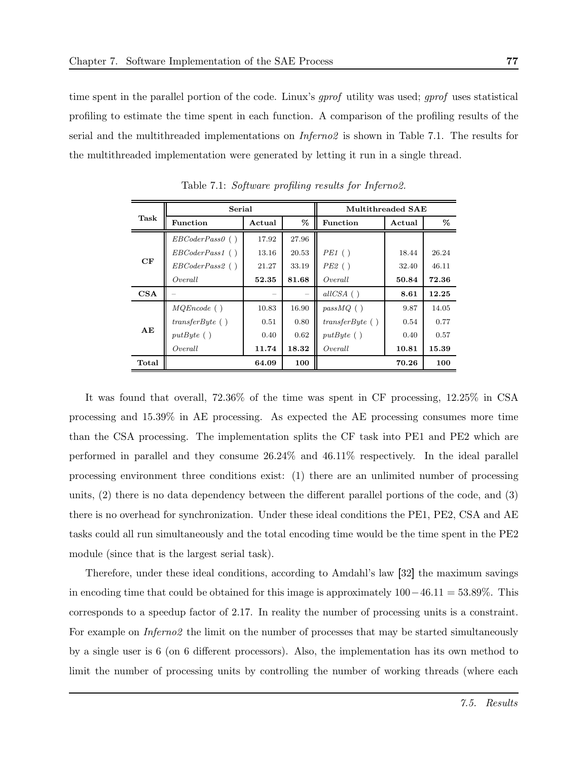time spent in the parallel portion of the code. Linux's *gprof* utility was used; *gprof* uses statistical profiling to estimate the time spent in each function. A comparison of the profiling results of the serial and the multithreaded implementations on *Inferno2* is shown in Table 7.1. The results for the multithreaded implementation were generated by letting it run in a single thread.

Table 7.1: *Software profiling results for Inferno2.*

| Task | Serial | | | Multithreaded SAE | | |
|---|---|---|---|---|---|---|
| | **Function** | **Actual** | **%** | **Function** | **Actual** | **%** |
| **CF** | *EBCoderPass0 ( )* | 17.92 | 27.96 | | | |
| | *EBCoderPass1 ( )* | 13.16 | 20.53 | *PE1 ( )* | 18.44 | 26.24 |
| | *EBCoderPass2 ( )* | 21.27 | 33.19 | *PE2 ( )* | 32.40 | 46.11 |
| | *Overall* | **52.35** | **81.68** | *Overall* | **50.84** | **72.36** |
| **CSA** | – | – | – | *allCSA ( )* | **8.61** | **12.25** |
| **AE** | *MQEncode ( )* | 10.83 | 16.90 | *passMQ ( )* | 9.87 | 14.05 |
| | *transferByte ( )* | 0.51 | 0.80 | *transferByte ( )* | 0.54 | 0.77 |
| | *putByte ( )* | 0.40 | 0.62 | *putByte ( )* | 0.40 | 0.57 |
| | *Overall* | **11.74** | **18.32** | *Overall* | **10.81** | **15.39** |
| **Total** | | **64.09** | **100** | | **70.26** | **100** |

It was found that overall, 72.36% of the time was spent in CF processing, 12.25% in CSA processing and 15.39% in AE processing. As expected the AE processing consumes more time than the CSA processing. The implementation splits the CF task into PE1 and PE2 which are performed in parallel and they consume 26.24% and 46.11% respectively. In the ideal parallel processing environment three conditions exist: (1) there are an unlimited number of processing units, (2) there is no data dependency between the different parallel portions of the code, and (3) there is no overhead for synchronization. Under these ideal conditions the PE1, PE2, CSA and AE tasks could all run simultaneously and the total encoding time would be the time spent in the PE2 module (since that is the largest serial task).

Therefore, under these ideal conditions, according to Amdahl's law [32] the maximum savings in encoding time that could be obtained for this image is approximately $100 - 46.11 = 53.89\%$. This corresponds to a speedup factor of 2.17. In reality the number of processing units is a constraint. For example on *Inferno2* the limit on the number of processes that may be started simultaneously by a single user is 6 (on 6 different processors). Also, the implementation has its own method to limit the number of processing units by controlling the number of working threads (where each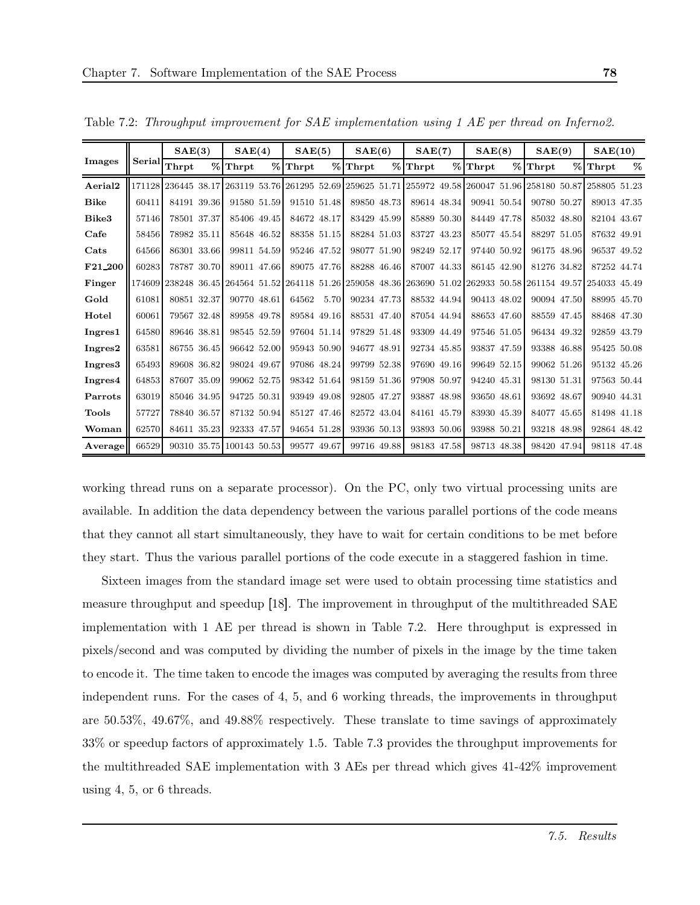Table 7.2: *Throughput improvement for SAE implementation using 1 AE per thread on Inferno2.*

| Images | Serial | SAE(3) | | SAE(4) | | SAE(5) | | SAE(6) | | SAE(7) | | SAE(8) | | SAE(9) | | SAE(10) | |
|---|---|---|---|---|---|---|---|---|---|---|---|---|---|---|---|---|---|
| | | Thrpt | % | Thrpt | % | Thrpt | % | Thrpt | % | Thrpt | % | Thrpt | % | Thrpt | % | Thrpt | % |
| **Aerial2** | 171128 | 236445 | 38.17 | 263119 | 53.76 | 261295 | 52.69 | 259625 | 51.71 | 255972 | 49.58 | 260047 | 51.96 | 258180 | 50.87 | 258805 | 51.23 |
| **Bike** | 60411 | 84191 | 39.36 | 91580 | 51.59 | 91510 | 51.48 | 89850 | 48.73 | 89614 | 48.34 | 90941 | 50.54 | 90780 | 50.27 | 89013 | 47.35 |
| **Bike3** | 57146 | 78501 | 37.37 | 85406 | 49.45 | 84672 | 48.17 | 83429 | 45.99 | 85889 | 50.30 | 84449 | 47.78 | 85032 | 48.80 | 82104 | 43.67 |
| **Cafe** | 58456 | 78982 | 35.11 | 85648 | 46.52 | 88358 | 51.15 | 88284 | 51.03 | 83727 | 43.23 | 85077 | 45.54 | 88297 | 51.05 | 87632 | 49.91 |
| **Cats** | 64566 | 86301 | 33.66 | 99811 | 54.59 | 95246 | 47.52 | 98077 | 51.90 | 98249 | 52.17 | 97440 | 50.92 | 96175 | 48.96 | 96537 | 49.52 |
| **F21_200** | 60283 | 78787 | 30.70 | 89011 | 47.66 | 89075 | 47.76 | 88288 | 46.46 | 87007 | 44.33 | 86145 | 42.90 | 81276 | 34.82 | 87252 | 44.74 |
| **Finger** | 174609 | 238248 | 36.45 | 264564 | 51.52 | 264118 | 51.26 | 259058 | 48.36 | 263690 | 51.02 | 262933 | 50.58 | 261154 | 49.57 | 254033 | 45.49 |
| **Gold** | 61081 | 80851 | 32.37 | 90770 | 48.61 | 64562 | 5.70 | 90234 | 47.73 | 88532 | 44.94 | 90413 | 48.02 | 90094 | 47.50 | 88995 | 45.70 |
| **Hotel** | 60061 | 79567 | 32.48 | 89958 | 49.78 | 89584 | 49.16 | 88531 | 47.40 | 87054 | 44.94 | 88653 | 47.60 | 88559 | 47.45 | 88468 | 47.30 |
| **Ingres1** | 64580 | 89646 | 38.81 | 98545 | 52.59 | 97604 | 51.14 | 97829 | 51.48 | 93309 | 44.49 | 97546 | 51.05 | 96434 | 49.32 | 92859 | 43.79 |
| **Ingres2** | 63581 | 86755 | 36.45 | 96642 | 52.00 | 95943 | 50.90 | 94677 | 48.91 | 92734 | 45.85 | 93837 | 47.59 | 93388 | 46.88 | 95425 | 50.08 |
| **Ingres3** | 65493 | 89608 | 36.82 | 98024 | 49.67 | 97086 | 48.24 | 99799 | 52.38 | 97690 | 49.16 | 99649 | 52.15 | 99062 | 51.26 | 95132 | 45.26 |
| **Ingres4** | 64853 | 87607 | 35.09 | 99062 | 52.75 | 98342 | 51.64 | 98159 | 51.36 | 97908 | 50.97 | 94240 | 45.31 | 98130 | 51.31 | 97563 | 50.44 |
| **Parrots** | 63019 | 85046 | 34.95 | 94725 | 50.31 | 93949 | 49.08 | 92805 | 47.27 | 93887 | 48.98 | 93650 | 48.61 | 93692 | 48.67 | 90940 | 44.31 |
| **Tools** | 57727 | 78840 | 36.57 | 87132 | 50.94 | 85127 | 47.46 | 82572 | 43.04 | 84161 | 45.79 | 83930 | 45.39 | 84077 | 45.65 | 81498 | 41.18 |
| **Woman** | 62570 | 84611 | 35.23 | 92333 | 47.57 | 94654 | 51.28 | 93936 | 50.13 | 93893 | 50.06 | 93988 | 50.21 | 93218 | 48.98 | 92864 | 48.42 |
| **Average** | 66529 | 90310 | 35.75 | 100143 | 50.53 | 99577 | 49.67 | 99716 | 49.88 | 98183 | 47.58 | 98713 | 48.38 | 98420 | 47.94 | 98118 | 47.48 |

working thread runs on a separate processor). On the PC, only two virtual processing units are available. In addition the data dependency between the various parallel portions of the code means that they cannot all start simultaneously, they have to wait for certain conditions to be met before they start. Thus the various parallel portions of the code execute in a staggered fashion in time.

Sixteen images from the standard image set were used to obtain processing time statistics and measure throughput and speedup [18]. The improvement in throughput of the multithreaded SAE implementation with 1 AE per thread is shown in Table 7.2. Here throughput is expressed in pixels/second and was computed by dividing the number of pixels in the image by the time taken to encode it. The time taken to encode the images was computed by averaging the results from three independent runs. For the cases of 4, 5, and 6 working threads, the improvements in throughput are 50.53%, 49.67%, and 49.88% respectively. These translate to time savings of approximately 33% or speedup factors of approximately 1.5. Table 7.3 provides the throughput improvements for the multithreaded SAE implementation with 3 AEs per thread which gives 41-42% improvement using 4, 5, or 6 threads.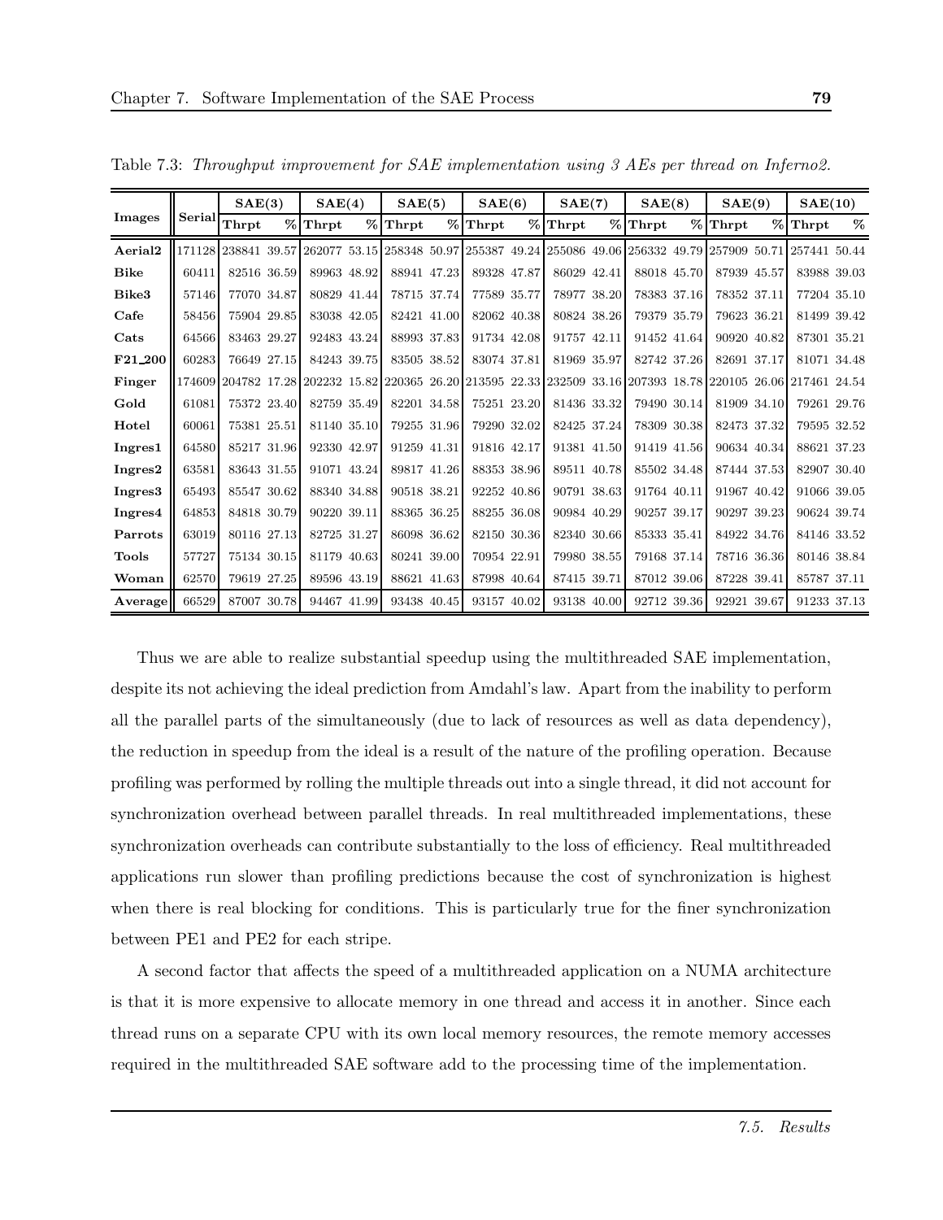Table 7.3: *Throughput improvement for SAE implementation using 3 AEs per thread on Inferno2.*

| Images | Serial | SAE(3) | | SAE(4) | | SAE(5) | | SAE(6) | | SAE(7) | | SAE(8) | | SAE(9) | | SAE(10) | |
|---|---|---|---|---|---|---|---|---|---|---|---|---|---|---|---|---|---|
| | | Thrpt | % | Thrpt | % | Thrpt | % | Thrpt | % | Thrpt | % | Thrpt | % | Thrpt | % | Thrpt | % |
| **Aerial2** | 171128 | 238841 | 39.57 | 262077 | 53.15 | 258348 | 50.97 | 255387 | 49.24 | 255086 | 49.06 | 256332 | 49.79 | 257909 | 50.71 | 257441 | 50.44 |
| **Bike** | 60411 | 82516 | 36.59 | 89963 | 48.92 | 88941 | 47.23 | 89328 | 47.87 | 86029 | 42.41 | 88018 | 45.70 | 87939 | 45.57 | 83988 | 39.03 |
| **Bike3** | 57146 | 77070 | 34.87 | 80829 | 41.44 | 78715 | 37.74 | 77589 | 35.77 | 78977 | 38.20 | 78383 | 37.16 | 78352 | 37.11 | 77204 | 35.10 |
| **Cafe** | 58456 | 75904 | 29.85 | 83038 | 42.05 | 82421 | 41.00 | 82062 | 40.38 | 80824 | 38.26 | 79379 | 35.79 | 79623 | 36.21 | 81499 | 39.42 |
| **Cats** | 64566 | 83463 | 29.27 | 92483 | 43.24 | 88993 | 37.83 | 91734 | 42.08 | 91757 | 42.11 | 91452 | 41.64 | 90920 | 40.82 | 87301 | 35.21 |
| **F21_200** | 60283 | 76649 | 27.15 | 84243 | 39.75 | 83505 | 38.52 | 83074 | 37.81 | 81969 | 35.97 | 82742 | 37.26 | 82691 | 37.17 | 81071 | 34.48 |
| **Finger** | 174609 | 204782 | 17.28 | 202232 | 15.82 | 220365 | 26.20 | 213595 | 22.33 | 232509 | 33.16 | 207393 | 18.78 | 220105 | 26.06 | 217461 | 24.54 |
| **Gold** | 61081 | 75372 | 23.40 | 82759 | 35.49 | 82201 | 34.58 | 75251 | 23.20 | 81436 | 33.32 | 79490 | 30.14 | 81909 | 34.10 | 79261 | 29.76 |
| **Hotel** | 60061 | 75381 | 25.51 | 81140 | 35.10 | 79255 | 31.96 | 79290 | 32.02 | 82425 | 37.24 | 78309 | 30.38 | 82473 | 37.32 | 79595 | 32.52 |
| **Ingres1** | 64580 | 85217 | 31.96 | 92330 | 42.97 | 91259 | 41.31 | 91816 | 42.17 | 91381 | 41.50 | 91419 | 41.56 | 90634 | 40.34 | 88621 | 37.23 |
| **Ingres2** | 63581 | 83643 | 31.55 | 91071 | 43.24 | 89817 | 41.26 | 88353 | 38.96 | 89511 | 40.78 | 85502 | 34.48 | 87444 | 37.53 | 82907 | 30.40 |
| **Ingres3** | 65493 | 85547 | 30.62 | 88340 | 34.88 | 90518 | 38.21 | 92252 | 40.86 | 90791 | 38.63 | 91764 | 40.11 | 91967 | 40.42 | 91066 | 39.05 |
| **Ingres4** | 64853 | 84818 | 30.79 | 90220 | 39.11 | 88365 | 36.25 | 88255 | 36.08 | 90984 | 40.29 | 90257 | 39.17 | 90297 | 39.23 | 90624 | 39.74 |
| **Parrots** | 63019 | 80116 | 27.13 | 82725 | 31.27 | 86098 | 36.62 | 82150 | 30.36 | 82340 | 30.66 | 85333 | 35.41 | 84922 | 34.76 | 84146 | 33.52 |
| **Tools** | 57727 | 75134 | 30.15 | 81179 | 40.63 | 80241 | 39.00 | 70954 | 22.91 | 79980 | 38.55 | 79168 | 37.14 | 78716 | 36.36 | 80146 | 38.84 |
| **Woman** | 62570 | 79619 | 27.25 | 89596 | 43.19 | 88621 | 41.63 | 87998 | 40.64 | 87415 | 39.71 | 87012 | 39.06 | 87228 | 39.41 | 85787 | 37.11 |
| **Average** | 66529 | 87007 | 30.78 | 94467 | 41.99 | 93438 | 40.45 | 93157 | 40.02 | 93138 | 40.00 | 92712 | 39.36 | 92921 | 39.67 | 91233 | 37.13 |

Thus we are able to realize substantial speedup using the multithreaded SAE implementation, despite its not achieving the ideal prediction from Amdahl's law. Apart from the inability to perform all the parallel parts of the simultaneously (due to lack of resources as well as data dependency), the reduction in speedup from the ideal is a result of the nature of the profiling operation. Because profiling was performed by rolling the multiple threads out into a single thread, it did not account for synchronization overhead between parallel threads. In real multithreaded implementations, these synchronization overheads can contribute substantially to the loss of efficiency. Real multithreaded applications run slower than profiling predictions because the cost of synchronization is highest when there is real blocking for conditions. This is particularly true for the finer synchronization between PE1 and PE2 for each stripe.

A second factor that affects the speed of a multithreaded application on a NUMA architecture is that it is more expensive to allocate memory in one thread and access it in another. Since each thread runs on a separate CPU with its own local memory resources, the remote memory accesses required in the multithreaded SAE software add to the processing time of the implementation.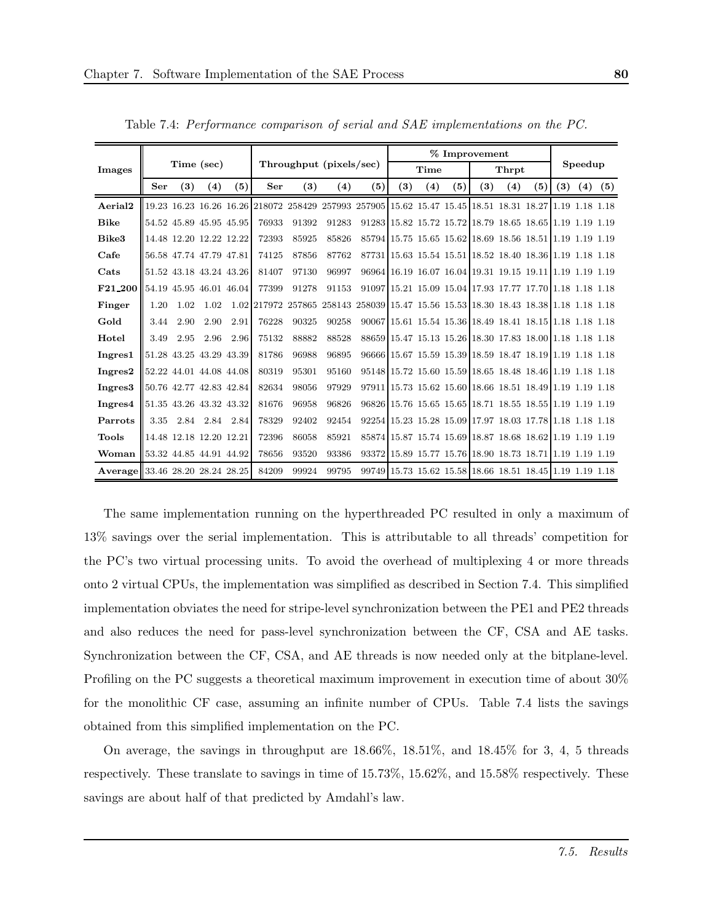Table 7.4: *Performance comparison of serial and SAE implementations on the PC.*

| Images | Time (sec) | | | | Throughput (pixels/sec) | | | | % Improvement | | | | | | Speedup | | |
|---|---|---|---|---|---|---|---|---|---|---|---|---|---|---|---|---|---|
| | | | | | | | | | Time | | | Thrpt | | | | | |
| | Ser | (3) | (4) | (5) | Ser | (3) | (4) | (5) | (3) | (4) | (5) | (3) | (4) | (5) | (3) | (4) | (5) |
| **Aerial2** | 19.23 | 16.23 | 16.26 | 16.26 | 218072 | 258429 | 257993 | 257905 | 15.62 | 15.47 | 15.45 | 18.51 | 18.31 | 18.27 | 1.19 | 1.18 | 1.18 |
| **Bike** | 54.52 | 45.89 | 45.95 | 45.95 | 76933 | 91392 | 91283 | 91283 | 15.82 | 15.72 | 15.72 | 18.79 | 18.65 | 18.65 | 1.19 | 1.19 | 1.19 |
| **Bike3** | 14.48 | 12.20 | 12.22 | 12.22 | 72393 | 85925 | 85826 | 85794 | 15.75 | 15.65 | 15.62 | 18.69 | 18.56 | 18.51 | 1.19 | 1.19 | 1.19 |
| **Cafe** | 56.58 | 47.74 | 47.79 | 47.81 | 74125 | 87856 | 87762 | 87731 | 15.63 | 15.54 | 15.51 | 18.52 | 18.40 | 18.36 | 1.19 | 1.18 | 1.18 |
| **Cats** | 51.52 | 43.18 | 43.24 | 43.26 | 81407 | 97130 | 96997 | 96964 | 16.19 | 16.07 | 16.04 | 19.31 | 19.15 | 19.11 | 1.19 | 1.19 | 1.19 |
| **F21_200** | 54.19 | 45.95 | 46.01 | 46.04 | 77399 | 91278 | 91153 | 91097 | 15.21 | 15.09 | 15.04 | 17.93 | 17.77 | 17.70 | 1.18 | 1.18 | 1.18 |
| **Finger** | 1.20 | 1.02 | 1.02 | 1.02 | 217972 | 257865 | 258143 | 258039 | 15.47 | 15.56 | 15.53 | 18.30 | 18.43 | 18.38 | 1.18 | 1.18 | 1.18 |
| **Gold** | 3.44 | 2.90 | 2.90 | 2.91 | 76228 | 90325 | 90258 | 90067 | 15.61 | 15.54 | 15.36 | 18.49 | 18.41 | 18.15 | 1.18 | 1.18 | 1.18 |
| **Hotel** | 3.49 | 2.95 | 2.96 | 2.96 | 75132 | 88882 | 88528 | 88659 | 15.47 | 15.13 | 15.26 | 18.30 | 17.83 | 18.00 | 1.18 | 1.18 | 1.18 |
| **Ingres1** | 51.28 | 43.25 | 43.29 | 43.39 | 81786 | 96988 | 96895 | 96666 | 15.67 | 15.59 | 15.39 | 18.59 | 18.47 | 18.19 | 1.19 | 1.18 | 1.18 |
| **Ingres2** | 52.22 | 44.01 | 44.08 | 44.08 | 80319 | 95301 | 95160 | 95148 | 15.72 | 15.60 | 15.59 | 18.65 | 18.48 | 18.46 | 1.19 | 1.18 | 1.18 |
| **Ingres3** | 50.76 | 42.77 | 42.83 | 42.84 | 82634 | 98056 | 97929 | 97911 | 15.73 | 15.62 | 15.60 | 18.66 | 18.51 | 18.49 | 1.19 | 1.19 | 1.18 |
| **Ingres4** | 51.35 | 43.26 | 43.32 | 43.32 | 81676 | 96958 | 96826 | 96826 | 15.76 | 15.65 | 15.65 | 18.71 | 18.55 | 18.55 | 1.19 | 1.19 | 1.19 |
| **Parrots** | 3.35 | 2.84 | 2.84 | 2.84 | 78329 | 92402 | 92454 | 92254 | 15.23 | 15.28 | 15.09 | 17.97 | 18.03 | 17.78 | 1.18 | 1.18 | 1.18 |
| **Tools** | 14.48 | 12.18 | 12.20 | 12.21 | 72396 | 86058 | 85921 | 85874 | 15.87 | 15.74 | 15.69 | 18.87 | 18.68 | 18.62 | 1.19 | 1.19 | 1.19 |
| **Woman** | 53.32 | 44.85 | 44.91 | 44.92 | 78656 | 93520 | 93386 | 93372 | 15.89 | 15.77 | 15.76 | 18.90 | 18.73 | 18.71 | 1.19 | 1.19 | 1.19 |
| **Average** | 33.46 | 28.20 | 28.24 | 28.25 | 84209 | 99924 | 99795 | 99749 | 15.73 | 15.62 | 15.58 | 18.66 | 18.51 | 18.45 | 1.19 | 1.19 | 1.18 |

The same implementation running on the hyperthreaded PC resulted in only a maximum of 13% savings over the serial implementation. This is attributable to all threads' competition for the PC's two virtual processing units. To avoid the overhead of multiplexing 4 or more threads onto 2 virtual CPUs, the implementation was simplified as described in Section 7.4. This simplified implementation obviates the need for stripe-level synchronization between the PE1 and PE2 threads and also reduces the need for pass-level synchronization between the CF, CSA and AE tasks. Synchronization between the CF, CSA, and AE threads is now needed only at the bitplane-level. Profiling on the PC suggests a theoretical maximum improvement in execution time of about 30% for the monolithic CF case, assuming an infinite number of CPUs. Table 7.4 lists the savings obtained from this simplified implementation on the PC.

On average, the savings in throughput are 18.66%, 18.51%, and 18.45% for 3, 4, 5 threads respectively. These translate to savings in time of 15.73%, 15.62%, and 15.58% respectively. These savings are about half of that predicted by Amdahl's law.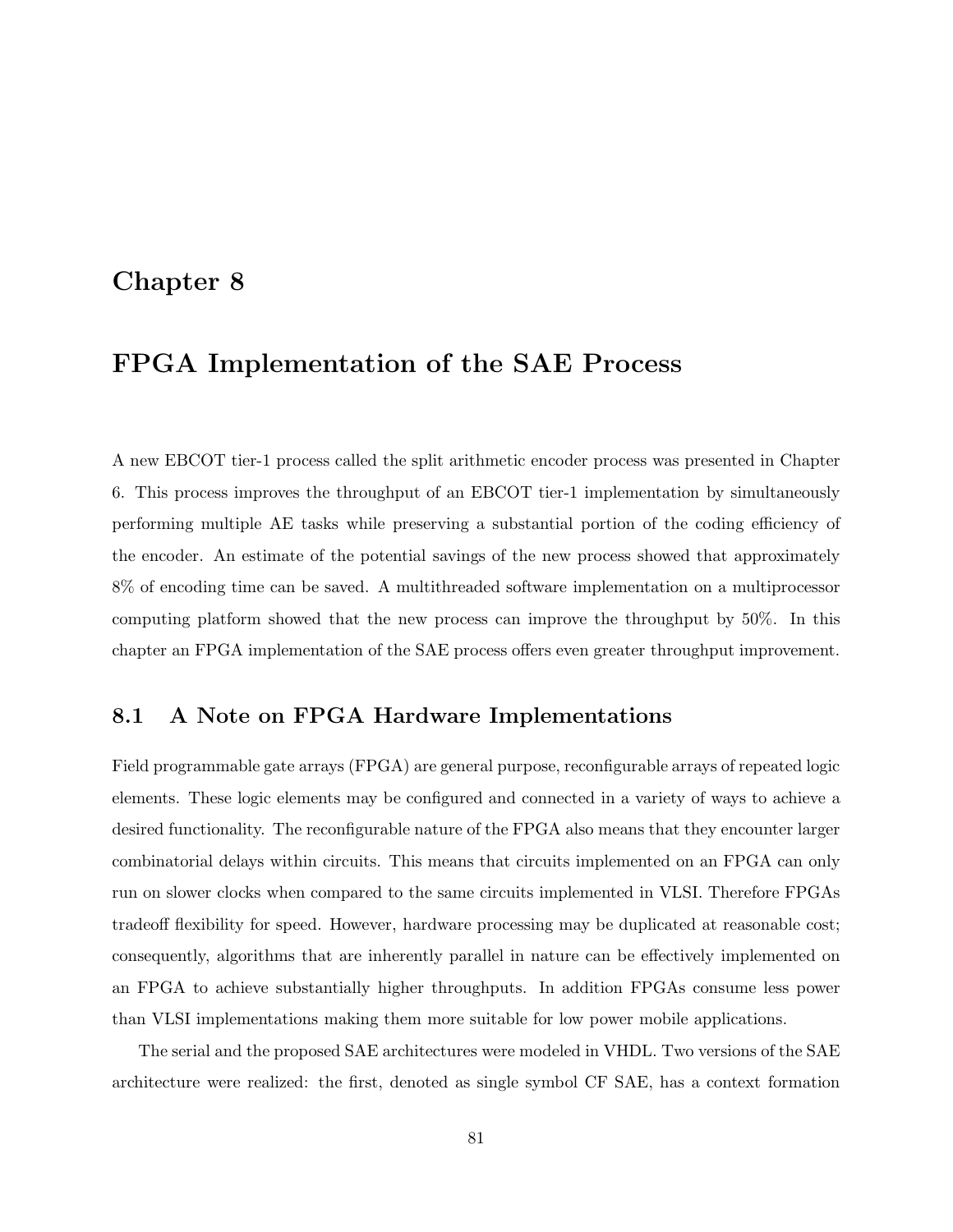# Chapter 8

# FPGA Implementation of the SAE Process

A new EBCOT tier-1 process called the split arithmetic encoder process was presented in Chapter 6. This process improves the throughput of an EBCOT tier-1 implementation by simultaneously performing multiple AE tasks while preserving a substantial portion of the coding efficiency of the encoder. An estimate of the potential savings of the new process showed that approximately 8% of encoding time can be saved. A multithreaded software implementation on a multiprocessor computing platform showed that the new process can improve the throughput by 50%. In this chapter an FPGA implementation of the SAE process offers even greater throughput improvement.

## 8.1 A Note on FPGA Hardware Implementations

Field programmable gate arrays (FPGA) are general purpose, reconfigurable arrays of repeated logic elements. These logic elements may be configured and connected in a variety of ways to achieve a desired functionality. The reconfigurable nature of the FPGA also means that they encounter larger combinatorial delays within circuits. This means that circuits implemented on an FPGA can only run on slower clocks when compared to the same circuits implemented in VLSI. Therefore FPGAs tradeoff flexibility for speed. However, hardware processing may be duplicated at reasonable cost; consequently, algorithms that are inherently parallel in nature can be effectively implemented on an FPGA to achieve substantially higher throughputs. In addition FPGAs consume less power than VLSI implementations making them more suitable for low power mobile applications.

The serial and the proposed SAE architectures were modeled in VHDL. Two versions of the SAE architecture were realized: the first, denoted as single symbol CF SAE, has a context formation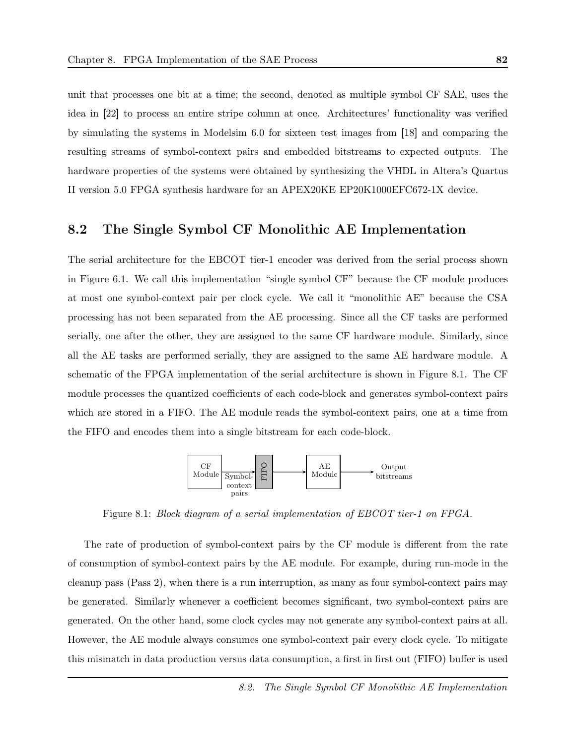unit that processes one bit at a time; the second, denoted as multiple symbol CF SAE, uses the idea in [22] to process an entire stripe column at once. Architectures' functionality was verified by simulating the systems in Modelsim 6.0 for sixteen test images from [18] and comparing the resulting streams of symbol-context pairs and embedded bitstreams to expected outputs. The hardware properties of the systems were obtained by synthesizing the VHDL in Altera's Quartus II version 5.0 FPGA synthesis hardware for an APEX20KE EP20K1000EFC672-1X device.

## 8.2 The Single Symbol CF Monolithic AE Implementation

The serial architecture for the EBCOT tier-1 encoder was derived from the serial process shown in Figure 6.1. We call this implementation "single symbol CF" because the CF module produces at most one symbol-context pair per clock cycle. We call it "monolithic AE" because the CSA processing has not been separated from the AE processing. Since all the CF tasks are performed serially, one after the other, they are assigned to the same CF hardware module. Similarly, since all the AE tasks are performed serially, they are assigned to the same AE hardware module. A schematic of the FPGA implementation of the serial architecture is shown in Figure 8.1. The CF module processes the quantized coefficients of each code-block and generates symbol-context pairs which are stored in a FIFO. The AE module reads the symbol-context pairs, one at a time from the FIFO and encodes them into a single bitstream for each code-block.

CF Module → Symbol-context pairs → FIFO → AE Module → Output bitstreams

Figure 8.1: *Block diagram of a serial implementation of EBCOT tier-1 on FPGA.*

The rate of production of symbol-context pairs by the CF module is different from the rate of consumption of symbol-context pairs by the AE module. For example, during run-mode in the cleanup pass (Pass 2), when there is a run interruption, as many as four symbol-context pairs may be generated. Similarly whenever a coefficient becomes significant, two symbol-context pairs are generated. On the other hand, some clock cycles may not generate any symbol-context pairs at all. However, the AE module always consumes one symbol-context pair every clock cycle. To mitigate this mismatch in data production versus data consumption, a first in first out (FIFO) buffer is used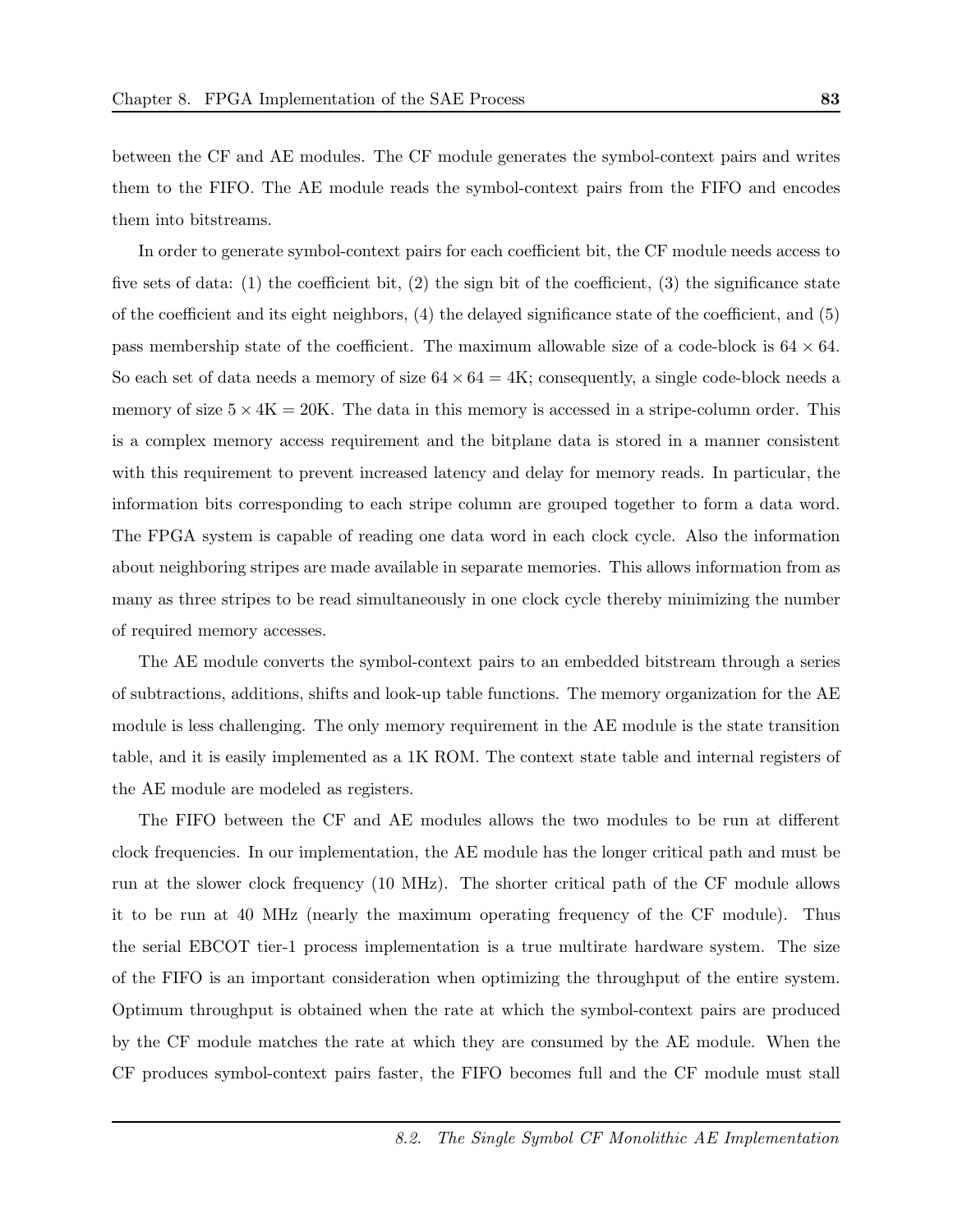between the CF and AE modules. The CF module generates the symbol-context pairs and writes them to the FIFO. The AE module reads the symbol-context pairs from the FIFO and encodes them into bitstreams.

In order to generate symbol-context pairs for each coefficient bit, the CF module needs access to five sets of data: (1) the coefficient bit, (2) the sign bit of the coefficient, (3) the significance state of the coefficient and its eight neighbors, (4) the delayed significance state of the coefficient, and (5) pass membership state of the coefficient. The maximum allowable size of a code-block is $64 \times 64$. So each set of data needs a memory of size $64 \times 64 = 4\text{K}$; consequently, a single code-block needs a memory of size $5 \times 4\text{K} = 20\text{K}$. The data in this memory is accessed in a stripe-column order. This is a complex memory access requirement and the bitplane data is stored in a manner consistent with this requirement to prevent increased latency and delay for memory reads. In particular, the information bits corresponding to each stripe column are grouped together to form a data word. The FPGA system is capable of reading one data word in each clock cycle. Also the information about neighboring stripes are made available in separate memories. This allows information from as many as three stripes to be read simultaneously in one clock cycle thereby minimizing the number of required memory accesses.

The AE module converts the symbol-context pairs to an embedded bitstream through a series of subtractions, additions, shifts and look-up table functions. The memory organization for the AE module is less challenging. The only memory requirement in the AE module is the state transition table, and it is easily implemented as a 1K ROM. The context state table and internal registers of the AE module are modeled as registers.

The FIFO between the CF and AE modules allows the two modules to be run at different clock frequencies. In our implementation, the AE module has the longer critical path and must be run at the slower clock frequency (10 MHz). The shorter critical path of the CF module allows it to be run at 40 MHz (nearly the maximum operating frequency of the CF module). Thus the serial EBCOT tier-1 process implementation is a true multirate hardware system. The size of the FIFO is an important consideration when optimizing the throughput of the entire system. Optimum throughput is obtained when the rate at which the symbol-context pairs are produced by the CF module matches the rate at which they are consumed by the AE module. When the CF produces symbol-context pairs faster, the FIFO becomes full and the CF module must stall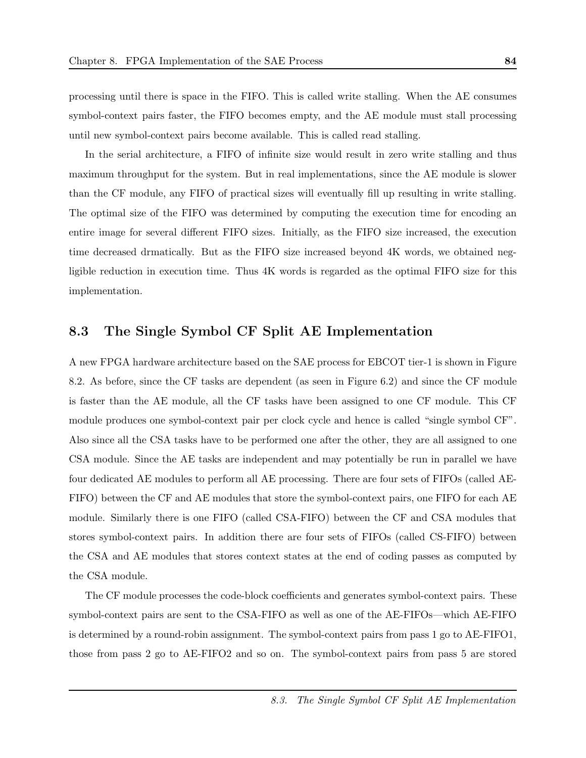processing until there is space in the FIFO. This is called write stalling. When the AE consumes symbol-context pairs faster, the FIFO becomes empty, and the AE module must stall processing until new symbol-context pairs become available. This is called read stalling.

In the serial architecture, a FIFO of infinite size would result in zero write stalling and thus maximum throughput for the system. But in real implementations, since the AE module is slower than the CF module, any FIFO of practical sizes will eventually fill up resulting in write stalling. The optimal size of the FIFO was determined by computing the execution time for encoding an entire image for several different FIFO sizes. Initially, as the FIFO size increased, the execution time decreased drmatically. But as the FIFO size increased beyond 4K words, we obtained negligible reduction in execution time. Thus 4K words is regarded as the optimal FIFO size for this implementation.

## 8.3 The Single Symbol CF Split AE Implementation

A new FPGA hardware architecture based on the SAE process for EBCOT tier-1 is shown in Figure 8.2. As before, since the CF tasks are dependent (as seen in Figure 6.2) and since the CF module is faster than the AE module, all the CF tasks have been assigned to one CF module. This CF module produces one symbol-context pair per clock cycle and hence is called "single symbol CF". Also since all the CSA tasks have to be performed one after the other, they are all assigned to one CSA module. Since the AE tasks are independent and may potentially be run in parallel we have four dedicated AE modules to perform all AE processing. There are four sets of FIFOs (called AE-FIFO) between the CF and AE modules that store the symbol-context pairs, one FIFO for each AE module. Similarly there is one FIFO (called CSA-FIFO) between the CF and CSA modules that stores symbol-context pairs. In addition there are four sets of FIFOs (called CS-FIFO) between the CSA and AE modules that stores context states at the end of coding passes as computed by the CSA module.

The CF module processes the code-block coefficients and generates symbol-context pairs. These symbol-context pairs are sent to the CSA-FIFO as well as one of the AE-FIFOs—which AE-FIFO is determined by a round-robin assignment. The symbol-context pairs from pass 1 go to AE-FIFO1, those from pass 2 go to AE-FIFO2 and so on. The symbol-context pairs from pass 5 are stored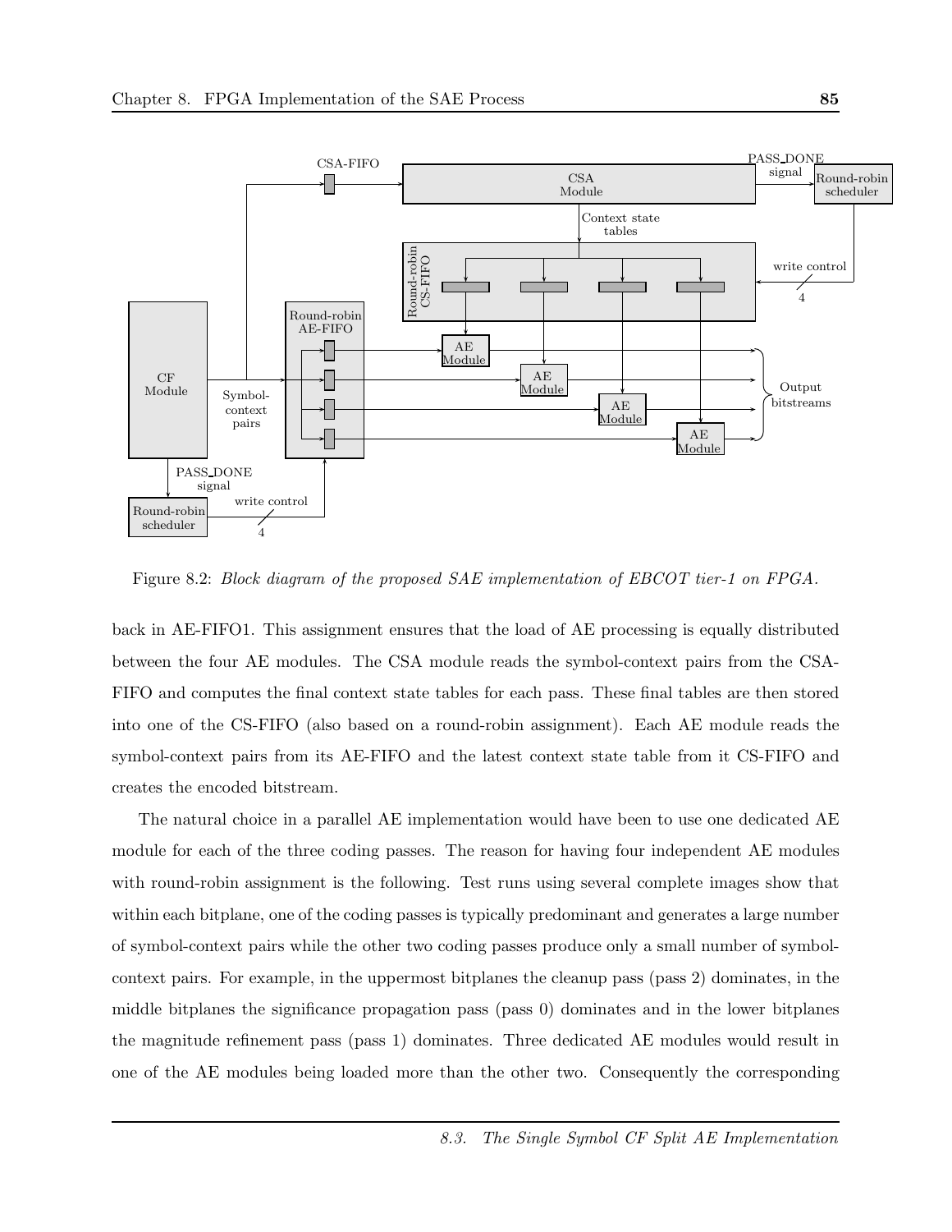Figure 8.2: *Block diagram of the proposed SAE implementation of EBCOT tier-1 on FPGA.*

back in AE-FIFO1. This assignment ensures that the load of AE processing is equally distributed between the four AE modules. The CSA module reads the symbol-context pairs from the CSA-FIFO and computes the final context state tables for each pass. These final tables are then stored into one of the CS-FIFO (also based on a round-robin assignment). Each AE module reads the symbol-context pairs from its AE-FIFO and the latest context state table from it CS-FIFO and creates the encoded bitstream.

The natural choice in a parallel AE implementation would have been to use one dedicated AE module for each of the three coding passes. The reason for having four independent AE modules with round-robin assignment is the following. Test runs using several complete images show that within each bitplane, one of the coding passes is typically predominant and generates a large number of symbol-context pairs while the other two coding passes produce only a small number of symbol-context pairs. For example, in the uppermost bitplanes the cleanup pass (pass 2) dominates, in the middle bitplanes the significance propagation pass (pass 0) dominates and in the lower bitplanes the magnitude refinement pass (pass 1) dominates. Three dedicated AE modules would result in one of the AE modules being loaded more than the other two. Consequently the corresponding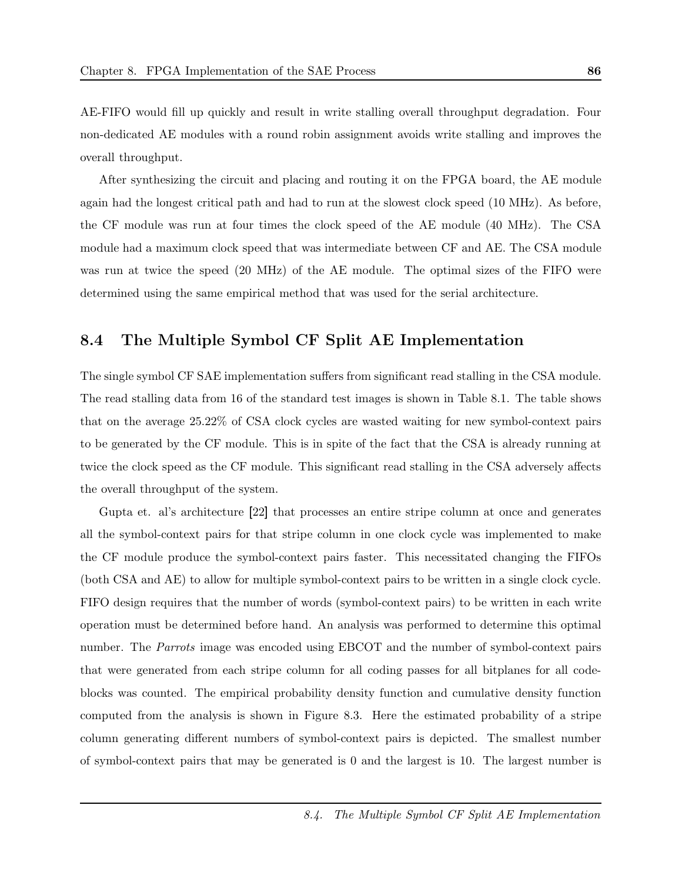AE-FIFO would fill up quickly and result in write stalling overall throughput degradation. Four non-dedicated AE modules with a round robin assignment avoids write stalling and improves the overall throughput.

After synthesizing the circuit and placing and routing it on the FPGA board, the AE module again had the longest critical path and had to run at the slowest clock speed (10 MHz). As before, the CF module was run at four times the clock speed of the AE module (40 MHz). The CSA module had a maximum clock speed that was intermediate between CF and AE. The CSA module was run at twice the speed (20 MHz) of the AE module. The optimal sizes of the FIFO were determined using the same empirical method that was used for the serial architecture.

## 8.4 The Multiple Symbol CF Split AE Implementation

The single symbol CF SAE implementation suffers from significant read stalling in the CSA module. The read stalling data from 16 of the standard test images is shown in Table 8.1. The table shows that on the average 25.22% of CSA clock cycles are wasted waiting for new symbol-context pairs to be generated by the CF module. This is in spite of the fact that the CSA is already running at twice the clock speed as the CF module. This significant read stalling in the CSA adversely affects the overall throughput of the system.

Gupta et. al's architecture [22] that processes an entire stripe column at once and generates all the symbol-context pairs for that stripe column in one clock cycle was implemented to make the CF module produce the symbol-context pairs faster. This necessitated changing the FIFOs (both CSA and AE) to allow for multiple symbol-context pairs to be written in a single clock cycle. FIFO design requires that the number of words (symbol-context pairs) to be written in each write operation must be determined before hand. An analysis was performed to determine this optimal number. The *Parrots* image was encoded using EBCOT and the number of symbol-context pairs that were generated from each stripe column for all coding passes for all bitplanes for all code-blocks was counted. The empirical probability density function and cumulative density function computed from the analysis is shown in Figure 8.3. Here the estimated probability of a stripe column generating different numbers of symbol-context pairs is depicted. The smallest number of symbol-context pairs that may be generated is 0 and the largest is 10. The largest number is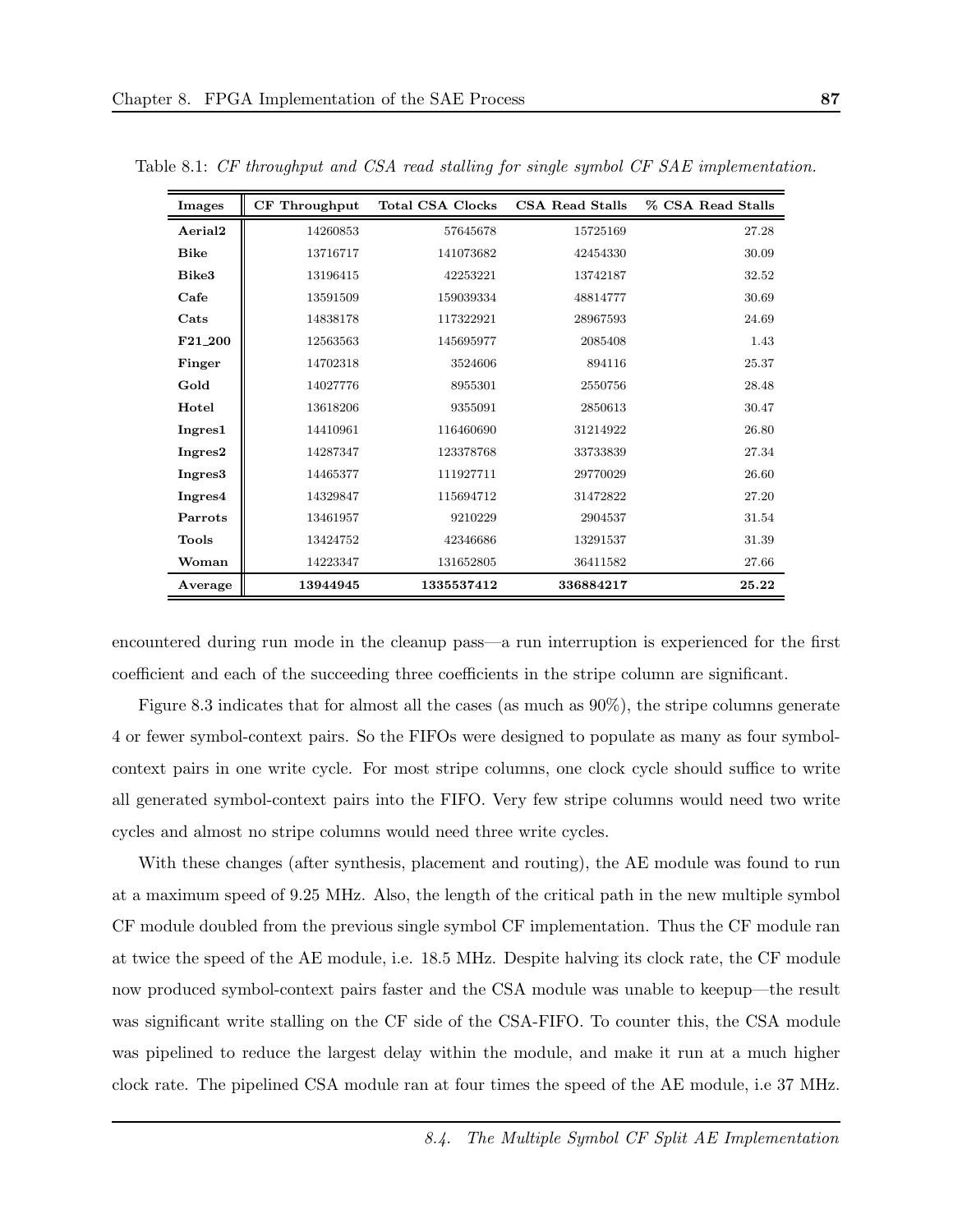Table 8.1: *CF throughput and CSA read stalling for single symbol CF SAE implementation.*

| Images | CF Throughput | Total CSA Clocks | CSA Read Stalls | % CSA Read Stalls |
|---|---|---|---|---|
| **Aerial2** | 14260853 | 57645678 | 15725169 | 27.28 |
| **Bike** | 13716717 | 141073682 | 42454330 | 30.09 |
| **Bike3** | 13196415 | 42253221 | 13742187 | 32.52 |
| **Cafe** | 13591509 | 159039334 | 48814777 | 30.69 |
| **Cats** | 14838178 | 117322921 | 28967593 | 24.69 |
| **F21_200** | 12563563 | 145695977 | 2085408 | 1.43 |
| **Finger** | 14702318 | 3524606 | 894116 | 25.37 |
| **Gold** | 14027776 | 8955301 | 2550756 | 28.48 |
| **Hotel** | 13618206 | 9355091 | 2850613 | 30.47 |
| **Ingres1** | 14410961 | 116460690 | 31214922 | 26.80 |
| **Ingres2** | 14287347 | 123378768 | 33733839 | 27.34 |
| **Ingres3** | 14465377 | 111927711 | 29770029 | 26.60 |
| **Ingres4** | 14329847 | 115694712 | 31472822 | 27.20 |
| **Parrots** | 13461957 | 9210229 | 2904537 | 31.54 |
| **Tools** | 13424752 | 42346686 | 13291537 | 31.39 |
| **Woman** | 14223347 | 131652805 | 36411582 | 27.66 |
| **Average** | **13944945** | **1335537412** | **336884217** | **25.22** |

encountered during run mode in the cleanup pass—a run interruption is experienced for the first coefficient and each of the succeeding three coefficients in the stripe column are significant.

Figure 8.3 indicates that for almost all the cases (as much as 90%), the stripe columns generate 4 or fewer symbol-context pairs. So the FIFOs were designed to populate as many as four symbol-context pairs in one write cycle. For most stripe columns, one clock cycle should suffice to write all generated symbol-context pairs into the FIFO. Very few stripe columns would need two write cycles and almost no stripe columns would need three write cycles.

With these changes (after synthesis, placement and routing), the AE module was found to run at a maximum speed of 9.25 MHz. Also, the length of the critical path in the new multiple symbol CF module doubled from the previous single symbol CF implementation. Thus the CF module ran at twice the speed of the AE module, i.e. 18.5 MHz. Despite halving its clock rate, the CF module now produced symbol-context pairs faster and the CSA module was unable to keepup—the result was significant write stalling on the CF side of the CSA-FIFO. To counter this, the CSA module was pipelined to reduce the largest delay within the module, and make it run at a much higher clock rate. The pipelined CSA module ran at four times the speed of the AE module, i.e 37 MHz.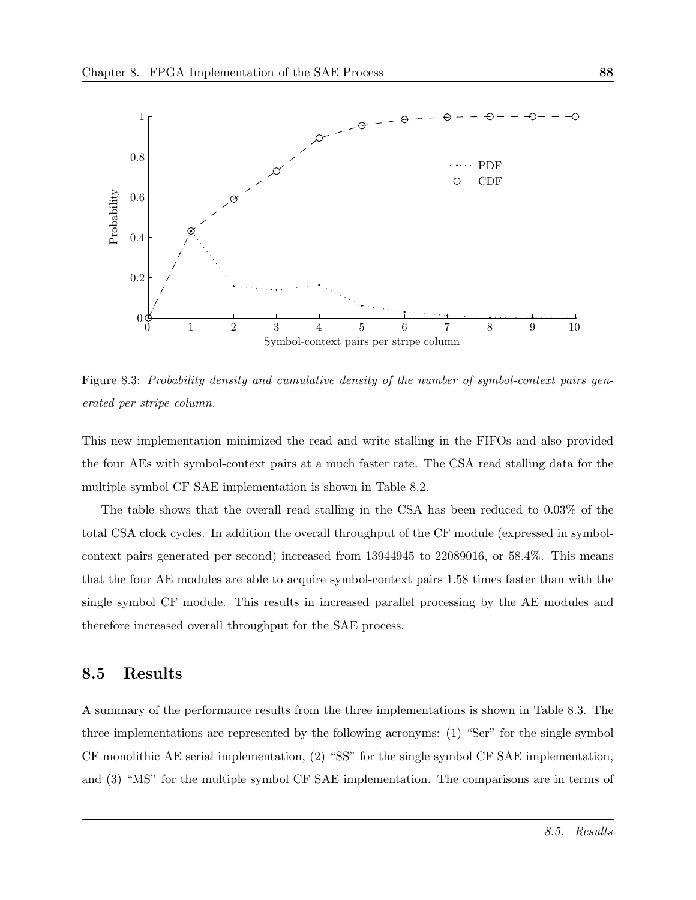Figure 8.3: *Probability density and cumulative density of the number of symbol-context pairs generated per stripe column.*

This new implementation minimized the read and write stalling in the FIFOs and also provided the four AEs with symbol-context pairs at a much faster rate. The CSA read stalling data for the multiple symbol CF SAE implementation is shown in Table 8.2.

The table shows that the overall read stalling in the CSA has been reduced to 0.03% of the total CSA clock cycles. In addition the overall throughput of the CF module (expressed in symbol-context pairs generated per second) increased from 13944945 to 22089016, or 58.4%. This means that the four AE modules are able to acquire symbol-context pairs 1.58 times faster than with the single symbol CF module. This results in increased parallel processing by the AE modules and therefore increased overall throughput for the SAE process.

## 8.5 Results

A summary of the performance results from the three implementations is shown in Table 8.3. The three implementations are represented by the following acronyms: (1) "Ser" for the single symbol CF monolithic AE serial implementation, (2) "SS" for the single symbol CF SAE implementation, and (3) "MS" for the multiple symbol CF SAE implementation. The comparisons are in terms of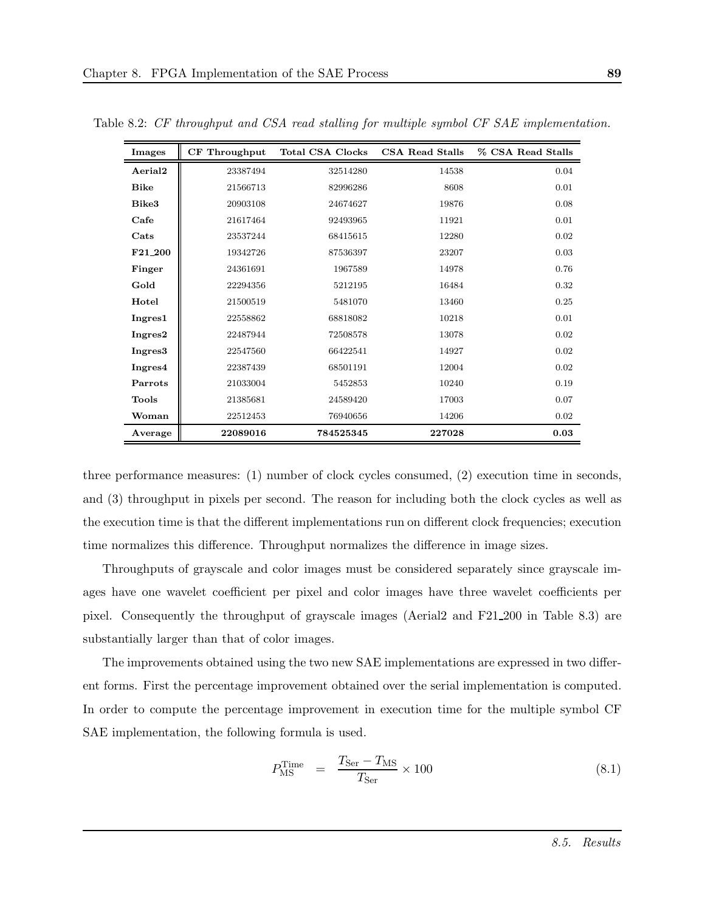Table 8.2: *CF throughput and CSA read stalling for multiple symbol CF SAE implementation.*

| Images | CF Throughput | Total CSA Clocks | CSA Read Stalls | % CSA Read Stalls |
|---|---|---|---|---|
| **Aerial2** | 23387494 | 32514280 | 14538 | 0.04 |
| **Bike** | 21566713 | 82996286 | 8608 | 0.01 |
| **Bike3** | 20903108 | 24674627 | 19876 | 0.08 |
| **Cafe** | 21617464 | 92493965 | 11921 | 0.01 |
| **Cats** | 23537244 | 68415615 | 12280 | 0.02 |
| **F21_200** | 19342726 | 87536397 | 23207 | 0.03 |
| **Finger** | 24361691 | 1967589 | 14978 | 0.76 |
| **Gold** | 22294356 | 5212195 | 16484 | 0.32 |
| **Hotel** | 21500519 | 5481070 | 13460 | 0.25 |
| **Ingres1** | 22558862 | 68818082 | 10218 | 0.01 |
| **Ingres2** | 22487944 | 72508578 | 13078 | 0.02 |
| **Ingres3** | 22547560 | 66422541 | 14927 | 0.02 |
| **Ingres4** | 22387439 | 68501191 | 12004 | 0.02 |
| **Parrots** | 21033004 | 5452853 | 10240 | 0.19 |
| **Tools** | 21385681 | 24589420 | 17003 | 0.07 |
| **Woman** | 22512453 | 76940656 | 14206 | 0.02 |
| **Average** | **22089016** | **784525345** | **227028** | **0.03** |

three performance measures: (1) number of clock cycles consumed, (2) execution time in seconds, and (3) throughput in pixels per second. The reason for including both the clock cycles as well as the execution time is that the different implementations run on different clock frequencies; execution time normalizes this difference. Throughput normalizes the difference in image sizes.

Throughputs of grayscale and color images must be considered separately since grayscale images have one wavelet coefficient per pixel and color images have three wavelet coefficients per pixel. Consequently the throughput of grayscale images (Aerial2 and F21_200 in Table 8.3) are substantially larger than that of color images.

The improvements obtained using the two new SAE implementations are expressed in two different forms. First the percentage improvement obtained over the serial implementation is computed. In order to compute the percentage improvement in execution time for the multiple symbol CF SAE implementation, the following formula is used.

$$P_{\text{MS}}^{\text{Time}} = \frac{T_{\text{Ser}} - T_{\text{MS}}}{T_{\text{Ser}}} \times 100 \tag{8.1}$$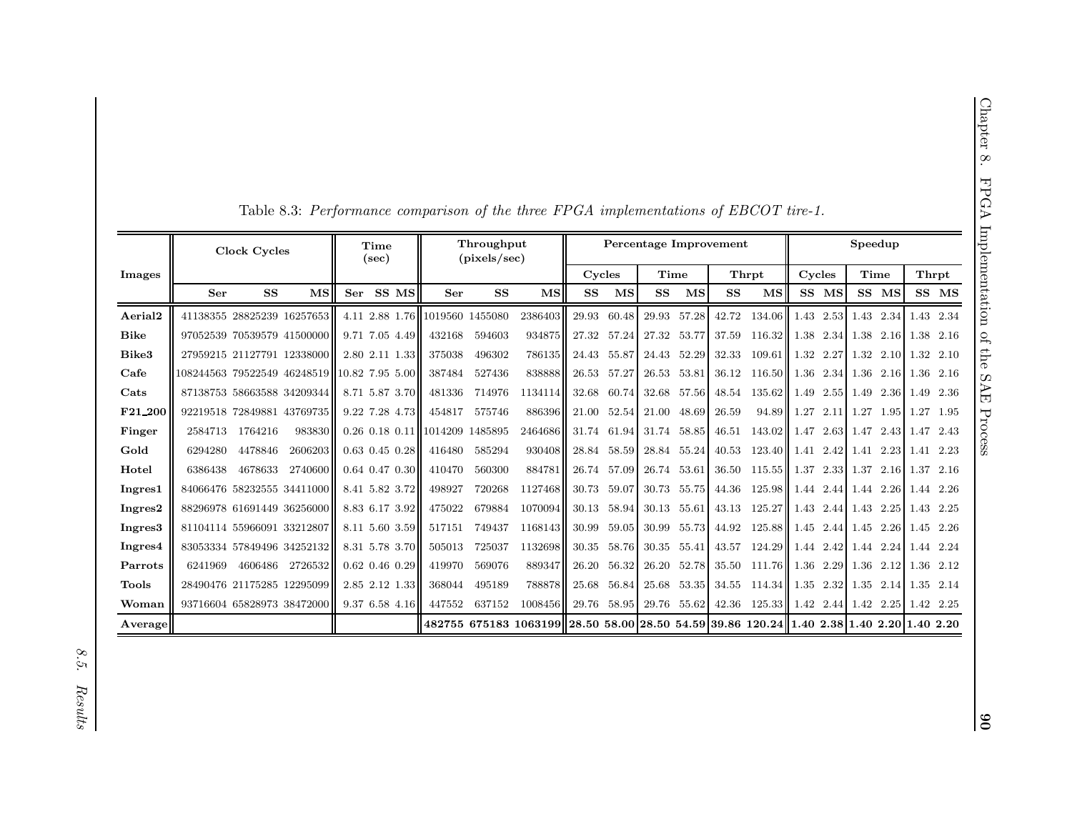Table 8.3: *Performance comparison of the three FPGA implementations of EBCOT tire-1.*

| Images | Clock Cycles | | | Time (sec) | | | Throughput (pixels/sec) | | | Percentage Improvement | | | | | | Speedup | | | | | |
|---|---|---|---|---|---|---|---|---|---|---|---|---|---|---|---|---|---|---|---|---|---|
| | | | | | | | | | | Cycles | | Time | | Thrpt | | Cycles | | Time | | Thrpt | |
| | Ser | SS | MS | Ser | SS | MS | Ser | SS | MS | SS | MS | SS | MS | SS | MS | SS | MS | SS | MS | SS | MS |
| **Aerial2** | 41138355 | 28825239 | 16257653 | 4.11 | 2.88 | 1.76 | 1019560 | 1455080 | 2386403 | 29.93 | 60.48 | 29.93 | 57.28 | 42.72 | 134.06 | 1.43 | 2.53 | 1.43 | 2.34 | 1.43 | 2.34 |
| **Bike** | 97052539 | 70539579 | 41500000 | 9.71 | 7.05 | 4.49 | 432168 | 594603 | 934875 | 27.32 | 57.24 | 27.32 | 53.77 | 37.59 | 116.32 | 1.38 | 2.34 | 1.38 | 2.16 | 1.38 | 2.16 |
| **Bike3** | 27959215 | 21127791 | 12338000 | 2.80 | 2.11 | 1.33 | 375038 | 496302 | 786135 | 24.43 | 55.87 | 24.43 | 52.29 | 32.33 | 109.61 | 1.32 | 2.27 | 1.32 | 2.10 | 1.32 | 2.10 |
| **Cafe** | 108244563 | 79522549 | 46248519 | 10.82 | 7.95 | 5.00 | 387484 | 527436 | 838888 | 26.53 | 57.27 | 26.53 | 53.81 | 36.12 | 116.50 | 1.36 | 2.34 | 1.36 | 2.16 | 1.36 | 2.16 |
| **Cats** | 87138753 | 58663588 | 34209344 | 8.71 | 5.87 | 3.70 | 481336 | 714976 | 1134114 | 32.68 | 60.74 | 32.68 | 57.56 | 48.54 | 135.62 | 1.49 | 2.55 | 1.49 | 2.36 | 1.49 | 2.36 |
| **F21_200** | 92219518 | 72849881 | 43769735 | 9.22 | 7.28 | 4.73 | 454817 | 575746 | 886396 | 21.00 | 52.54 | 21.00 | 48.69 | 26.59 | 94.89 | 1.27 | 2.11 | 1.27 | 1.95 | 1.27 | 1.95 |
| **Finger** | 2584713 | 1764216 | 983830 | 0.26 | 0.18 | 0.11 | 1014209 | 1485895 | 2464686 | 31.74 | 61.94 | 31.74 | 58.85 | 46.51 | 143.02 | 1.47 | 2.63 | 1.47 | 2.43 | 1.47 | 2.43 |
| **Gold** | 6294280 | 4478846 | 2606203 | 0.63 | 0.45 | 0.28 | 416480 | 585294 | 930408 | 28.84 | 58.59 | 28.84 | 55.24 | 40.53 | 123.40 | 1.41 | 2.42 | 1.41 | 2.23 | 1.41 | 2.23 |
| **Hotel** | 6386438 | 4678633 | 2740600 | 0.64 | 0.47 | 0.30 | 410470 | 560300 | 884781 | 26.74 | 57.09 | 26.74 | 53.61 | 36.50 | 115.55 | 1.37 | 2.33 | 1.37 | 2.16 | 1.37 | 2.16 |
| **Ingres1** | 84066476 | 58232555 | 34411000 | 8.41 | 5.82 | 3.72 | 498927 | 720268 | 1127468 | 30.73 | 59.07 | 30.73 | 55.75 | 44.36 | 125.98 | 1.44 | 2.44 | 1.44 | 2.26 | 1.44 | 2.26 |
| **Ingres2** | 88296978 | 61691449 | 36256000 | 8.83 | 6.17 | 3.92 | 475022 | 679884 | 1070094 | 30.13 | 58.94 | 30.13 | 55.61 | 43.13 | 125.27 | 1.43 | 2.44 | 1.43 | 2.25 | 1.43 | 2.25 |
| **Ingres3** | 81104114 | 55966091 | 33212807 | 8.11 | 5.60 | 3.59 | 517151 | 749437 | 1168143 | 30.99 | 59.05 | 30.99 | 55.73 | 44.92 | 125.88 | 1.45 | 2.44 | 1.45 | 2.26 | 1.45 | 2.26 |
| **Ingres4** | 83053334 | 57849496 | 34252132 | 8.31 | 5.78 | 3.70 | 505013 | 725037 | 1132698 | 30.35 | 58.76 | 30.35 | 55.41 | 43.57 | 124.29 | 1.44 | 2.42 | 1.44 | 2.24 | 1.44 | 2.24 |
| **Parrots** | 6241969 | 4606486 | 2726532 | 0.62 | 0.46 | 0.29 | 419970 | 569076 | 889347 | 26.20 | 56.32 | 26.20 | 52.78 | 35.50 | 111.76 | 1.36 | 2.29 | 1.36 | 2.12 | 1.36 | 2.12 |
| **Tools** | 28490476 | 21175285 | 12295099 | 2.85 | 2.12 | 1.33 | 368044 | 495189 | 788878 | 25.68 | 56.84 | 25.68 | 53.35 | 34.55 | 114.34 | 1.35 | 2.32 | 1.35 | 2.14 | 1.35 | 2.14 |
| **Woman** | 93716604 | 65828973 | 38472000 | 9.37 | 6.58 | 4.16 | 447552 | 637152 | 1008456 | 29.76 | 58.95 | 29.76 | 55.62 | 42.36 | 125.33 | 1.42 | 2.44 | 1.42 | 2.25 | 1.42 | 2.25 |
| **Average** | | | | | | | **482755** | **675183** | **1063199** | **28.50** | **58.00** | **28.50** | **54.59** | **39.86** | **120.24** | **1.40** | **2.38** | **1.40** | **2.20** | **1.40** | **2.20** |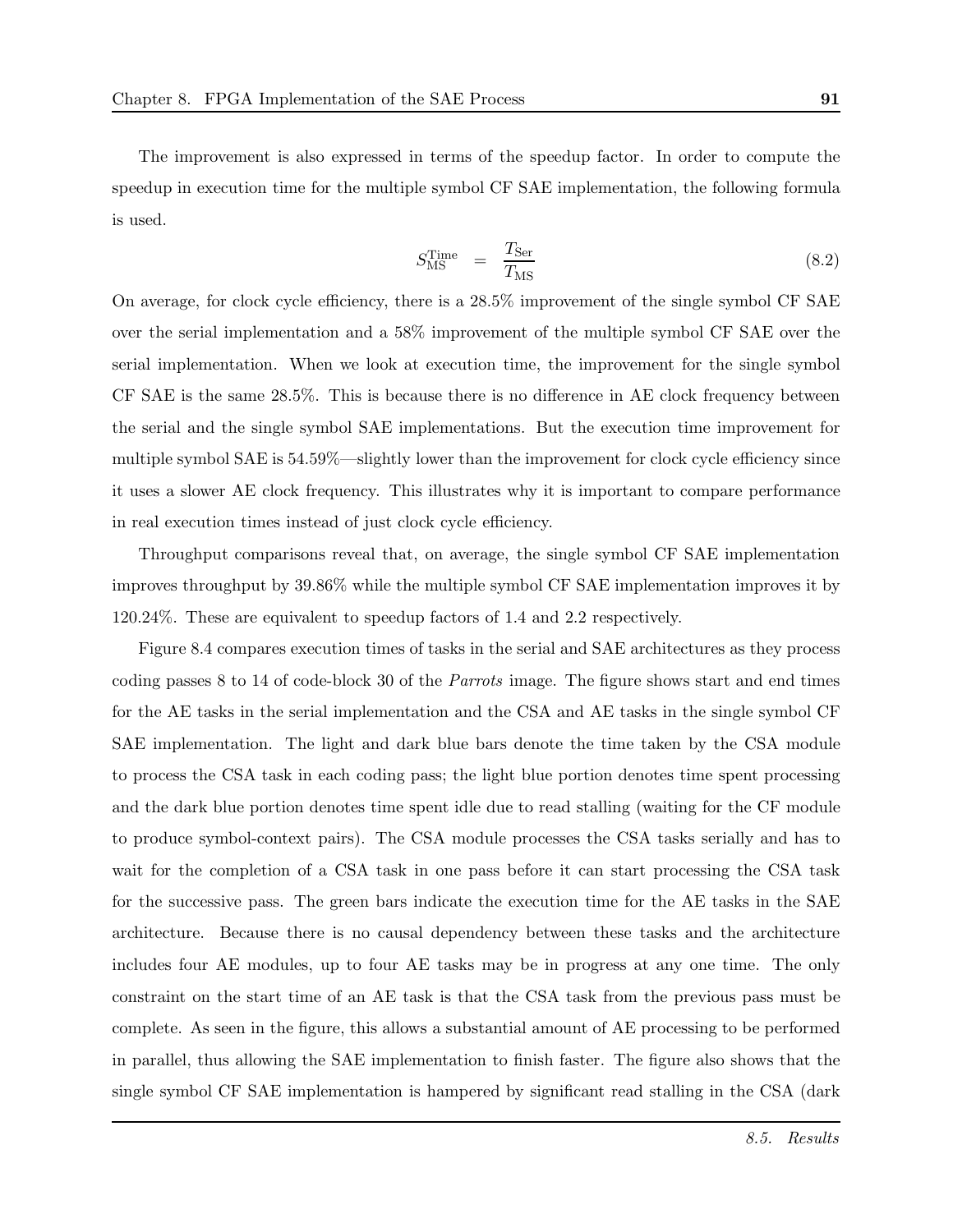The improvement is also expressed in terms of the speedup factor. In order to compute the speedup in execution time for the multiple symbol CF SAE implementation, the following formula is used.

$$S_{\mathrm{MS}}^{\mathrm{Time}} = \frac{T_{\mathrm{Ser}}}{T_{\mathrm{MS}}} \tag{8.2}$$

On average, for clock cycle efficiency, there is a 28.5% improvement of the single symbol CF SAE over the serial implementation and a 58% improvement of the multiple symbol CF SAE over the serial implementation. When we look at execution time, the improvement for the single symbol CF SAE is the same 28.5%. This is because there is no difference in AE clock frequency between the serial and the single symbol SAE implementations. But the execution time improvement for multiple symbol SAE is 54.59%—slightly lower than the improvement for clock cycle efficiency since it uses a slower AE clock frequency. This illustrates why it is important to compare performance in real execution times instead of just clock cycle efficiency.

Throughput comparisons reveal that, on average, the single symbol CF SAE implementation improves throughput by 39.86% while the multiple symbol CF SAE implementation improves it by 120.24%. These are equivalent to speedup factors of 1.4 and 2.2 respectively.

Figure 8.4 compares execution times of tasks in the serial and SAE architectures as they process coding passes 8 to 14 of code-block 30 of the *Parrots* image. The figure shows start and end times for the AE tasks in the serial implementation and the CSA and AE tasks in the single symbol CF SAE implementation. The light and dark blue bars denote the time taken by the CSA module to process the CSA task in each coding pass; the light blue portion denotes time spent processing and the dark blue portion denotes time spent idle due to read stalling (waiting for the CF module to produce symbol-context pairs). The CSA module processes the CSA tasks serially and has to wait for the completion of a CSA task in one pass before it can start processing the CSA task for the successive pass. The green bars indicate the execution time for the AE tasks in the SAE architecture. Because there is no causal dependency between these tasks and the architecture includes four AE modules, up to four AE tasks may be in progress at any one time. The only constraint on the start time of an AE task is that the CSA task from the previous pass must be complete. As seen in the figure, this allows a substantial amount of AE processing to be performed in parallel, thus allowing the SAE implementation to finish faster. The figure also shows that the single symbol CF SAE implementation is hampered by significant read stalling in the CSA (dark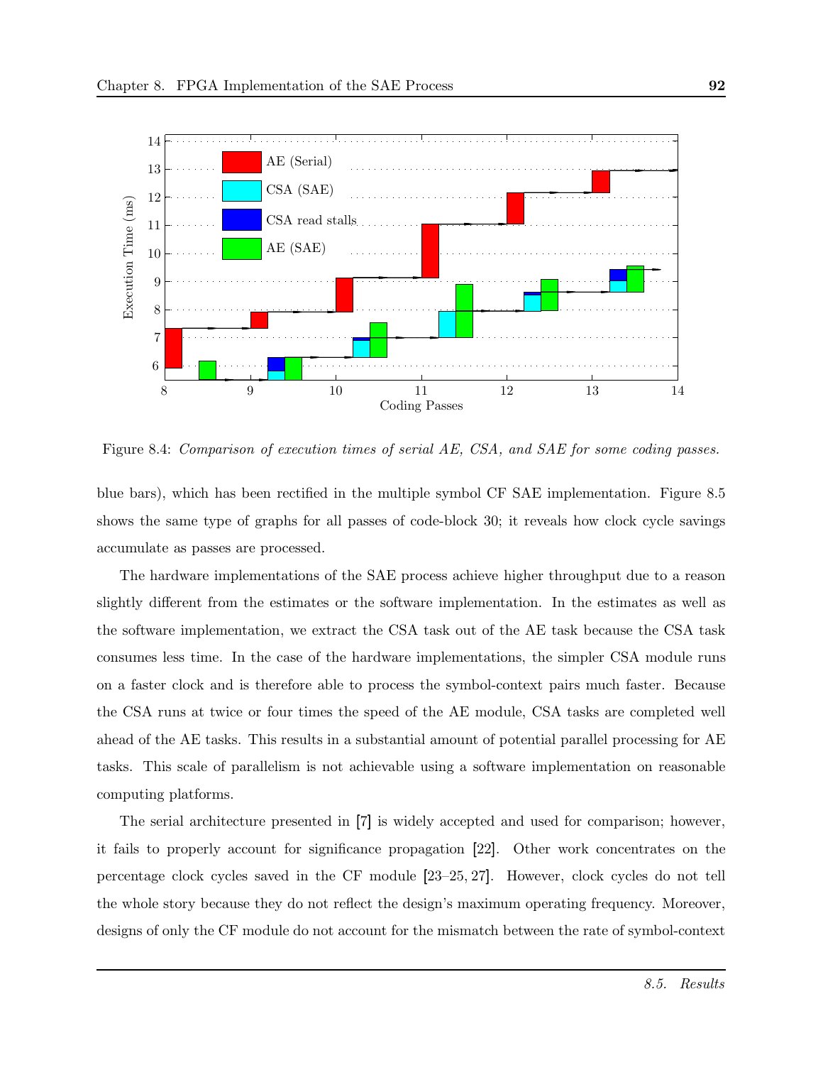Figure 8.4: *Comparison of execution times of serial AE, CSA, and SAE for some coding passes.*

blue bars), which has been rectified in the multiple symbol CF SAE implementation. Figure 8.5 shows the same type of graphs for all passes of code-block 30; it reveals how clock cycle savings accumulate as passes are processed.

The hardware implementations of the SAE process achieve higher throughput due to a reason slightly different from the estimates or the software implementation. In the estimates as well as the software implementation, we extract the CSA task out of the AE task because the CSA task consumes less time. In the case of the hardware implementations, the simpler CSA module runs on a faster clock and is therefore able to process the symbol-context pairs much faster. Because the CSA runs at twice or four times the speed of the AE module, CSA tasks are completed well ahead of the AE tasks. This results in a substantial amount of potential parallel processing for AE tasks. This scale of parallelism is not achievable using a software implementation on reasonable computing platforms.

The serial architecture presented in [7] is widely accepted and used for comparison; however, it fails to properly account for significance propagation [22]. Other work concentrates on the percentage clock cycles saved in the CF module [23–25, 27]. However, clock cycles do not tell the whole story because they do not reflect the design's maximum operating frequency. Moreover, designs of only the CF module do not account for the mismatch between the rate of symbol-context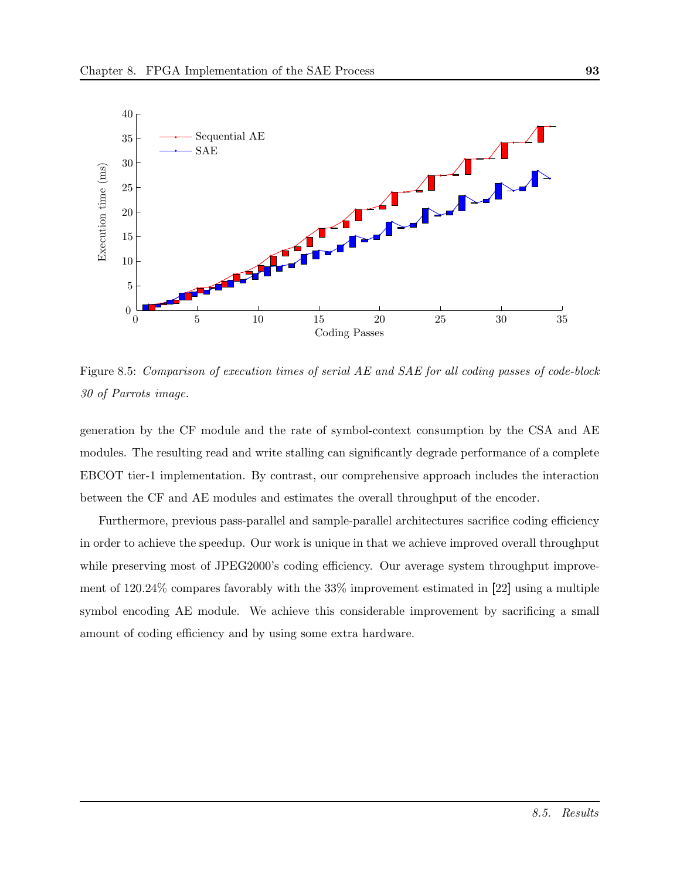Figure 8.5: *Comparison of execution times of serial AE and SAE for all coding passes of code-block 30 of Parrots image.*

generation by the CF module and the rate of symbol-context consumption by the CSA and AE modules. The resulting read and write stalling can significantly degrade performance of a complete EBCOT tier-1 implementation. By contrast, our comprehensive approach includes the interaction between the CF and AE modules and estimates the overall throughput of the encoder.

Furthermore, previous pass-parallel and sample-parallel architectures sacrifice coding efficiency in order to achieve the speedup. Our work is unique in that we achieve improved overall throughput while preserving most of JPEG2000's coding efficiency. Our average system throughput improvement of 120.24% compares favorably with the 33% improvement estimated in [22] using a multiple symbol encoding AE module. We achieve this considerable improvement by sacrificing a small amount of coding efficiency and by using some extra hardware.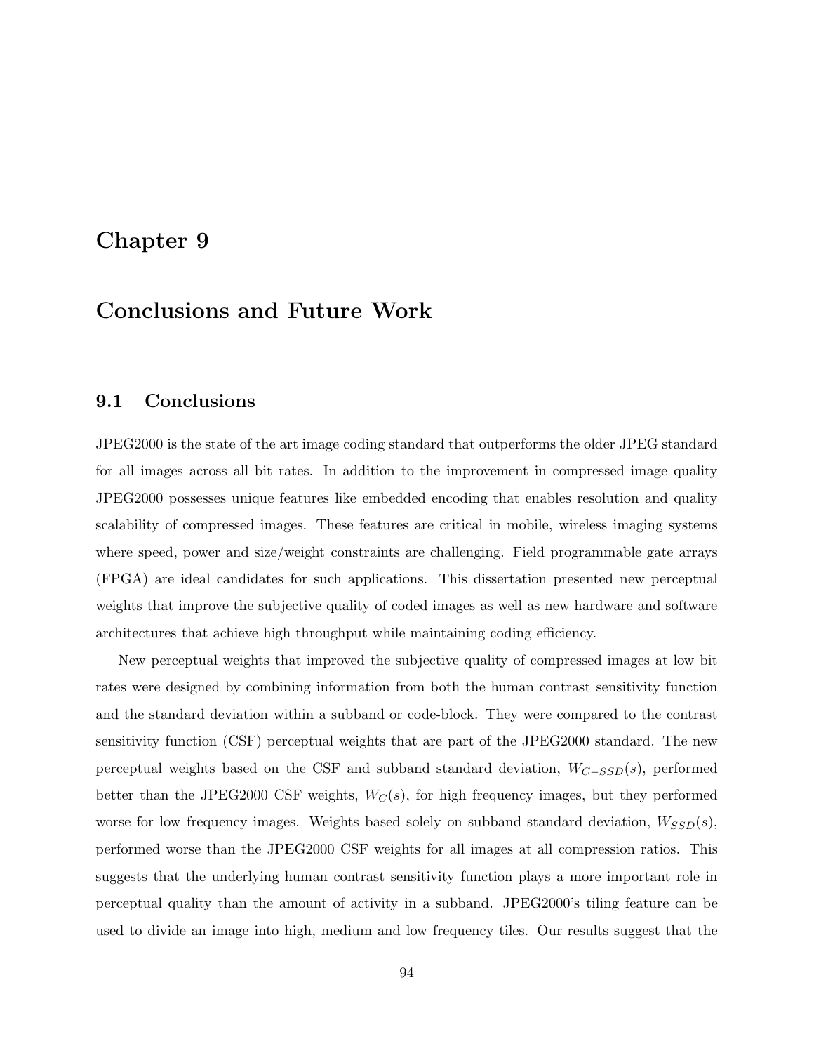# Chapter 9

# Conclusions and Future Work

## 9.1 Conclusions

JPEG2000 is the state of the art image coding standard that outperforms the older JPEG standard for all images across all bit rates. In addition to the improvement in compressed image quality JPEG2000 possesses unique features like embedded encoding that enables resolution and quality scalability of compressed images. These features are critical in mobile, wireless imaging systems where speed, power and size/weight constraints are challenging. Field programmable gate arrays (FPGA) are ideal candidates for such applications. This dissertation presented new perceptual weights that improve the subjective quality of coded images as well as new hardware and software architectures that achieve high throughput while maintaining coding efficiency.

New perceptual weights that improved the subjective quality of compressed images at low bit rates were designed by combining information from both the human contrast sensitivity function and the standard deviation within a subband or code-block. They were compared to the contrast sensitivity function (CSF) perceptual weights that are part of the JPEG2000 standard. The new perceptual weights based on the CSF and subband standard deviation, $W_{C-SSD}(s)$, performed better than the JPEG2000 CSF weights, $W_C(s)$, for high frequency images, but they performed worse for low frequency images. Weights based solely on subband standard deviation, $W_{SSD}(s)$, performed worse than the JPEG2000 CSF weights for all images at all compression ratios. This suggests that the underlying human contrast sensitivity function plays a more important role in perceptual quality than the amount of activity in a subband. JPEG2000's tiling feature can be used to divide an image into high, medium and low frequency tiles. Our results suggest that the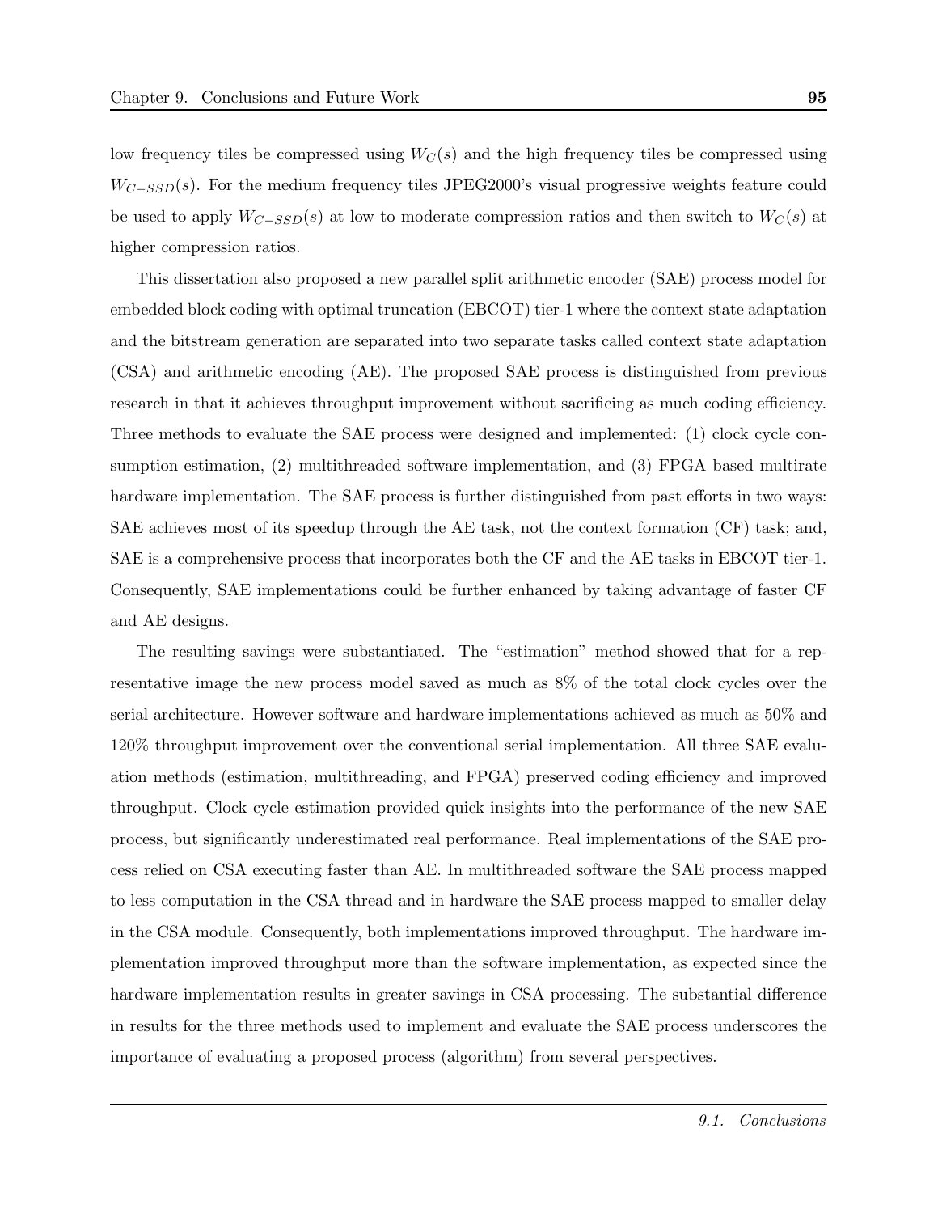low frequency tiles be compressed using $W_C(s)$ and the high frequency tiles be compressed using $W_{C-SSD}(s)$. For the medium frequency tiles JPEG2000's visual progressive weights feature could be used to apply $W_{C-SSD}(s)$ at low to moderate compression ratios and then switch to $W_C(s)$ at higher compression ratios.

This dissertation also proposed a new parallel split arithmetic encoder (SAE) process model for embedded block coding with optimal truncation (EBCOT) tier-1 where the context state adaptation and the bitstream generation are separated into two separate tasks called context state adaptation (CSA) and arithmetic encoding (AE). The proposed SAE process is distinguished from previous research in that it achieves throughput improvement without sacrificing as much coding efficiency. Three methods to evaluate the SAE process were designed and implemented: (1) clock cycle consumption estimation, (2) multithreaded software implementation, and (3) FPGA based multirate hardware implementation. The SAE process is further distinguished from past efforts in two ways: SAE achieves most of its speedup through the AE task, not the context formation (CF) task; and, SAE is a comprehensive process that incorporates both the CF and the AE tasks in EBCOT tier-1. Consequently, SAE implementations could be further enhanced by taking advantage of faster CF and AE designs.

The resulting savings were substantiated. The "estimation" method showed that for a representative image the new process model saved as much as 8% of the total clock cycles over the serial architecture. However software and hardware implementations achieved as much as 50% and 120% throughput improvement over the conventional serial implementation. All three SAE evaluation methods (estimation, multithreading, and FPGA) preserved coding efficiency and improved throughput. Clock cycle estimation provided quick insights into the performance of the new SAE process, but significantly underestimated real performance. Real implementations of the SAE process relied on CSA executing faster than AE. In multithreaded software the SAE process mapped to less computation in the CSA thread and in hardware the SAE process mapped to smaller delay in the CSA module. Consequently, both implementations improved throughput. The hardware implementation improved throughput more than the software implementation, as expected since the hardware implementation results in greater savings in CSA processing. The substantial difference in results for the three methods used to implement and evaluate the SAE process underscores the importance of evaluating a proposed process (algorithm) from several perspectives.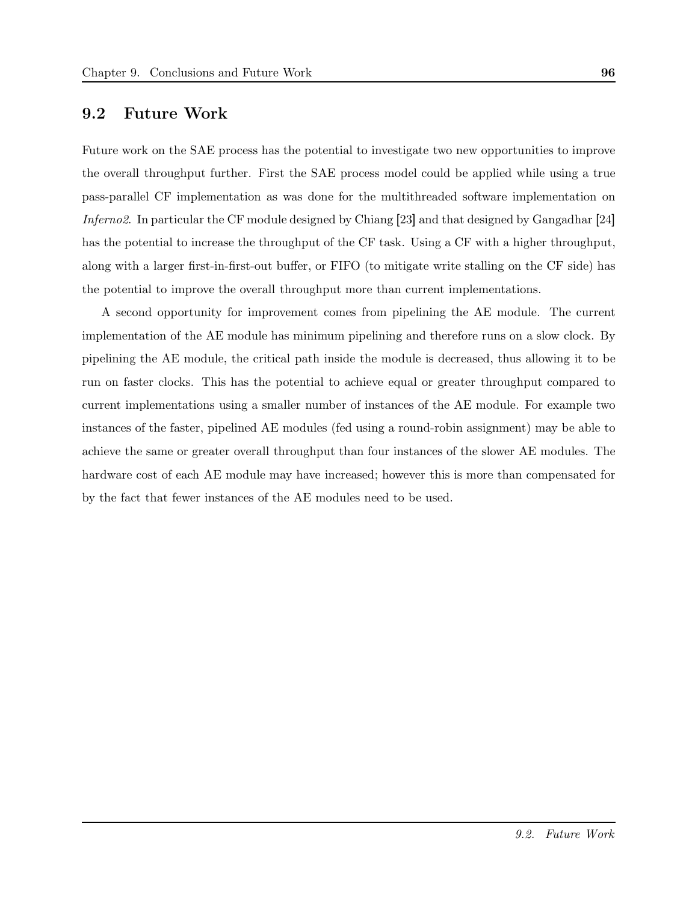## 9.2 Future Work

Future work on the SAE process has the potential to investigate two new opportunities to improve the overall throughput further. First the SAE process model could be applied while using a true pass-parallel CF implementation as was done for the multithreaded software implementation on *Inferno2*. In particular the CF module designed by Chiang [23] and that designed by Gangadhar [24] has the potential to increase the throughput of the CF task. Using a CF with a higher throughput, along with a larger first-in-first-out buffer, or FIFO (to mitigate write stalling on the CF side) has the potential to improve the overall throughput more than current implementations.

A second opportunity for improvement comes from pipelining the AE module. The current implementation of the AE module has minimum pipelining and therefore runs on a slow clock. By pipelining the AE module, the critical path inside the module is decreased, thus allowing it to be run on faster clocks. This has the potential to achieve equal or greater throughput compared to current implementations using a smaller number of instances of the AE module. For example two instances of the faster, pipelined AE modules (fed using a round-robin assignment) may be able to achieve the same or greater overall throughput than four instances of the slower AE modules. The hardware cost of each AE module may have increased; however this is more than compensated for by the fact that fewer instances of the AE modules need to be used.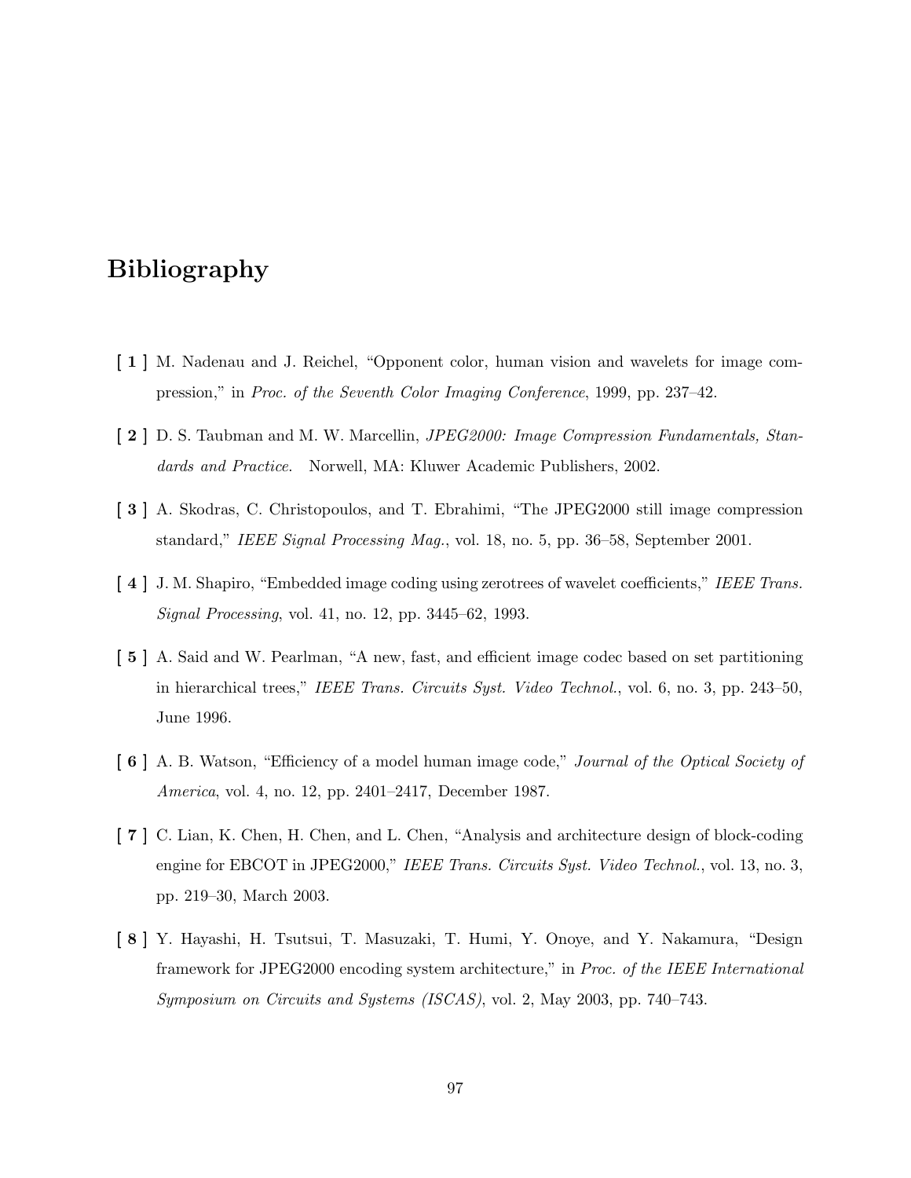# Bibliography

[ 1 ] M. Nadenau and J. Reichel, "Opponent color, human vision and wavelets for image compression," in *Proc. of the Seventh Color Imaging Conference*, 1999, pp. 237–42.

[ 2 ] D. S. Taubman and M. W. Marcellin, *JPEG2000: Image Compression Fundamentals, Standards and Practice.* Norwell, MA: Kluwer Academic Publishers, 2002.

[ 3 ] A. Skodras, C. Christopoulos, and T. Ebrahimi, "The JPEG2000 still image compression standard," *IEEE Signal Processing Mag.*, vol. 18, no. 5, pp. 36–58, September 2001.

[ 4 ] J. M. Shapiro, "Embedded image coding using zerotrees of wavelet coefficients," *IEEE Trans. Signal Processing*, vol. 41, no. 12, pp. 3445–62, 1993.

[ 5 ] A. Said and W. Pearlman, "A new, fast, and efficient image codec based on set partitioning in hierarchical trees," *IEEE Trans. Circuits Syst. Video Technol.*, vol. 6, no. 3, pp. 243–50, June 1996.

[ 6 ] A. B. Watson, "Efficiency of a model human image code," *Journal of the Optical Society of America*, vol. 4, no. 12, pp. 2401–2417, December 1987.

[ 7 ] C. Lian, K. Chen, H. Chen, and L. Chen, "Analysis and architecture design of block-coding engine for EBCOT in JPEG2000," *IEEE Trans. Circuits Syst. Video Technol.*, vol. 13, no. 3, pp. 219–30, March 2003.

[ 8 ] Y. Hayashi, H. Tsutsui, T. Masuzaki, T. Humi, Y. Onoye, and Y. Nakamura, "Design framework for JPEG2000 encoding system architecture," in *Proc. of the IEEE International Symposium on Circuits and Systems (ISCAS)*, vol. 2, May 2003, pp. 740–743.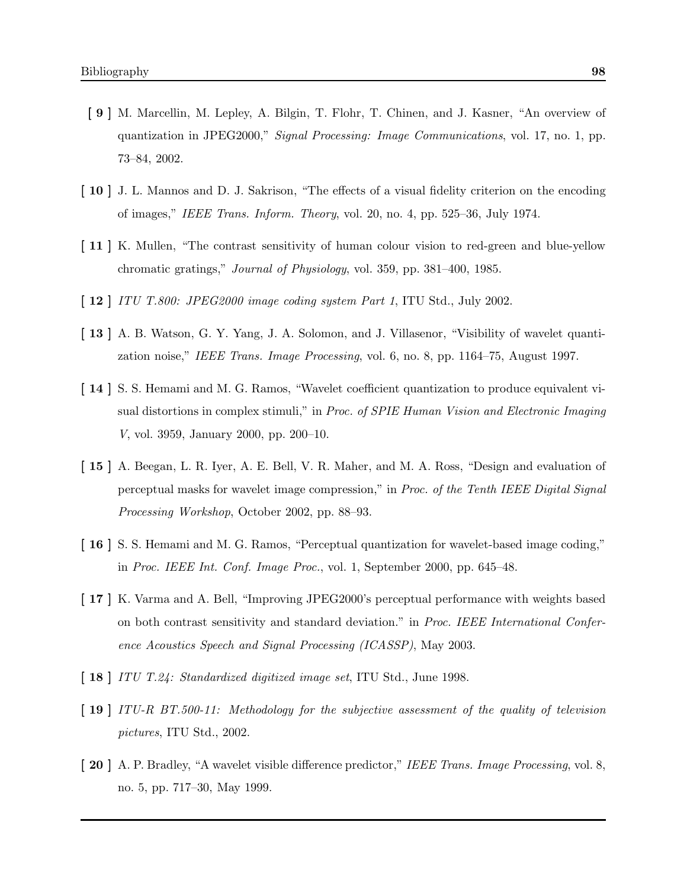**[ 9 ]** M. Marcellin, M. Lepley, A. Bilgin, T. Flohr, T. Chinen, and J. Kasner, "An overview of quantization in JPEG2000," *Signal Processing: Image Communications*, vol. 17, no. 1, pp. 73–84, 2002.

**[ 10 ]** J. L. Mannos and D. J. Sakrison, "The effects of a visual fidelity criterion on the encoding of images," *IEEE Trans. Inform. Theory*, vol. 20, no. 4, pp. 525–36, July 1974.

**[ 11 ]** K. Mullen, "The contrast sensitivity of human colour vision to red-green and blue-yellow chromatic gratings," *Journal of Physiology*, vol. 359, pp. 381–400, 1985.

**[ 12 ]** *ITU T.800: JPEG2000 image coding system Part 1*, ITU Std., July 2002.

**[ 13 ]** A. B. Watson, G. Y. Yang, J. A. Solomon, and J. Villasenor, "Visibility of wavelet quantization noise," *IEEE Trans. Image Processing*, vol. 6, no. 8, pp. 1164–75, August 1997.

**[ 14 ]** S. S. Hemami and M. G. Ramos, "Wavelet coefficient quantization to produce equivalent visual distortions in complex stimuli," in *Proc. of SPIE Human Vision and Electronic Imaging V*, vol. 3959, January 2000, pp. 200–10.

**[ 15 ]** A. Beegan, L. R. Iyer, A. E. Bell, V. R. Maher, and M. A. Ross, "Design and evaluation of perceptual masks for wavelet image compression," in *Proc. of the Tenth IEEE Digital Signal Processing Workshop*, October 2002, pp. 88–93.

**[ 16 ]** S. S. Hemami and M. G. Ramos, "Perceptual quantization for wavelet-based image coding," in *Proc. IEEE Int. Conf. Image Proc.*, vol. 1, September 2000, pp. 645–48.

**[ 17 ]** K. Varma and A. Bell, "Improving JPEG2000's perceptual performance with weights based on both contrast sensitivity and standard deviation." in *Proc. IEEE International Conference Acoustics Speech and Signal Processing (ICASSP)*, May 2003.

**[ 18 ]** *ITU T.24: Standardized digitized image set*, ITU Std., June 1998.

**[ 19 ]** *ITU-R BT.500-11: Methodology for the subjective assessment of the quality of television pictures*, ITU Std., 2002.

**[ 20 ]** A. P. Bradley, "A wavelet visible difference predictor," *IEEE Trans. Image Processing*, vol. 8, no. 5, pp. 717–30, May 1999.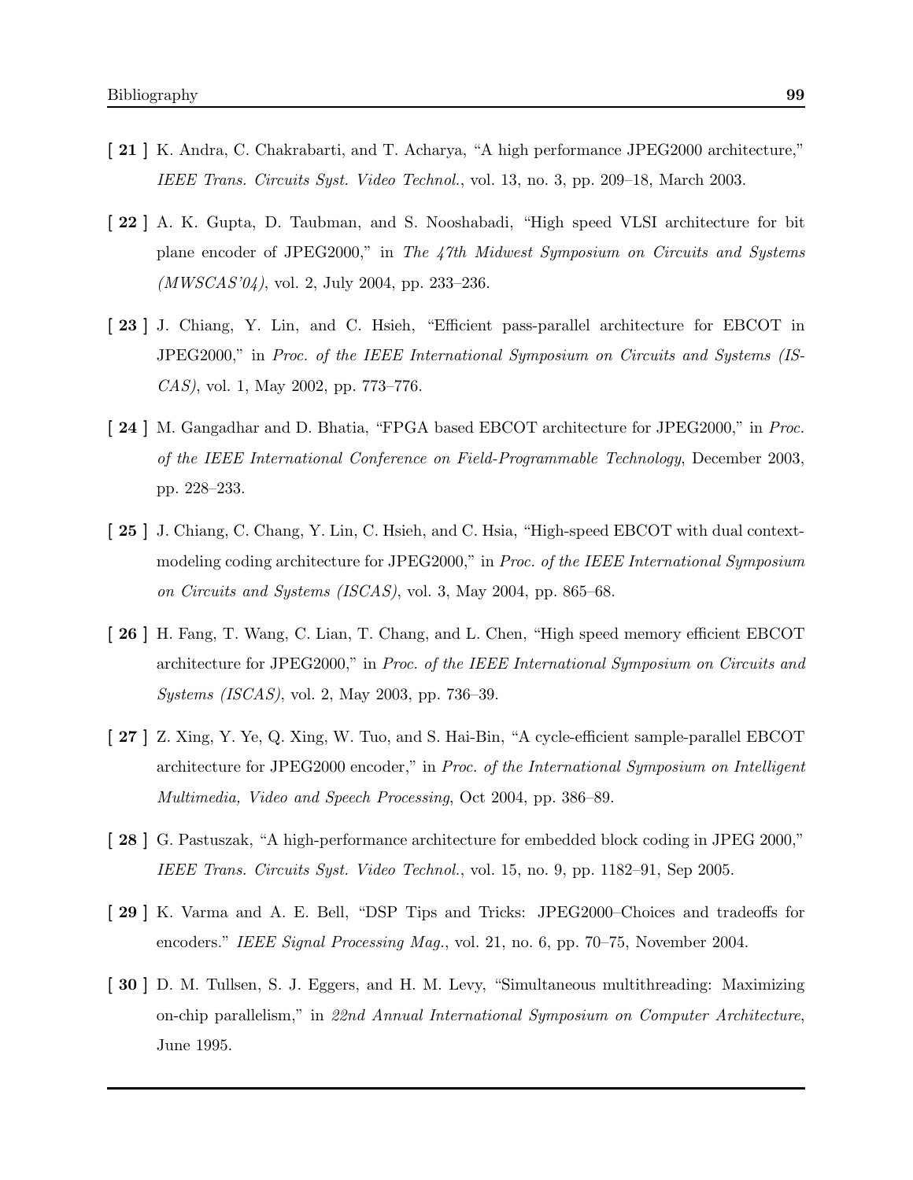**[ 21 ]** K. Andra, C. Chakrabarti, and T. Acharya, "A high performance JPEG2000 architecture," *IEEE Trans. Circuits Syst. Video Technol.*, vol. 13, no. 3, pp. 209–18, March 2003.

**[ 22 ]** A. K. Gupta, D. Taubman, and S. Nooshabadi, "High speed VLSI architecture for bit plane encoder of JPEG2000," in *The 47th Midwest Symposium on Circuits and Systems (MWSCAS'04)*, vol. 2, July 2004, pp. 233–236.

**[ 23 ]** J. Chiang, Y. Lin, and C. Hsieh, "Efficient pass-parallel architecture for EBCOT in JPEG2000," in *Proc. of the IEEE International Symposium on Circuits and Systems (ISCAS)*, vol. 1, May 2002, pp. 773–776.

**[ 24 ]** M. Gangadhar and D. Bhatia, "FPGA based EBCOT architecture for JPEG2000," in *Proc. of the IEEE International Conference on Field-Programmable Technology*, December 2003, pp. 228–233.

**[ 25 ]** J. Chiang, C. Chang, Y. Lin, C. Hsieh, and C. Hsia, "High-speed EBCOT with dual context-modeling coding architecture for JPEG2000," in *Proc. of the IEEE International Symposium on Circuits and Systems (ISCAS)*, vol. 3, May 2004, pp. 865–68.

**[ 26 ]** H. Fang, T. Wang, C. Lian, T. Chang, and L. Chen, "High speed memory efficient EBCOT architecture for JPEG2000," in *Proc. of the IEEE International Symposium on Circuits and Systems (ISCAS)*, vol. 2, May 2003, pp. 736–39.

**[ 27 ]** Z. Xing, Y. Ye, Q. Xing, W. Tuo, and S. Hai-Bin, "A cycle-efficient sample-parallel EBCOT architecture for JPEG2000 encoder," in *Proc. of the International Symposium on Intelligent Multimedia, Video and Speech Processing*, Oct 2004, pp. 386–89.

**[ 28 ]** G. Pastuszak, "A high-performance architecture for embedded block coding in JPEG 2000," *IEEE Trans. Circuits Syst. Video Technol.*, vol. 15, no. 9, pp. 1182–91, Sep 2005.

**[ 29 ]** K. Varma and A. E. Bell, "DSP Tips and Tricks: JPEG2000–Choices and tradeoffs for encoders." *IEEE Signal Processing Mag.*, vol. 21, no. 6, pp. 70–75, November 2004.

**[ 30 ]** D. M. Tullsen, S. J. Eggers, and H. M. Levy, "Simultaneous multithreading: Maximizing on-chip parallelism," in *22nd Annual International Symposium on Computer Architecture*, June 1995.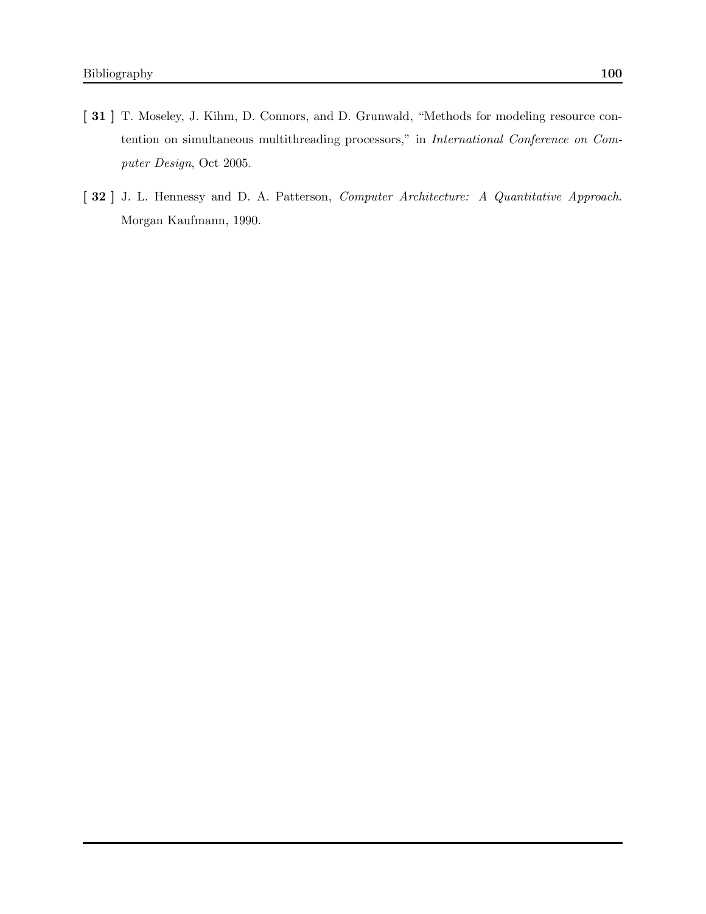[ **31** ] T. Moseley, J. Kihm, D. Connors, and D. Grunwald, "Methods for modeling resource contention on simultaneous multithreading processors," in *International Conference on Computer Design*, Oct 2005.

[ **32** ] J. L. Hennessy and D. A. Patterson, *Computer Architecture: A Quantitative Approach*. Morgan Kaufmann, 1990.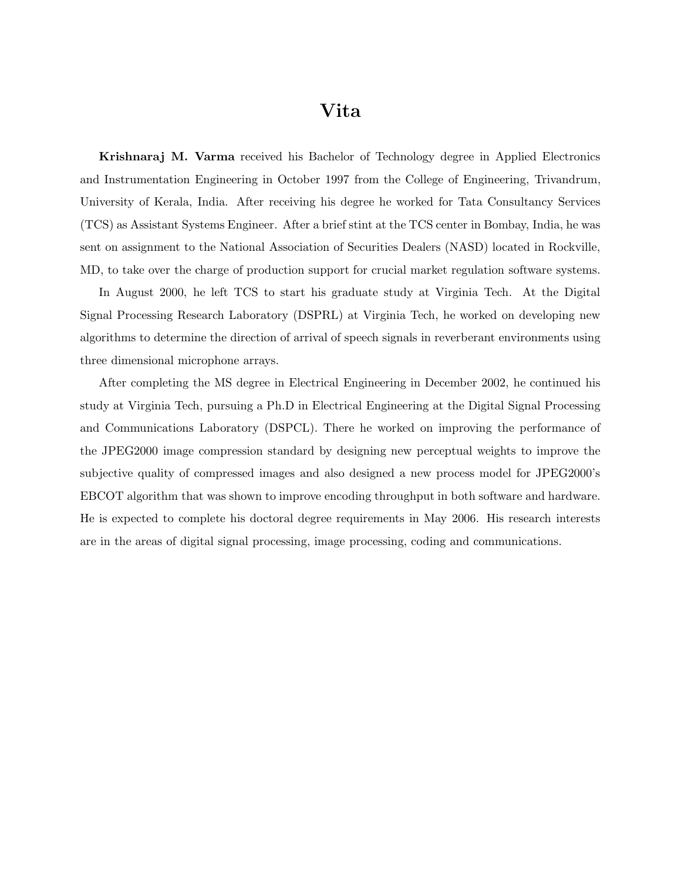# Vita

**Krishnaraj M. Varma** received his Bachelor of Technology degree in Applied Electronics and Instrumentation Engineering in October 1997 from the College of Engineering, Trivandrum, University of Kerala, India. After receiving his degree he worked for Tata Consultancy Services (TCS) as Assistant Systems Engineer. After a brief stint at the TCS center in Bombay, India, he was sent on assignment to the National Association of Securities Dealers (NASD) located in Rockville, MD, to take over the charge of production support for crucial market regulation software systems.

In August 2000, he left TCS to start his graduate study at Virginia Tech. At the Digital Signal Processing Research Laboratory (DSPRL) at Virginia Tech, he worked on developing new algorithms to determine the direction of arrival of speech signals in reverberant environments using three dimensional microphone arrays.

After completing the MS degree in Electrical Engineering in December 2002, he continued his study at Virginia Tech, pursuing a Ph.D in Electrical Engineering at the Digital Signal Processing and Communications Laboratory (DSPCL). There he worked on improving the performance of the JPEG2000 image compression standard by designing new perceptual weights to improve the subjective quality of compressed images and also designed a new process model for JPEG2000's EBCOT algorithm that was shown to improve encoding throughput in both software and hardware. He is expected to complete his doctoral degree requirements in May 2006. His research interests are in the areas of digital signal processing, image processing, coding and communications.